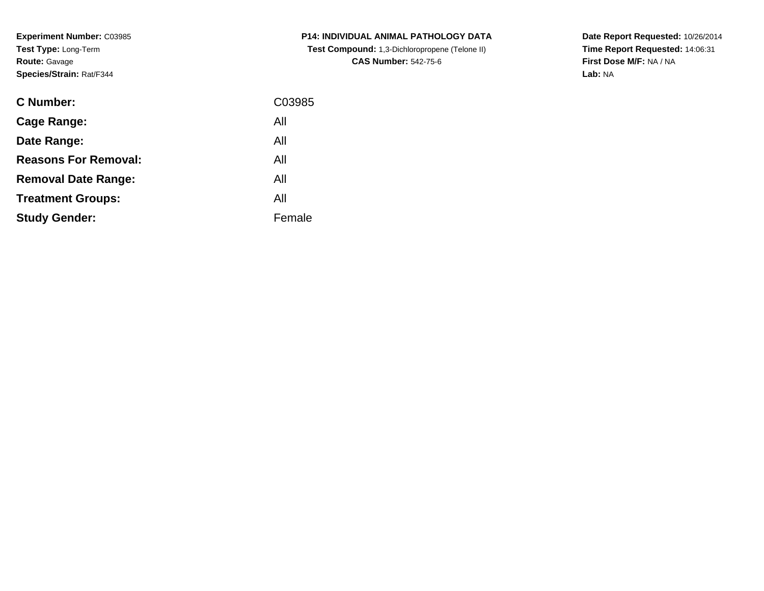**Experiment Number:** C03985
**Test Type:** Long-Term
**Route:** Gavage
**Species/Strain:** Rat/F344

**P14: INDIVIDUAL ANIMAL PATHOLOGY DATA**
**Test Compound:** 1,3-Dichloropropene (Telone II)
**CAS Number:** 542-75-6

**Date Report Requested:** 10/26/2014
**Time Report Requested:** 14:06:31
**First Dose M/F:** NA / NA
**Lab:** NA

| | |
|---|---|
| **C Number:** | C03985 |
| **Cage Range:** | All |
| **Date Range:** | All |
| **Reasons For Removal:** | All |
| **Removal Date Range:** | All |
| **Treatment Groups:** | All |
| **Study Gender:** | Female |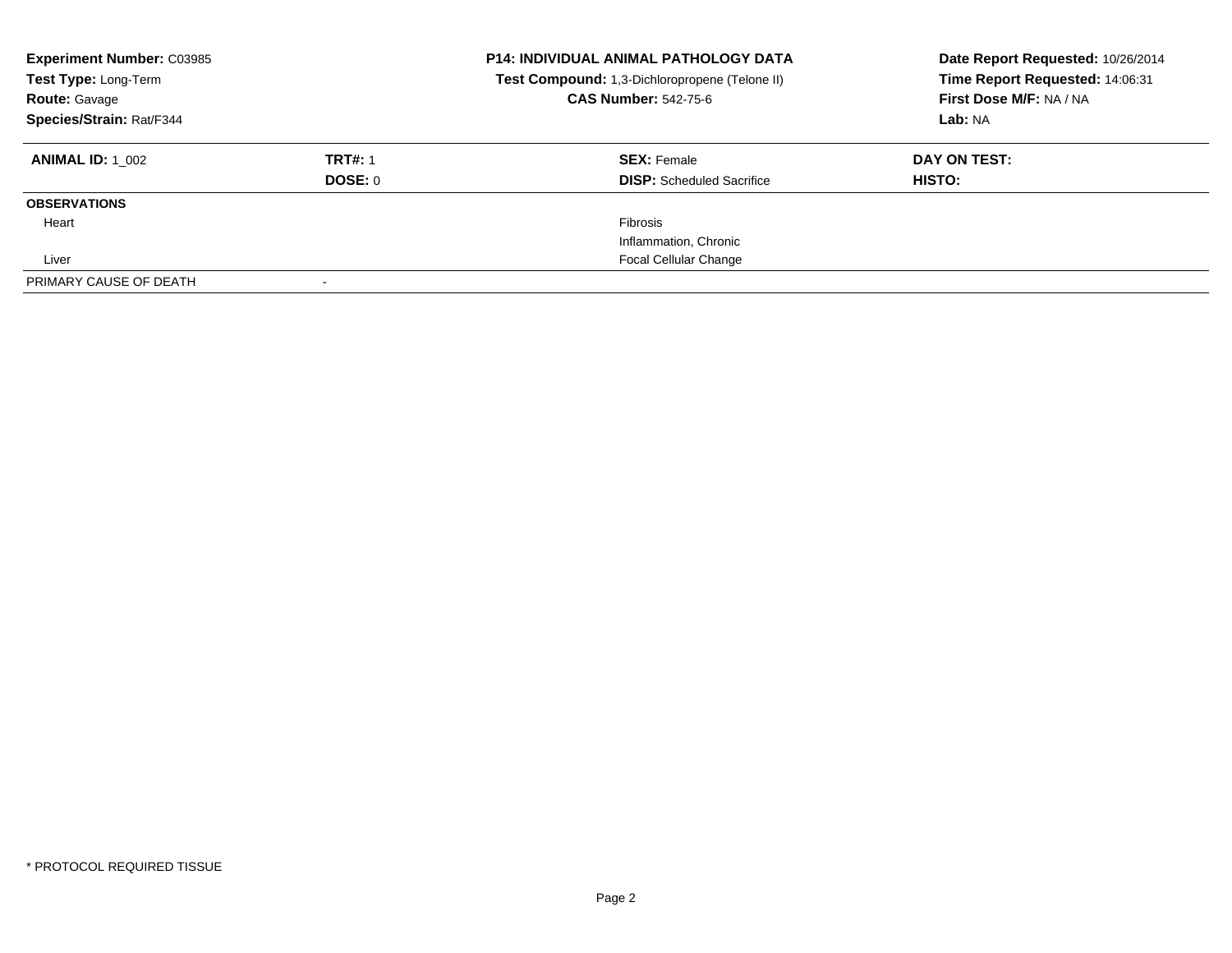**Experiment Number:** C03985
**Test Type:** Long-Term
**Route:** Gavage
**Species/Strain:** Rat/F344

**P14: INDIVIDUAL ANIMAL PATHOLOGY DATA**
**Test Compound:** 1,3-Dichloropropene (Telone II)
**CAS Number:** 542-75-6

**Date Report Requested:** 10/26/2014
**Time Report Requested:** 14:06:31
**First Dose M/F:** NA / NA
**Lab:** NA

| **ANIMAL ID:** 1_002 | **TRT#:** 1 | **SEX:** Female | **DAY ON TEST:** |
|---|---|---|---|
| | **DOSE:** 0 | **DISP:** Scheduled Sacrifice | **HISTO:** |
| **OBSERVATIONS** | | | |
| Heart | | Fibrosis | |
| | | Inflammation, Chronic | |
| Liver | | Focal Cellular Change | |
| PRIMARY CAUSE OF DEATH | - | | |

* PROTOCOL REQUIRED TISSUE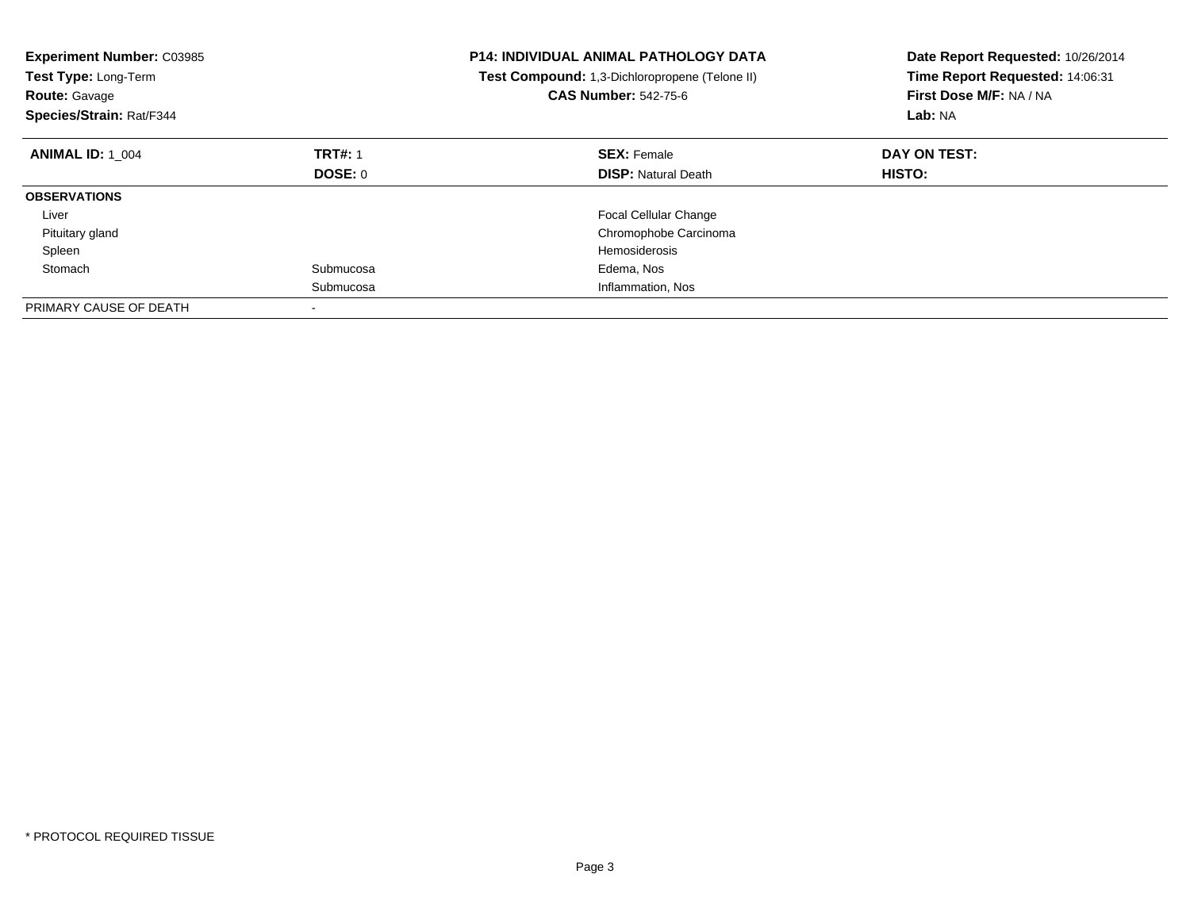**Experiment Number:** C03985
**Test Type:** Long-Term
**Route:** Gavage
**Species/Strain:** Rat/F344

**P14: INDIVIDUAL ANIMAL PATHOLOGY DATA**
**Test Compound:** 1,3-Dichloropropene (Telone II)
**CAS Number:** 542-75-6

**Date Report Requested:** 10/26/2014
**Time Report Requested:** 14:06:31
**First Dose M/F:** NA / NA
**Lab:** NA

| **ANIMAL ID:** 1_004 | **TRT#:** 1 | **SEX:** Female | **DAY ON TEST:** |
|---|---|---|---|
| | **DOSE:** 0 | **DISP:** Natural Death | **HISTO:** |
| **OBSERVATIONS** | | | |
| Liver | | Focal Cellular Change | |
| Pituitary gland | | Chromophobe Carcinoma | |
| Spleen | | Hemosiderosis | |
| Stomach | Submucosa | Edema, Nos | |
| | Submucosa | Inflammation, Nos | |
| PRIMARY CAUSE OF DEATH | - | | |

\* PROTOCOL REQUIRED TISSUE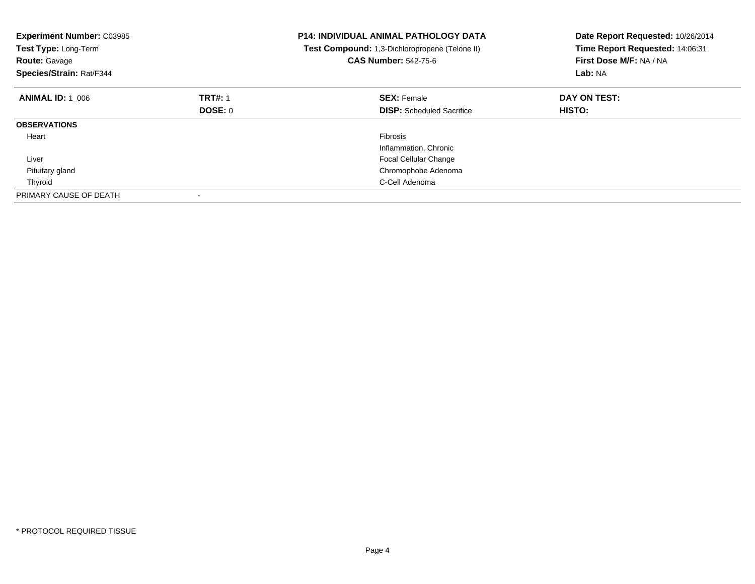**Experiment Number:** C03985
**Test Type:** Long-Term
**Route:** Gavage
**Species/Strain:** Rat/F344

**P14: INDIVIDUAL ANIMAL PATHOLOGY DATA**
**Test Compound:** 1,3-Dichloropropene (Telone II)
**CAS Number:** 542-75-6

**Date Report Requested:** 10/26/2014
**Time Report Requested:** 14:06:31
**First Dose M/F:** NA / NA
**Lab:** NA

| **ANIMAL ID:** 1_006 | **TRT#:** 1 | **SEX:** Female | **DAY ON TEST:** |
|---|---|---|---|
| | **DOSE:** 0 | **DISP:** Scheduled Sacrifice | **HISTO:** |
| **OBSERVATIONS** | | | |
| Heart | | Fibrosis | |
| | | Inflammation, Chronic | |
| Liver | | Focal Cellular Change | |
| Pituitary gland | | Chromophobe Adenoma | |
| Thyroid | | C-Cell Adenoma | |
| PRIMARY CAUSE OF DEATH | - | | |

* PROTOCOL REQUIRED TISSUE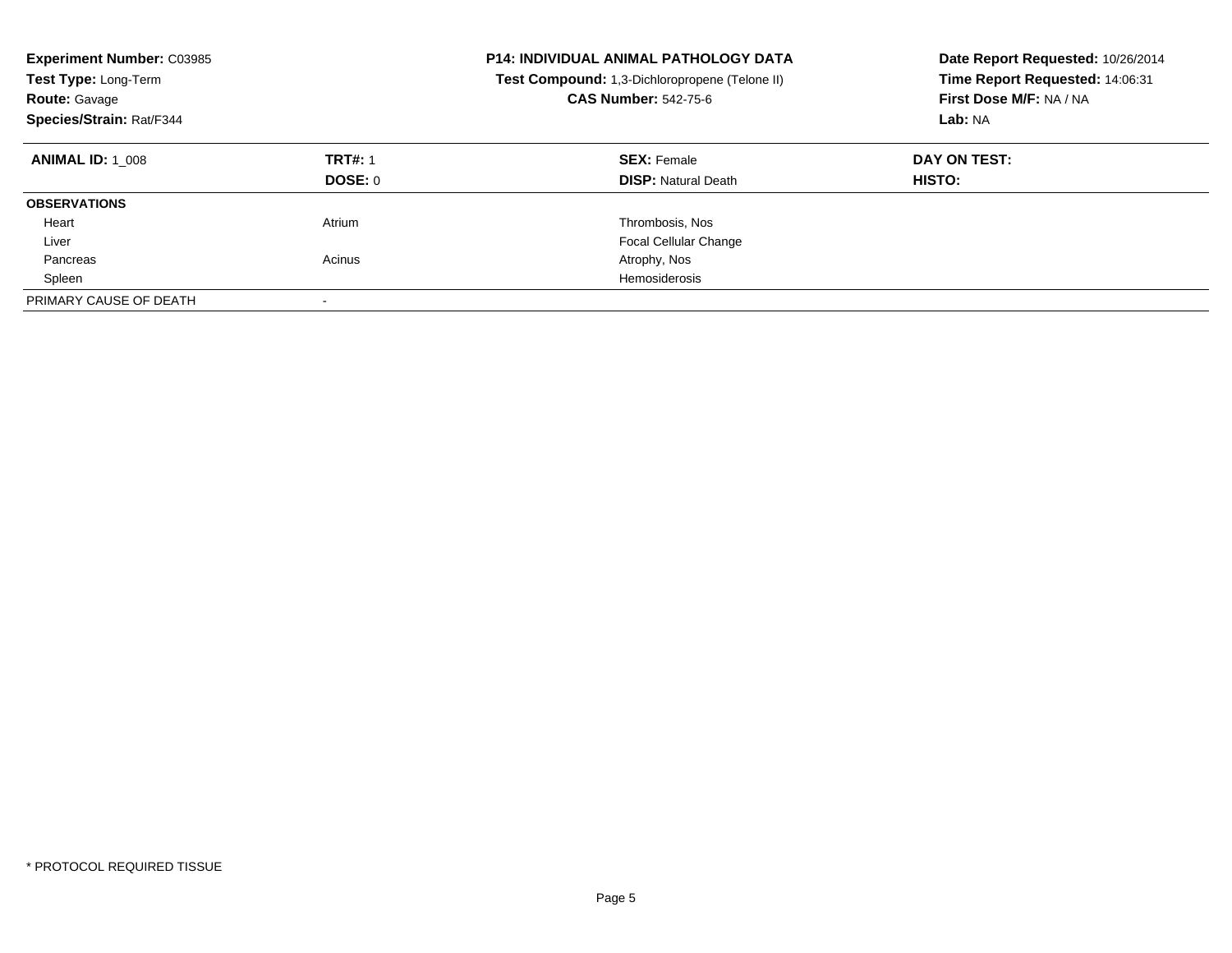**Experiment Number:** C03985
**Test Type:** Long-Term
**Route:** Gavage
**Species/Strain:** Rat/F344

**P14: INDIVIDUAL ANIMAL PATHOLOGY DATA**
**Test Compound:** 1,3-Dichloropropene (Telone II)
**CAS Number:** 542-75-6

**Date Report Requested:** 10/26/2014
**Time Report Requested:** 14:06:31
**First Dose M/F:** NA / NA
**Lab:** NA

| **ANIMAL ID:** 1_008 | **TRT#:** 1 | **SEX:** Female | **DAY ON TEST:** |
|---|---|---|---|
| | **DOSE:** 0 | **DISP:** Natural Death | **HISTO:** |
| **OBSERVATIONS** | | | |
| Heart | Atrium | Thrombosis, Nos | |
| Liver | | Focal Cellular Change | |
| Pancreas | Acinus | Atrophy, Nos | |
| Spleen | | Hemosiderosis | |
| PRIMARY CAUSE OF DEATH | - | | |

\* PROTOCOL REQUIRED TISSUE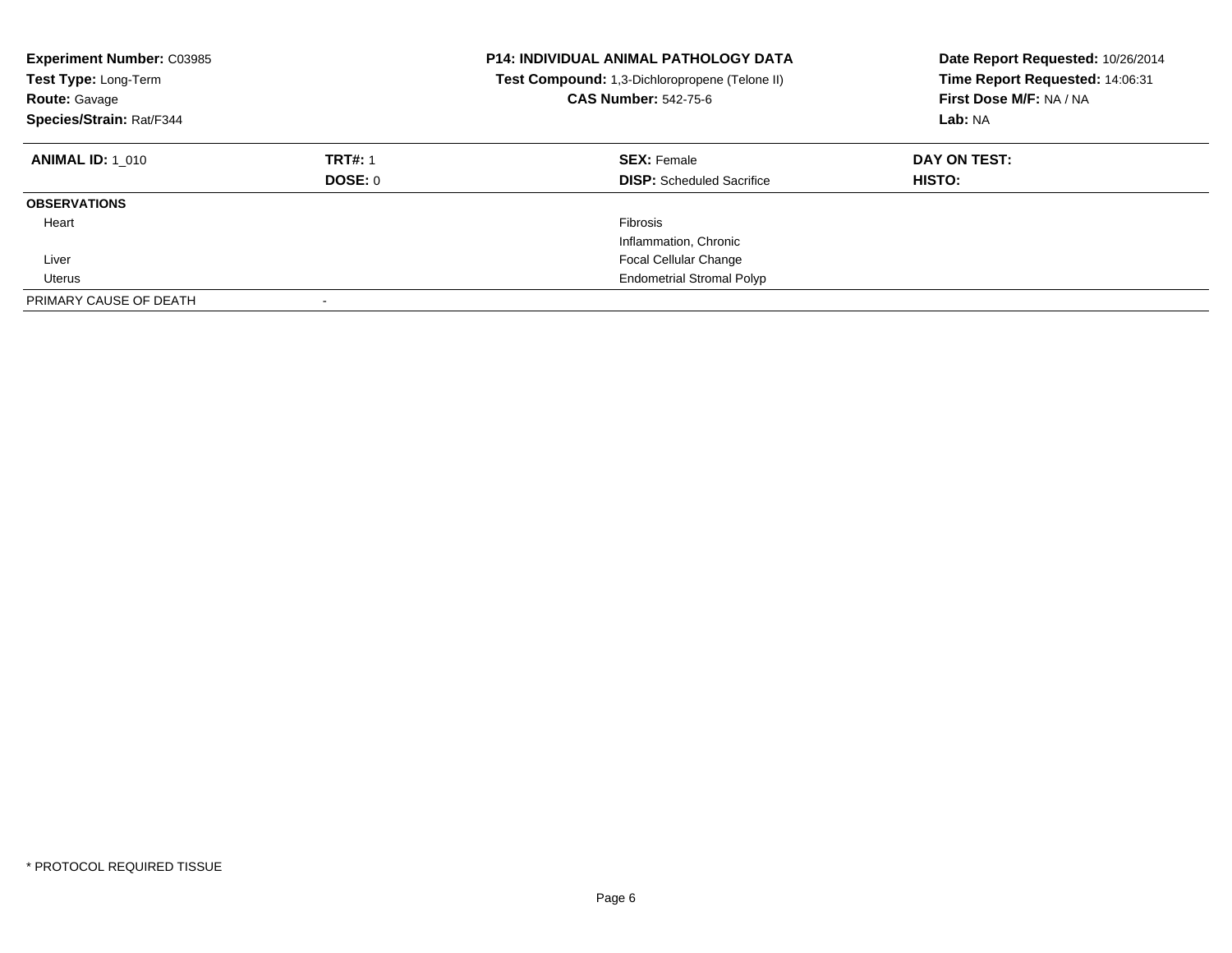**Experiment Number:** C03985
**Test Type:** Long-Term
**Route:** Gavage
**Species/Strain:** Rat/F344

**P14: INDIVIDUAL ANIMAL PATHOLOGY DATA**
**Test Compound:** 1,3-Dichloropropene (Telone II)
**CAS Number:** 542-75-6

**Date Report Requested:** 10/26/2014
**Time Report Requested:** 14:06:31
**First Dose M/F:** NA / NA
**Lab:** NA

| **ANIMAL ID:** 1_010 | **TRT#:** 1 | **SEX:** Female | **DAY ON TEST:** |
|---|---|---|---|
| | **DOSE:** 0 | **DISP:** Scheduled Sacrifice | **HISTO:** |
| **OBSERVATIONS** | | | |
| Heart | | Fibrosis | |
| | | Inflammation, Chronic | |
| Liver | | Focal Cellular Change | |
| Uterus | | Endometrial Stromal Polyp | |
| PRIMARY CAUSE OF DEATH | - | | |

* PROTOCOL REQUIRED TISSUE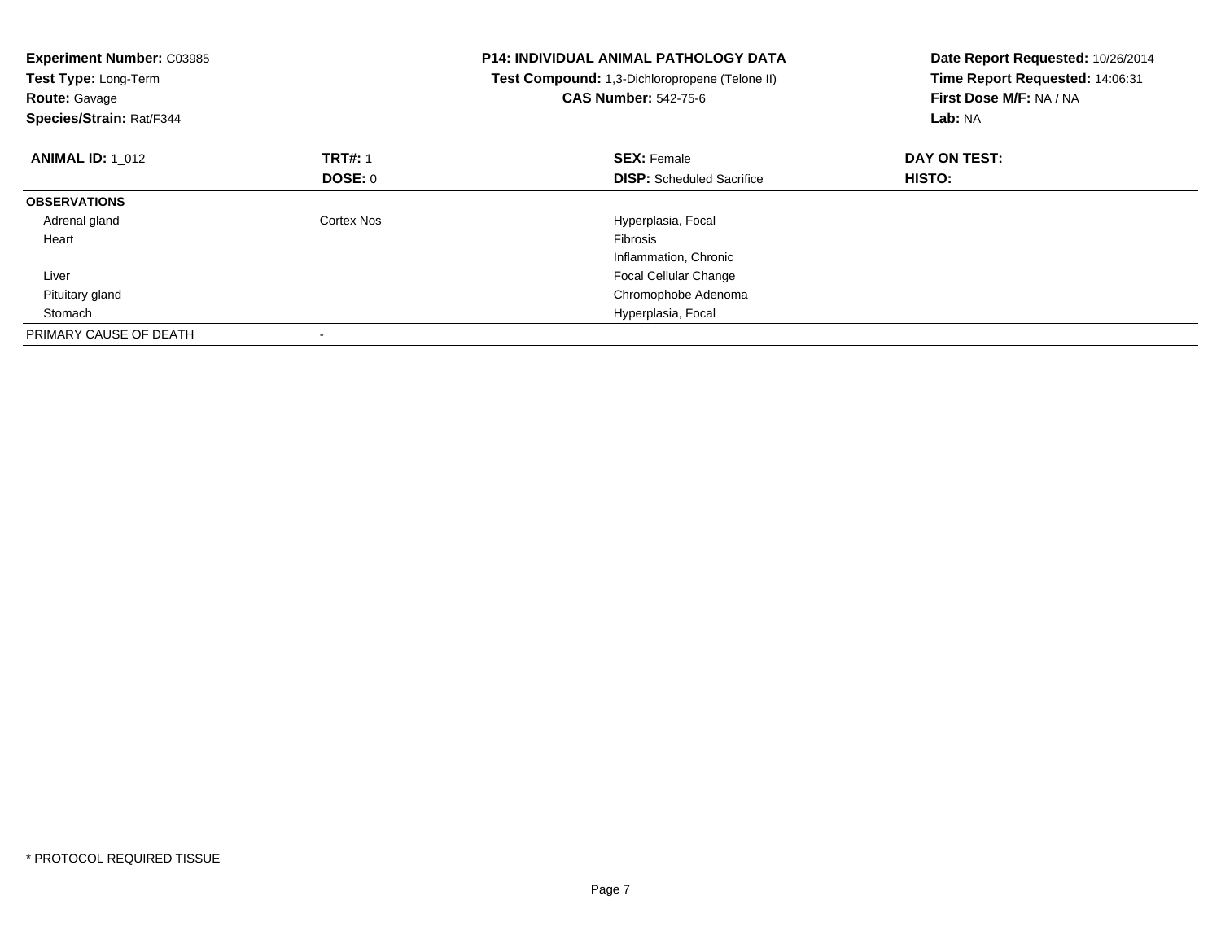**Experiment Number:** C03985
**Test Type:** Long-Term
**Route:** Gavage
**Species/Strain:** Rat/F344

**P14: INDIVIDUAL ANIMAL PATHOLOGY DATA**
**Test Compound:** 1,3-Dichloropropene (Telone II)
**CAS Number:** 542-75-6

**Date Report Requested:** 10/26/2014
**Time Report Requested:** 14:06:31
**First Dose M/F:** NA / NA
**Lab:** NA

| **ANIMAL ID:** 1_012 | **TRT#:** 1 | **SEX:** Female | **DAY ON TEST:** |
|---|---|---|---|
| | **DOSE:** 0 | **DISP:** Scheduled Sacrifice | **HISTO:** |
| **OBSERVATIONS** | | | |
| Adrenal gland | Cortex Nos | Hyperplasia, Focal | |
| Heart | | Fibrosis | |
| | | Inflammation, Chronic | |
| Liver | | Focal Cellular Change | |
| Pituitary gland | | Chromophobe Adenoma | |
| Stomach | | Hyperplasia, Focal | |
| PRIMARY CAUSE OF DEATH | - | | |

* PROTOCOL REQUIRED TISSUE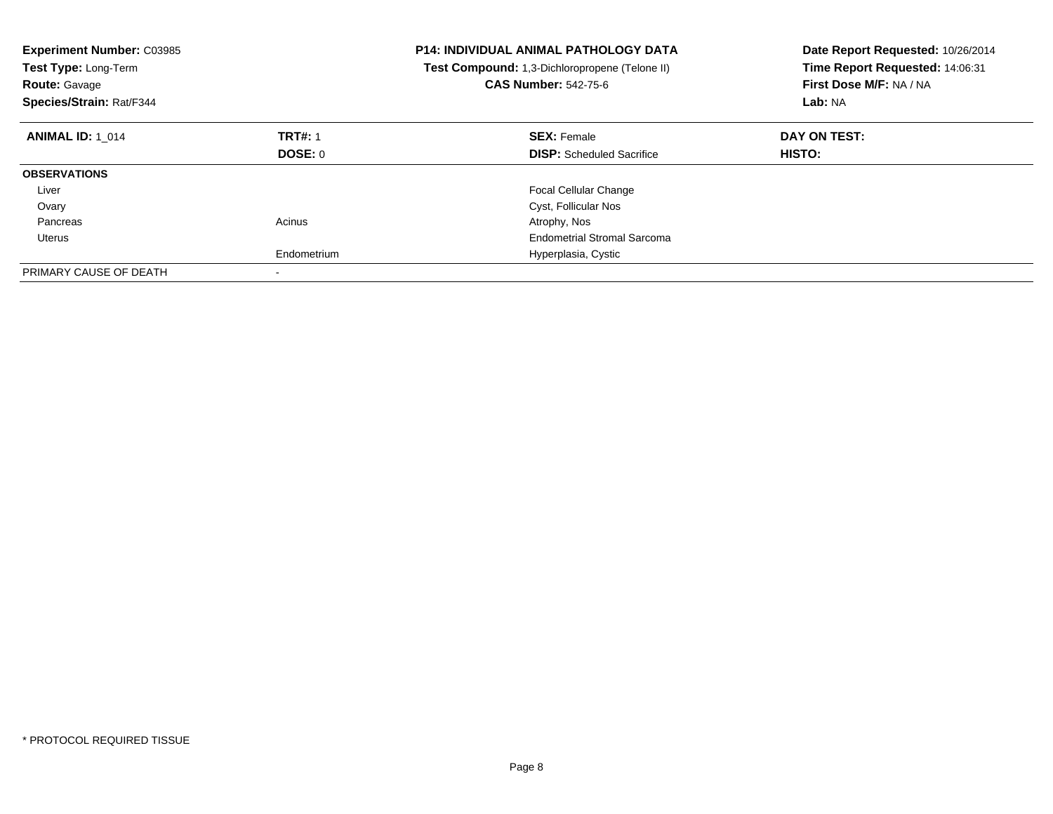**Experiment Number:** C03985
**Test Type:** Long-Term
**Route:** Gavage
**Species/Strain:** Rat/F344

**P14: INDIVIDUAL ANIMAL PATHOLOGY DATA**
**Test Compound:** 1,3-Dichloropropene (Telone II)
**CAS Number:** 542-75-6

**Date Report Requested:** 10/26/2014
**Time Report Requested:** 14:06:31
**First Dose M/F:** NA / NA
**Lab:** NA

| **ANIMAL ID:** 1_014 | **TRT#:** 1 | **SEX:** Female | **DAY ON TEST:** |
|---|---|---|---|
| | **DOSE:** 0 | **DISP:** Scheduled Sacrifice | **HISTO:** |
| **OBSERVATIONS** | | | |
| Liver | | Focal Cellular Change | |
| Ovary | | Cyst, Follicular Nos | |
| Pancreas | Acinus | Atrophy, Nos | |
| Uterus | | Endometrial Stromal Sarcoma | |
| | Endometrium | Hyperplasia, Cystic | |
| PRIMARY CAUSE OF DEATH | - | | |

\* PROTOCOL REQUIRED TISSUE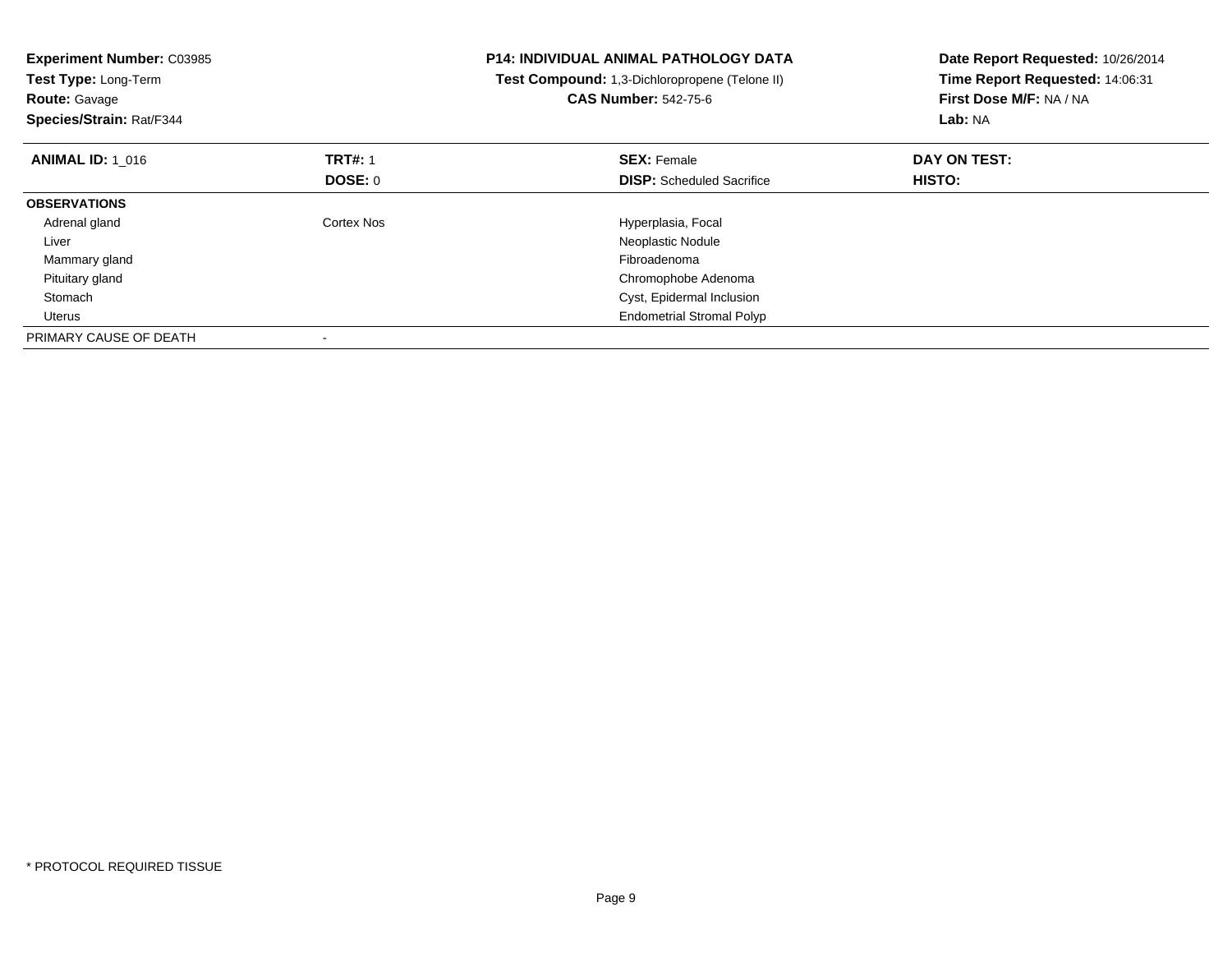**Experiment Number:** C03985
**Test Type:** Long-Term
**Route:** Gavage
**Species/Strain:** Rat/F344

**P14: INDIVIDUAL ANIMAL PATHOLOGY DATA**
**Test Compound:** 1,3-Dichloropropene (Telone II)
**CAS Number:** 542-75-6

**Date Report Requested:** 10/26/2014
**Time Report Requested:** 14:06:31
**First Dose M/F:** NA / NA
**Lab:** NA

| **ANIMAL ID:** 1_016 | **TRT#:** 1 | **SEX:** Female | **DAY ON TEST:** |
|---|---|---|---|
| | **DOSE:** 0 | **DISP:** Scheduled Sacrifice | **HISTO:** |
| **OBSERVATIONS** | | | |
| Adrenal gland | Cortex Nos | Hyperplasia, Focal | |
| Liver | | Neoplastic Nodule | |
| Mammary gland | | Fibroadenoma | |
| Pituitary gland | | Chromophobe Adenoma | |
| Stomach | | Cyst, Epidermal Inclusion | |
| Uterus | | Endometrial Stromal Polyp | |
| PRIMARY CAUSE OF DEATH | - | | |

* PROTOCOL REQUIRED TISSUE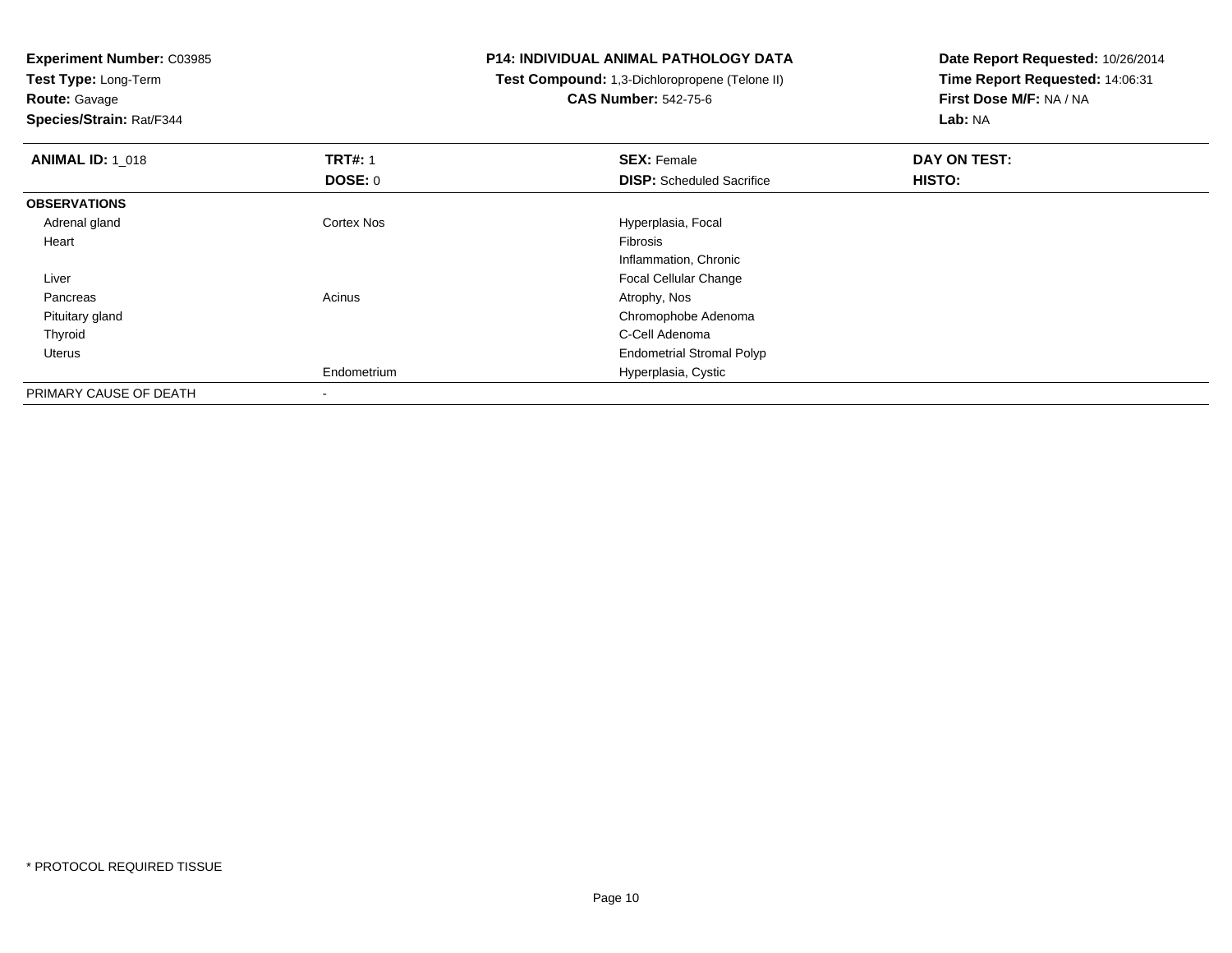**Experiment Number:** C03985
**Test Type:** Long-Term
**Route:** Gavage
**Species/Strain:** Rat/F344

**P14: INDIVIDUAL ANIMAL PATHOLOGY DATA**
**Test Compound:** 1,3-Dichloropropene (Telone II)
**CAS Number:** 542-75-6

**Date Report Requested:** 10/26/2014
**Time Report Requested:** 14:06:31
**First Dose M/F:** NA / NA
**Lab:** NA

| **ANIMAL ID:** 1_018 | **TRT#:** 1 | **SEX:** Female | **DAY ON TEST:** |
|---|---|---|---|
| | **DOSE:** 0 | **DISP:** Scheduled Sacrifice | **HISTO:** |
| **OBSERVATIONS** | | | |
| Adrenal gland | Cortex Nos | Hyperplasia, Focal | |
| Heart | | Fibrosis | |
| | | Inflammation, Chronic | |
| Liver | | Focal Cellular Change | |
| Pancreas | Acinus | Atrophy, Nos | |
| Pituitary gland | | Chromophobe Adenoma | |
| Thyroid | | C-Cell Adenoma | |
| Uterus | | Endometrial Stromal Polyp | |
| | Endometrium | Hyperplasia, Cystic | |
| PRIMARY CAUSE OF DEATH | - | | |

* PROTOCOL REQUIRED TISSUE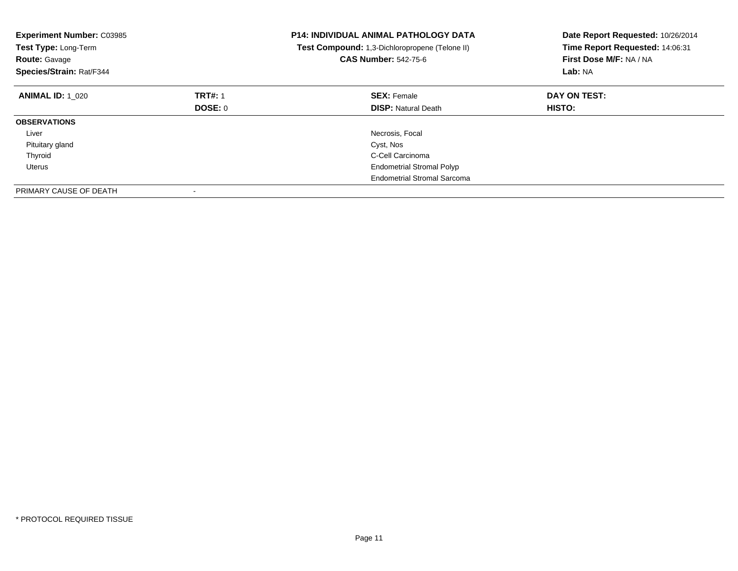**Experiment Number:** C03985
**Test Type:** Long-Term
**Route:** Gavage
**Species/Strain:** Rat/F344

**P14: INDIVIDUAL ANIMAL PATHOLOGY DATA**
**Test Compound:** 1,3-Dichloropropene (Telone II)
**CAS Number:** 542-75-6

**Date Report Requested:** 10/26/2014
**Time Report Requested:** 14:06:31
**First Dose M/F:** NA / NA
**Lab:** NA

| **ANIMAL ID:** 1_020 | **TRT#:** 1 | **SEX:** Female | **DAY ON TEST:** |
|---|---|---|---|
| | **DOSE:** 0 | **DISP:** Natural Death | **HISTO:** |
| **OBSERVATIONS** | | | |
| Liver | | Necrosis, Focal | |
| Pituitary gland | | Cyst, Nos | |
| Thyroid | | C-Cell Carcinoma | |
| Uterus | | Endometrial Stromal Polyp | |
| | | Endometrial Stromal Sarcoma | |
| PRIMARY CAUSE OF DEATH | - | | |

* PROTOCOL REQUIRED TISSUE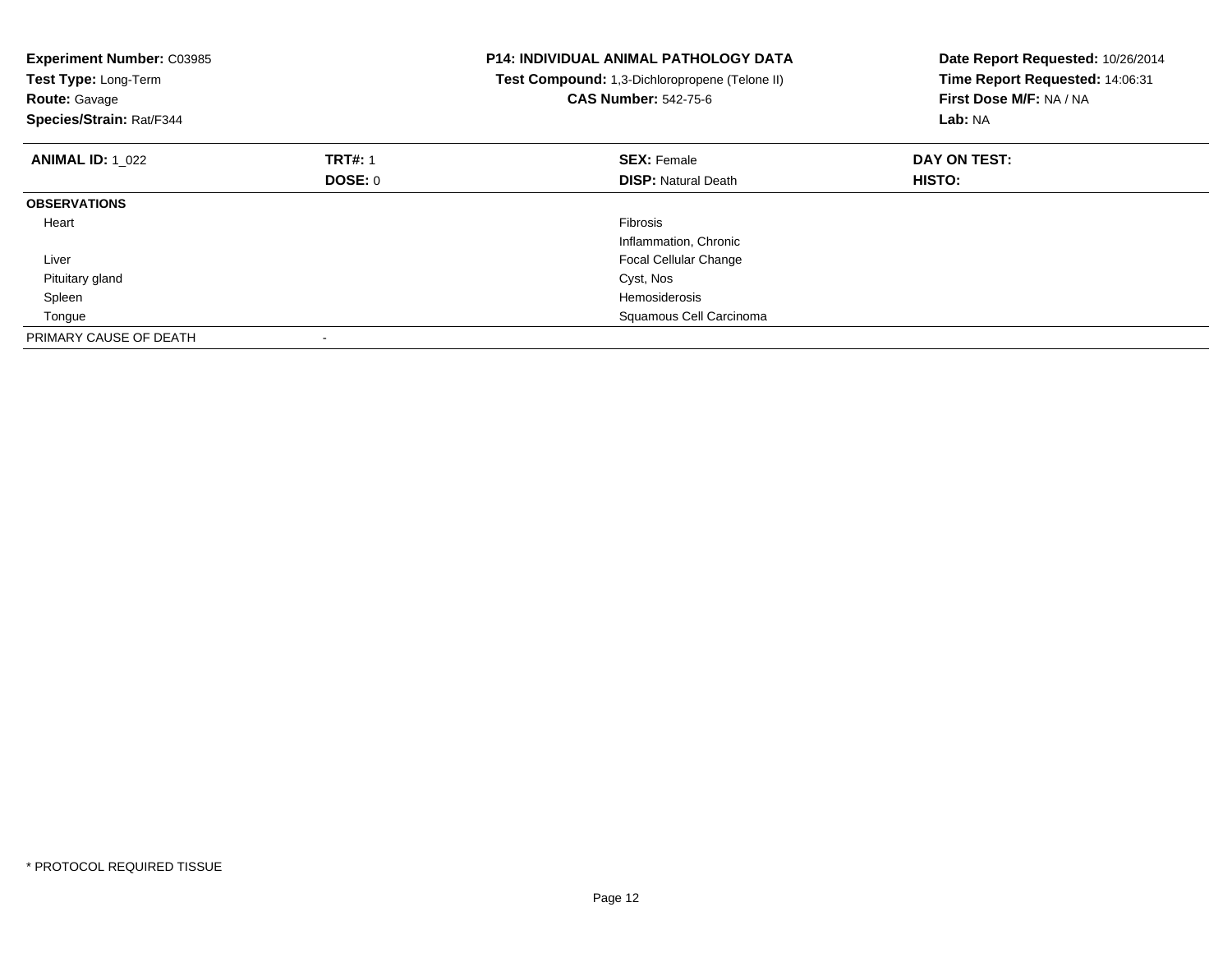**Experiment Number:** C03985
**Test Type:** Long-Term
**Route:** Gavage
**Species/Strain:** Rat/F344

**P14: INDIVIDUAL ANIMAL PATHOLOGY DATA**
**Test Compound:** 1,3-Dichloropropene (Telone II)
**CAS Number:** 542-75-6

**Date Report Requested:** 10/26/2014
**Time Report Requested:** 14:06:31
**First Dose M/F:** NA / NA
**Lab:** NA

| **ANIMAL ID:** 1_022 | **TRT#:** 1 | **SEX:** Female | **DAY ON TEST:** |
|---|---|---|---|
| | **DOSE:** 0 | **DISP:** Natural Death | **HISTO:** |
| **OBSERVATIONS** | | | |
| Heart | | Fibrosis | |
| | | Inflammation, Chronic | |
| Liver | | Focal Cellular Change | |
| Pituitary gland | | Cyst, Nos | |
| Spleen | | Hemosiderosis | |
| Tongue | | Squamous Cell Carcinoma | |
| PRIMARY CAUSE OF DEATH | - | | |

* PROTOCOL REQUIRED TISSUE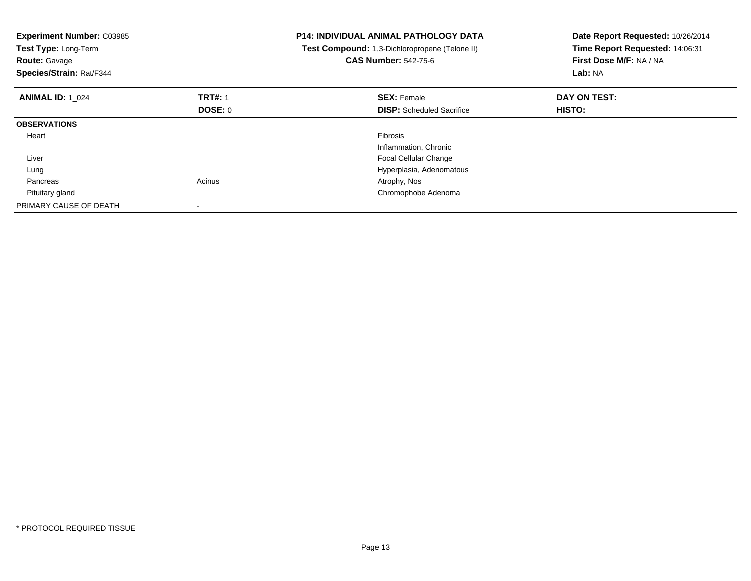**Experiment Number:** C03985
**Test Type:** Long-Term
**Route:** Gavage
**Species/Strain:** Rat/F344

**P14: INDIVIDUAL ANIMAL PATHOLOGY DATA**
**Test Compound:** 1,3-Dichloropropene (Telone II)
**CAS Number:** 542-75-6

**Date Report Requested:** 10/26/2014
**Time Report Requested:** 14:06:31
**First Dose M/F:** NA / NA
**Lab:** NA

| **ANIMAL ID:** 1_024 | **TRT#:** 1 | **SEX:** Female | **DAY ON TEST:** |
|---|---|---|---|
| | **DOSE:** 0 | **DISP:** Scheduled Sacrifice | **HISTO:** |
| **OBSERVATIONS** | | | |
| Heart | | Fibrosis | |
| | | Inflammation, Chronic | |
| Liver | | Focal Cellular Change | |
| Lung | | Hyperplasia, Adenomatous | |
| Pancreas | Acinus | Atrophy, Nos | |
| Pituitary gland | | Chromophobe Adenoma | |
| PRIMARY CAUSE OF DEATH | - | | |

\* PROTOCOL REQUIRED TISSUE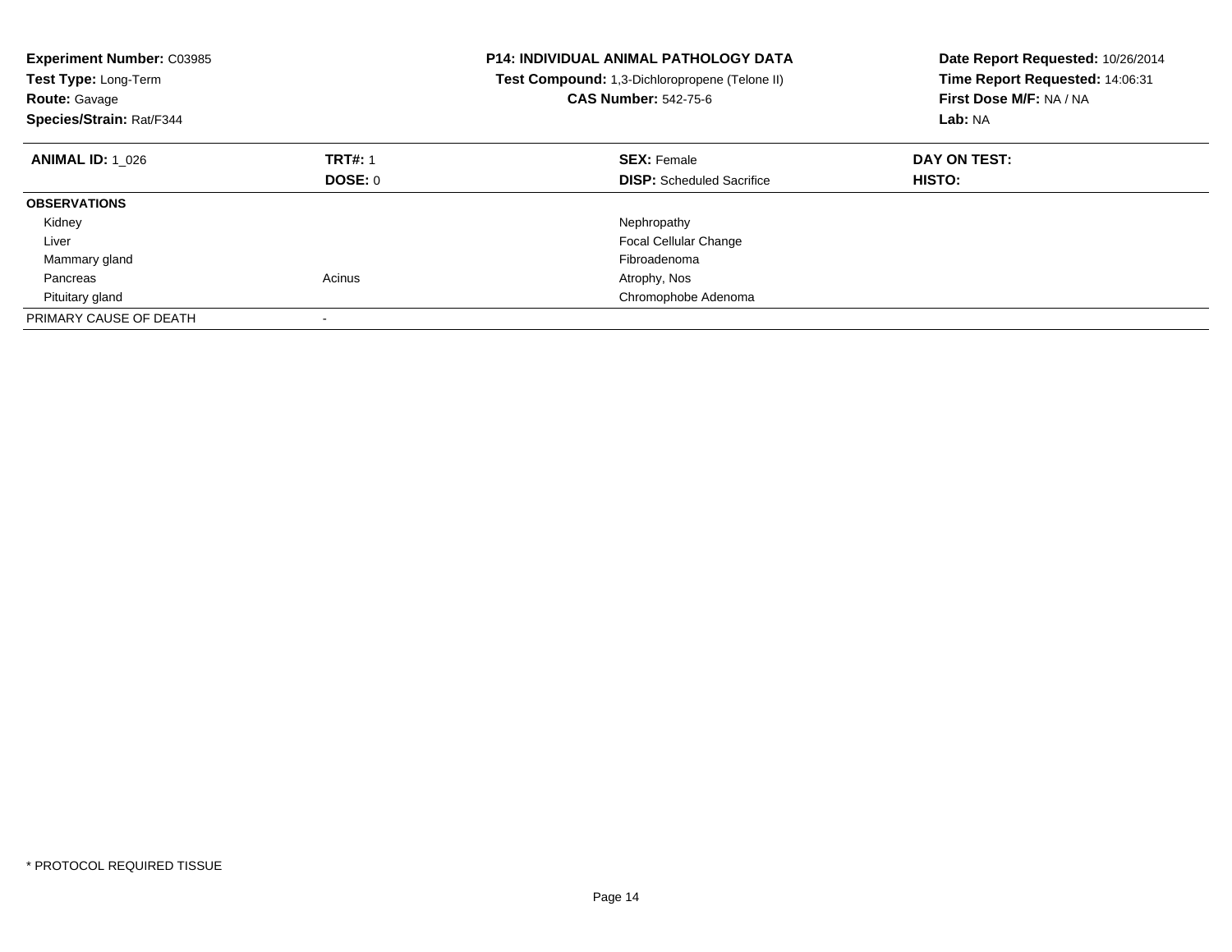**Experiment Number:** C03985
**Test Type:** Long-Term
**Route:** Gavage
**Species/Strain:** Rat/F344

**P14: INDIVIDUAL ANIMAL PATHOLOGY DATA**
**Test Compound:** 1,3-Dichloropropene (Telone II)
**CAS Number:** 542-75-6

**Date Report Requested:** 10/26/2014
**Time Report Requested:** 14:06:31
**First Dose M/F:** NA / NA
**Lab:** NA

| **ANIMAL ID:** 1_026 | **TRT#:** 1 | **SEX:** Female | **DAY ON TEST:** |
|---|---|---|---|
| | **DOSE:** 0 | **DISP:** Scheduled Sacrifice | **HISTO:** |
| **OBSERVATIONS** | | | |
| Kidney | | Nephropathy | |
| Liver | | Focal Cellular Change | |
| Mammary gland | | Fibroadenoma | |
| Pancreas | Acinus | Atrophy, Nos | |
| Pituitary gland | | Chromophobe Adenoma | |
| PRIMARY CAUSE OF DEATH | - | | |

* PROTOCOL REQUIRED TISSUE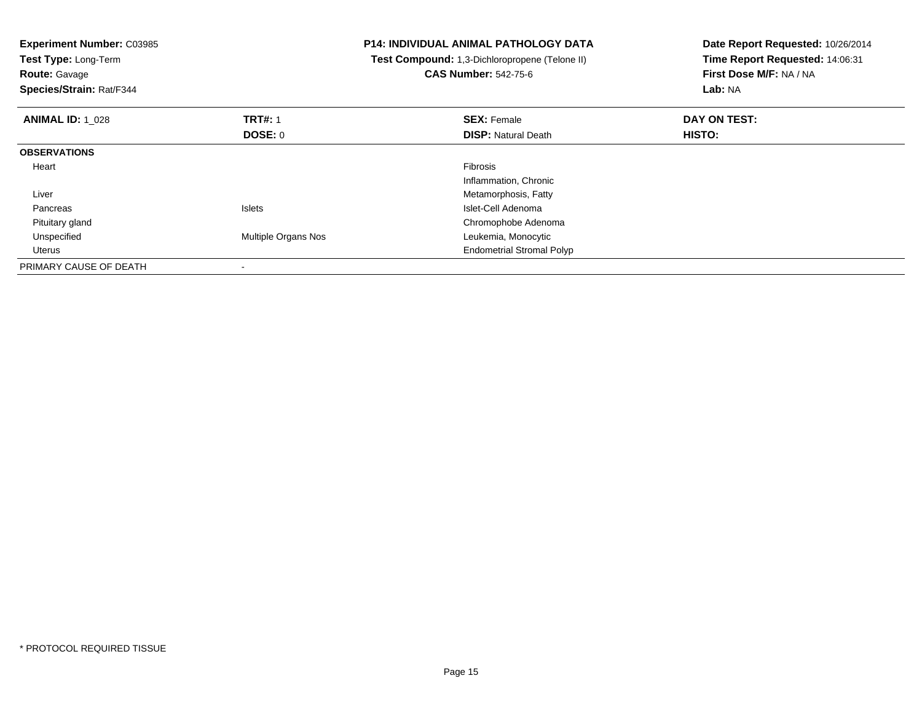**Experiment Number:** C03985
**Test Type:** Long-Term
**Route:** Gavage
**Species/Strain:** Rat/F344

**P14: INDIVIDUAL ANIMAL PATHOLOGY DATA**
**Test Compound:** 1,3-Dichloropropene (Telone II)
**CAS Number:** 542-75-6

**Date Report Requested:** 10/26/2014
**Time Report Requested:** 14:06:31
**First Dose M/F:** NA / NA
**Lab:** NA

| **ANIMAL ID:** 1_028 | **TRT#:** 1 | **SEX:** Female | **DAY ON TEST:** |
|---|---|---|---|
| | **DOSE:** 0 | **DISP:** Natural Death | **HISTO:** |
| **OBSERVATIONS** | | | |
| Heart | | Fibrosis | |
| | | Inflammation, Chronic | |
| Liver | | Metamorphosis, Fatty | |
| Pancreas | Islets | Islet-Cell Adenoma | |
| Pituitary gland | | Chromophobe Adenoma | |
| Unspecified | Multiple Organs Nos | Leukemia, Monocytic | |
| Uterus | | Endometrial Stromal Polyp | |
| PRIMARY CAUSE OF DEATH | - | | |

* PROTOCOL REQUIRED TISSUE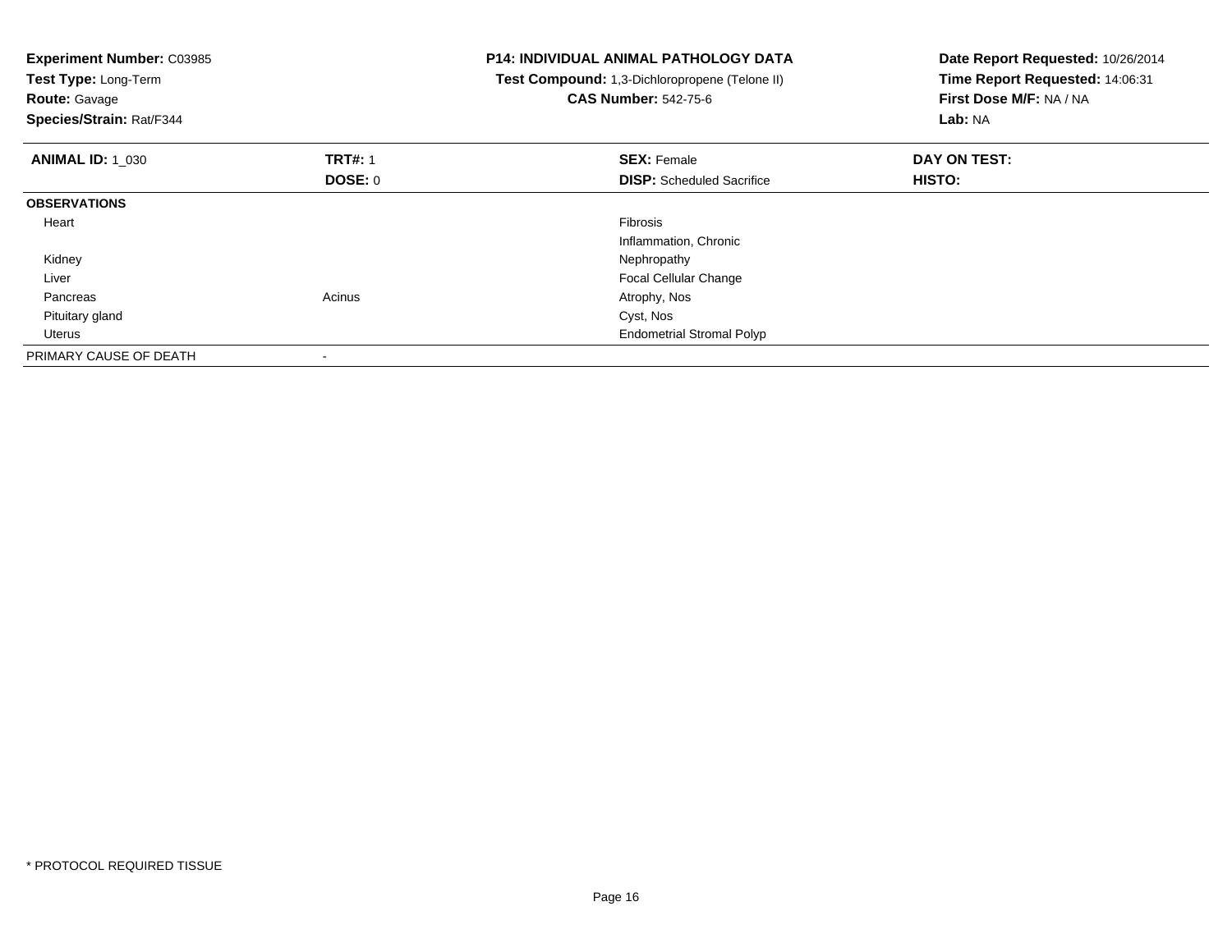**Experiment Number:** C03985
**Test Type:** Long-Term
**Route:** Gavage
**Species/Strain:** Rat/F344

**P14: INDIVIDUAL ANIMAL PATHOLOGY DATA**
**Test Compound:** 1,3-Dichloropropene (Telone II)
**CAS Number:** 542-75-6

**Date Report Requested:** 10/26/2014
**Time Report Requested:** 14:06:31
**First Dose M/F:** NA / NA
**Lab:** NA

| **ANIMAL ID:** 1_030 | **TRT#:** 1 | **SEX:** Female | **DAY ON TEST:** |
|---|---|---|---|
| | **DOSE:** 0 | **DISP:** Scheduled Sacrifice | **HISTO:** |
| **OBSERVATIONS** | | | |
| Heart | | Fibrosis | |
| | | Inflammation, Chronic | |
| Kidney | | Nephropathy | |
| Liver | | Focal Cellular Change | |
| Pancreas | Acinus | Atrophy, Nos | |
| Pituitary gland | | Cyst, Nos | |
| Uterus | | Endometrial Stromal Polyp | |
| PRIMARY CAUSE OF DEATH | - | | |

\* PROTOCOL REQUIRED TISSUE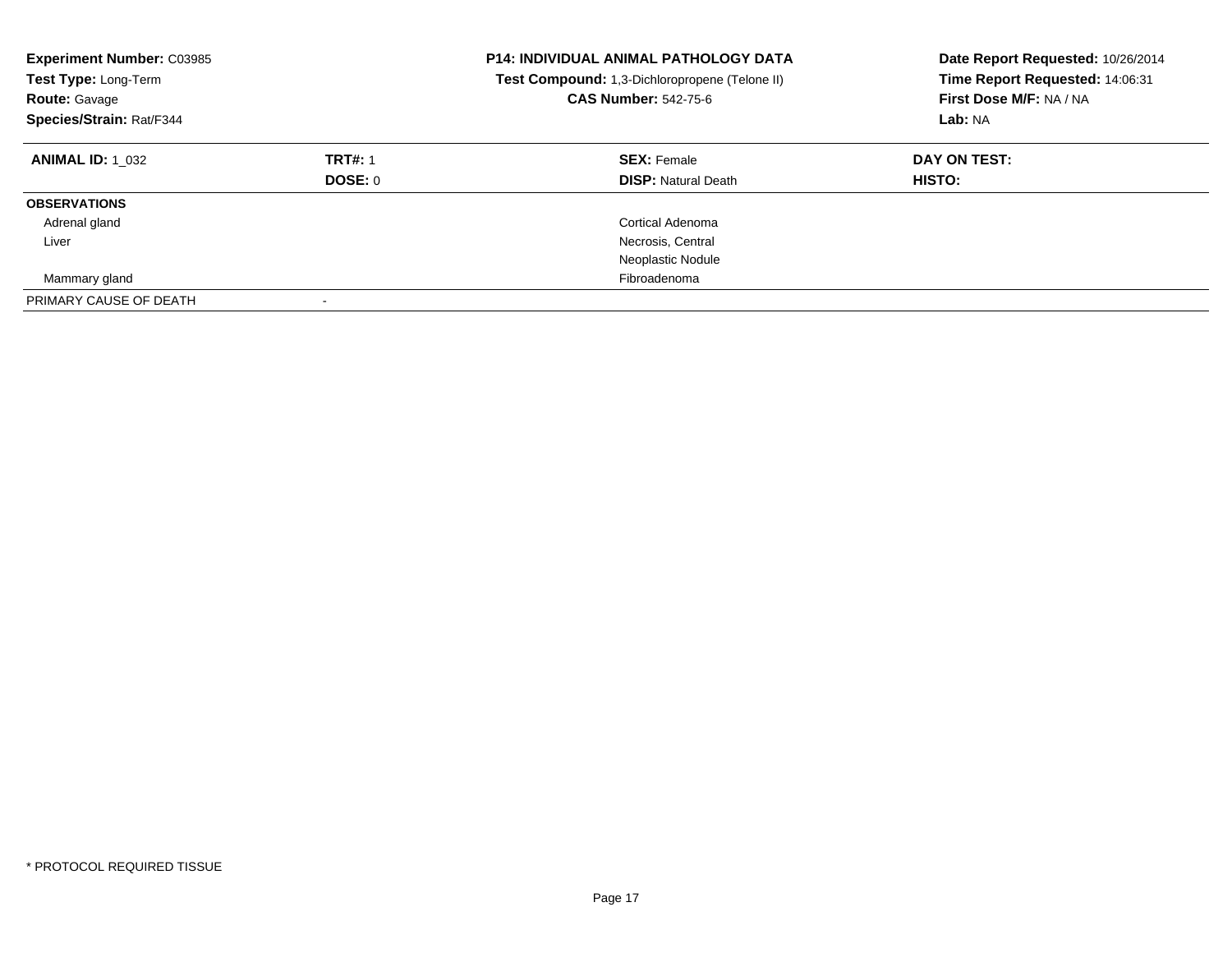**Experiment Number:** C03985
**Test Type:** Long-Term
**Route:** Gavage
**Species/Strain:** Rat/F344

**P14: INDIVIDUAL ANIMAL PATHOLOGY DATA**
**Test Compound:** 1,3-Dichloropropene (Telone II)
**CAS Number:** 542-75-6

**Date Report Requested:** 10/26/2014
**Time Report Requested:** 14:06:31
**First Dose M/F:** NA / NA
**Lab:** NA

| **ANIMAL ID:** 1_032 | **TRT#:** 1 | **SEX:** Female | **DAY ON TEST:** |
|---|---|---|---|
| | **DOSE:** 0 | **DISP:** Natural Death | **HISTO:** |
| **OBSERVATIONS** | | | |
| Adrenal gland | | Cortical Adenoma | |
| Liver | | Necrosis, Central | |
| | | Neoplastic Nodule | |
| Mammary gland | | Fibroadenoma | |
| PRIMARY CAUSE OF DEATH | - | | |

* PROTOCOL REQUIRED TISSUE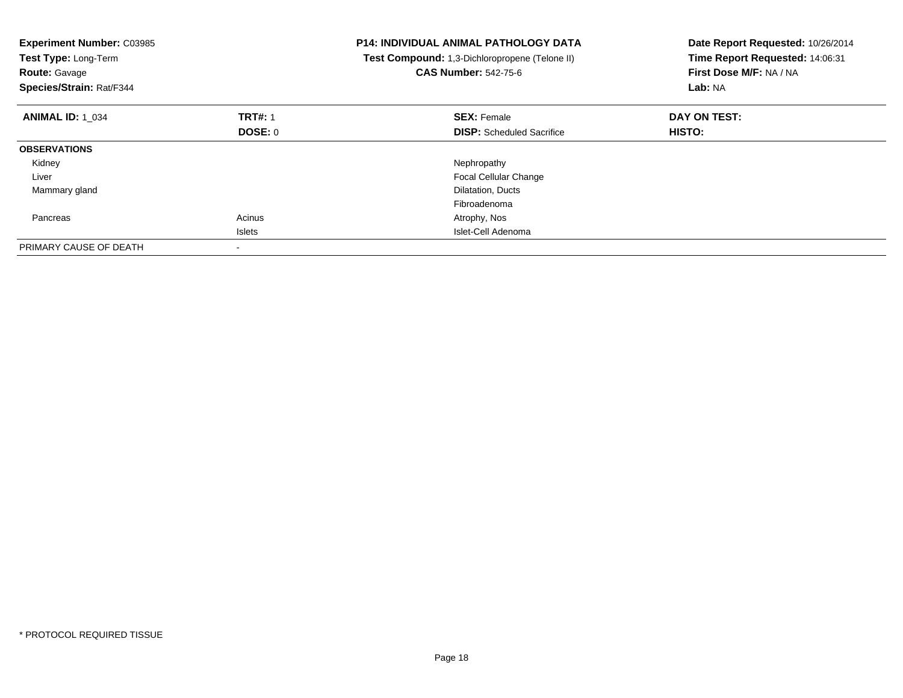**Experiment Number:** C03985
**Test Type:** Long-Term
**Route:** Gavage
**Species/Strain:** Rat/F344

**P14: INDIVIDUAL ANIMAL PATHOLOGY DATA**
**Test Compound:** 1,3-Dichloropropene (Telone II)
**CAS Number:** 542-75-6

**Date Report Requested:** 10/26/2014
**Time Report Requested:** 14:06:31
**First Dose M/F:** NA / NA
**Lab:** NA

| **ANIMAL ID:** 1_034 | **TRT#:** 1 | **SEX:** Female | **DAY ON TEST:** |
|---|---|---|---|
| | **DOSE:** 0 | **DISP:** Scheduled Sacrifice | **HISTO:** |
| **OBSERVATIONS** | | | |
| Kidney | | Nephropathy | |
| Liver | | Focal Cellular Change | |
| Mammary gland | | Dilatation, Ducts | |
| | | Fibroadenoma | |
| Pancreas | Acinus | Atrophy, Nos | |
| | Islets | Islet-Cell Adenoma | |
| PRIMARY CAUSE OF DEATH | - | | |

* PROTOCOL REQUIRED TISSUE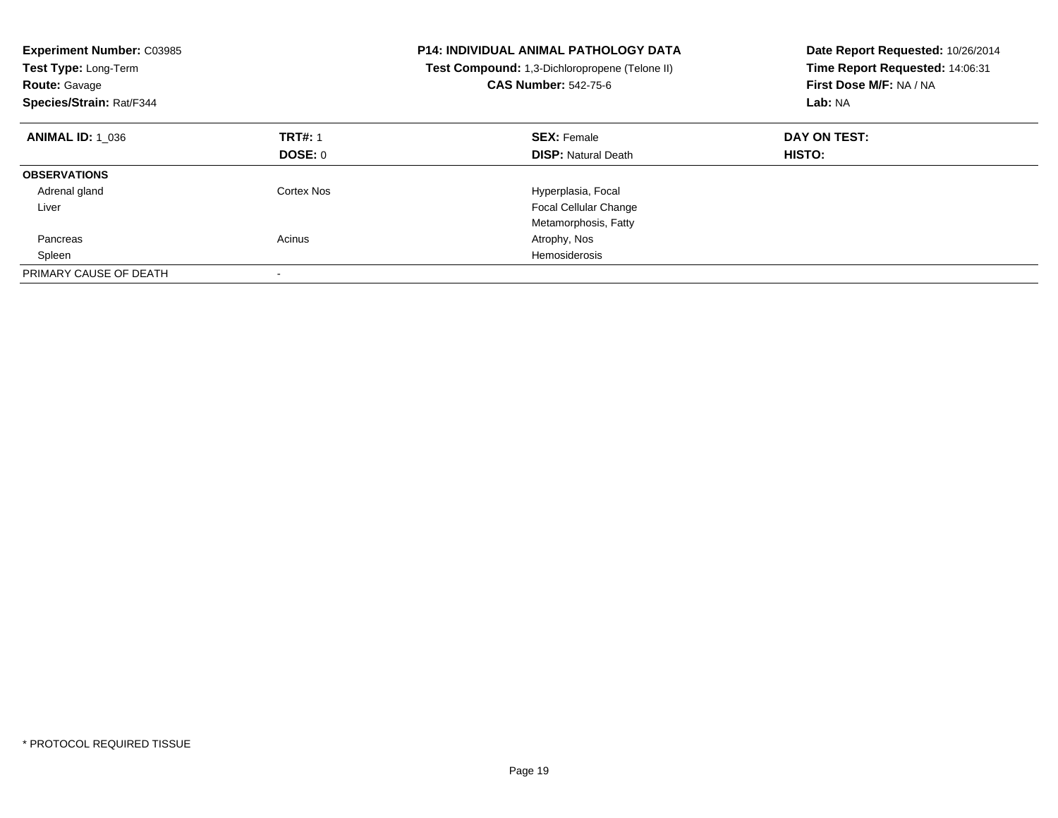| **Experiment Number:** C03985 | **P14: INDIVIDUAL ANIMAL PATHOLOGY DATA** | **Date Report Requested:** 10/26/2014 |
|---|---|---|
| **Test Type:** Long-Term | **Test Compound:** 1,3-Dichloropropene (Telone II) | **Time Report Requested:** 14:06:31 |
| **Route:** Gavage | **CAS Number:** 542-75-6 | **First Dose M/F:** NA / NA |
| **Species/Strain:** Rat/F344 | | **Lab:** NA |

| **ANIMAL ID:** 1_036 | **TRT#:** 1 | **SEX:** Female | **DAY ON TEST:** |
|---|---|---|---|
| | **DOSE:** 0 | **DISP:** Natural Death | **HISTO:** |
| **OBSERVATIONS** | | | |
| Adrenal gland | Cortex Nos | Hyperplasia, Focal | |
| Liver | | Focal Cellular Change | |
| | | Metamorphosis, Fatty | |
| Pancreas | Acinus | Atrophy, Nos | |
| Spleen | | Hemosiderosis | |
| PRIMARY CAUSE OF DEATH | - | | |

* PROTOCOL REQUIRED TISSUE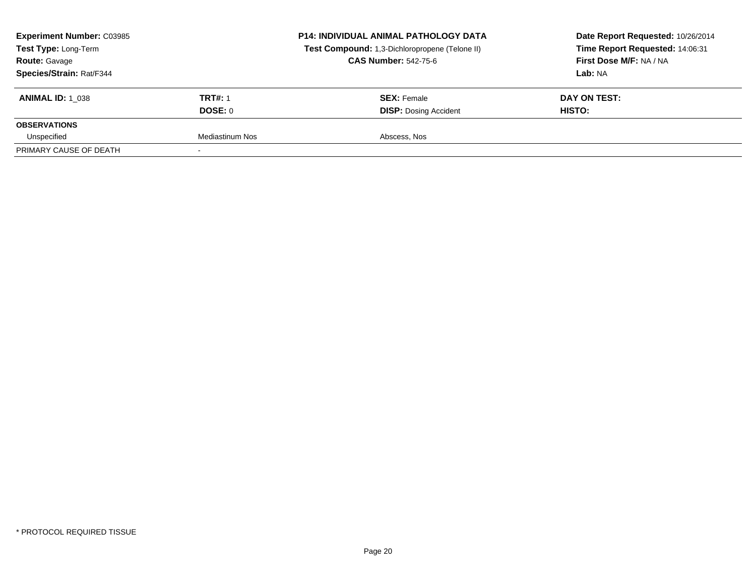| **Experiment Number:** C03985 | | **P14: INDIVIDUAL ANIMAL PATHOLOGY DATA** | **Date Report Requested:** 10/26/2014 |
|---|---|---|---|
| **Test Type:** Long-Term | | **Test Compound:** 1,3-Dichloropropene (Telone II) | **Time Report Requested:** 14:06:31 |
| **Route:** Gavage | | **CAS Number:** 542-75-6 | **First Dose M/F:** NA / NA |
| **Species/Strain:** Rat/F344 | | | **Lab:** NA |

| **ANIMAL ID:** 1_038 | **TRT#:** 1 | **SEX:** Female | **DAY ON TEST:** |
|---|---|---|---|
| | **DOSE:** 0 | **DISP:** Dosing Accident | **HISTO:** |
| **OBSERVATIONS** | | | |
| Unspecified | Mediastinum Nos | Abscess, Nos | |
| PRIMARY CAUSE OF DEATH | - | | |

* PROTOCOL REQUIRED TISSUE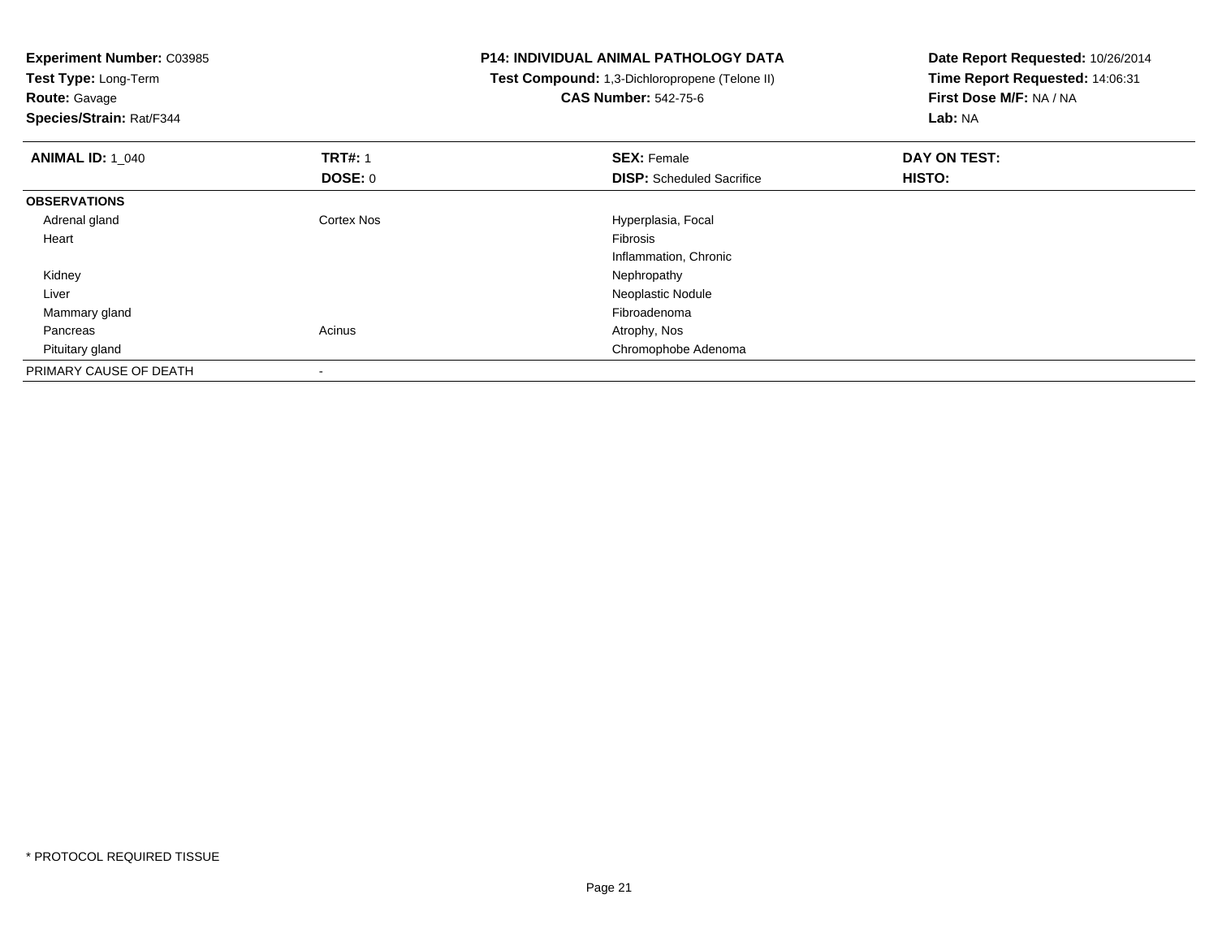**Experiment Number:** C03985
**Test Type:** Long-Term
**Route:** Gavage
**Species/Strain:** Rat/F344

**P14: INDIVIDUAL ANIMAL PATHOLOGY DATA**
**Test Compound:** 1,3-Dichloropropene (Telone II)
**CAS Number:** 542-75-6

**Date Report Requested:** 10/26/2014
**Time Report Requested:** 14:06:31
**First Dose M/F:** NA / NA
**Lab:** NA

| **ANIMAL ID:** 1_040 | **TRT#:** 1 | **SEX:** Female | **DAY ON TEST:** |
|---|---|---|---|
| | **DOSE:** 0 | **DISP:** Scheduled Sacrifice | **HISTO:** |
| **OBSERVATIONS** | | | |
| Adrenal gland | Cortex Nos | Hyperplasia, Focal | |
| Heart | | Fibrosis | |
| | | Inflammation, Chronic | |
| Kidney | | Nephropathy | |
| Liver | | Neoplastic Nodule | |
| Mammary gland | | Fibroadenoma | |
| Pancreas | Acinus | Atrophy, Nos | |
| Pituitary gland | | Chromophobe Adenoma | |
| PRIMARY CAUSE OF DEATH | - | | |

* PROTOCOL REQUIRED TISSUE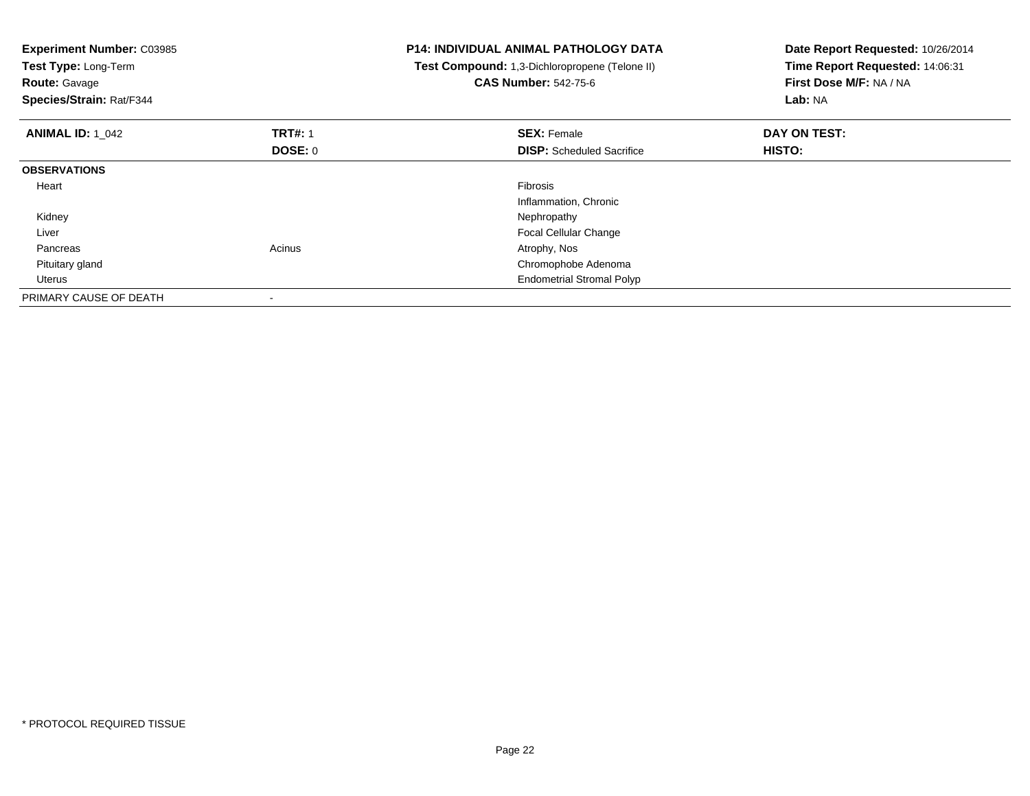**Experiment Number:** C03985
**Test Type:** Long-Term
**Route:** Gavage
**Species/Strain:** Rat/F344

**P14: INDIVIDUAL ANIMAL PATHOLOGY DATA**
**Test Compound:** 1,3-Dichloropropene (Telone II)
**CAS Number:** 542-75-6

**Date Report Requested:** 10/26/2014
**Time Report Requested:** 14:06:31
**First Dose M/F:** NA / NA
**Lab:** NA

| **ANIMAL ID:** 1_042 | **TRT#:** 1 | **SEX:** Female | **DAY ON TEST:** |
|---|---|---|---|
| | **DOSE:** 0 | **DISP:** Scheduled Sacrifice | **HISTO:** |
| **OBSERVATIONS** | | | |
| Heart | | Fibrosis | |
| | | Inflammation, Chronic | |
| Kidney | | Nephropathy | |
| Liver | | Focal Cellular Change | |
| Pancreas | Acinus | Atrophy, Nos | |
| Pituitary gland | | Chromophobe Adenoma | |
| Uterus | | Endometrial Stromal Polyp | |
| PRIMARY CAUSE OF DEATH | - | | |

* PROTOCOL REQUIRED TISSUE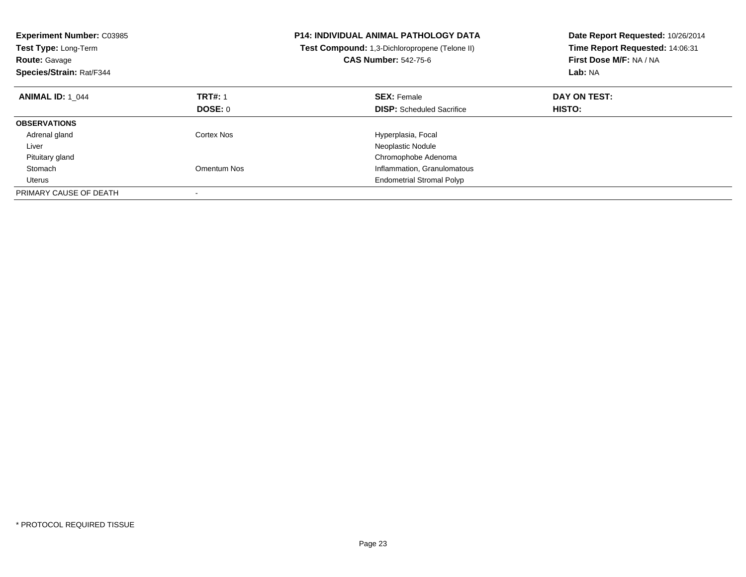**Experiment Number:** C03985
**Test Type:** Long-Term
**Route:** Gavage
**Species/Strain:** Rat/F344

**P14: INDIVIDUAL ANIMAL PATHOLOGY DATA**
**Test Compound:** 1,3-Dichloropropene (Telone II)
**CAS Number:** 542-75-6

**Date Report Requested:** 10/26/2014
**Time Report Requested:** 14:06:31
**First Dose M/F:** NA / NA
**Lab:** NA

| **ANIMAL ID:** 1_044 | **TRT#:** 1 | **SEX:** Female | **DAY ON TEST:** |
|---|---|---|---|
| | **DOSE:** 0 | **DISP:** Scheduled Sacrifice | **HISTO:** |
| **OBSERVATIONS** | | | |
| Adrenal gland | Cortex Nos | Hyperplasia, Focal | |
| Liver | | Neoplastic Nodule | |
| Pituitary gland | | Chromophobe Adenoma | |
| Stomach | Omentum Nos | Inflammation, Granulomatous | |
| Uterus | | Endometrial Stromal Polyp | |
| PRIMARY CAUSE OF DEATH | - | | |

* PROTOCOL REQUIRED TISSUE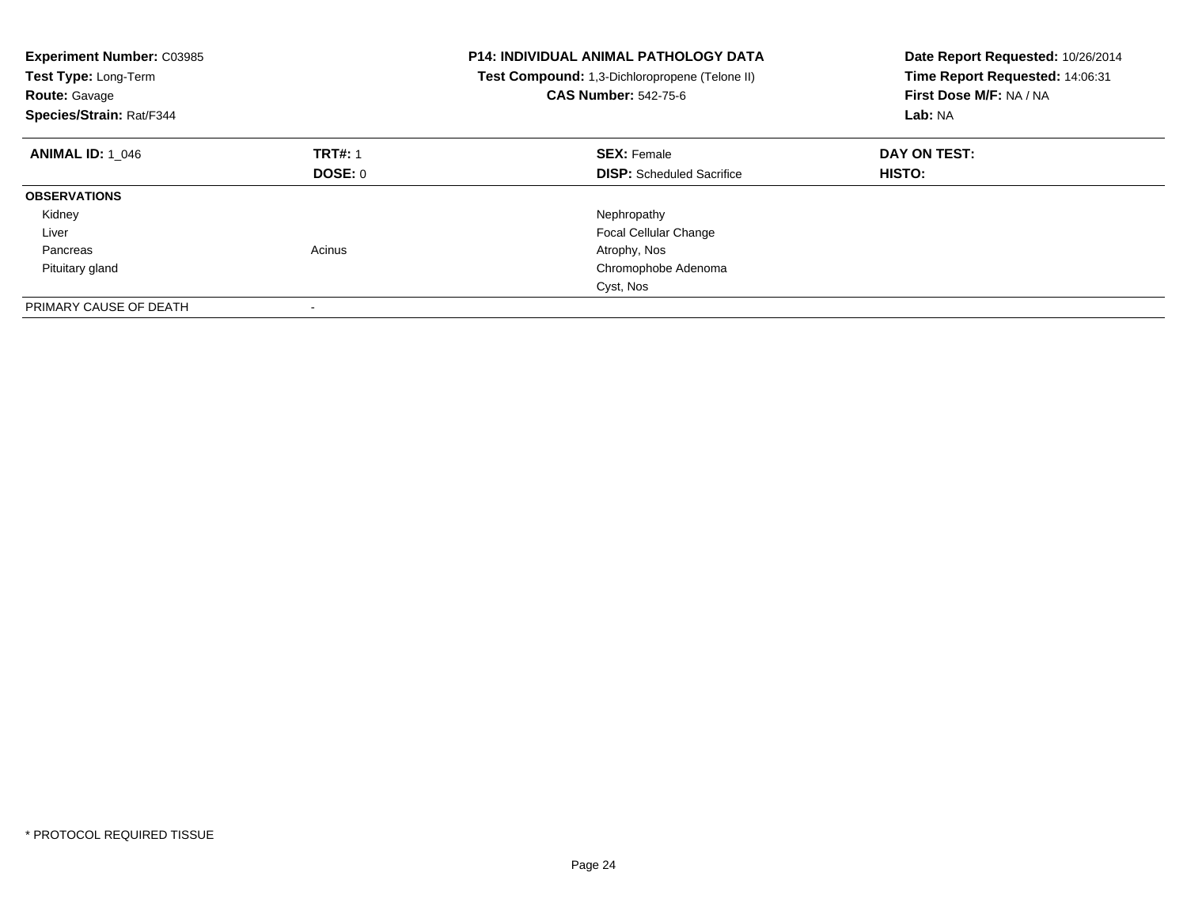**Experiment Number:** C03985
**Test Type:** Long-Term
**Route:** Gavage
**Species/Strain:** Rat/F344

**P14: INDIVIDUAL ANIMAL PATHOLOGY DATA**
**Test Compound:** 1,3-Dichloropropene (Telone II)
**CAS Number:** 542-75-6

**Date Report Requested:** 10/26/2014
**Time Report Requested:** 14:06:31
**First Dose M/F:** NA / NA
**Lab:** NA

| **ANIMAL ID:** 1_046 | **TRT#:** 1 | **SEX:** Female | **DAY ON TEST:** |
|---|---|---|---|
| | **DOSE:** 0 | **DISP:** Scheduled Sacrifice | **HISTO:** |
| **OBSERVATIONS** | | | |
| Kidney | | Nephropathy | |
| Liver | | Focal Cellular Change | |
| Pancreas | Acinus | Atrophy, Nos | |
| Pituitary gland | | Chromophobe Adenoma | |
| | | Cyst, Nos | |
| PRIMARY CAUSE OF DEATH | - | | |

* PROTOCOL REQUIRED TISSUE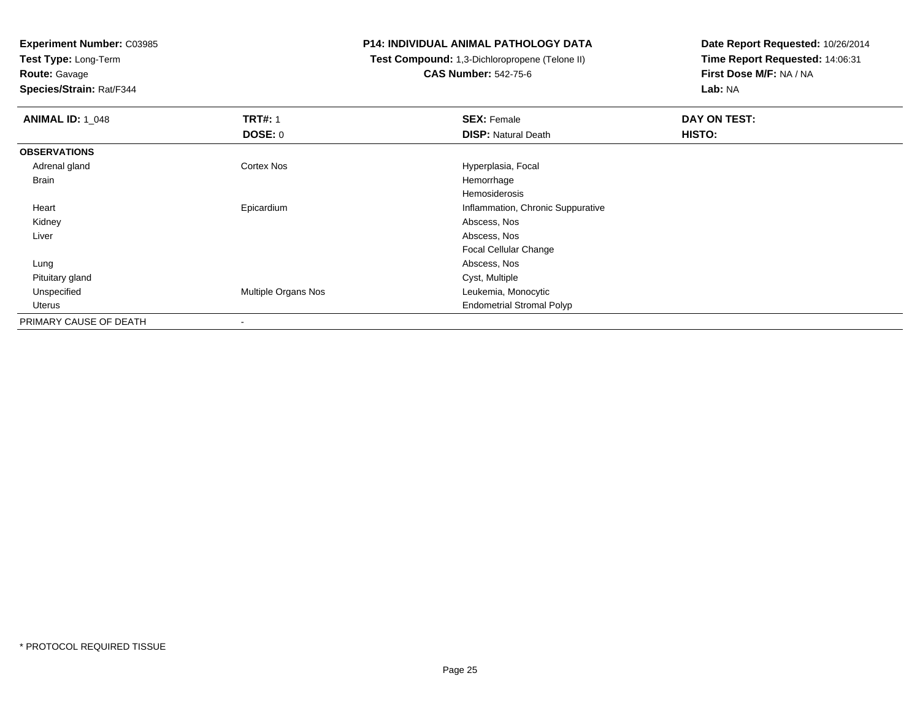**Experiment Number:** C03985
**Test Type:** Long-Term
**Route:** Gavage
**Species/Strain:** Rat/F344

**P14: INDIVIDUAL ANIMAL PATHOLOGY DATA**
**Test Compound:** 1,3-Dichloropropene (Telone II)
**CAS Number:** 542-75-6

**Date Report Requested:** 10/26/2014
**Time Report Requested:** 14:06:31
**First Dose M/F:** NA / NA
**Lab:** NA

| **ANIMAL ID:** 1_048 | **TRT#:** 1 | **SEX:** Female | **DAY ON TEST:** |
|---|---|---|---|
| | **DOSE:** 0 | **DISP:** Natural Death | **HISTO:** |
| **OBSERVATIONS** | | | |
| Adrenal gland | Cortex Nos | Hyperplasia, Focal | |
| Brain | | Hemorrhage | |
| | | Hemosiderosis | |
| Heart | Epicardium | Inflammation, Chronic Suppurative | |
| Kidney | | Abscess, Nos | |
| Liver | | Abscess, Nos | |
| | | Focal Cellular Change | |
| Lung | | Abscess, Nos | |
| Pituitary gland | | Cyst, Multiple | |
| Unspecified | Multiple Organs Nos | Leukemia, Monocytic | |
| Uterus | | Endometrial Stromal Polyp | |
| PRIMARY CAUSE OF DEATH | - | | |

* PROTOCOL REQUIRED TISSUE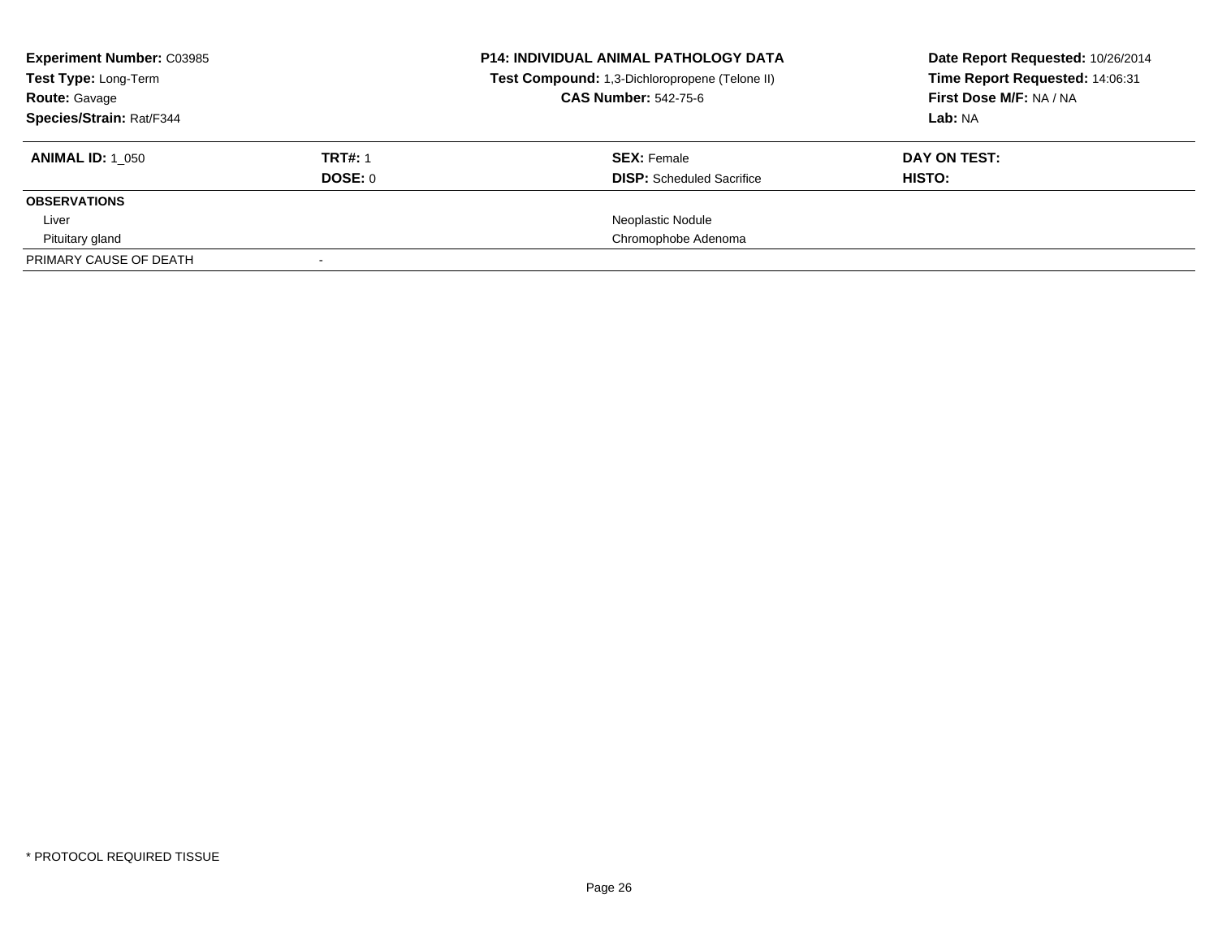**Experiment Number:** C03985
**Test Type:** Long-Term
**Route:** Gavage
**Species/Strain:** Rat/F344

**P14: INDIVIDUAL ANIMAL PATHOLOGY DATA**
**Test Compound:** 1,3-Dichloropropene (Telone II)
**CAS Number:** 542-75-6

**Date Report Requested:** 10/26/2014
**Time Report Requested:** 14:06:31
**First Dose M/F:** NA / NA
**Lab:** NA

| **ANIMAL ID:** 1_050 | **TRT#:** 1 | **SEX:** Female | **DAY ON TEST:** |
|---|---|---|---|
| | **DOSE:** 0 | **DISP:** Scheduled Sacrifice | **HISTO:** |
| **OBSERVATIONS** | | | |
| Liver | | Neoplastic Nodule | |
| Pituitary gland | | Chromophobe Adenoma | |
| PRIMARY CAUSE OF DEATH | - | | |

* PROTOCOL REQUIRED TISSUE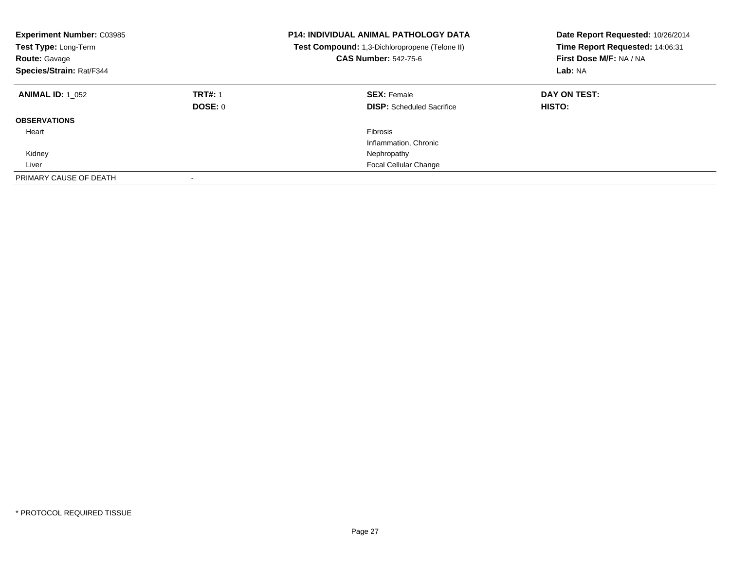**Experiment Number:** C03985
**Test Type:** Long-Term
**Route:** Gavage
**Species/Strain:** Rat/F344

**P14: INDIVIDUAL ANIMAL PATHOLOGY DATA**
**Test Compound:** 1,3-Dichloropropene (Telone II)
**CAS Number:** 542-75-6

**Date Report Requested:** 10/26/2014
**Time Report Requested:** 14:06:31
**First Dose M/F:** NA / NA
**Lab:** NA

| **ANIMAL ID:** 1_052 | **TRT#:** 1 | **SEX:** Female | **DAY ON TEST:** |
|---|---|---|---|
| | **DOSE:** 0 | **DISP:** Scheduled Sacrifice | **HISTO:** |
| **OBSERVATIONS** | | | |
| Heart | | Fibrosis | |
| | | Inflammation, Chronic | |
| Kidney | | Nephropathy | |
| Liver | | Focal Cellular Change | |
| PRIMARY CAUSE OF DEATH | - | | |

* PROTOCOL REQUIRED TISSUE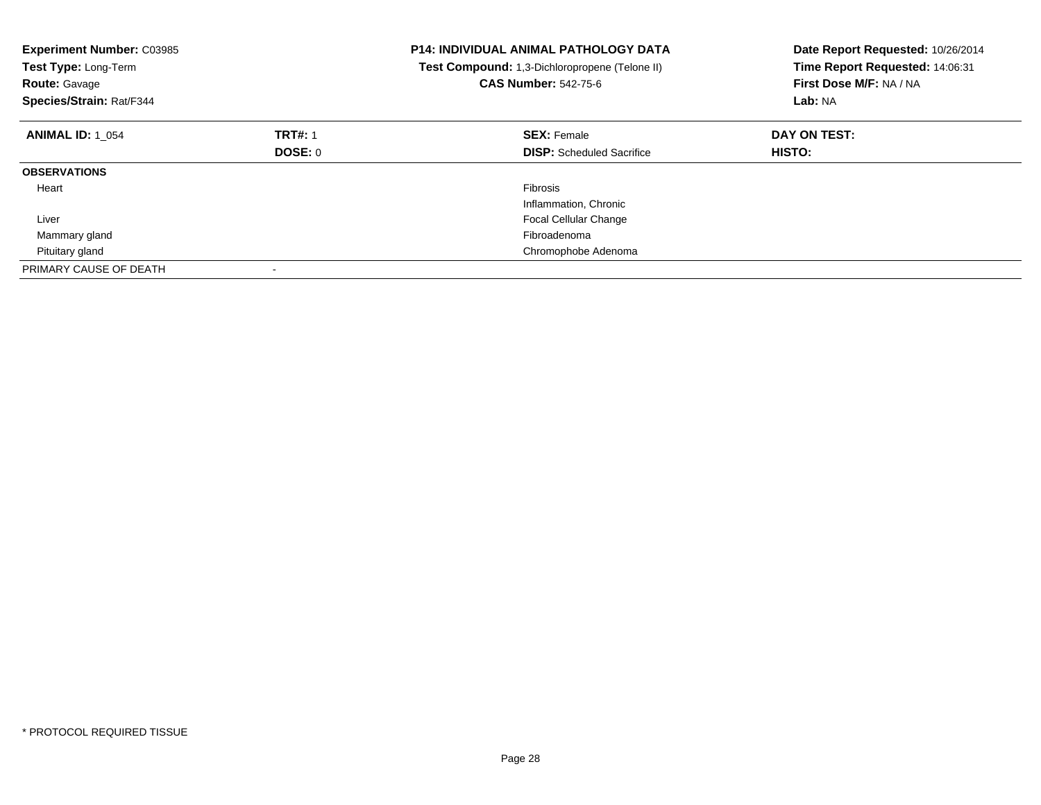**Experiment Number:** C03985
**Test Type:** Long-Term
**Route:** Gavage
**Species/Strain:** Rat/F344

**P14: INDIVIDUAL ANIMAL PATHOLOGY DATA**
**Test Compound:** 1,3-Dichloropropene (Telone II)
**CAS Number:** 542-75-6

**Date Report Requested:** 10/26/2014
**Time Report Requested:** 14:06:31
**First Dose M/F:** NA / NA
**Lab:** NA

| **ANIMAL ID:** 1_054 | **TRT#:** 1 | **SEX:** Female | **DAY ON TEST:** |
|---|---|---|---|
| | **DOSE:** 0 | **DISP:** Scheduled Sacrifice | **HISTO:** |
| **OBSERVATIONS** | | | |
| Heart | | Fibrosis | |
| | | Inflammation, Chronic | |
| Liver | | Focal Cellular Change | |
| Mammary gland | | Fibroadenoma | |
| Pituitary gland | | Chromophobe Adenoma | |
| PRIMARY CAUSE OF DEATH | - | | |

* PROTOCOL REQUIRED TISSUE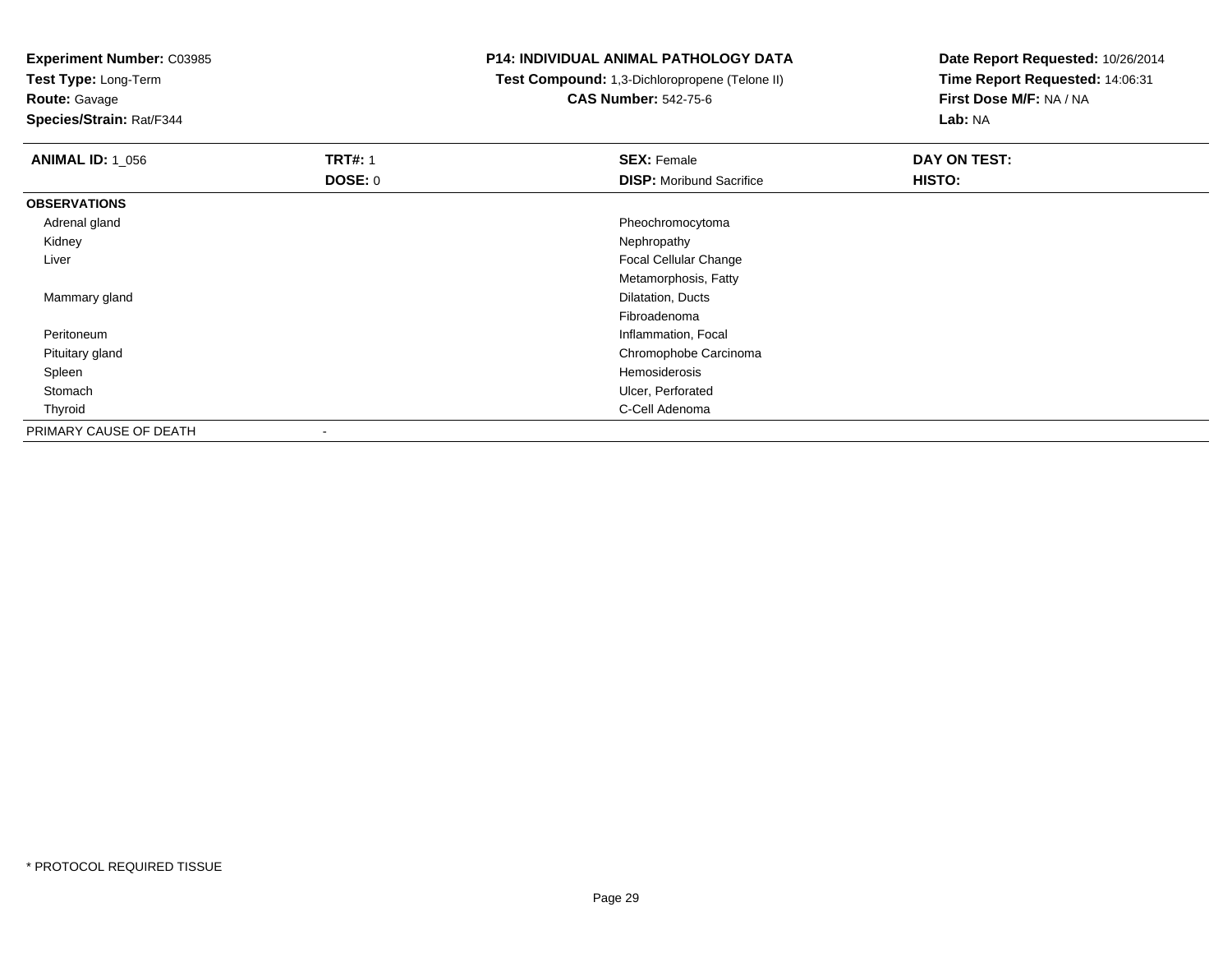**Experiment Number:** C03985
**Test Type:** Long-Term
**Route:** Gavage
**Species/Strain:** Rat/F344

**P14: INDIVIDUAL ANIMAL PATHOLOGY DATA**
**Test Compound:** 1,3-Dichloropropene (Telone II)
**CAS Number:** 542-75-6

**Date Report Requested:** 10/26/2014
**Time Report Requested:** 14:06:31
**First Dose M/F:** NA / NA
**Lab:** NA

| **ANIMAL ID:** 1_056 | **TRT#:** 1 | **SEX:** Female | **DAY ON TEST:** |
|---|---|---|---|
| | **DOSE:** 0 | **DISP:** Moribund Sacrifice | **HISTO:** |
| **OBSERVATIONS** | | | |
| Adrenal gland | | Pheochromocytoma | |
| Kidney | | Nephropathy | |
| Liver | | Focal Cellular Change | |
| | | Metamorphosis, Fatty | |
| Mammary gland | | Dilatation, Ducts | |
| | | Fibroadenoma | |
| Peritoneum | | Inflammation, Focal | |
| Pituitary gland | | Chromophobe Carcinoma | |
| Spleen | | Hemosiderosis | |
| Stomach | | Ulcer, Perforated | |
| Thyroid | | C-Cell Adenoma | |
| PRIMARY CAUSE OF DEATH | - | | |

* PROTOCOL REQUIRED TISSUE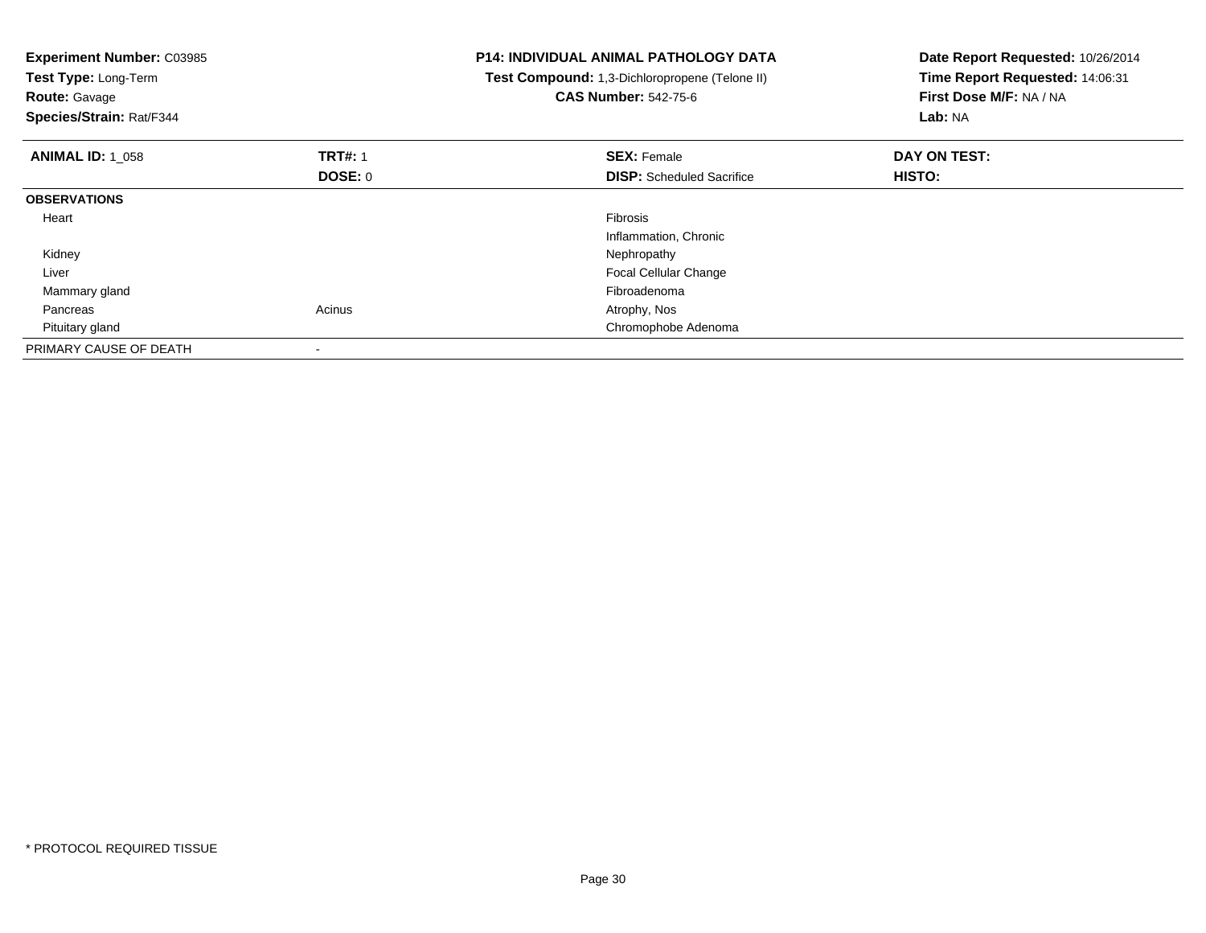**Experiment Number:** C03985
**Test Type:** Long-Term
**Route:** Gavage
**Species/Strain:** Rat/F344

**P14: INDIVIDUAL ANIMAL PATHOLOGY DATA**
**Test Compound:** 1,3-Dichloropropene (Telone II)
**CAS Number:** 542-75-6

**Date Report Requested:** 10/26/2014
**Time Report Requested:** 14:06:31
**First Dose M/F:** NA / NA
**Lab:** NA

| **ANIMAL ID:** 1_058 | **TRT#:** 1 | **SEX:** Female | **DAY ON TEST:** |
|---|---|---|---|
| | **DOSE:** 0 | **DISP:** Scheduled Sacrifice | **HISTO:** |
| **OBSERVATIONS** | | | |
| Heart | | Fibrosis | |
| | | Inflammation, Chronic | |
| Kidney | | Nephropathy | |
| Liver | | Focal Cellular Change | |
| Mammary gland | | Fibroadenoma | |
| Pancreas | Acinus | Atrophy, Nos | |
| Pituitary gland | | Chromophobe Adenoma | |
| PRIMARY CAUSE OF DEATH | - | | |

* PROTOCOL REQUIRED TISSUE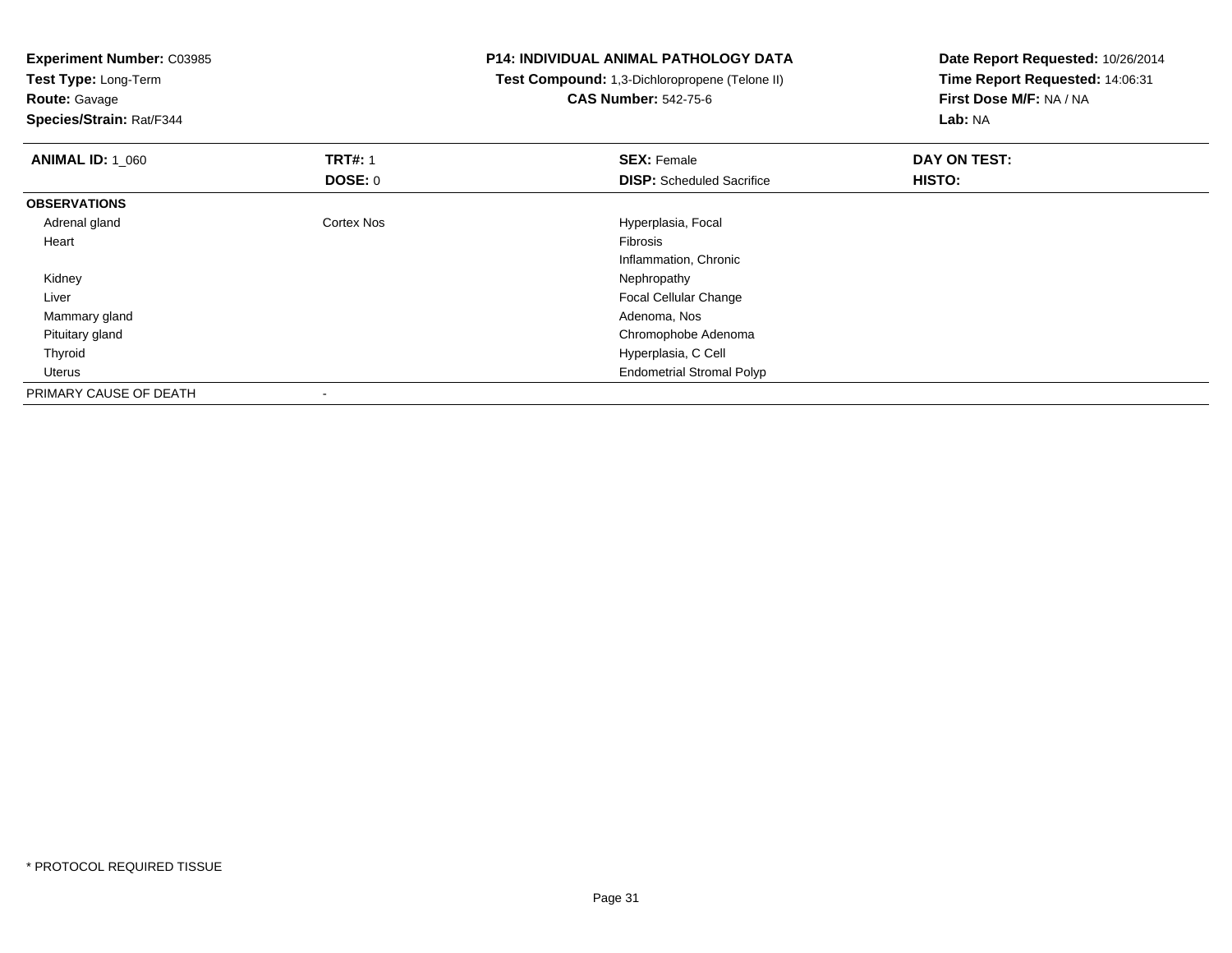**Experiment Number:** C03985
**Test Type:** Long-Term
**Route:** Gavage
**Species/Strain:** Rat/F344

**P14: INDIVIDUAL ANIMAL PATHOLOGY DATA**
**Test Compound:** 1,3-Dichloropropene (Telone II)
**CAS Number:** 542-75-6

**Date Report Requested:** 10/26/2014
**Time Report Requested:** 14:06:31
**First Dose M/F:** NA / NA
**Lab:** NA

| **ANIMAL ID:** 1_060 | **TRT#:** 1 | **SEX:** Female | **DAY ON TEST:** |
|---|---|---|---|
| | **DOSE:** 0 | **DISP:** Scheduled Sacrifice | **HISTO:** |
| **OBSERVATIONS** | | | |
| Adrenal gland | Cortex Nos | Hyperplasia, Focal | |
| Heart | | Fibrosis | |
| | | Inflammation, Chronic | |
| Kidney | | Nephropathy | |
| Liver | | Focal Cellular Change | |
| Mammary gland | | Adenoma, Nos | |
| Pituitary gland | | Chromophobe Adenoma | |
| Thyroid | | Hyperplasia, C Cell | |
| Uterus | | Endometrial Stromal Polyp | |
| PRIMARY CAUSE OF DEATH | - | | |

* PROTOCOL REQUIRED TISSUE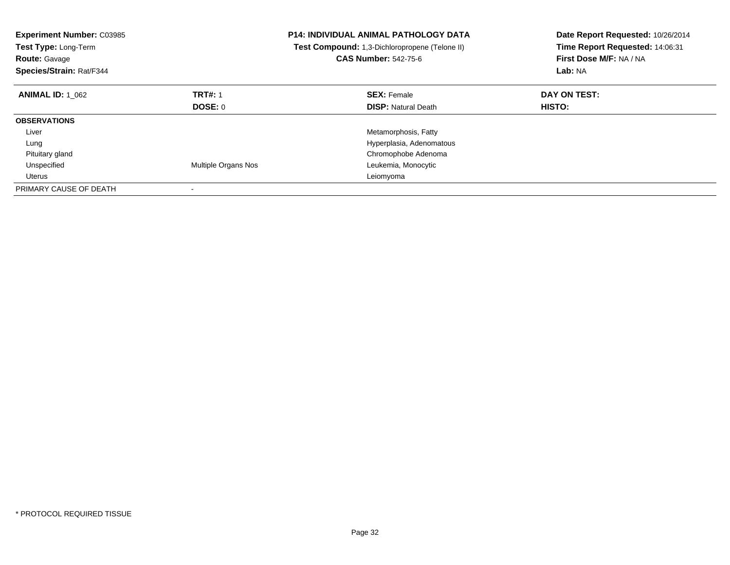**Experiment Number:** C03985
**Test Type:** Long-Term
**Route:** Gavage
**Species/Strain:** Rat/F344

**P14: INDIVIDUAL ANIMAL PATHOLOGY DATA**
**Test Compound:** 1,3-Dichloropropene (Telone II)
**CAS Number:** 542-75-6

**Date Report Requested:** 10/26/2014
**Time Report Requested:** 14:06:31
**First Dose M/F:** NA / NA
**Lab:** NA

| **ANIMAL ID:** 1_062 | **TRT#:** 1 | **SEX:** Female | **DAY ON TEST:** |
|---|---|---|---|
| | **DOSE:** 0 | **DISP:** Natural Death | **HISTO:** |
| **OBSERVATIONS** | | | |
| Liver | | Metamorphosis, Fatty | |
| Lung | | Hyperplasia, Adenomatous | |
| Pituitary gland | | Chromophobe Adenoma | |
| Unspecified | Multiple Organs Nos | Leukemia, Monocytic | |
| Uterus | | Leiomyoma | |
| PRIMARY CAUSE OF DEATH | - | | |

* PROTOCOL REQUIRED TISSUE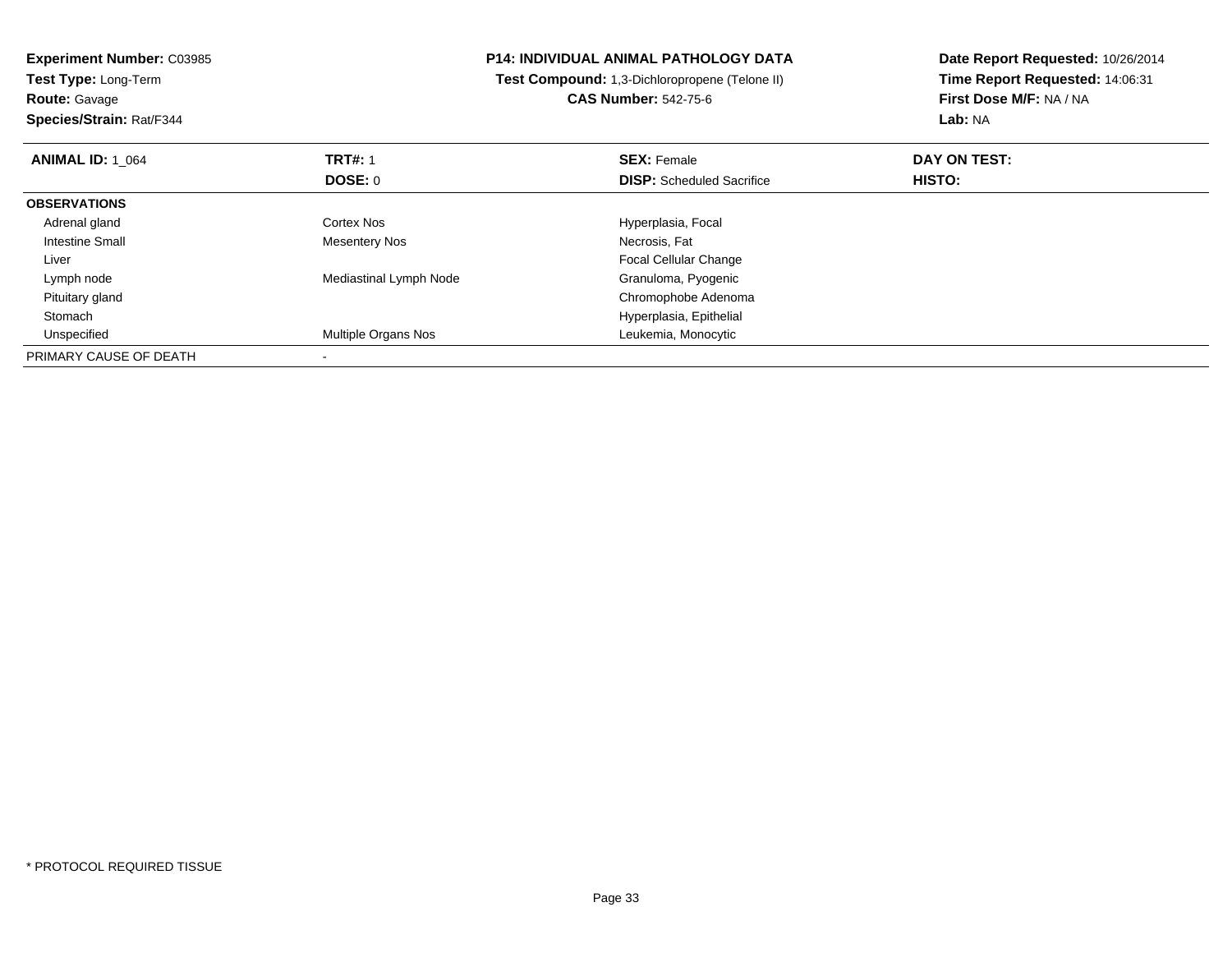**Experiment Number:** C03985
**Test Type:** Long-Term
**Route:** Gavage
**Species/Strain:** Rat/F344

**P14: INDIVIDUAL ANIMAL PATHOLOGY DATA**
**Test Compound:** 1,3-Dichloropropene (Telone II)
**CAS Number:** 542-75-6

**Date Report Requested:** 10/26/2014
**Time Report Requested:** 14:06:31
**First Dose M/F:** NA / NA
**Lab:** NA

| **ANIMAL ID:** 1_064 | **TRT#:** 1 | **SEX:** Female | **DAY ON TEST:** |
|---|---|---|---|
| | **DOSE:** 0 | **DISP:** Scheduled Sacrifice | **HISTO:** |
| **OBSERVATIONS** | | | |
| Adrenal gland | Cortex Nos | Hyperplasia, Focal | |
| Intestine Small | Mesentery Nos | Necrosis, Fat | |
| Liver | | Focal Cellular Change | |
| Lymph node | Mediastinal Lymph Node | Granuloma, Pyogenic | |
| Pituitary gland | | Chromophobe Adenoma | |
| Stomach | | Hyperplasia, Epithelial | |
| Unspecified | Multiple Organs Nos | Leukemia, Monocytic | |
| PRIMARY CAUSE OF DEATH | - | | |

* PROTOCOL REQUIRED TISSUE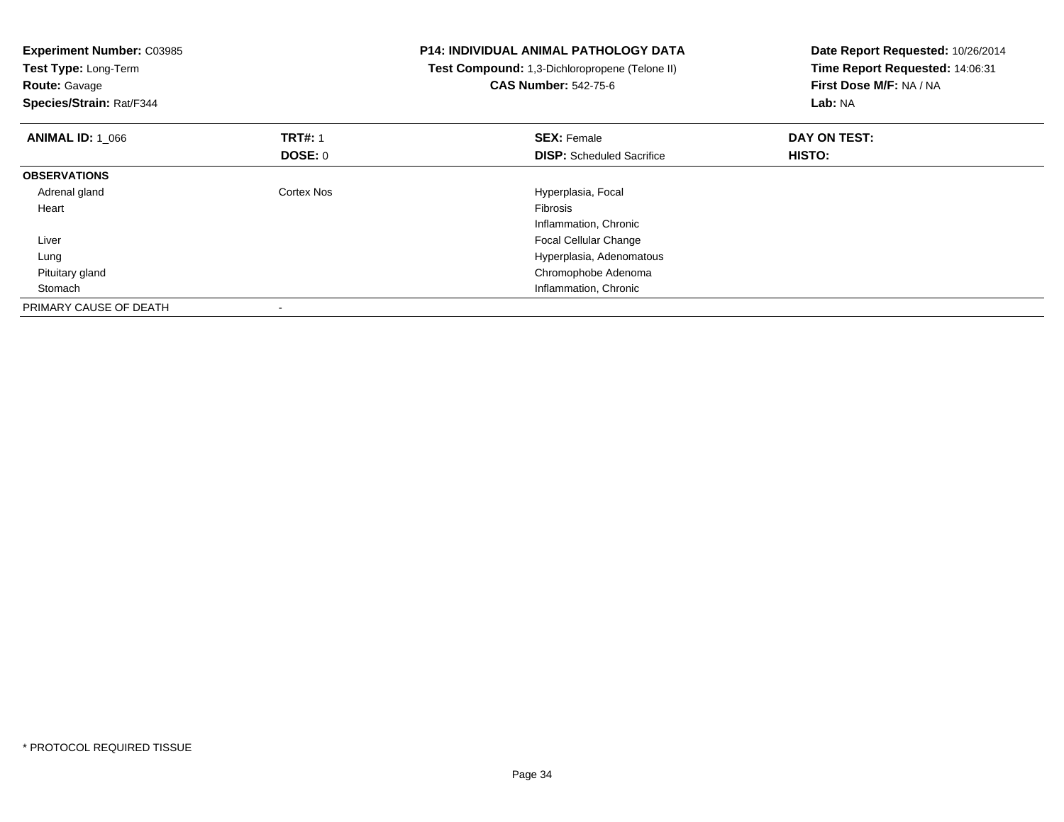**Experiment Number:** C03985
**Test Type:** Long-Term
**Route:** Gavage
**Species/Strain:** Rat/F344

**P14: INDIVIDUAL ANIMAL PATHOLOGY DATA**
**Test Compound:** 1,3-Dichloropropene (Telone II)
**CAS Number:** 542-75-6

**Date Report Requested:** 10/26/2014
**Time Report Requested:** 14:06:31
**First Dose M/F:** NA / NA
**Lab:** NA

| **ANIMAL ID:** 1_066 | **TRT#:** 1 | **SEX:** Female | **DAY ON TEST:** |
|---|---|---|---|
| | **DOSE:** 0 | **DISP:** Scheduled Sacrifice | **HISTO:** |
| **OBSERVATIONS** | | | |
| Adrenal gland | Cortex Nos | Hyperplasia, Focal | |
| Heart | | Fibrosis | |
| | | Inflammation, Chronic | |
| Liver | | Focal Cellular Change | |
| Lung | | Hyperplasia, Adenomatous | |
| Pituitary gland | | Chromophobe Adenoma | |
| Stomach | | Inflammation, Chronic | |
| PRIMARY CAUSE OF DEATH | - | | |

* PROTOCOL REQUIRED TISSUE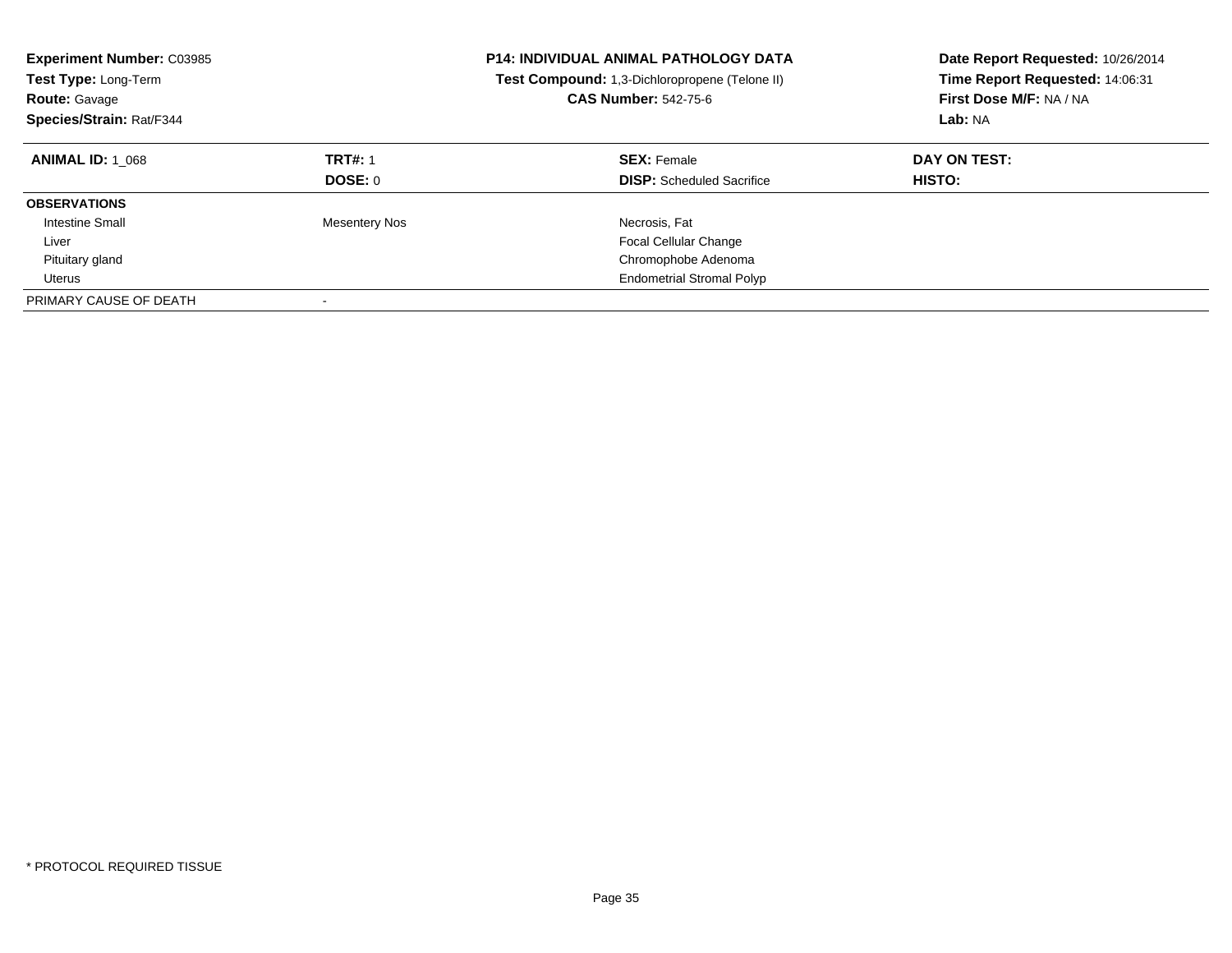**Experiment Number:** C03985
**Test Type:** Long-Term
**Route:** Gavage
**Species/Strain:** Rat/F344

**P14: INDIVIDUAL ANIMAL PATHOLOGY DATA**
**Test Compound:** 1,3-Dichloropropene (Telone II)
**CAS Number:** 542-75-6

**Date Report Requested:** 10/26/2014
**Time Report Requested:** 14:06:31
**First Dose M/F:** NA / NA
**Lab:** NA

| **ANIMAL ID:** 1_068 | **TRT#:** 1 | **SEX:** Female | **DAY ON TEST:** |
|---|---|---|---|
| | **DOSE:** 0 | **DISP:** Scheduled Sacrifice | **HISTO:** |
| **OBSERVATIONS** | | | |
| Intestine Small | Mesentery Nos | Necrosis, Fat | |
| Liver | | Focal Cellular Change | |
| Pituitary gland | | Chromophobe Adenoma | |
| Uterus | | Endometrial Stromal Polyp | |
| PRIMARY CAUSE OF DEATH | - | | |

* PROTOCOL REQUIRED TISSUE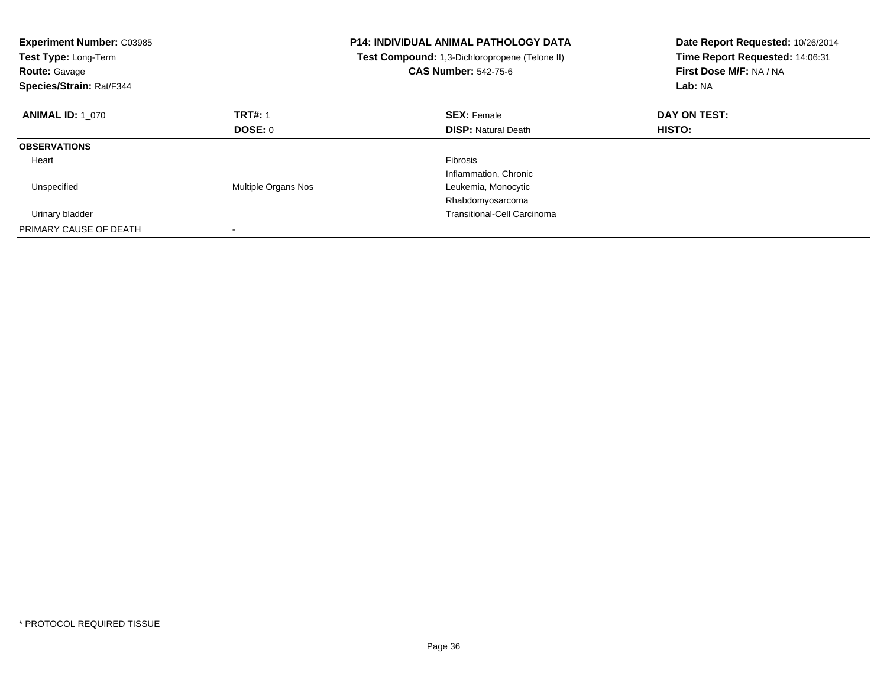**Experiment Number:** C03985
**Test Type:** Long-Term
**Route:** Gavage
**Species/Strain:** Rat/F344

**P14: INDIVIDUAL ANIMAL PATHOLOGY DATA**
**Test Compound:** 1,3-Dichloropropene (Telone II)
**CAS Number:** 542-75-6

**Date Report Requested:** 10/26/2014
**Time Report Requested:** 14:06:31
**First Dose M/F:** NA / NA
**Lab:** NA

| **ANIMAL ID:** 1_070 | **TRT#:** 1 | **SEX:** Female | **DAY ON TEST:** |
|---|---|---|---|
| | **DOSE:** 0 | **DISP:** Natural Death | **HISTO:** |
| **OBSERVATIONS** | | | |
| Heart | | Fibrosis | |
| | | Inflammation, Chronic | |
| Unspecified | Multiple Organs Nos | Leukemia, Monocytic | |
| | | Rhabdomyosarcoma | |
| Urinary bladder | | Transitional-Cell Carcinoma | |
| PRIMARY CAUSE OF DEATH | - | | |

\* PROTOCOL REQUIRED TISSUE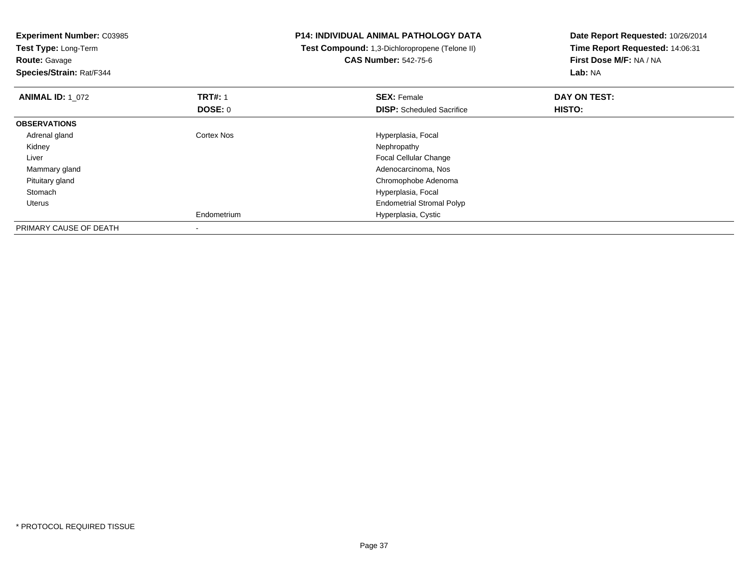**Experiment Number:** C03985
**Test Type:** Long-Term
**Route:** Gavage
**Species/Strain:** Rat/F344

**P14: INDIVIDUAL ANIMAL PATHOLOGY DATA**
**Test Compound:** 1,3-Dichloropropene (Telone II)
**CAS Number:** 542-75-6

**Date Report Requested:** 10/26/2014
**Time Report Requested:** 14:06:31
**First Dose M/F:** NA / NA
**Lab:** NA

| **ANIMAL ID:** 1_072 | **TRT#:** 1 | **SEX:** Female | **DAY ON TEST:** |
|---|---|---|---|
| | **DOSE:** 0 | **DISP:** Scheduled Sacrifice | **HISTO:** |
| **OBSERVATIONS** | | | |
| Adrenal gland | Cortex Nos | Hyperplasia, Focal | |
| Kidney | | Nephropathy | |
| Liver | | Focal Cellular Change | |
| Mammary gland | | Adenocarcinoma, Nos | |
| Pituitary gland | | Chromophobe Adenoma | |
| Stomach | | Hyperplasia, Focal | |
| Uterus | | Endometrial Stromal Polyp | |
| | Endometrium | Hyperplasia, Cystic | |
| PRIMARY CAUSE OF DEATH | - | | |

\* PROTOCOL REQUIRED TISSUE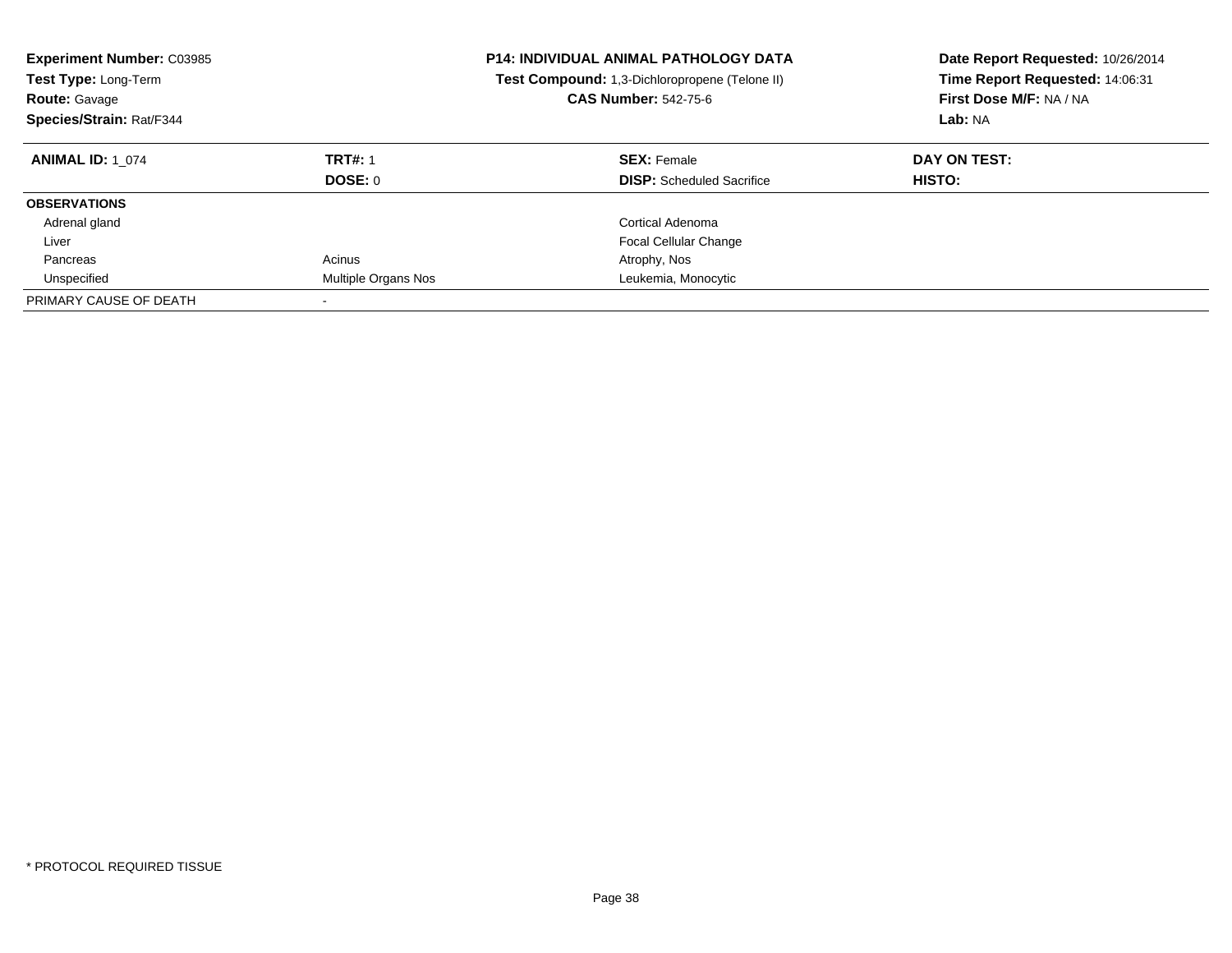**Experiment Number:** C03985
**Test Type:** Long-Term
**Route:** Gavage
**Species/Strain:** Rat/F344

**P14: INDIVIDUAL ANIMAL PATHOLOGY DATA**
**Test Compound:** 1,3-Dichloropropene (Telone II)
**CAS Number:** 542-75-6

**Date Report Requested:** 10/26/2014
**Time Report Requested:** 14:06:31
**First Dose M/F:** NA / NA
**Lab:** NA

| **ANIMAL ID:** 1_074 | **TRT#:** 1 | **SEX:** Female | **DAY ON TEST:** |
|---|---|---|---|
| | **DOSE:** 0 | **DISP:** Scheduled Sacrifice | **HISTO:** |
| **OBSERVATIONS** | | | |
| Adrenal gland | | Cortical Adenoma | |
| Liver | | Focal Cellular Change | |
| Pancreas | Acinus | Atrophy, Nos | |
| Unspecified | Multiple Organs Nos | Leukemia, Monocytic | |
| PRIMARY CAUSE OF DEATH | - | | |

* PROTOCOL REQUIRED TISSUE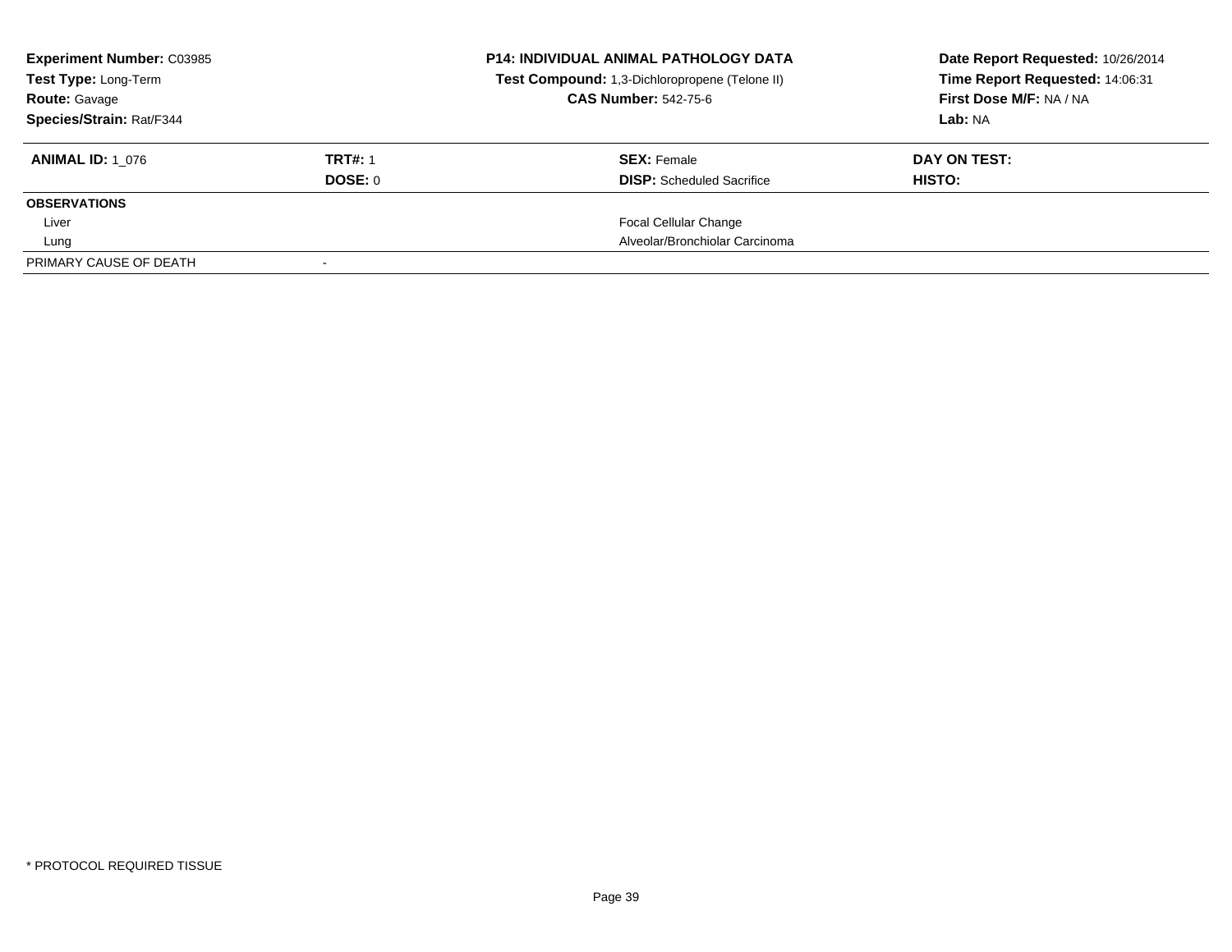**Experiment Number:** C03985
**Test Type:** Long-Term
**Route:** Gavage
**Species/Strain:** Rat/F344

**P14: INDIVIDUAL ANIMAL PATHOLOGY DATA**
**Test Compound:** 1,3-Dichloropropene (Telone II)
**CAS Number:** 542-75-6

**Date Report Requested:** 10/26/2014
**Time Report Requested:** 14:06:31
**First Dose M/F:** NA / NA
**Lab:** NA

| **ANIMAL ID:** 1_076 | **TRT#:** 1 | **SEX:** Female | **DAY ON TEST:** |
|---|---|---|---|
| | **DOSE:** 0 | **DISP:** Scheduled Sacrifice | **HISTO:** |
| **OBSERVATIONS** | | | |
| Liver | | Focal Cellular Change | |
| Lung | | Alveolar/Bronchiolar Carcinoma | |
| PRIMARY CAUSE OF DEATH | - | | |

* PROTOCOL REQUIRED TISSUE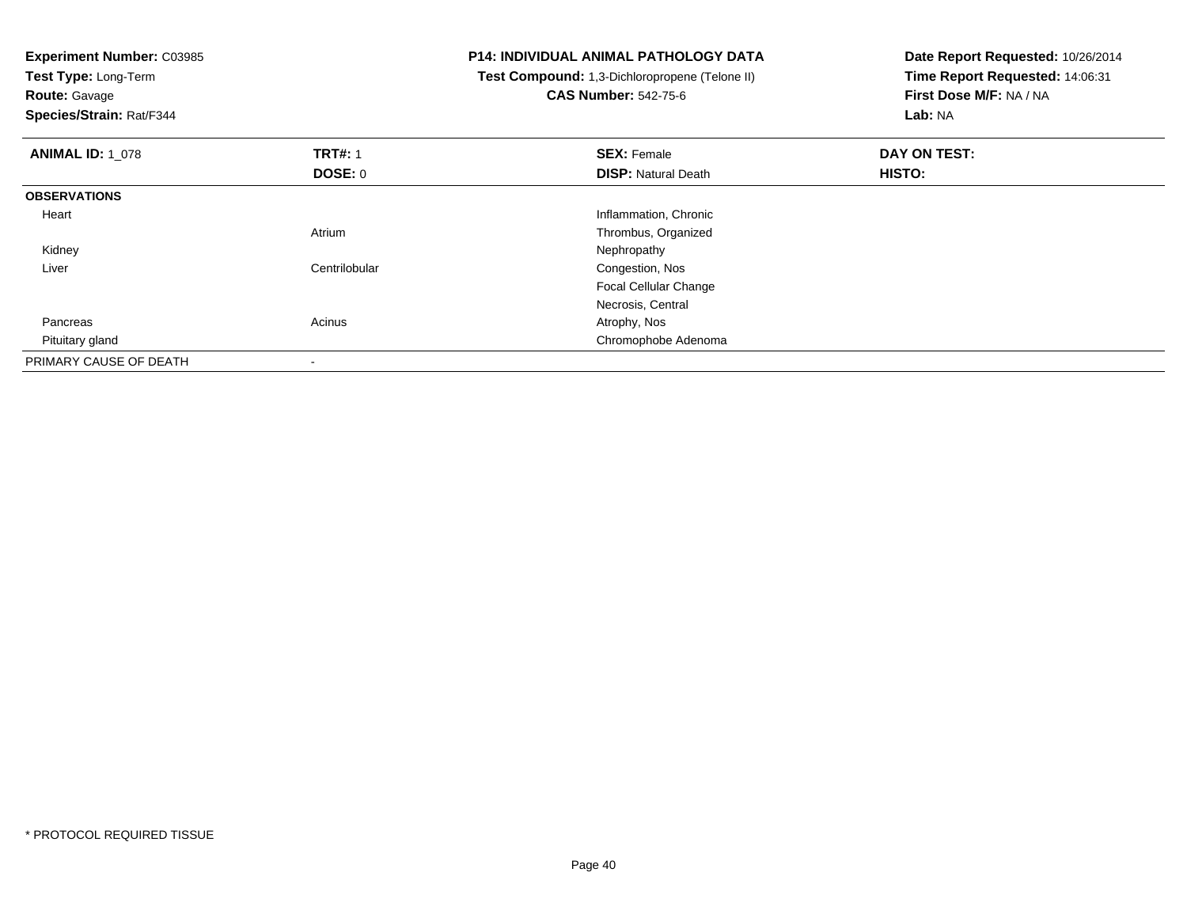**Experiment Number:** C03985
**Test Type:** Long-Term
**Route:** Gavage
**Species/Strain:** Rat/F344

**P14: INDIVIDUAL ANIMAL PATHOLOGY DATA**
**Test Compound:** 1,3-Dichloropropene (Telone II)
**CAS Number:** 542-75-6

**Date Report Requested:** 10/26/2014
**Time Report Requested:** 14:06:31
**First Dose M/F:** NA / NA
**Lab:** NA

| **ANIMAL ID:** 1_078 | **TRT#:** 1 | **SEX:** Female | **DAY ON TEST:** |
|---|---|---|---|
| | **DOSE:** 0 | **DISP:** Natural Death | **HISTO:** |
| **OBSERVATIONS** | | | |
| Heart | | Inflammation, Chronic | |
| | Atrium | Thrombus, Organized | |
| Kidney | | Nephropathy | |
| Liver | Centrilobular | Congestion, Nos | |
| | | Focal Cellular Change | |
| | | Necrosis, Central | |
| Pancreas | Acinus | Atrophy, Nos | |
| Pituitary gland | | Chromophobe Adenoma | |
| PRIMARY CAUSE OF DEATH | - | | |

* PROTOCOL REQUIRED TISSUE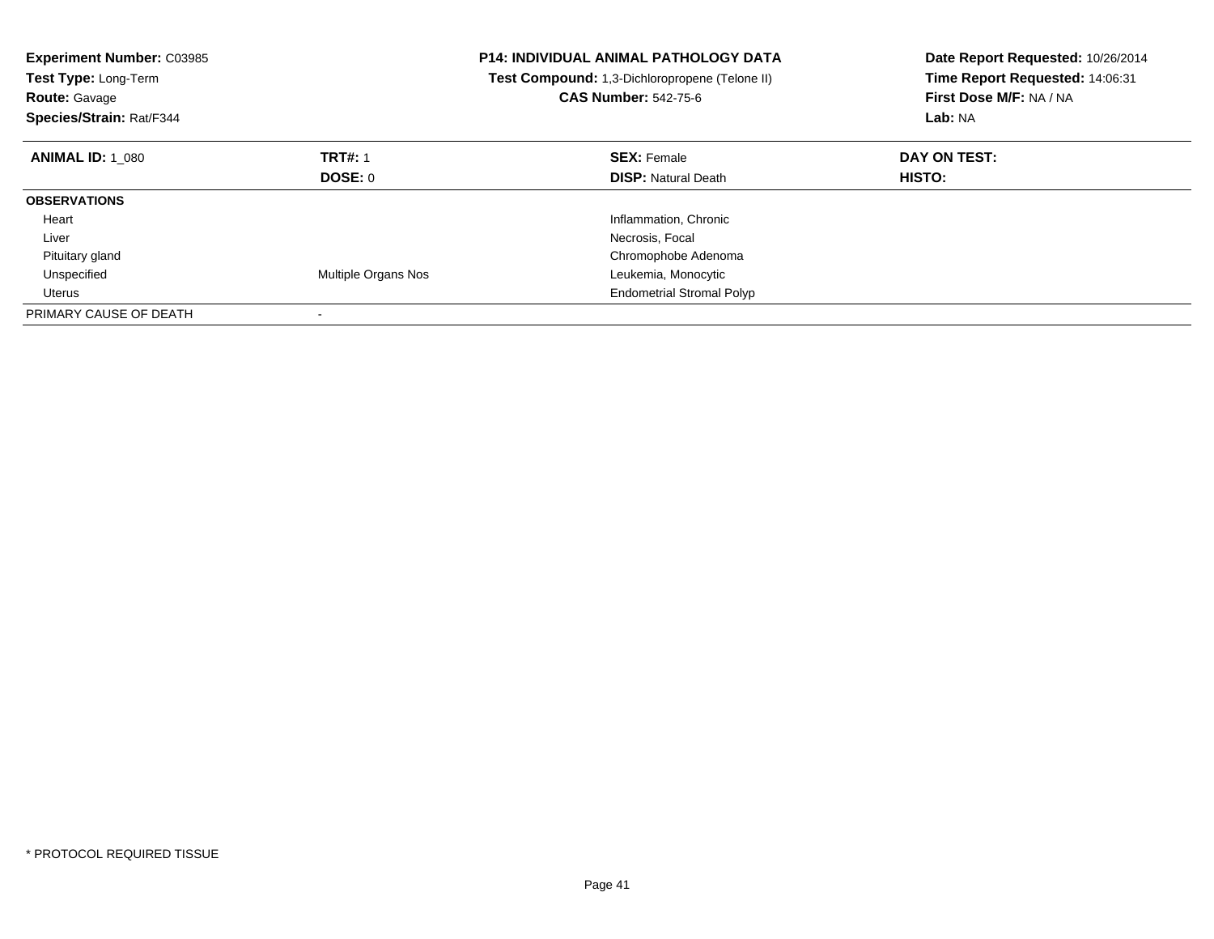**Experiment Number:** C03985
**Test Type:** Long-Term
**Route:** Gavage
**Species/Strain:** Rat/F344

**P14: INDIVIDUAL ANIMAL PATHOLOGY DATA**
**Test Compound:** 1,3-Dichloropropene (Telone II)
**CAS Number:** 542-75-6

**Date Report Requested:** 10/26/2014
**Time Report Requested:** 14:06:31
**First Dose M/F:** NA / NA
**Lab:** NA

| **ANIMAL ID:** 1_080 | **TRT#:** 1 | **SEX:** Female | **DAY ON TEST:** |
|---|---|---|---|
| | **DOSE:** 0 | **DISP:** Natural Death | **HISTO:** |
| **OBSERVATIONS** | | | |
| Heart | | Inflammation, Chronic | |
| Liver | | Necrosis, Focal | |
| Pituitary gland | | Chromophobe Adenoma | |
| Unspecified | Multiple Organs Nos | Leukemia, Monocytic | |
| Uterus | | Endometrial Stromal Polyp | |
| PRIMARY CAUSE OF DEATH | - | | |

* PROTOCOL REQUIRED TISSUE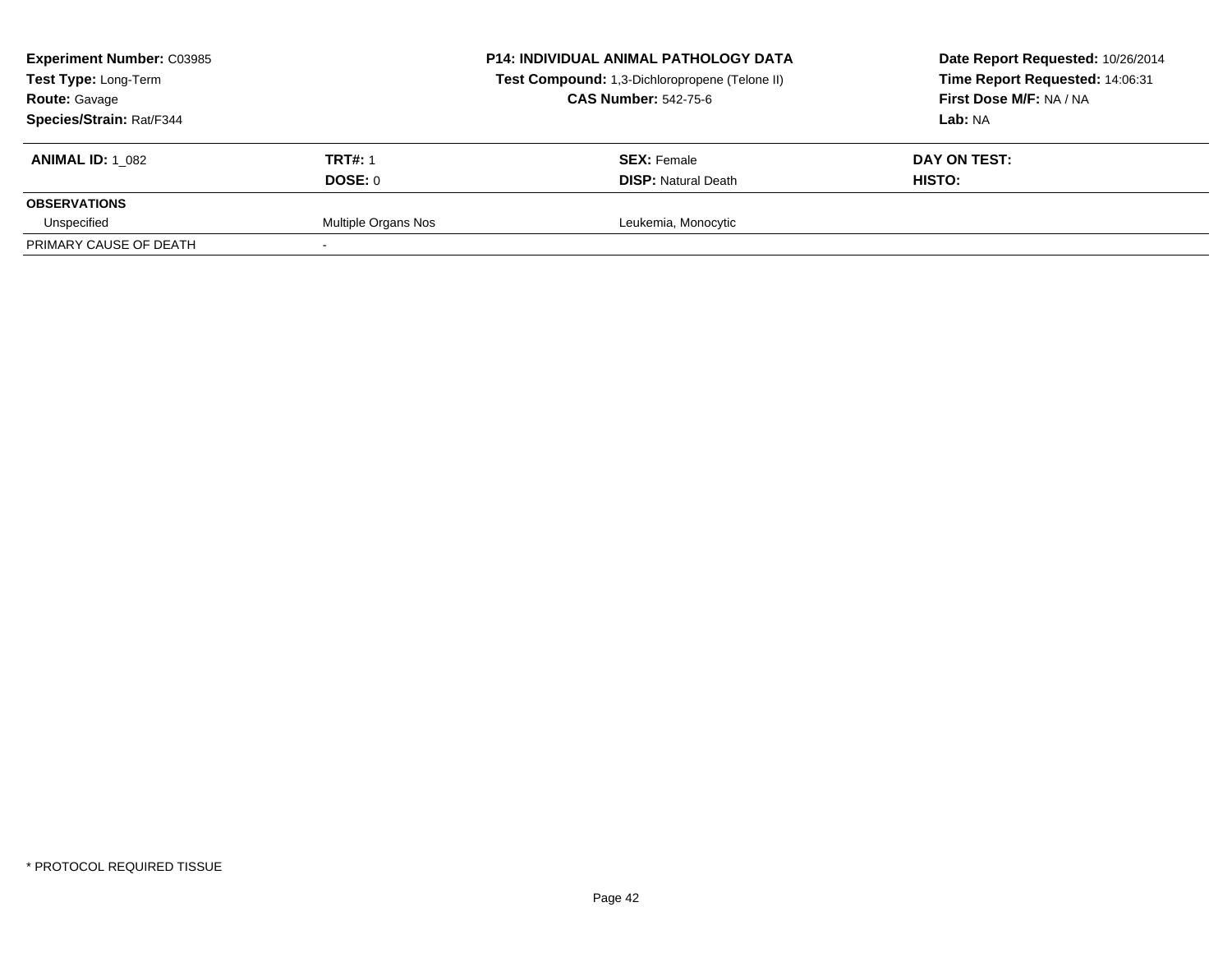| **Experiment Number:** C03985 | **P14: INDIVIDUAL ANIMAL PATHOLOGY DATA** | **Date Report Requested:** 10/26/2014 |
|---|---|---|
| **Test Type:** Long-Term | **Test Compound:** 1,3-Dichloropropene (Telone II) | **Time Report Requested:** 14:06:31 |
| **Route:** Gavage | **CAS Number:** 542-75-6 | **First Dose M/F:** NA / NA |
| **Species/Strain:** Rat/F344 | | **Lab:** NA |

| **ANIMAL ID:** 1_082 | **TRT#:** 1 | **SEX:** Female | **DAY ON TEST:** |
|---|---|---|---|
| | **DOSE:** 0 | **DISP:** Natural Death | **HISTO:** |
| **OBSERVATIONS** | | | |
| Unspecified | Multiple Organs Nos | Leukemia, Monocytic | |
| PRIMARY CAUSE OF DEATH | - | | |

* PROTOCOL REQUIRED TISSUE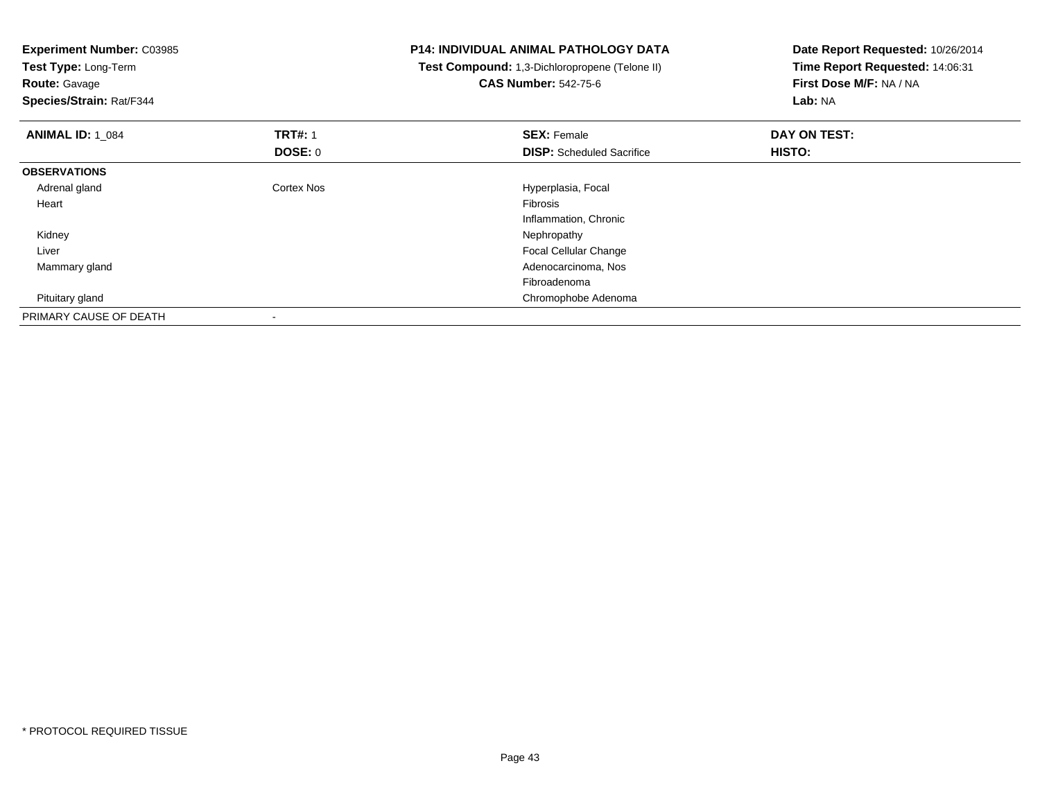**Experiment Number:** C03985
**Test Type:** Long-Term
**Route:** Gavage
**Species/Strain:** Rat/F344

**P14: INDIVIDUAL ANIMAL PATHOLOGY DATA**
**Test Compound:** 1,3-Dichloropropene (Telone II)
**CAS Number:** 542-75-6

**Date Report Requested:** 10/26/2014
**Time Report Requested:** 14:06:31
**First Dose M/F:** NA / NA
**Lab:** NA

| **ANIMAL ID:** 1_084 | **TRT#:** 1 | **SEX:** Female | **DAY ON TEST:** |
|---|---|---|---|
| | **DOSE:** 0 | **DISP:** Scheduled Sacrifice | **HISTO:** |
| **OBSERVATIONS** | | | |
| Adrenal gland | Cortex Nos | Hyperplasia, Focal | |
| Heart | | Fibrosis | |
| | | Inflammation, Chronic | |
| Kidney | | Nephropathy | |
| Liver | | Focal Cellular Change | |
| Mammary gland | | Adenocarcinoma, Nos | |
| | | Fibroadenoma | |
| Pituitary gland | | Chromophobe Adenoma | |
| PRIMARY CAUSE OF DEATH | - | | |

* PROTOCOL REQUIRED TISSUE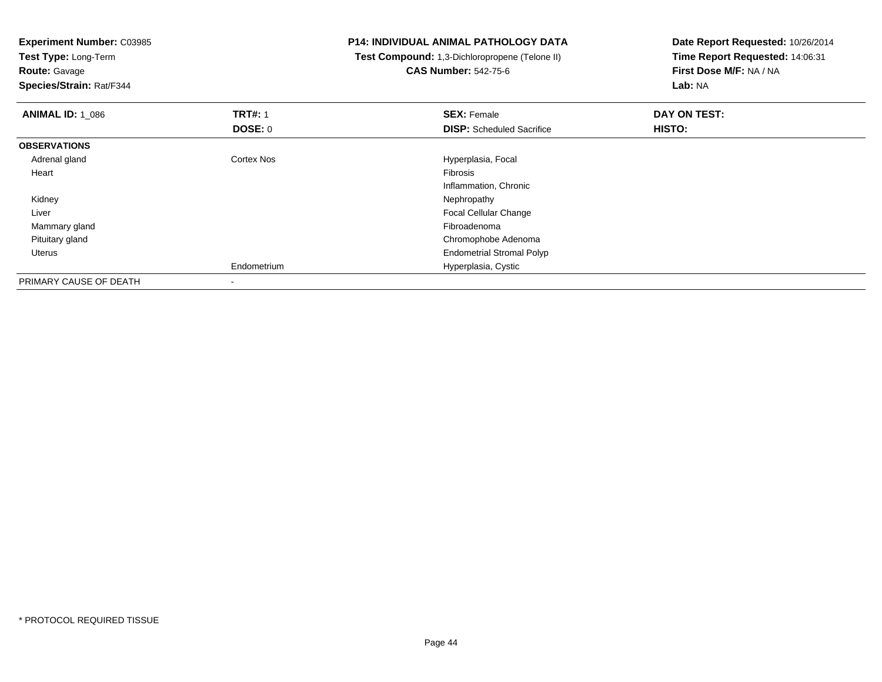**Experiment Number:** C03985
**Test Type:** Long-Term
**Route:** Gavage
**Species/Strain:** Rat/F344

**P14: INDIVIDUAL ANIMAL PATHOLOGY DATA**
**Test Compound:** 1,3-Dichloropropene (Telone II)
**CAS Number:** 542-75-6

**Date Report Requested:** 10/26/2014
**Time Report Requested:** 14:06:31
**First Dose M/F:** NA / NA
**Lab:** NA

| **ANIMAL ID:** 1_086 | **TRT#:** 1 | **SEX:** Female | **DAY ON TEST:** |
|---|---|---|---|
| | **DOSE:** 0 | **DISP:** Scheduled Sacrifice | **HISTO:** |
| **OBSERVATIONS** | | | |
| Adrenal gland | Cortex Nos | Hyperplasia, Focal | |
| Heart | | Fibrosis | |
| | | Inflammation, Chronic | |
| Kidney | | Nephropathy | |
| Liver | | Focal Cellular Change | |
| Mammary gland | | Fibroadenoma | |
| Pituitary gland | | Chromophobe Adenoma | |
| Uterus | | Endometrial Stromal Polyp | |
| | Endometrium | Hyperplasia, Cystic | |
| PRIMARY CAUSE OF DEATH | - | | |

* PROTOCOL REQUIRED TISSUE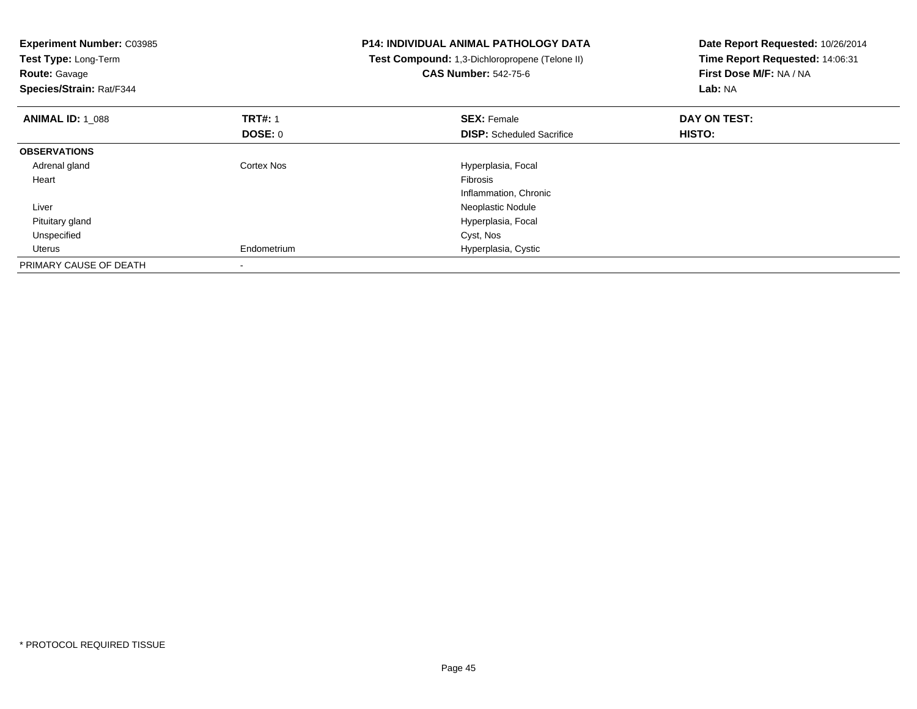**Experiment Number:** C03985
**Test Type:** Long-Term
**Route:** Gavage
**Species/Strain:** Rat/F344

**P14: INDIVIDUAL ANIMAL PATHOLOGY DATA**
**Test Compound:** 1,3-Dichloropropene (Telone II)
**CAS Number:** 542-75-6

**Date Report Requested:** 10/26/2014
**Time Report Requested:** 14:06:31
**First Dose M/F:** NA / NA
**Lab:** NA

| **ANIMAL ID:** 1_088 | **TRT#:** 1 | **SEX:** Female | **DAY ON TEST:** |
|---|---|---|---|
| | **DOSE:** 0 | **DISP:** Scheduled Sacrifice | **HISTO:** |
| **OBSERVATIONS** | | | |
| Adrenal gland | Cortex Nos | Hyperplasia, Focal | |
| Heart | | Fibrosis | |
| | | Inflammation, Chronic | |
| Liver | | Neoplastic Nodule | |
| Pituitary gland | | Hyperplasia, Focal | |
| Unspecified | | Cyst, Nos | |
| Uterus | Endometrium | Hyperplasia, Cystic | |
| PRIMARY CAUSE OF DEATH | - | | |

* PROTOCOL REQUIRED TISSUE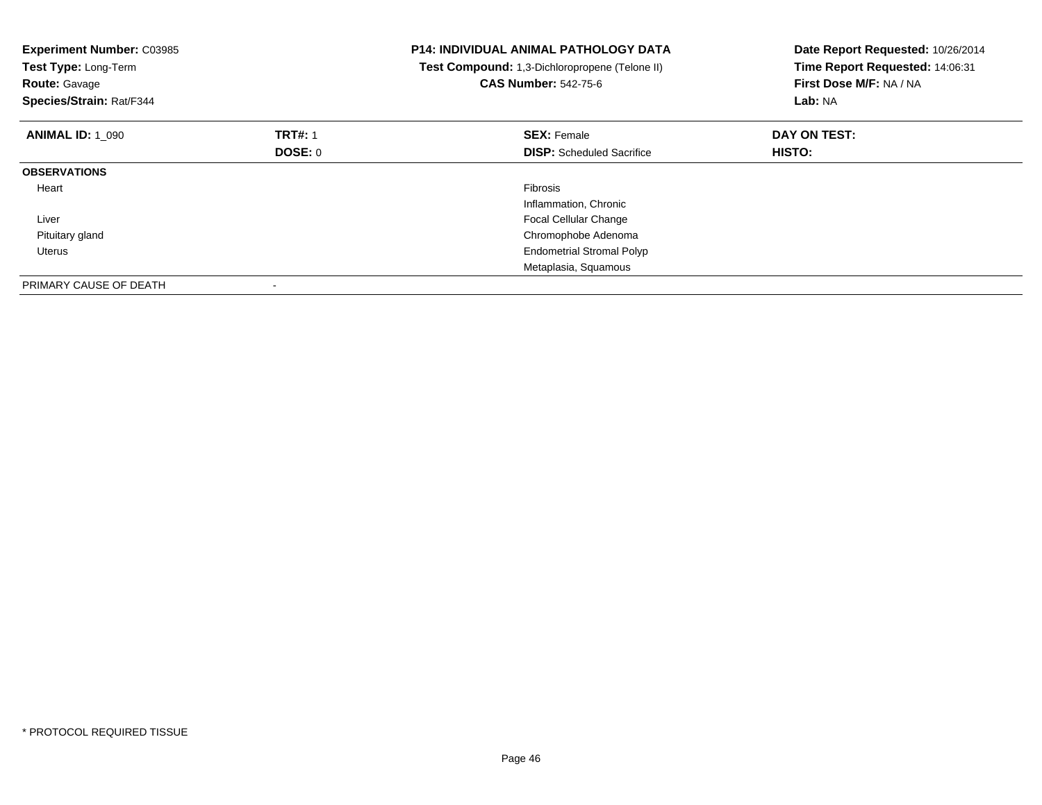**Experiment Number:** C03985
**Test Type:** Long-Term
**Route:** Gavage
**Species/Strain:** Rat/F344

**P14: INDIVIDUAL ANIMAL PATHOLOGY DATA**
**Test Compound:** 1,3-Dichloropropene (Telone II)
**CAS Number:** 542-75-6

**Date Report Requested:** 10/26/2014
**Time Report Requested:** 14:06:31
**First Dose M/F:** NA / NA
**Lab:** NA

| **ANIMAL ID:** 1_090 | **TRT#:** 1 | **SEX:** Female | **DAY ON TEST:** |
|---|---|---|---|
| | **DOSE:** 0 | **DISP:** Scheduled Sacrifice | **HISTO:** |
| **OBSERVATIONS** | | | |
| Heart | | Fibrosis | |
| | | Inflammation, Chronic | |
| Liver | | Focal Cellular Change | |
| Pituitary gland | | Chromophobe Adenoma | |
| Uterus | | Endometrial Stromal Polyp | |
| | | Metaplasia, Squamous | |
| PRIMARY CAUSE OF DEATH | - | | |

* PROTOCOL REQUIRED TISSUE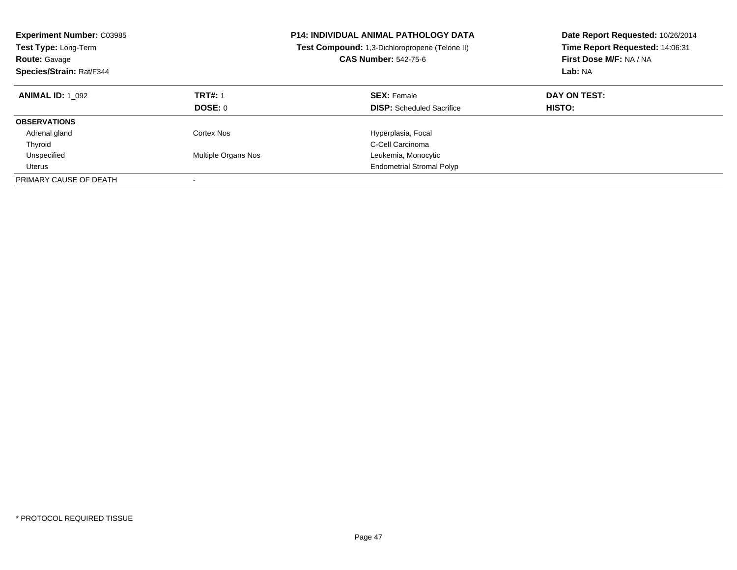**Experiment Number:** C03985
**Test Type:** Long-Term
**Route:** Gavage
**Species/Strain:** Rat/F344

**P14: INDIVIDUAL ANIMAL PATHOLOGY DATA**
**Test Compound:** 1,3-Dichloropropene (Telone II)
**CAS Number:** 542-75-6

**Date Report Requested:** 10/26/2014
**Time Report Requested:** 14:06:31
**First Dose M/F:** NA / NA
**Lab:** NA

| **ANIMAL ID:** 1_092 | **TRT#:** 1 | **SEX:** Female | **DAY ON TEST:** |
|---|---|---|---|
| | **DOSE:** 0 | **DISP:** Scheduled Sacrifice | **HISTO:** |
| **OBSERVATIONS** | | | |
| Adrenal gland | Cortex Nos | Hyperplasia, Focal | |
| Thyroid | | C-Cell Carcinoma | |
| Unspecified | Multiple Organs Nos | Leukemia, Monocytic | |
| Uterus | | Endometrial Stromal Polyp | |
| PRIMARY CAUSE OF DEATH | - | | |

* PROTOCOL REQUIRED TISSUE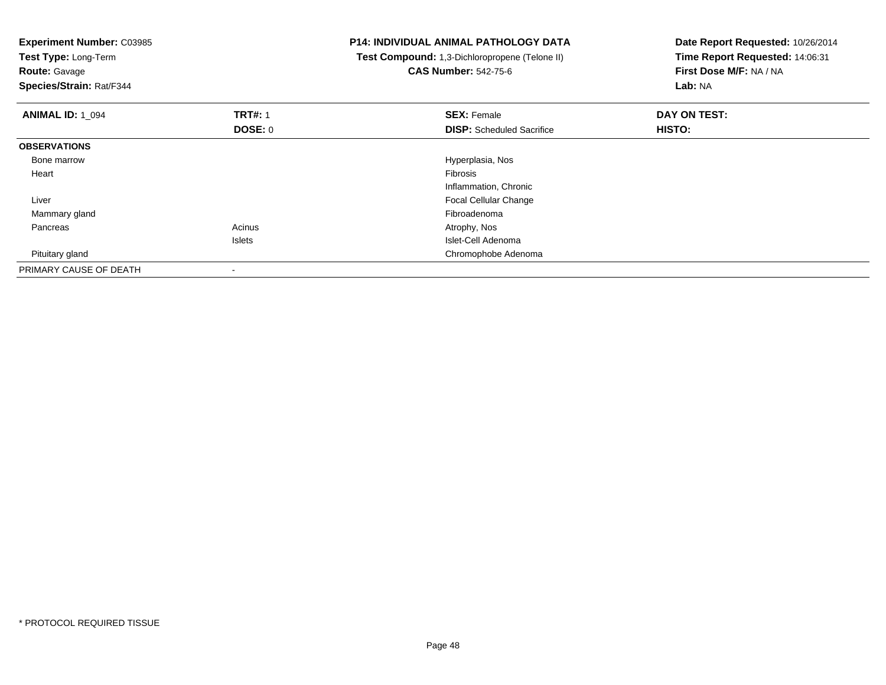**Experiment Number:** C03985
**Test Type:** Long-Term
**Route:** Gavage
**Species/Strain:** Rat/F344

**P14: INDIVIDUAL ANIMAL PATHOLOGY DATA**
**Test Compound:** 1,3-Dichloropropene (Telone II)
**CAS Number:** 542-75-6

**Date Report Requested:** 10/26/2014
**Time Report Requested:** 14:06:31
**First Dose M/F:** NA / NA
**Lab:** NA

| **ANIMAL ID:** 1_094 | **TRT#:** 1 | **SEX:** Female | **DAY ON TEST:** |
|---|---|---|---|
| | **DOSE:** 0 | **DISP:** Scheduled Sacrifice | **HISTO:** |
| **OBSERVATIONS** | | | |
| Bone marrow | | Hyperplasia, Nos | |
| Heart | | Fibrosis | |
| | | Inflammation, Chronic | |
| Liver | | Focal Cellular Change | |
| Mammary gland | | Fibroadenoma | |
| Pancreas | Acinus | Atrophy, Nos | |
| | Islets | Islet-Cell Adenoma | |
| Pituitary gland | | Chromophobe Adenoma | |
| PRIMARY CAUSE OF DEATH | - | | |

* PROTOCOL REQUIRED TISSUE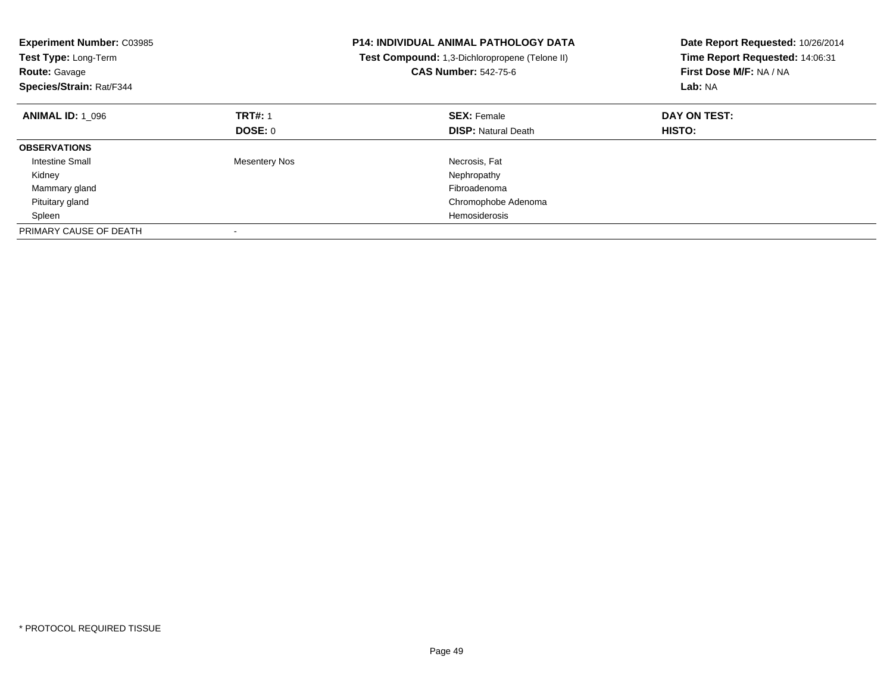**Experiment Number:** C03985
**Test Type:** Long-Term
**Route:** Gavage
**Species/Strain:** Rat/F344

**P14: INDIVIDUAL ANIMAL PATHOLOGY DATA**
**Test Compound:** 1,3-Dichloropropene (Telone II)
**CAS Number:** 542-75-6

**Date Report Requested:** 10/26/2014
**Time Report Requested:** 14:06:31
**First Dose M/F:** NA / NA
**Lab:** NA

| **ANIMAL ID:** 1_096 | **TRT#:** 1 | **SEX:** Female | **DAY ON TEST:** |
|---|---|---|---|
| | **DOSE:** 0 | **DISP:** Natural Death | **HISTO:** |
| **OBSERVATIONS** | | | |
| Intestine Small | Mesentery Nos | Necrosis, Fat | |
| Kidney | | Nephropathy | |
| Mammary gland | | Fibroadenoma | |
| Pituitary gland | | Chromophobe Adenoma | |
| Spleen | | Hemosiderosis | |
| PRIMARY CAUSE OF DEATH | - | | |

* PROTOCOL REQUIRED TISSUE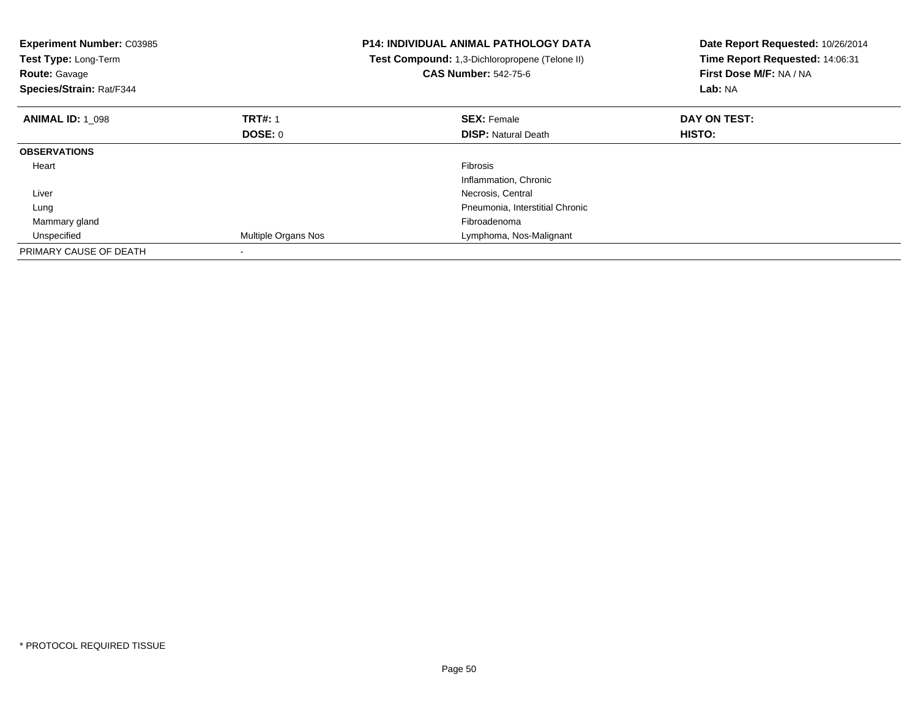**Experiment Number:** C03985
**Test Type:** Long-Term
**Route:** Gavage
**Species/Strain:** Rat/F344

**P14: INDIVIDUAL ANIMAL PATHOLOGY DATA**
**Test Compound:** 1,3-Dichloropropene (Telone II)
**CAS Number:** 542-75-6

**Date Report Requested:** 10/26/2014
**Time Report Requested:** 14:06:31
**First Dose M/F:** NA / NA
**Lab:** NA

| **ANIMAL ID:** 1_098 | **TRT#:** 1 | **SEX:** Female | **DAY ON TEST:** |
|---|---|---|---|
| | **DOSE:** 0 | **DISP:** Natural Death | **HISTO:** |
| **OBSERVATIONS** | | | |
| Heart | | Fibrosis | |
| | | Inflammation, Chronic | |
| Liver | | Necrosis, Central | |
| Lung | | Pneumonia, Interstitial Chronic | |
| Mammary gland | | Fibroadenoma | |
| Unspecified | Multiple Organs Nos | Lymphoma, Nos-Malignant | |
| PRIMARY CAUSE OF DEATH | - | | |

* PROTOCOL REQUIRED TISSUE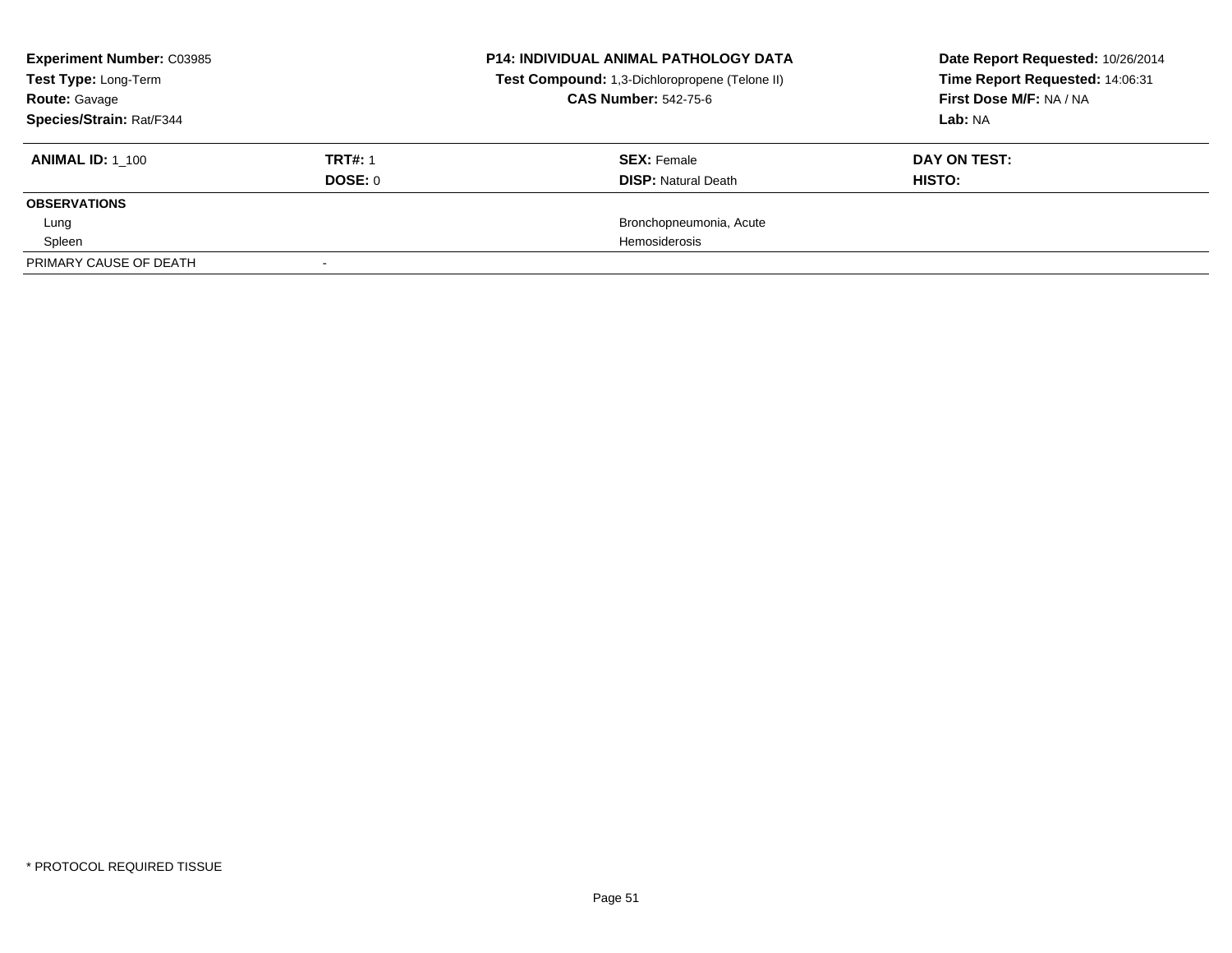**Experiment Number:** C03985
**Test Type:** Long-Term
**Route:** Gavage
**Species/Strain:** Rat/F344

**P14: INDIVIDUAL ANIMAL PATHOLOGY DATA**
**Test Compound:** 1,3-Dichloropropene (Telone II)
**CAS Number:** 542-75-6

**Date Report Requested:** 10/26/2014
**Time Report Requested:** 14:06:31
**First Dose M/F:** NA / NA
**Lab:** NA

| **ANIMAL ID:** 1_100 | **TRT#:** 1 | **SEX:** Female | **DAY ON TEST:** |
|---|---|---|---|
| | **DOSE:** 0 | **DISP:** Natural Death | **HISTO:** |
| **OBSERVATIONS** | | | |
| Lung | | Bronchopneumonia, Acute | |
| Spleen | | Hemosiderosis | |
| PRIMARY CAUSE OF DEATH | - | | |

* PROTOCOL REQUIRED TISSUE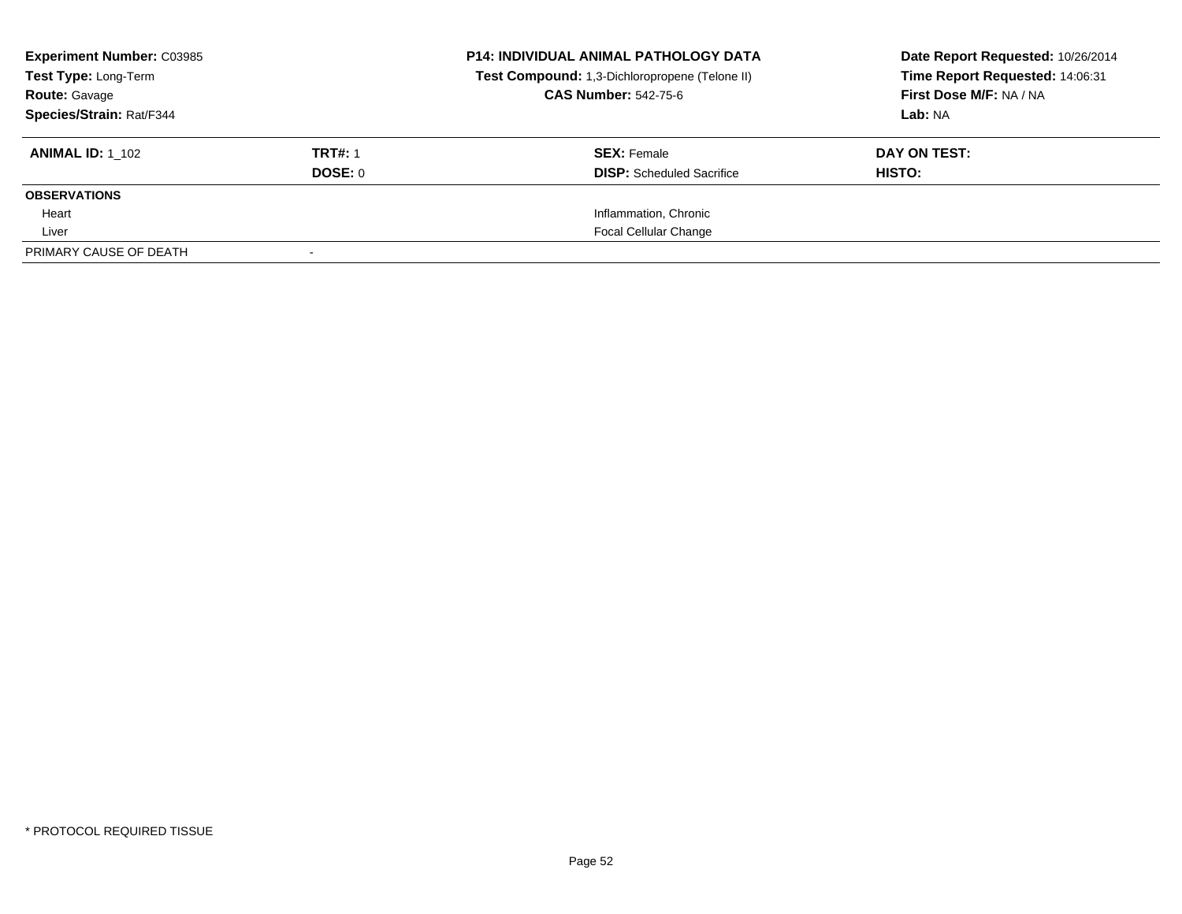**Experiment Number:** C03985
**Test Type:** Long-Term
**Route:** Gavage
**Species/Strain:** Rat/F344

**P14: INDIVIDUAL ANIMAL PATHOLOGY DATA**
**Test Compound:** 1,3-Dichloropropene (Telone II)
**CAS Number:** 542-75-6

**Date Report Requested:** 10/26/2014
**Time Report Requested:** 14:06:31
**First Dose M/F:** NA / NA
**Lab:** NA

| **ANIMAL ID:** 1_102 | **TRT#:** 1 | **SEX:** Female | **DAY ON TEST:** |
|---|---|---|---|
| | **DOSE:** 0 | **DISP:** Scheduled Sacrifice | **HISTO:** |
| **OBSERVATIONS** | | | |
| Heart | | Inflammation, Chronic | |
| Liver | | Focal Cellular Change | |
| PRIMARY CAUSE OF DEATH | - | | |

\* PROTOCOL REQUIRED TISSUE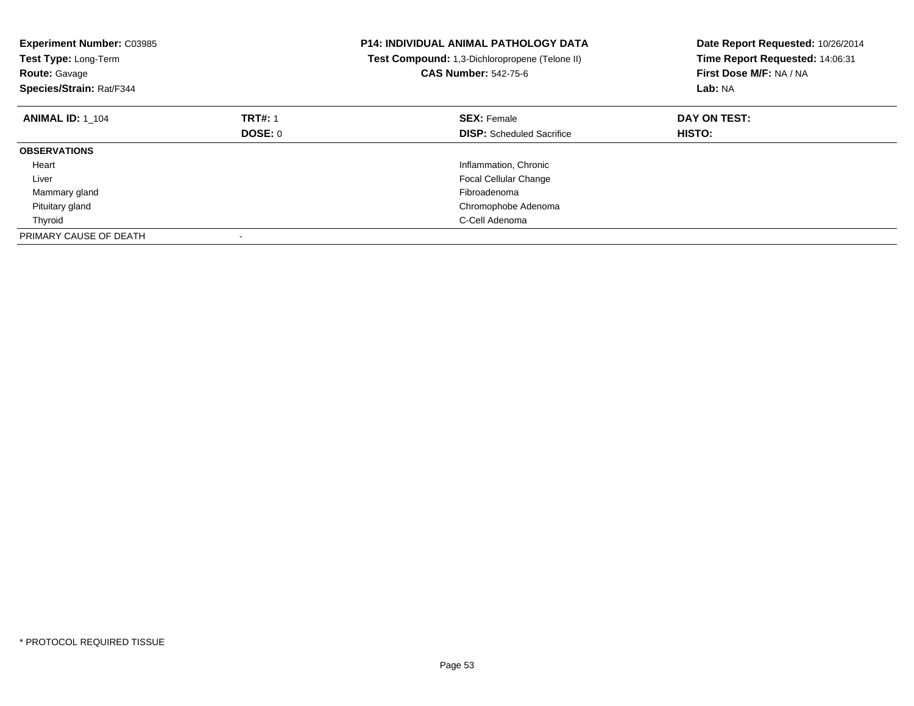**Experiment Number:** C03985
**Test Type:** Long-Term
**Route:** Gavage
**Species/Strain:** Rat/F344

**P14: INDIVIDUAL ANIMAL PATHOLOGY DATA**
**Test Compound:** 1,3-Dichloropropene (Telone II)
**CAS Number:** 542-75-6

**Date Report Requested:** 10/26/2014
**Time Report Requested:** 14:06:31
**First Dose M/F:** NA / NA
**Lab:** NA

| **ANIMAL ID:** 1_104 | **TRT#:** 1 | **SEX:** Female | **DAY ON TEST:** |
|---|---|---|---|
| | **DOSE:** 0 | **DISP:** Scheduled Sacrifice | **HISTO:** |
| **OBSERVATIONS** | | | |
| Heart | | Inflammation, Chronic | |
| Liver | | Focal Cellular Change | |
| Mammary gland | | Fibroadenoma | |
| Pituitary gland | | Chromophobe Adenoma | |
| Thyroid | | C-Cell Adenoma | |
| PRIMARY CAUSE OF DEATH | - | | |

* PROTOCOL REQUIRED TISSUE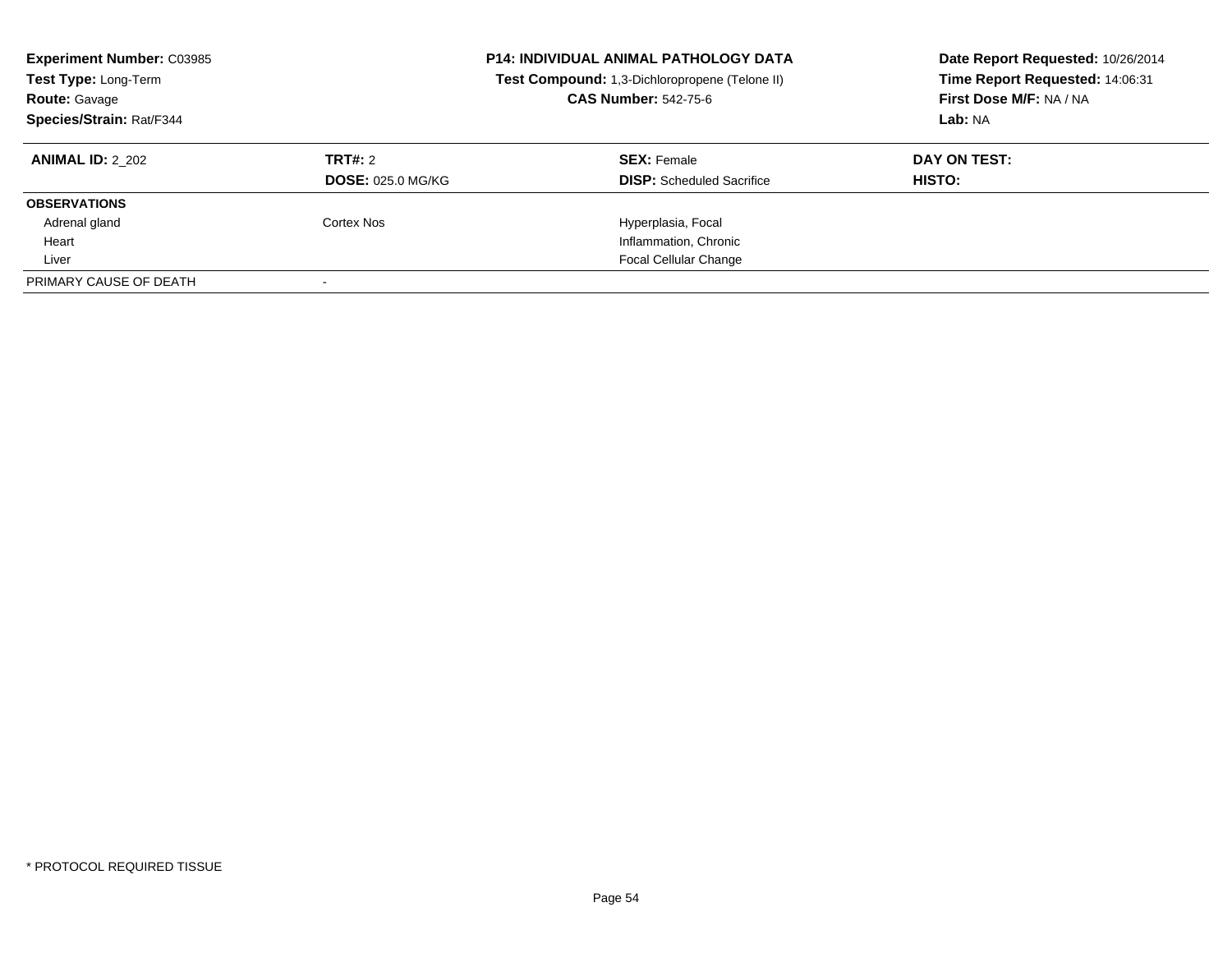**Experiment Number:** C03985
**Test Type:** Long-Term
**Route:** Gavage
**Species/Strain:** Rat/F344

**P14: INDIVIDUAL ANIMAL PATHOLOGY DATA**
**Test Compound:** 1,3-Dichloropropene (Telone II)
**CAS Number:** 542-75-6

**Date Report Requested:** 10/26/2014
**Time Report Requested:** 14:06:31
**First Dose M/F:** NA / NA
**Lab:** NA

| **ANIMAL ID:** 2_202 | **TRT#:** 2 | **SEX:** Female | **DAY ON TEST:** |
|---|---|---|---|
| | **DOSE:** 025.0 MG/KG | **DISP:** Scheduled Sacrifice | **HISTO:** |
| **OBSERVATIONS** | | | |
| Adrenal gland | Cortex Nos | Hyperplasia, Focal | |
| Heart | | Inflammation, Chronic | |
| Liver | | Focal Cellular Change | |
| PRIMARY CAUSE OF DEATH | - | | |

* PROTOCOL REQUIRED TISSUE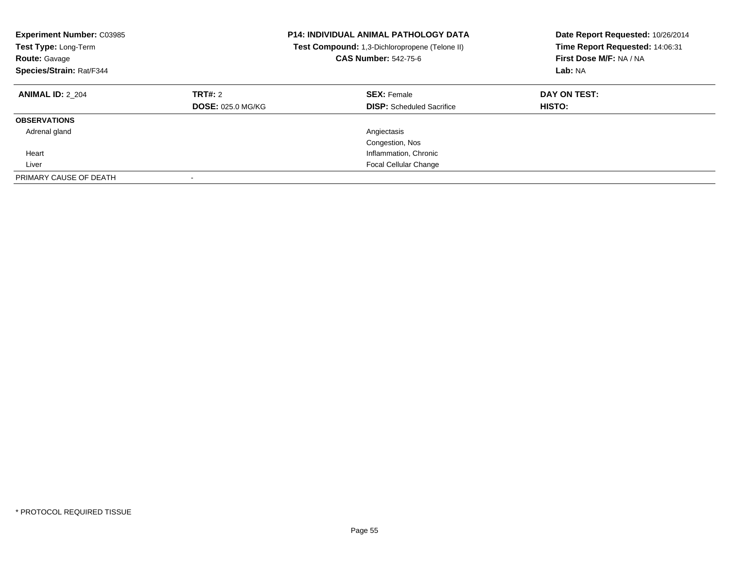**Experiment Number:** C03985
**Test Type:** Long-Term
**Route:** Gavage
**Species/Strain:** Rat/F344

**P14: INDIVIDUAL ANIMAL PATHOLOGY DATA**
**Test Compound:** 1,3-Dichloropropene (Telone II)
**CAS Number:** 542-75-6

**Date Report Requested:** 10/26/2014
**Time Report Requested:** 14:06:31
**First Dose M/F:** NA / NA
**Lab:** NA

| **ANIMAL ID:** 2_204 | **TRT#:** 2 | **SEX:** Female | **DAY ON TEST:** |
|---|---|---|---|
| | **DOSE:** 025.0 MG/KG | **DISP:** Scheduled Sacrifice | **HISTO:** |
| **OBSERVATIONS** | | | |
| Adrenal gland | | Angiectasis | |
| | | Congestion, Nos | |
| Heart | | Inflammation, Chronic | |
| Liver | | Focal Cellular Change | |
| PRIMARY CAUSE OF DEATH | - | | |

* PROTOCOL REQUIRED TISSUE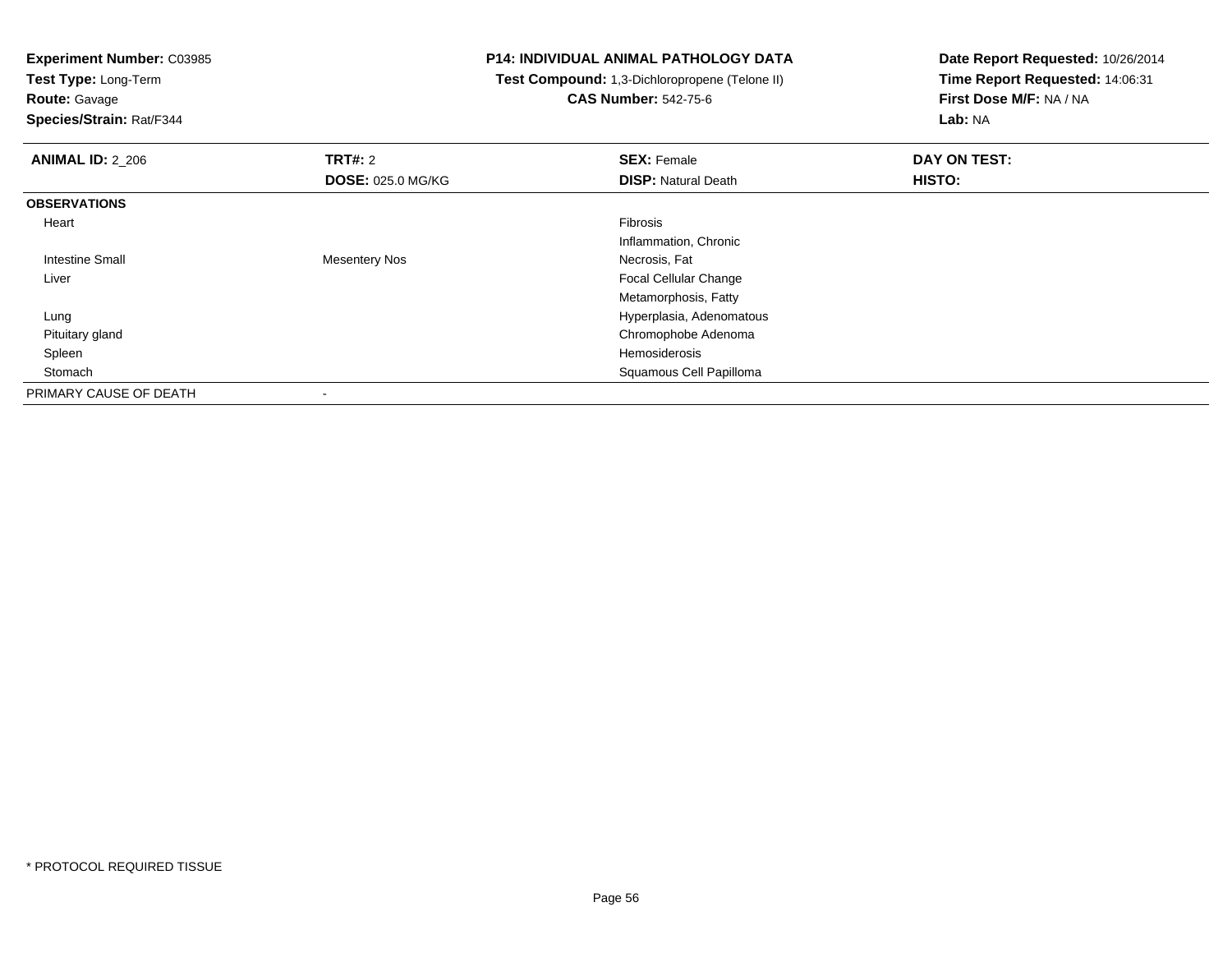**Experiment Number:** C03985
**Test Type:** Long-Term
**Route:** Gavage
**Species/Strain:** Rat/F344

**P14: INDIVIDUAL ANIMAL PATHOLOGY DATA**
**Test Compound:** 1,3-Dichloropropene (Telone II)
**CAS Number:** 542-75-6

**Date Report Requested:** 10/26/2014
**Time Report Requested:** 14:06:31
**First Dose M/F:** NA / NA
**Lab:** NA

| **ANIMAL ID:** 2_206 | **TRT#:** 2 | **SEX:** Female | **DAY ON TEST:** |
|---|---|---|---|
| | **DOSE:** 025.0 MG/KG | **DISP:** Natural Death | **HISTO:** |
| **OBSERVATIONS** | | | |
| Heart | | Fibrosis | |
| | | Inflammation, Chronic | |
| Intestine Small | Mesentery Nos | Necrosis, Fat | |
| Liver | | Focal Cellular Change | |
| | | Metamorphosis, Fatty | |
| Lung | | Hyperplasia, Adenomatous | |
| Pituitary gland | | Chromophobe Adenoma | |
| Spleen | | Hemosiderosis | |
| Stomach | | Squamous Cell Papilloma | |
| PRIMARY CAUSE OF DEATH | - | | |

* PROTOCOL REQUIRED TISSUE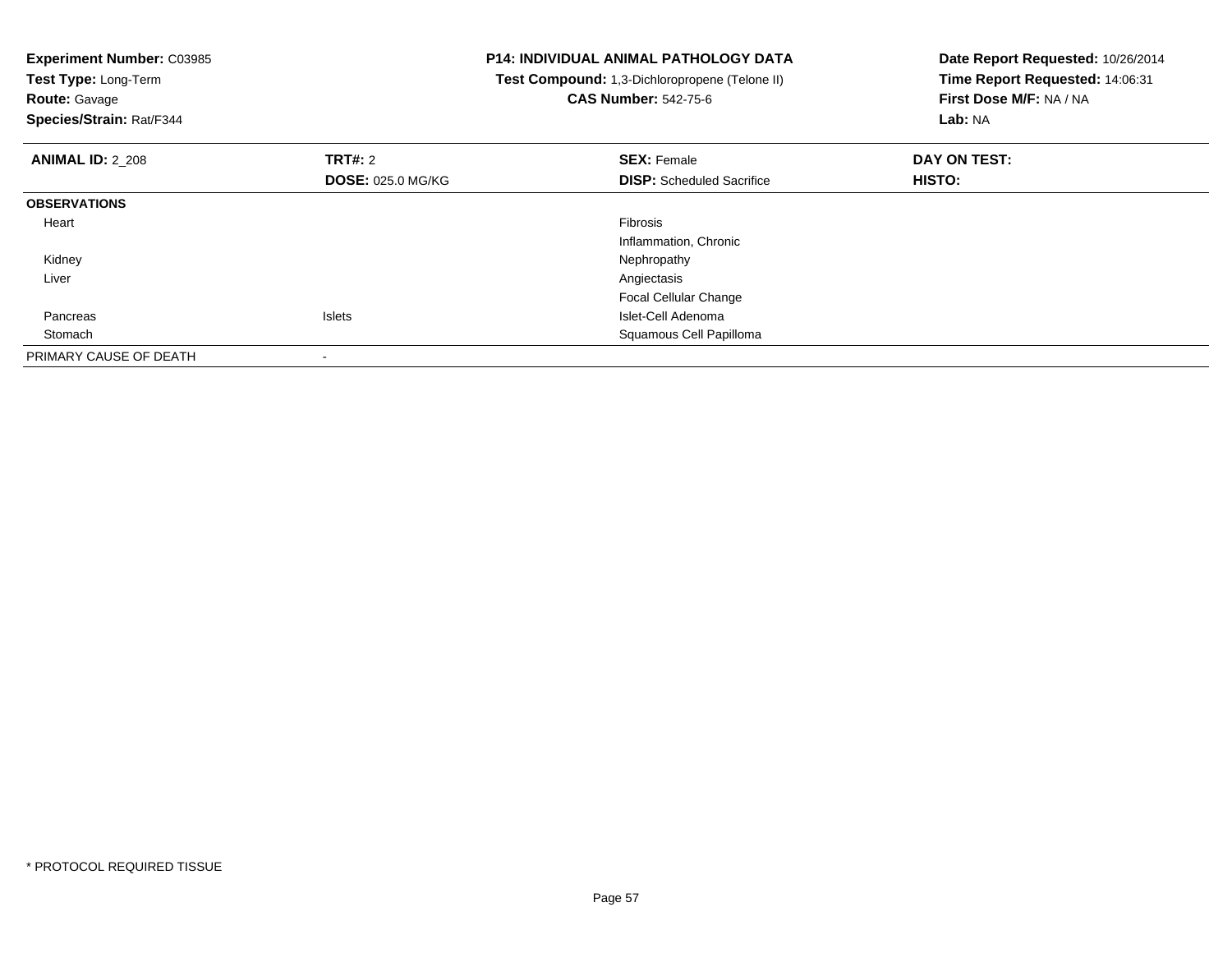**Experiment Number:** C03985
**Test Type:** Long-Term
**Route:** Gavage
**Species/Strain:** Rat/F344

**P14: INDIVIDUAL ANIMAL PATHOLOGY DATA**
**Test Compound:** 1,3-Dichloropropene (Telone II)
**CAS Number:** 542-75-6

**Date Report Requested:** 10/26/2014
**Time Report Requested:** 14:06:31
**First Dose M/F:** NA / NA
**Lab:** NA

| **ANIMAL ID:** 2_208 | **TRT#:** 2 | **SEX:** Female | **DAY ON TEST:** |
|---|---|---|---|
| | **DOSE:** 025.0 MG/KG | **DISP:** Scheduled Sacrifice | **HISTO:** |
| **OBSERVATIONS** | | | |
| Heart | | Fibrosis | |
| | | Inflammation, Chronic | |
| Kidney | | Nephropathy | |
| Liver | | Angiectasis | |
| | | Focal Cellular Change | |
| Pancreas | Islets | Islet-Cell Adenoma | |
| Stomach | | Squamous Cell Papilloma | |
| PRIMARY CAUSE OF DEATH | - | | |

* PROTOCOL REQUIRED TISSUE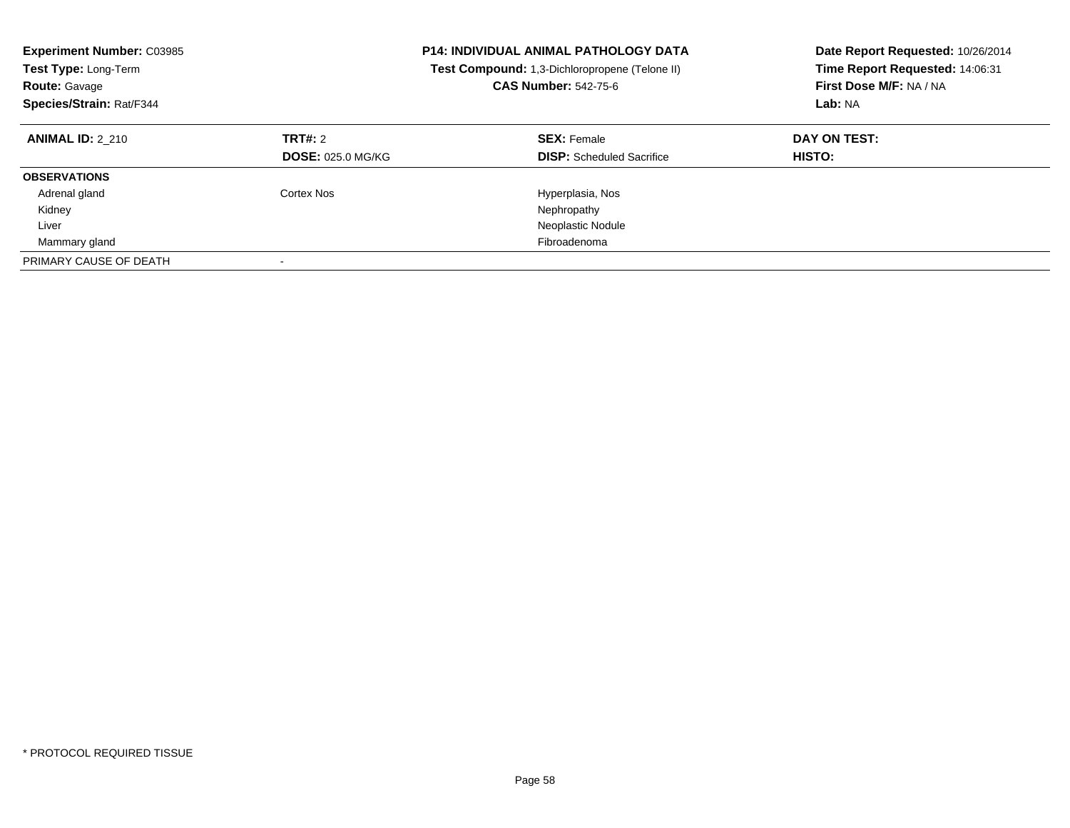**Experiment Number:** C03985
**Test Type:** Long-Term
**Route:** Gavage
**Species/Strain:** Rat/F344

**P14: INDIVIDUAL ANIMAL PATHOLOGY DATA**
**Test Compound:** 1,3-Dichloropropene (Telone II)
**CAS Number:** 542-75-6

**Date Report Requested:** 10/26/2014
**Time Report Requested:** 14:06:31
**First Dose M/F:** NA / NA
**Lab:** NA

| **ANIMAL ID:** 2_210 | **TRT#:** 2 | **SEX:** Female | **DAY ON TEST:** |
|---|---|---|---|
| | **DOSE:** 025.0 MG/KG | **DISP:** Scheduled Sacrifice | **HISTO:** |
| **OBSERVATIONS** | | | |
| Adrenal gland | Cortex Nos | Hyperplasia, Nos | |
| Kidney | | Nephropathy | |
| Liver | | Neoplastic Nodule | |
| Mammary gland | | Fibroadenoma | |
| PRIMARY CAUSE OF DEATH | - | | |

* PROTOCOL REQUIRED TISSUE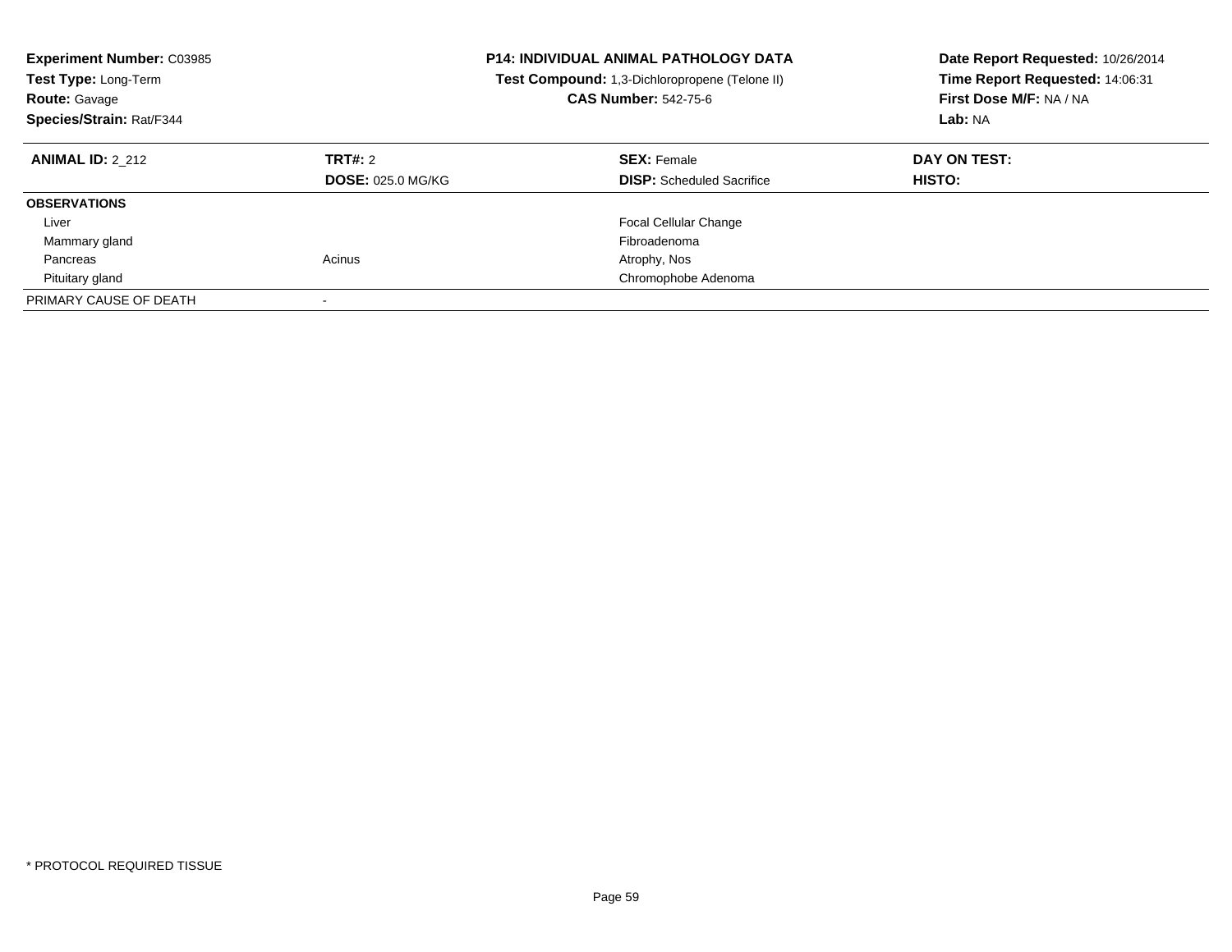**Experiment Number:** C03985
**Test Type:** Long-Term
**Route:** Gavage
**Species/Strain:** Rat/F344

**P14: INDIVIDUAL ANIMAL PATHOLOGY DATA**
**Test Compound:** 1,3-Dichloropropene (Telone II)
**CAS Number:** 542-75-6

**Date Report Requested:** 10/26/2014
**Time Report Requested:** 14:06:31
**First Dose M/F:** NA / NA
**Lab:** NA

| **ANIMAL ID:** 2_212 | **TRT#:** 2 | **SEX:** Female | **DAY ON TEST:** |
|---|---|---|---|
| | **DOSE:** 025.0 MG/KG | **DISP:** Scheduled Sacrifice | **HISTO:** |
| **OBSERVATIONS** | | | |
| Liver | | Focal Cellular Change | |
| Mammary gland | | Fibroadenoma | |
| Pancreas | Acinus | Atrophy, Nos | |
| Pituitary gland | | Chromophobe Adenoma | |
| PRIMARY CAUSE OF DEATH | - | | |

* PROTOCOL REQUIRED TISSUE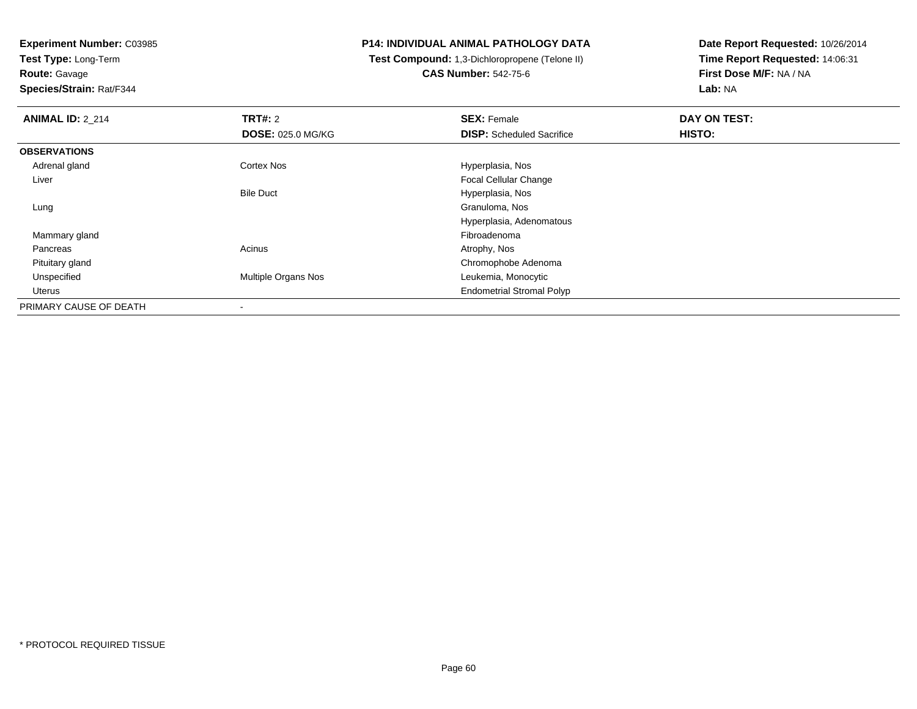**Experiment Number:** C03985
**Test Type:** Long-Term
**Route:** Gavage
**Species/Strain:** Rat/F344

**P14: INDIVIDUAL ANIMAL PATHOLOGY DATA**
**Test Compound:** 1,3-Dichloropropene (Telone II)
**CAS Number:** 542-75-6

**Date Report Requested:** 10/26/2014
**Time Report Requested:** 14:06:31
**First Dose M/F:** NA / NA
**Lab:** NA

| **ANIMAL ID:** 2_214 | **TRT#:** 2 | **SEX:** Female | **DAY ON TEST:** |
|---|---|---|---|
| | **DOSE:** 025.0 MG/KG | **DISP:** Scheduled Sacrifice | **HISTO:** |
| **OBSERVATIONS** | | | |
| Adrenal gland | Cortex Nos | Hyperplasia, Nos | |
| Liver | | Focal Cellular Change | |
| | Bile Duct | Hyperplasia, Nos | |
| Lung | | Granuloma, Nos | |
| | | Hyperplasia, Adenomatous | |
| Mammary gland | | Fibroadenoma | |
| Pancreas | Acinus | Atrophy, Nos | |
| Pituitary gland | | Chromophobe Adenoma | |
| Unspecified | Multiple Organs Nos | Leukemia, Monocytic | |
| Uterus | | Endometrial Stromal Polyp | |
| PRIMARY CAUSE OF DEATH | - | | |

* PROTOCOL REQUIRED TISSUE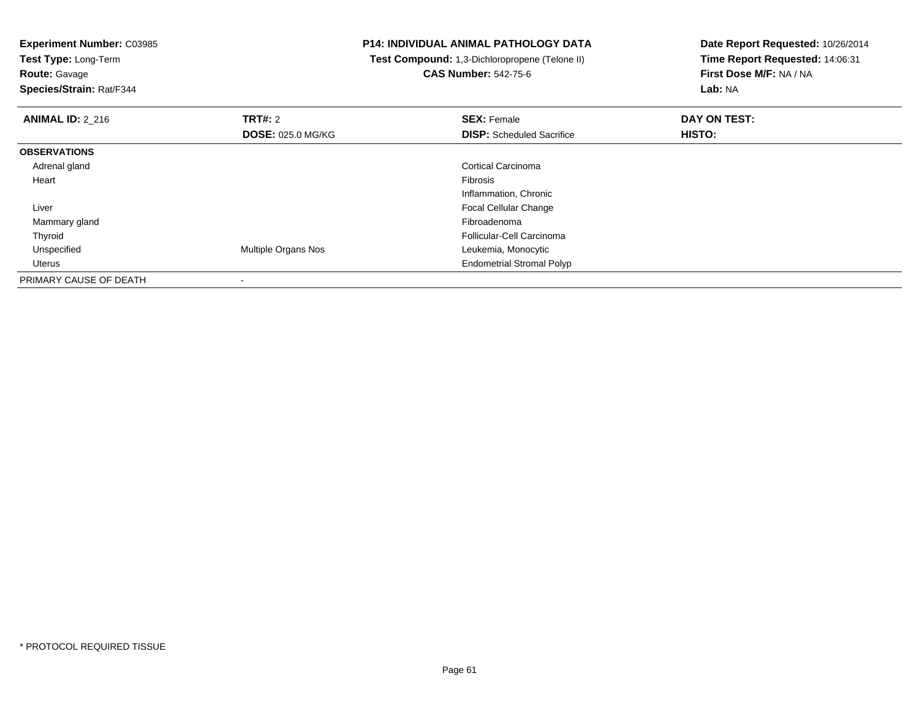**Experiment Number:** C03985
**Test Type:** Long-Term
**Route:** Gavage
**Species/Strain:** Rat/F344

**P14: INDIVIDUAL ANIMAL PATHOLOGY DATA**
**Test Compound:** 1,3-Dichloropropene (Telone II)
**CAS Number:** 542-75-6

**Date Report Requested:** 10/26/2014
**Time Report Requested:** 14:06:31
**First Dose M/F:** NA / NA
**Lab:** NA

| **ANIMAL ID:** 2_216 | **TRT#:** 2 | **SEX:** Female | **DAY ON TEST:** |
|---|---|---|---|
| | **DOSE:** 025.0 MG/KG | **DISP:** Scheduled Sacrifice | **HISTO:** |
| **OBSERVATIONS** | | | |
| Adrenal gland | | Cortical Carcinoma | |
| Heart | | Fibrosis | |
| | | Inflammation, Chronic | |
| Liver | | Focal Cellular Change | |
| Mammary gland | | Fibroadenoma | |
| Thyroid | | Follicular-Cell Carcinoma | |
| Unspecified | Multiple Organs Nos | Leukemia, Monocytic | |
| Uterus | | Endometrial Stromal Polyp | |
| PRIMARY CAUSE OF DEATH | - | | |

* PROTOCOL REQUIRED TISSUE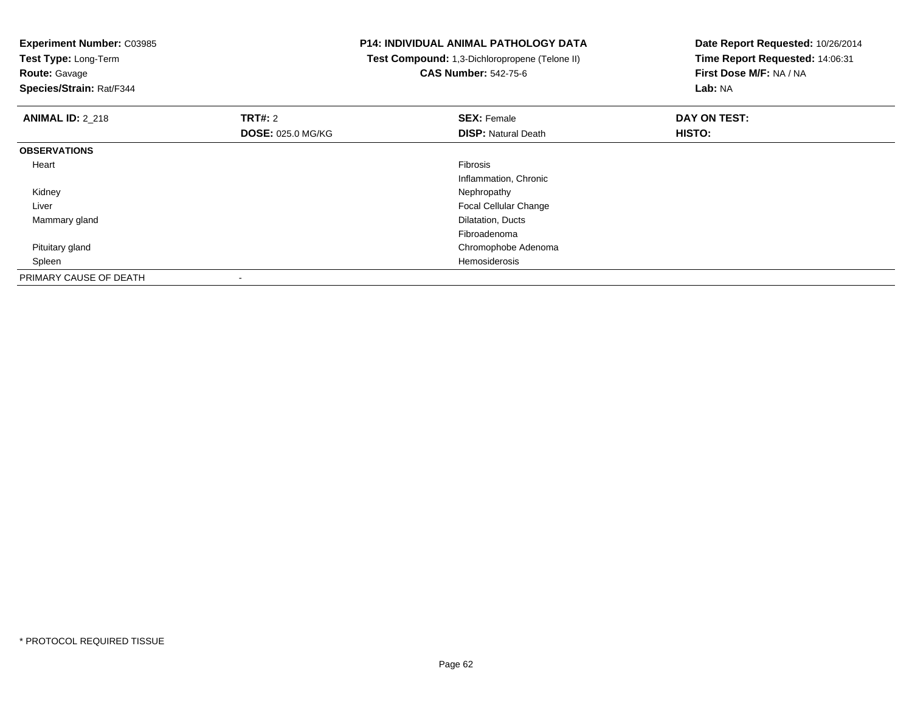**Experiment Number:** C03985
**Test Type:** Long-Term
**Route:** Gavage
**Species/Strain:** Rat/F344

**P14: INDIVIDUAL ANIMAL PATHOLOGY DATA**
**Test Compound:** 1,3-Dichloropropene (Telone II)
**CAS Number:** 542-75-6

**Date Report Requested:** 10/26/2014
**Time Report Requested:** 14:06:31
**First Dose M/F:** NA / NA
**Lab:** NA

| **ANIMAL ID:** 2_218 | **TRT#:** 2 | **SEX:** Female | **DAY ON TEST:** |
|---|---|---|---|
| | **DOSE:** 025.0 MG/KG | **DISP:** Natural Death | **HISTO:** |
| **OBSERVATIONS** | | | |
| Heart | | Fibrosis | |
| | | Inflammation, Chronic | |
| Kidney | | Nephropathy | |
| Liver | | Focal Cellular Change | |
| Mammary gland | | Dilatation, Ducts | |
| | | Fibroadenoma | |
| Pituitary gland | | Chromophobe Adenoma | |
| Spleen | | Hemosiderosis | |
| PRIMARY CAUSE OF DEATH | - | | |

* PROTOCOL REQUIRED TISSUE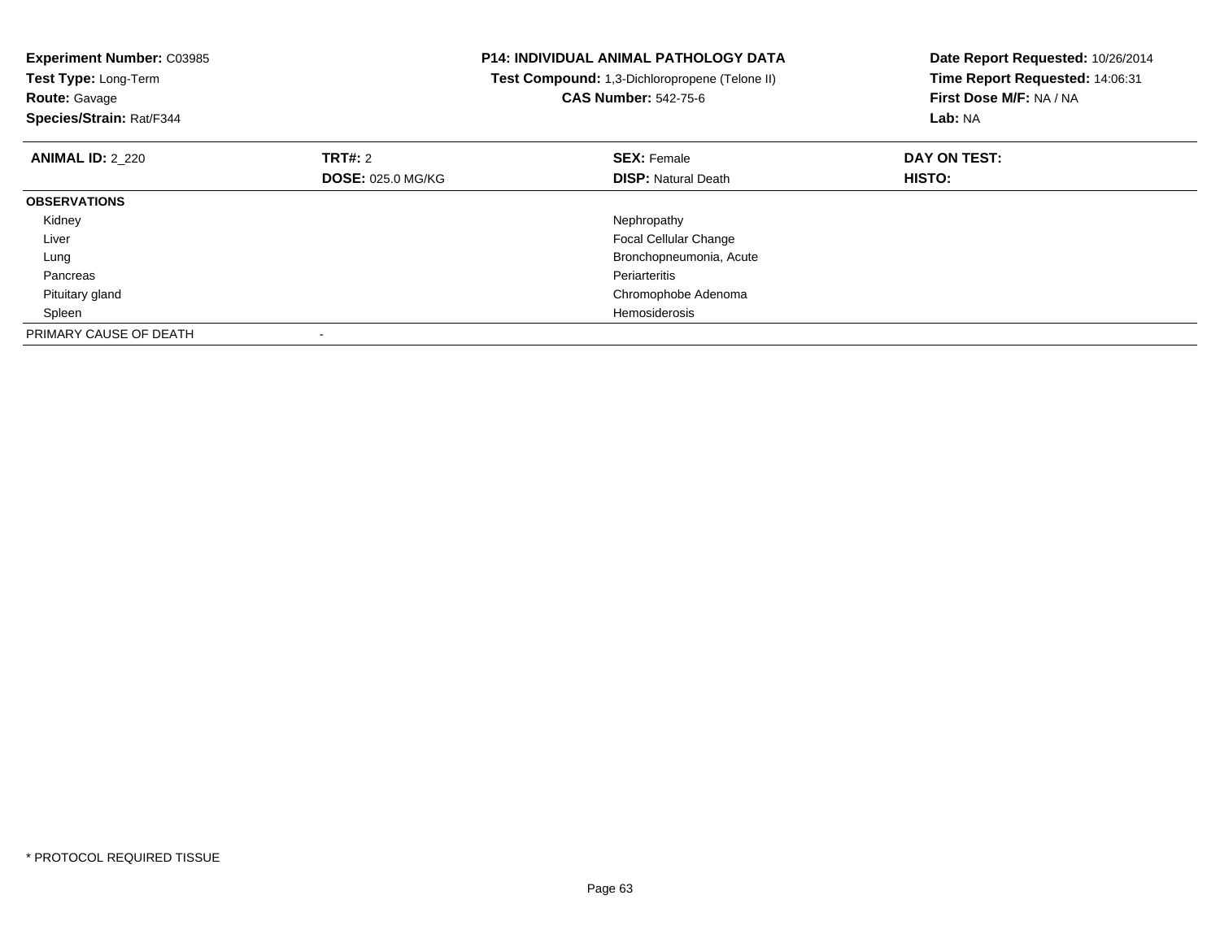**Experiment Number:** C03985
**Test Type:** Long-Term
**Route:** Gavage
**Species/Strain:** Rat/F344

**P14: INDIVIDUAL ANIMAL PATHOLOGY DATA**
**Test Compound:** 1,3-Dichloropropene (Telone II)
**CAS Number:** 542-75-6

**Date Report Requested:** 10/26/2014
**Time Report Requested:** 14:06:31
**First Dose M/F:** NA / NA
**Lab:** NA

| **ANIMAL ID:** 2_220 | **TRT#:** 2 | **SEX:** Female | **DAY ON TEST:** |
|---|---|---|---|
| | **DOSE:** 025.0 MG/KG | **DISP:** Natural Death | **HISTO:** |
| **OBSERVATIONS** | | | |
| Kidney | | Nephropathy | |
| Liver | | Focal Cellular Change | |
| Lung | | Bronchopneumonia, Acute | |
| Pancreas | | Periarteritis | |
| Pituitary gland | | Chromophobe Adenoma | |
| Spleen | | Hemosiderosis | |
| PRIMARY CAUSE OF DEATH | - | | |

* PROTOCOL REQUIRED TISSUE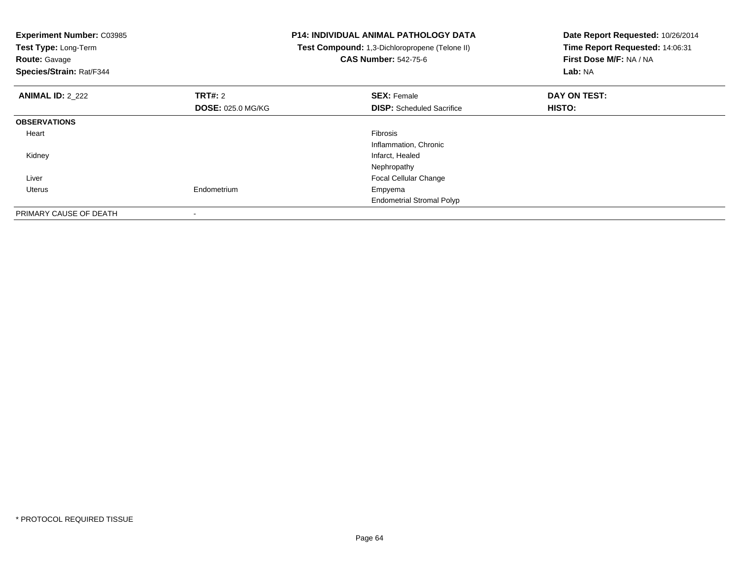**Experiment Number:** C03985
**Test Type:** Long-Term
**Route:** Gavage
**Species/Strain:** Rat/F344

**P14: INDIVIDUAL ANIMAL PATHOLOGY DATA**
**Test Compound:** 1,3-Dichloropropene (Telone II)
**CAS Number:** 542-75-6

**Date Report Requested:** 10/26/2014
**Time Report Requested:** 14:06:31
**First Dose M/F:** NA / NA
**Lab:** NA

| **ANIMAL ID:** 2_222 | **TRT#:** 2 | **SEX:** Female | **DAY ON TEST:** |
|---|---|---|---|
| | **DOSE:** 025.0 MG/KG | **DISP:** Scheduled Sacrifice | **HISTO:** |
| **OBSERVATIONS** | | | |
| Heart | | Fibrosis | |
| | | Inflammation, Chronic | |
| Kidney | | Infarct, Healed | |
| | | Nephropathy | |
| Liver | | Focal Cellular Change | |
| Uterus | Endometrium | Empyema | |
| | | Endometrial Stromal Polyp | |
| PRIMARY CAUSE OF DEATH | - | | |

* PROTOCOL REQUIRED TISSUE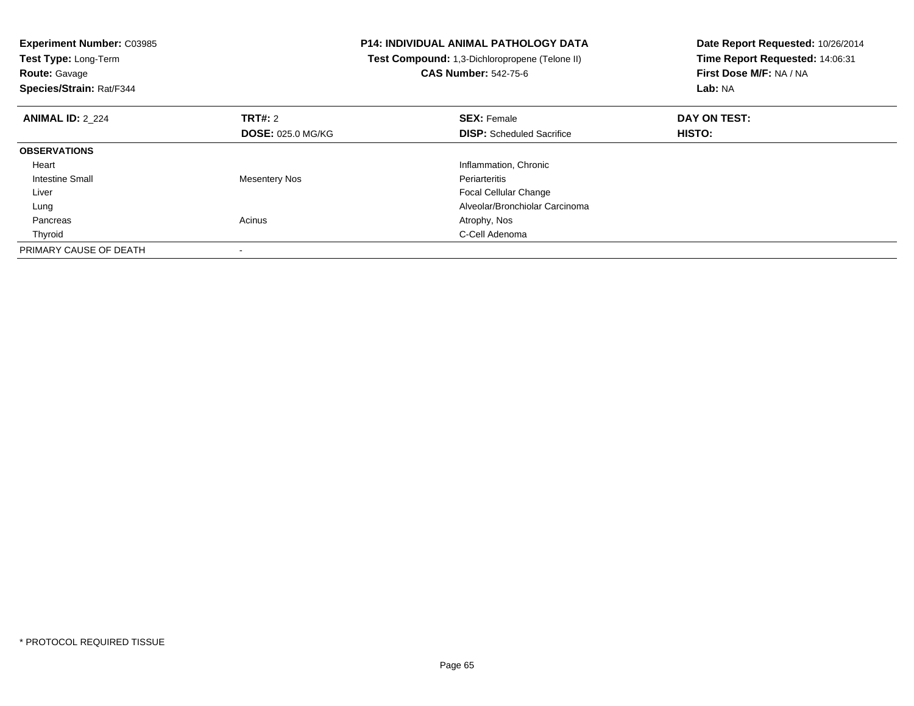**Experiment Number:** C03985
**Test Type:** Long-Term
**Route:** Gavage
**Species/Strain:** Rat/F344

**P14: INDIVIDUAL ANIMAL PATHOLOGY DATA**
**Test Compound:** 1,3-Dichloropropene (Telone II)
**CAS Number:** 542-75-6

**Date Report Requested:** 10/26/2014
**Time Report Requested:** 14:06:31
**First Dose M/F:** NA / NA
**Lab:** NA

| **ANIMAL ID:** 2_224 | **TRT#:** 2 | **SEX:** Female | **DAY ON TEST:** |
|---|---|---|---|
| | **DOSE:** 025.0 MG/KG | **DISP:** Scheduled Sacrifice | **HISTO:** |
| **OBSERVATIONS** | | | |
| Heart | | Inflammation, Chronic | |
| Intestine Small | Mesentery Nos | Periarteritis | |
| Liver | | Focal Cellular Change | |
| Lung | | Alveolar/Bronchiolar Carcinoma | |
| Pancreas | Acinus | Atrophy, Nos | |
| Thyroid | | C-Cell Adenoma | |
| PRIMARY CAUSE OF DEATH | - | | |

* PROTOCOL REQUIRED TISSUE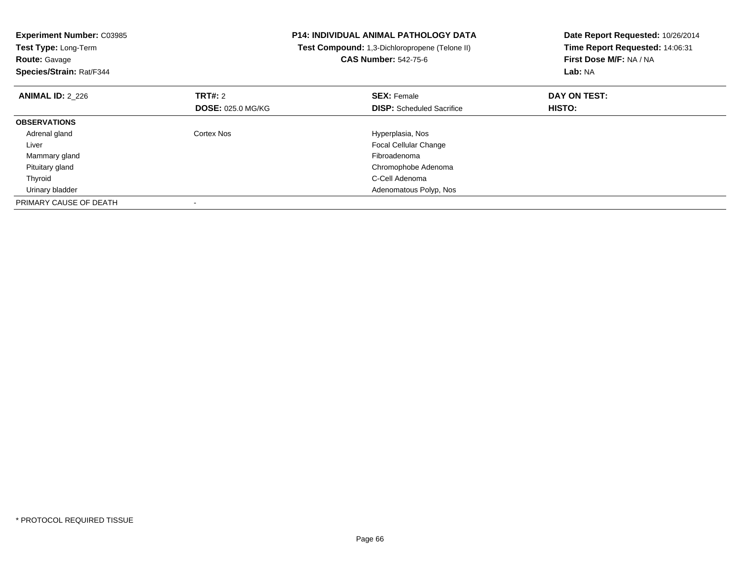**Experiment Number:** C03985
**Test Type:** Long-Term
**Route:** Gavage
**Species/Strain:** Rat/F344

**P14: INDIVIDUAL ANIMAL PATHOLOGY DATA**
**Test Compound:** 1,3-Dichloropropene (Telone II)
**CAS Number:** 542-75-6

**Date Report Requested:** 10/26/2014
**Time Report Requested:** 14:06:31
**First Dose M/F:** NA / NA
**Lab:** NA

| **ANIMAL ID:** 2_226 | **TRT#:** 2 | **SEX:** Female | **DAY ON TEST:** |
|---|---|---|---|
| | **DOSE:** 025.0 MG/KG | **DISP:** Scheduled Sacrifice | **HISTO:** |
| **OBSERVATIONS** | | | |
| Adrenal gland | Cortex Nos | Hyperplasia, Nos | |
| Liver | | Focal Cellular Change | |
| Mammary gland | | Fibroadenoma | |
| Pituitary gland | | Chromophobe Adenoma | |
| Thyroid | | C-Cell Adenoma | |
| Urinary bladder | | Adenomatous Polyp, Nos | |
| PRIMARY CAUSE OF DEATH | - | | |

* PROTOCOL REQUIRED TISSUE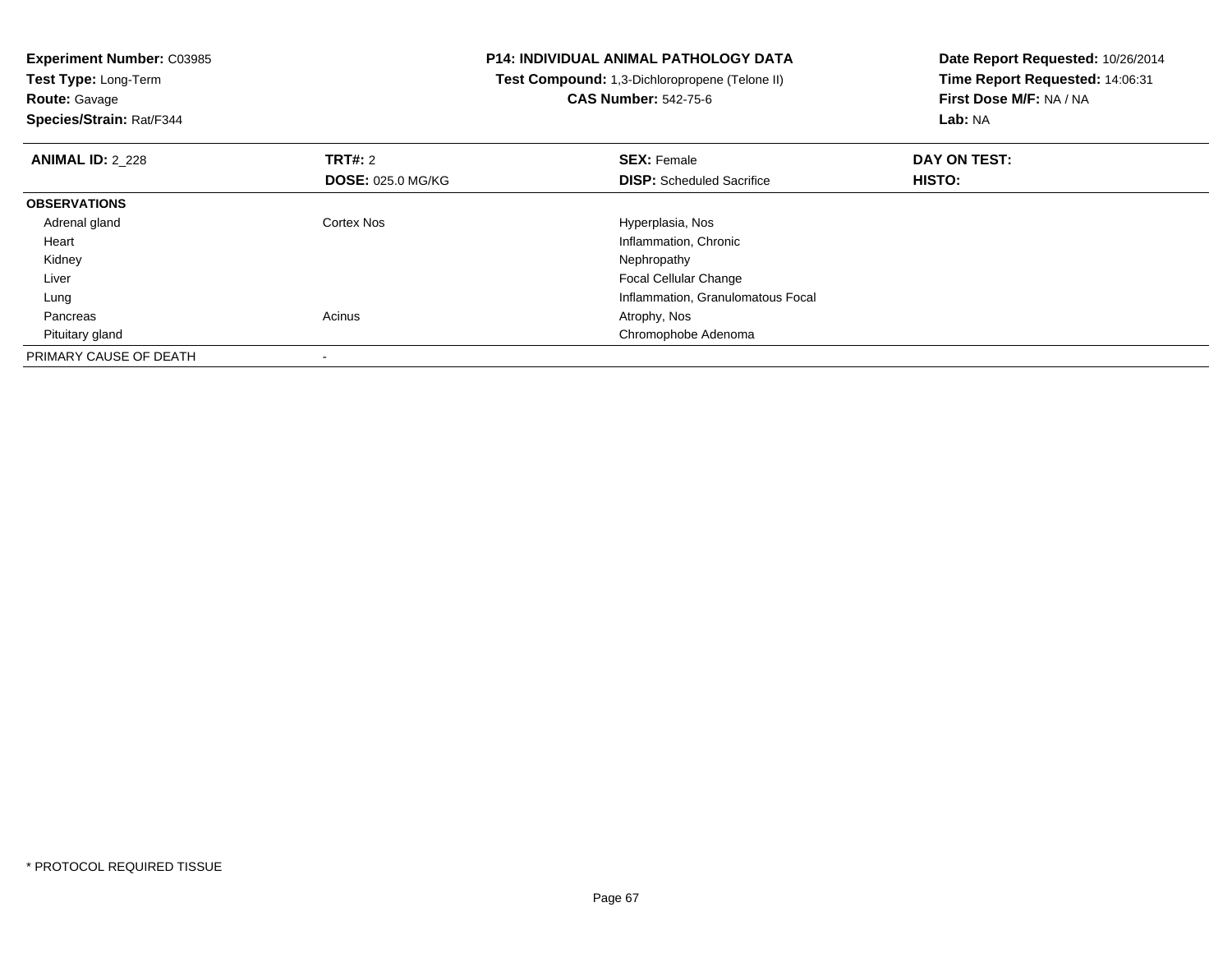**Experiment Number:** C03985
**Test Type:** Long-Term
**Route:** Gavage
**Species/Strain:** Rat/F344

**P14: INDIVIDUAL ANIMAL PATHOLOGY DATA**
**Test Compound:** 1,3-Dichloropropene (Telone II)
**CAS Number:** 542-75-6

**Date Report Requested:** 10/26/2014
**Time Report Requested:** 14:06:31
**First Dose M/F:** NA / NA
**Lab:** NA

| **ANIMAL ID:** 2_228 | **TRT#:** 2 | **SEX:** Female | **DAY ON TEST:** |
|---|---|---|---|
| | **DOSE:** 025.0 MG/KG | **DISP:** Scheduled Sacrifice | **HISTO:** |
| **OBSERVATIONS** | | | |
| Adrenal gland | Cortex Nos | Hyperplasia, Nos | |
| Heart | | Inflammation, Chronic | |
| Kidney | | Nephropathy | |
| Liver | | Focal Cellular Change | |
| Lung | | Inflammation, Granulomatous Focal | |
| Pancreas | Acinus | Atrophy, Nos | |
| Pituitary gland | | Chromophobe Adenoma | |
| PRIMARY CAUSE OF DEATH | - | | |

* PROTOCOL REQUIRED TISSUE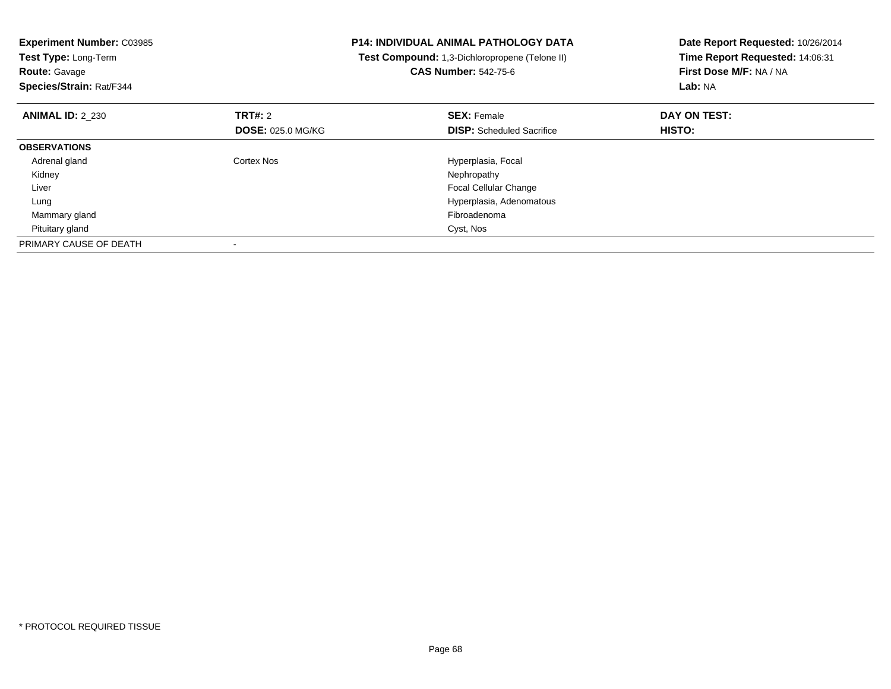**Experiment Number:** C03985
**Test Type:** Long-Term
**Route:** Gavage
**Species/Strain:** Rat/F344

**P14: INDIVIDUAL ANIMAL PATHOLOGY DATA**
**Test Compound:** 1,3-Dichloropropene (Telone II)
**CAS Number:** 542-75-6

**Date Report Requested:** 10/26/2014
**Time Report Requested:** 14:06:31
**First Dose M/F:** NA / NA
**Lab:** NA

| **ANIMAL ID:** 2_230 | **TRT#:** 2 | **SEX:** Female | **DAY ON TEST:** |
|---|---|---|---|
| | **DOSE:** 025.0 MG/KG | **DISP:** Scheduled Sacrifice | **HISTO:** |
| **OBSERVATIONS** | | | |
| Adrenal gland | Cortex Nos | Hyperplasia, Focal | |
| Kidney | | Nephropathy | |
| Liver | | Focal Cellular Change | |
| Lung | | Hyperplasia, Adenomatous | |
| Mammary gland | | Fibroadenoma | |
| Pituitary gland | | Cyst, Nos | |
| PRIMARY CAUSE OF DEATH | - | | |

* PROTOCOL REQUIRED TISSUE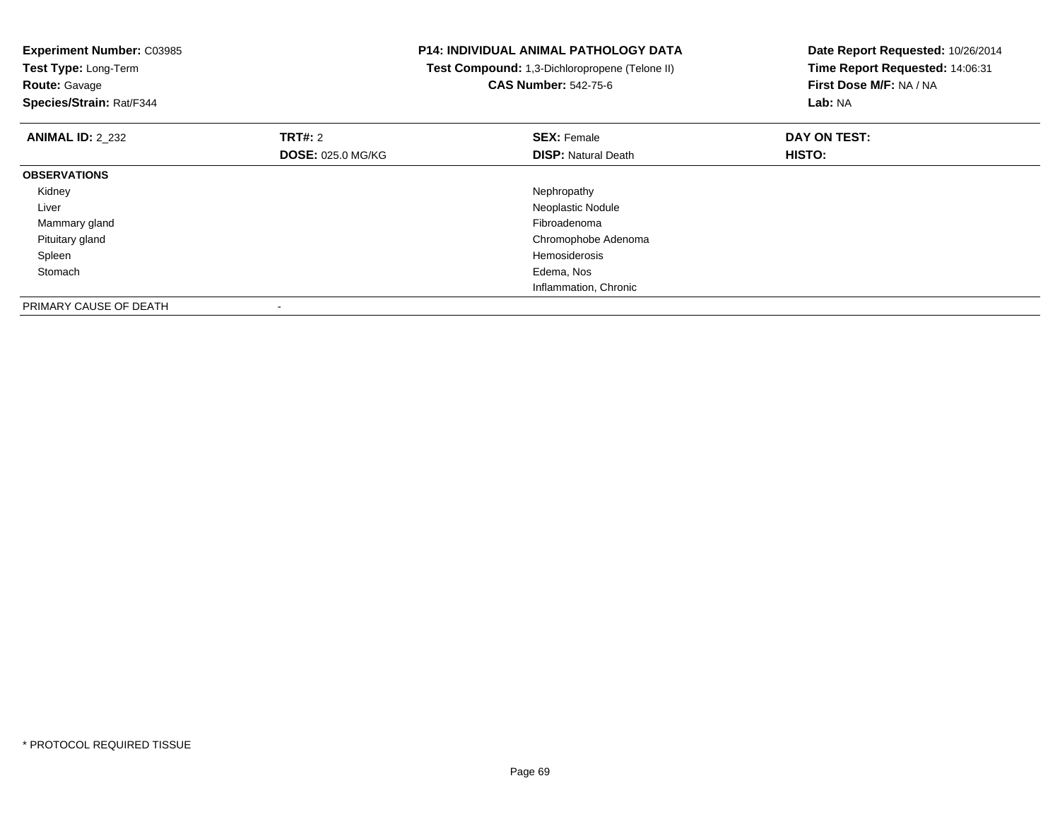**Experiment Number:** C03985
**Test Type:** Long-Term
**Route:** Gavage
**Species/Strain:** Rat/F344

**P14: INDIVIDUAL ANIMAL PATHOLOGY DATA**
**Test Compound:** 1,3-Dichloropropene (Telone II)
**CAS Number:** 542-75-6

**Date Report Requested:** 10/26/2014
**Time Report Requested:** 14:06:31
**First Dose M/F:** NA / NA
**Lab:** NA

| **ANIMAL ID:** 2_232 | **TRT#:** 2 | **SEX:** Female | **DAY ON TEST:** |
|---|---|---|---|
| | **DOSE:** 025.0 MG/KG | **DISP:** Natural Death | **HISTO:** |
| **OBSERVATIONS** | | | |
| Kidney | | Nephropathy | |
| Liver | | Neoplastic Nodule | |
| Mammary gland | | Fibroadenoma | |
| Pituitary gland | | Chromophobe Adenoma | |
| Spleen | | Hemosiderosis | |
| Stomach | | Edema, Nos | |
| | | Inflammation, Chronic | |
| PRIMARY CAUSE OF DEATH | - | | |

* PROTOCOL REQUIRED TISSUE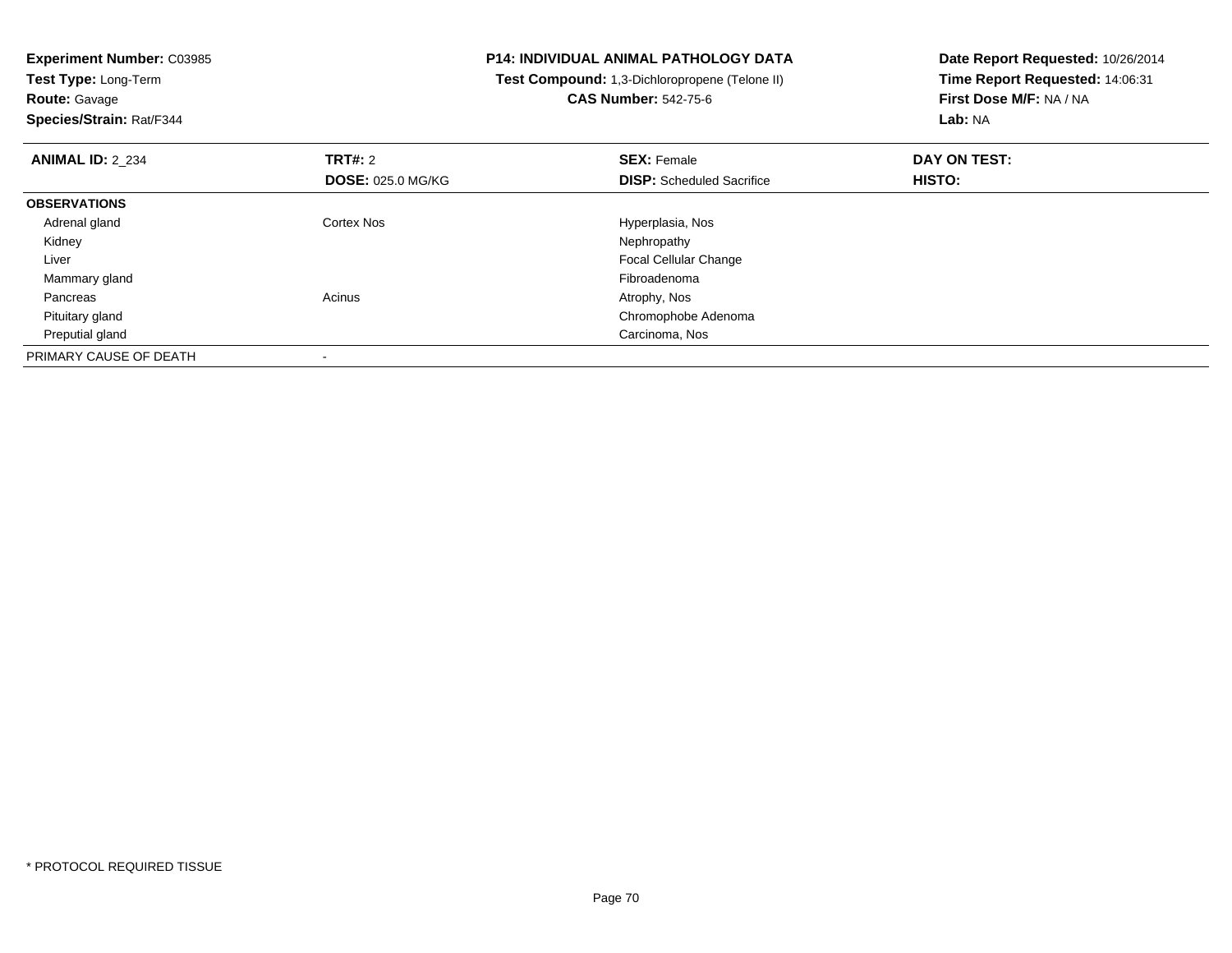**Experiment Number:** C03985
**Test Type:** Long-Term
**Route:** Gavage
**Species/Strain:** Rat/F344

**P14: INDIVIDUAL ANIMAL PATHOLOGY DATA**
**Test Compound:** 1,3-Dichloropropene (Telone II)
**CAS Number:** 542-75-6

**Date Report Requested:** 10/26/2014
**Time Report Requested:** 14:06:31
**First Dose M/F:** NA / NA
**Lab:** NA

| **ANIMAL ID:** 2_234 | **TRT#:** 2<br>**DOSE:** 025.0 MG/KG | **SEX:** Female<br>**DISP:** Scheduled Sacrifice | **DAY ON TEST:**<br>**HISTO:** |
|---|---|---|---|
| **OBSERVATIONS** | | | |
| Adrenal gland | Cortex Nos | Hyperplasia, Nos | |
| Kidney | | Nephropathy | |
| Liver | | Focal Cellular Change | |
| Mammary gland | | Fibroadenoma | |
| Pancreas | Acinus | Atrophy, Nos | |
| Pituitary gland | | Chromophobe Adenoma | |
| Preputial gland | | Carcinoma, Nos | |
| PRIMARY CAUSE OF DEATH | - | | |

* PROTOCOL REQUIRED TISSUE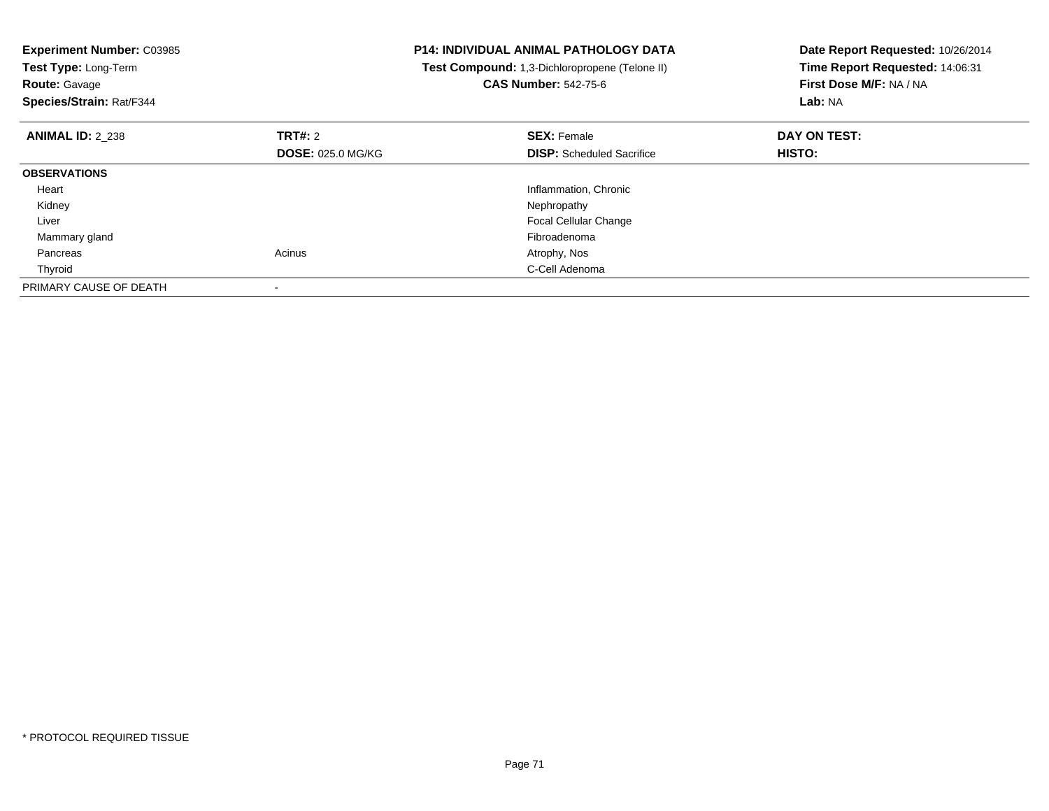**Experiment Number:** C03985
**Test Type:** Long-Term
**Route:** Gavage
**Species/Strain:** Rat/F344

**P14: INDIVIDUAL ANIMAL PATHOLOGY DATA**
**Test Compound:** 1,3-Dichloropropene (Telone II)
**CAS Number:** 542-75-6

**Date Report Requested:** 10/26/2014
**Time Report Requested:** 14:06:31
**First Dose M/F:** NA / NA
**Lab:** NA

| **ANIMAL ID:** 2_238 | **TRT#:** 2 | **SEX:** Female | **DAY ON TEST:** |
|---|---|---|---|
| | **DOSE:** 025.0 MG/KG | **DISP:** Scheduled Sacrifice | **HISTO:** |
| **OBSERVATIONS** | | | |
| Heart | | Inflammation, Chronic | |
| Kidney | | Nephropathy | |
| Liver | | Focal Cellular Change | |
| Mammary gland | | Fibroadenoma | |
| Pancreas | Acinus | Atrophy, Nos | |
| Thyroid | | C-Cell Adenoma | |
| PRIMARY CAUSE OF DEATH | - | | |

* PROTOCOL REQUIRED TISSUE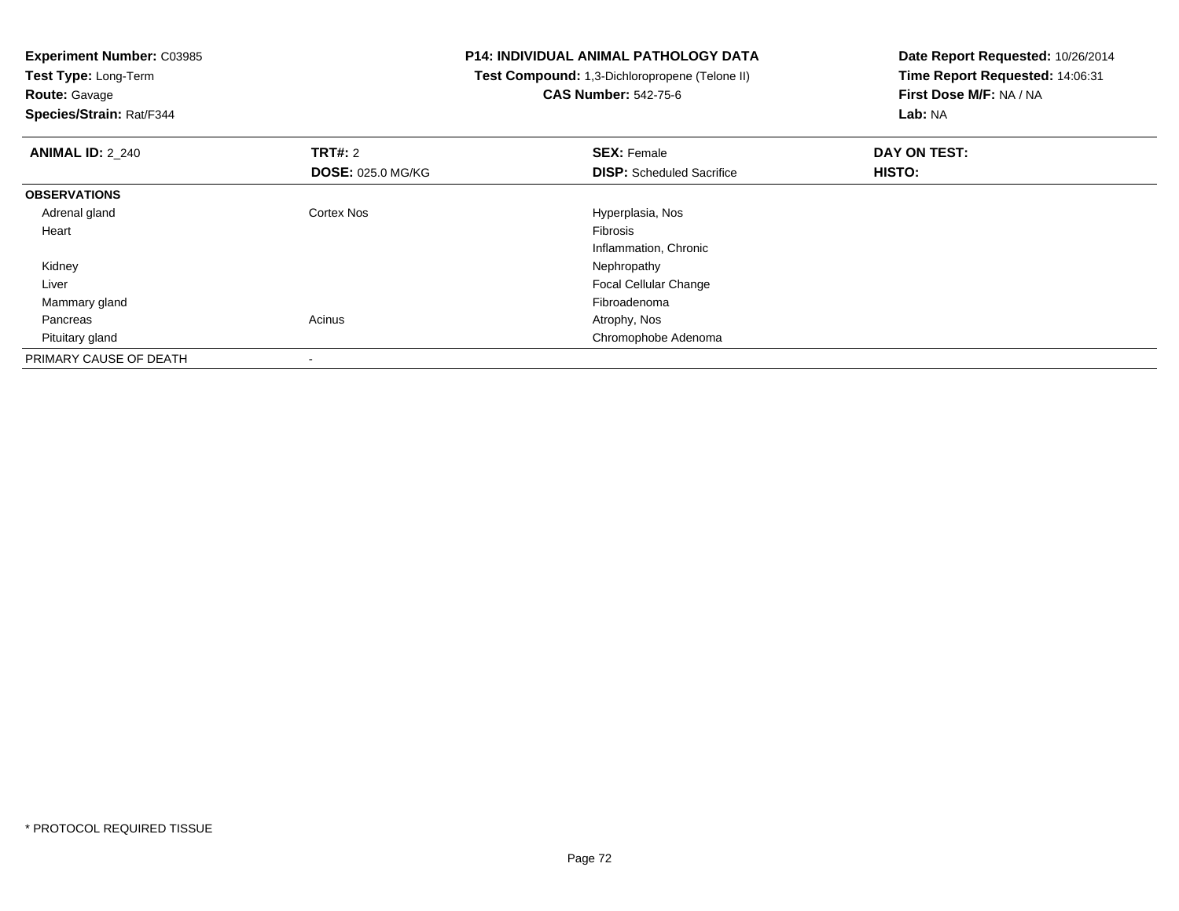**Experiment Number:** C03985
**Test Type:** Long-Term
**Route:** Gavage
**Species/Strain:** Rat/F344

**P14: INDIVIDUAL ANIMAL PATHOLOGY DATA**
**Test Compound:** 1,3-Dichloropropene (Telone II)
**CAS Number:** 542-75-6

**Date Report Requested:** 10/26/2014
**Time Report Requested:** 14:06:31
**First Dose M/F:** NA / NA
**Lab:** NA

| **ANIMAL ID:** 2_240 | **TRT#:** 2 | **SEX:** Female | **DAY ON TEST:** |
|---|---|---|---|
| | **DOSE:** 025.0 MG/KG | **DISP:** Scheduled Sacrifice | **HISTO:** |
| **OBSERVATIONS** | | | |
| Adrenal gland | Cortex Nos | Hyperplasia, Nos | |
| Heart | | Fibrosis | |
| | | Inflammation, Chronic | |
| Kidney | | Nephropathy | |
| Liver | | Focal Cellular Change | |
| Mammary gland | | Fibroadenoma | |
| Pancreas | Acinus | Atrophy, Nos | |
| Pituitary gland | | Chromophobe Adenoma | |
| PRIMARY CAUSE OF DEATH | - | | |

* PROTOCOL REQUIRED TISSUE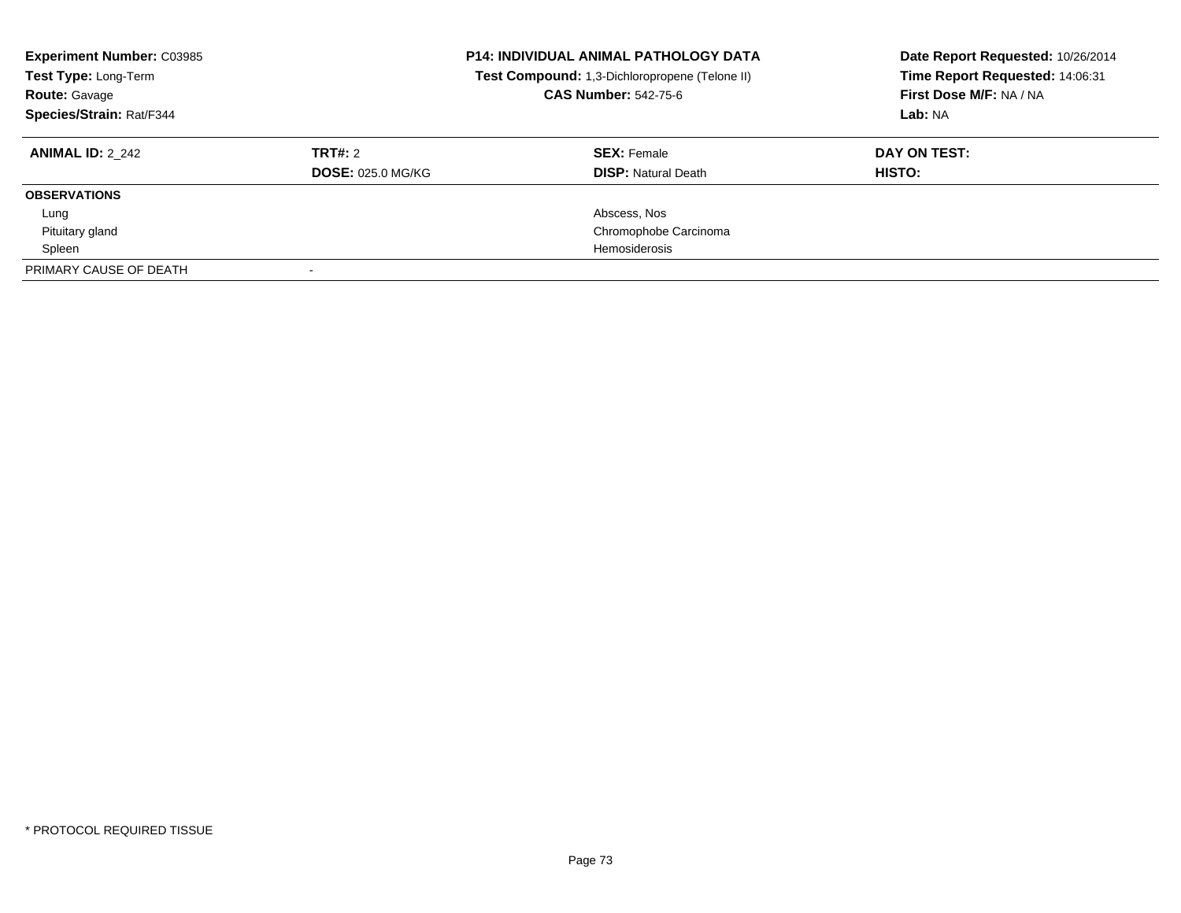**Experiment Number:** C03985
**Test Type:** Long-Term
**Route:** Gavage
**Species/Strain:** Rat/F344

**P14: INDIVIDUAL ANIMAL PATHOLOGY DATA**
**Test Compound:** 1,3-Dichloropropene (Telone II)
**CAS Number:** 542-75-6

**Date Report Requested:** 10/26/2014
**Time Report Requested:** 14:06:31
**First Dose M/F:** NA / NA
**Lab:** NA

| **ANIMAL ID:** 2_242 | **TRT#:** 2 | **SEX:** Female | **DAY ON TEST:** |
|---|---|---|---|
| | **DOSE:** 025.0 MG/KG | **DISP:** Natural Death | **HISTO:** |
| **OBSERVATIONS** | | | |
| Lung | | Abscess, Nos | |
| Pituitary gland | | Chromophobe Carcinoma | |
| Spleen | | Hemosiderosis | |
| PRIMARY CAUSE OF DEATH | - | | |

* PROTOCOL REQUIRED TISSUE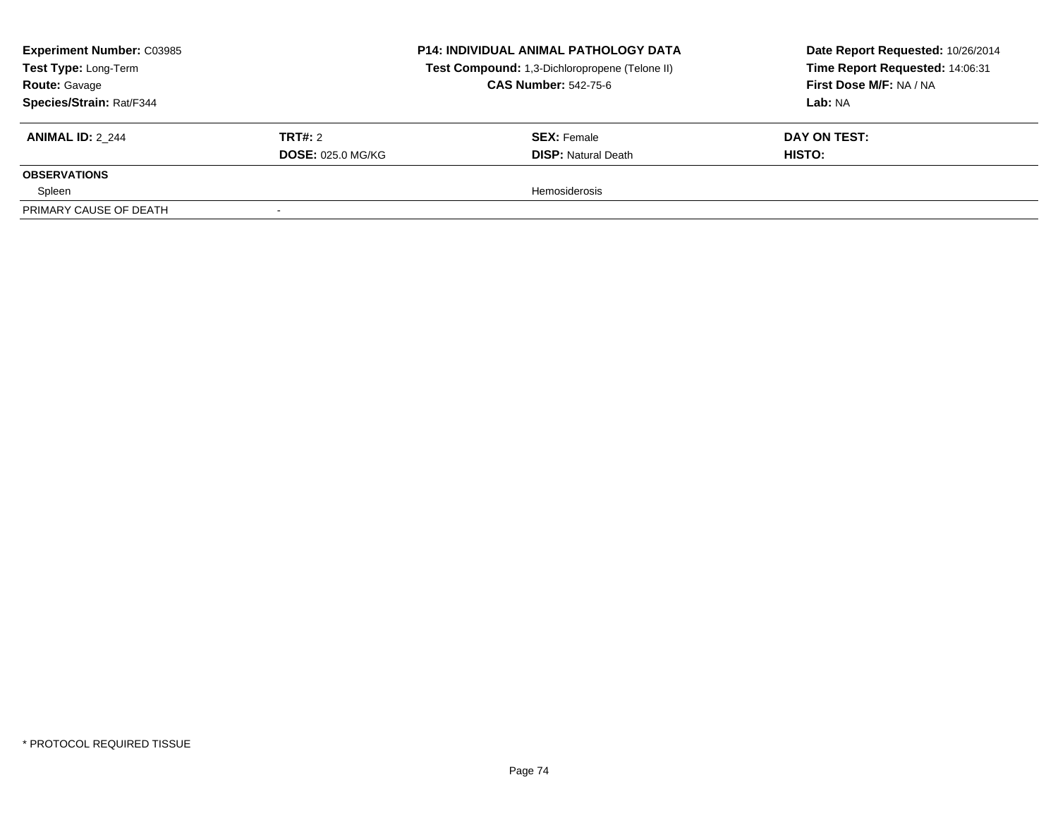**Experiment Number:** C03985
**Test Type:** Long-Term
**Route:** Gavage
**Species/Strain:** Rat/F344

**P14: INDIVIDUAL ANIMAL PATHOLOGY DATA**
**Test Compound:** 1,3-Dichloropropene (Telone II)
**CAS Number:** 542-75-6

**Date Report Requested:** 10/26/2014
**Time Report Requested:** 14:06:31
**First Dose M/F:** NA / NA
**Lab:** NA

| **ANIMAL ID:** 2_244 | **TRT#:** 2 | **SEX:** Female | **DAY ON TEST:** |
|---|---|---|---|
| | **DOSE:** 025.0 MG/KG | **DISP:** Natural Death | **HISTO:** |
| **OBSERVATIONS** | | | |
| Spleen | | Hemosiderosis | |
| PRIMARY CAUSE OF DEATH | - | | |

\* PROTOCOL REQUIRED TISSUE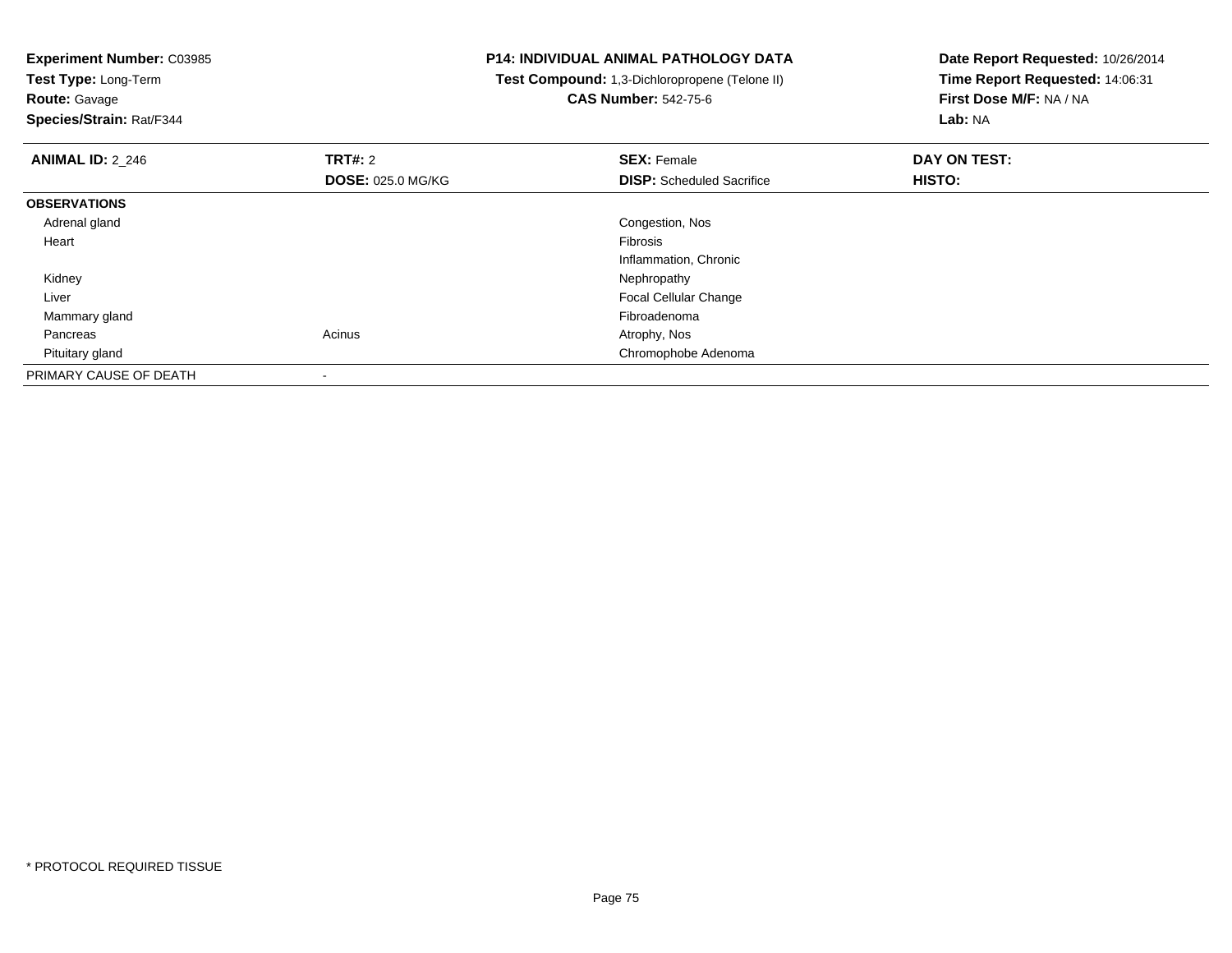**Experiment Number:** C03985
**Test Type:** Long-Term
**Route:** Gavage
**Species/Strain:** Rat/F344

**P14: INDIVIDUAL ANIMAL PATHOLOGY DATA**
**Test Compound:** 1,3-Dichloropropene (Telone II)
**CAS Number:** 542-75-6

**Date Report Requested:** 10/26/2014
**Time Report Requested:** 14:06:31
**First Dose M/F:** NA / NA
**Lab:** NA

| **ANIMAL ID:** 2_246 | **TRT#:** 2 | **SEX:** Female | **DAY ON TEST:** |
|---|---|---|---|
| | **DOSE:** 025.0 MG/KG | **DISP:** Scheduled Sacrifice | **HISTO:** |
| **OBSERVATIONS** | | | |
| Adrenal gland | | Congestion, Nos | |
| Heart | | Fibrosis | |
| | | Inflammation, Chronic | |
| Kidney | | Nephropathy | |
| Liver | | Focal Cellular Change | |
| Mammary gland | | Fibroadenoma | |
| Pancreas | Acinus | Atrophy, Nos | |
| Pituitary gland | | Chromophobe Adenoma | |
| PRIMARY CAUSE OF DEATH | - | | |

* PROTOCOL REQUIRED TISSUE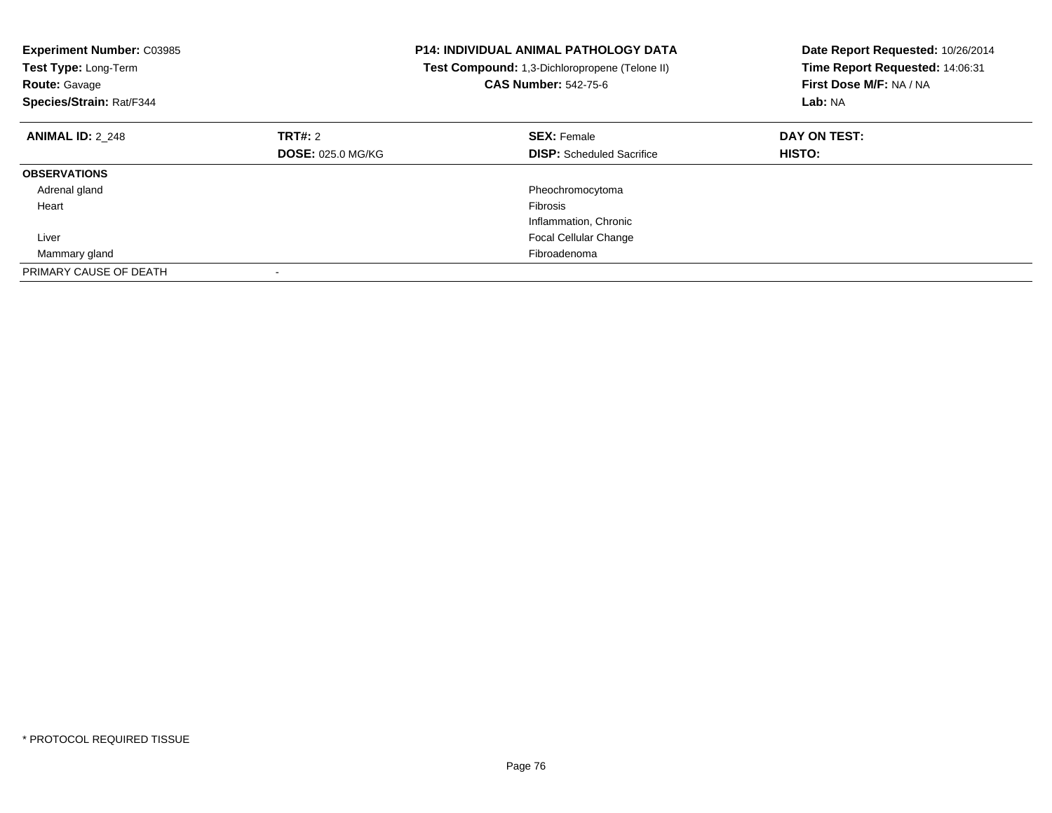**Experiment Number:** C03985
**Test Type:** Long-Term
**Route:** Gavage
**Species/Strain:** Rat/F344

**P14: INDIVIDUAL ANIMAL PATHOLOGY DATA**
**Test Compound:** 1,3-Dichloropropene (Telone II)
**CAS Number:** 542-75-6

**Date Report Requested:** 10/26/2014
**Time Report Requested:** 14:06:31
**First Dose M/F:** NA / NA
**Lab:** NA

| **ANIMAL ID:** 2_248 | **TRT#:** 2 | **SEX:** Female | **DAY ON TEST:** |
|---|---|---|---|
| | **DOSE:** 025.0 MG/KG | **DISP:** Scheduled Sacrifice | **HISTO:** |
| **OBSERVATIONS** | | | |
| Adrenal gland | | Pheochromocytoma | |
| Heart | | Fibrosis | |
| | | Inflammation, Chronic | |
| Liver | | Focal Cellular Change | |
| Mammary gland | | Fibroadenoma | |
| PRIMARY CAUSE OF DEATH | - | | |

* PROTOCOL REQUIRED TISSUE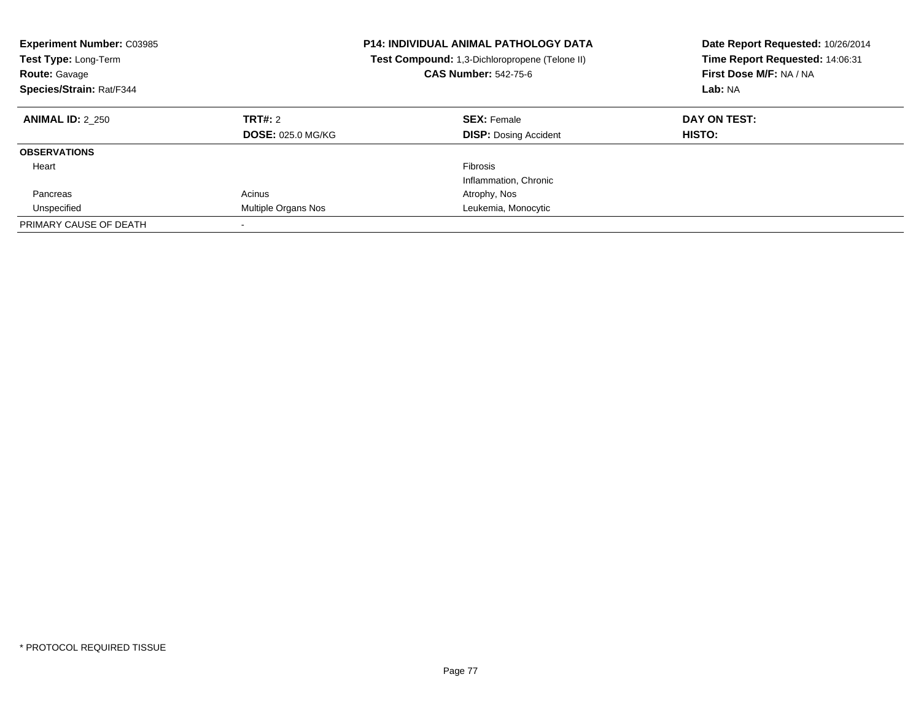**Experiment Number:** C03985
**Test Type:** Long-Term
**Route:** Gavage
**Species/Strain:** Rat/F344

**P14: INDIVIDUAL ANIMAL PATHOLOGY DATA**
**Test Compound:** 1,3-Dichloropropene (Telone II)
**CAS Number:** 542-75-6

**Date Report Requested:** 10/26/2014
**Time Report Requested:** 14:06:31
**First Dose M/F:** NA / NA
**Lab:** NA

| **ANIMAL ID:** 2_250 | **TRT#:** 2 | **SEX:** Female | **DAY ON TEST:** |
|---|---|---|---|
| | **DOSE:** 025.0 MG/KG | **DISP:** Dosing Accident | **HISTO:** |
| **OBSERVATIONS** | | | |
| Heart | | Fibrosis | |
| | | Inflammation, Chronic | |
| Pancreas | Acinus | Atrophy, Nos | |
| Unspecified | Multiple Organs Nos | Leukemia, Monocytic | |
| PRIMARY CAUSE OF DEATH | - | | |

\* PROTOCOL REQUIRED TISSUE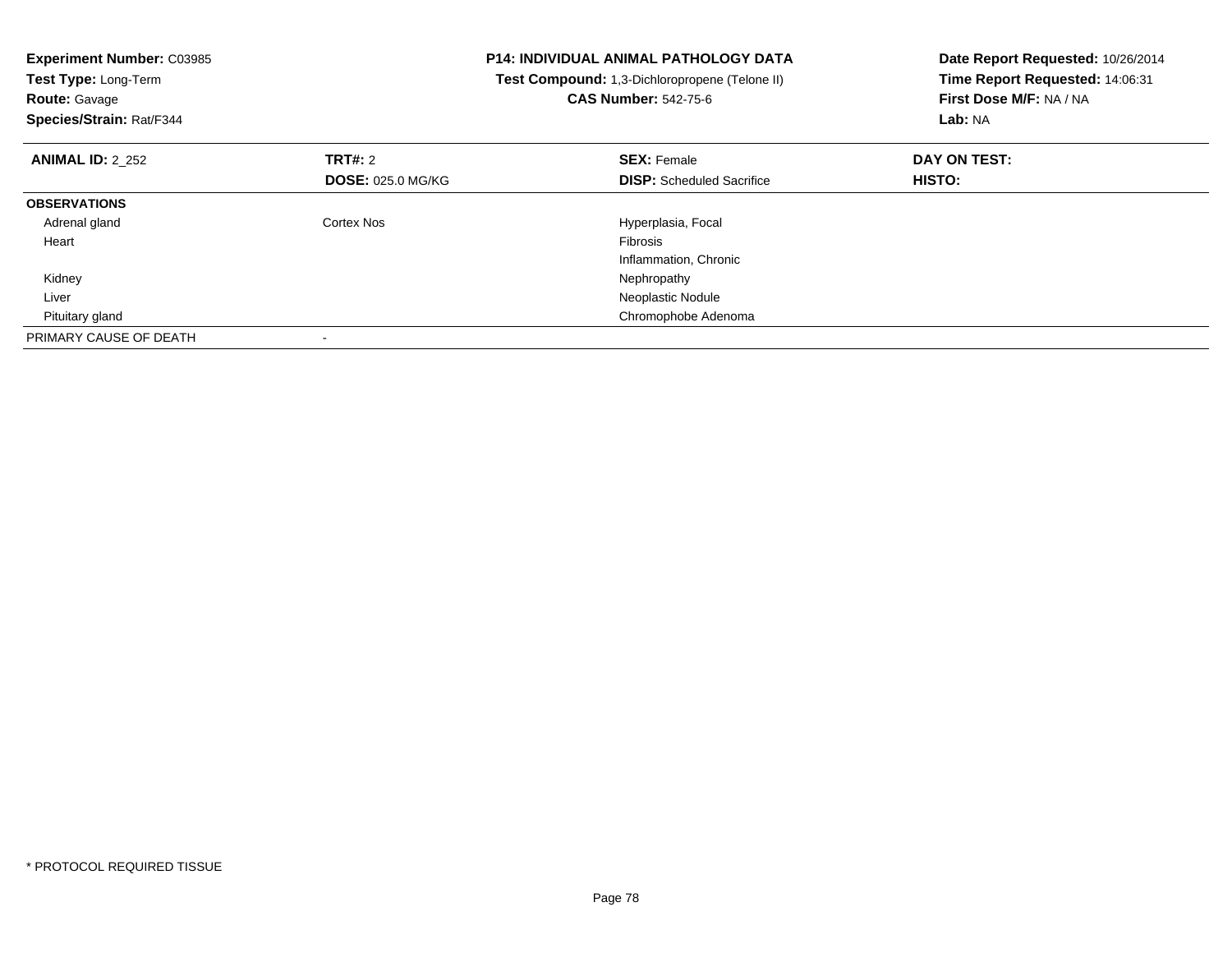**Experiment Number:** C03985
**Test Type:** Long-Term
**Route:** Gavage
**Species/Strain:** Rat/F344

**P14: INDIVIDUAL ANIMAL PATHOLOGY DATA**
**Test Compound:** 1,3-Dichloropropene (Telone II)
**CAS Number:** 542-75-6

**Date Report Requested:** 10/26/2014
**Time Report Requested:** 14:06:31
**First Dose M/F:** NA / NA
**Lab:** NA

| **ANIMAL ID:** 2_252 | **TRT#:** 2 | **SEX:** Female | **DAY ON TEST:** |
|---|---|---|---|
| | **DOSE:** 025.0 MG/KG | **DISP:** Scheduled Sacrifice | **HISTO:** |
| **OBSERVATIONS** | | | |
| Adrenal gland | Cortex Nos | Hyperplasia, Focal | |
| Heart | | Fibrosis | |
| | | Inflammation, Chronic | |
| Kidney | | Nephropathy | |
| Liver | | Neoplastic Nodule | |
| Pituitary gland | | Chromophobe Adenoma | |
| PRIMARY CAUSE OF DEATH | - | | |

* PROTOCOL REQUIRED TISSUE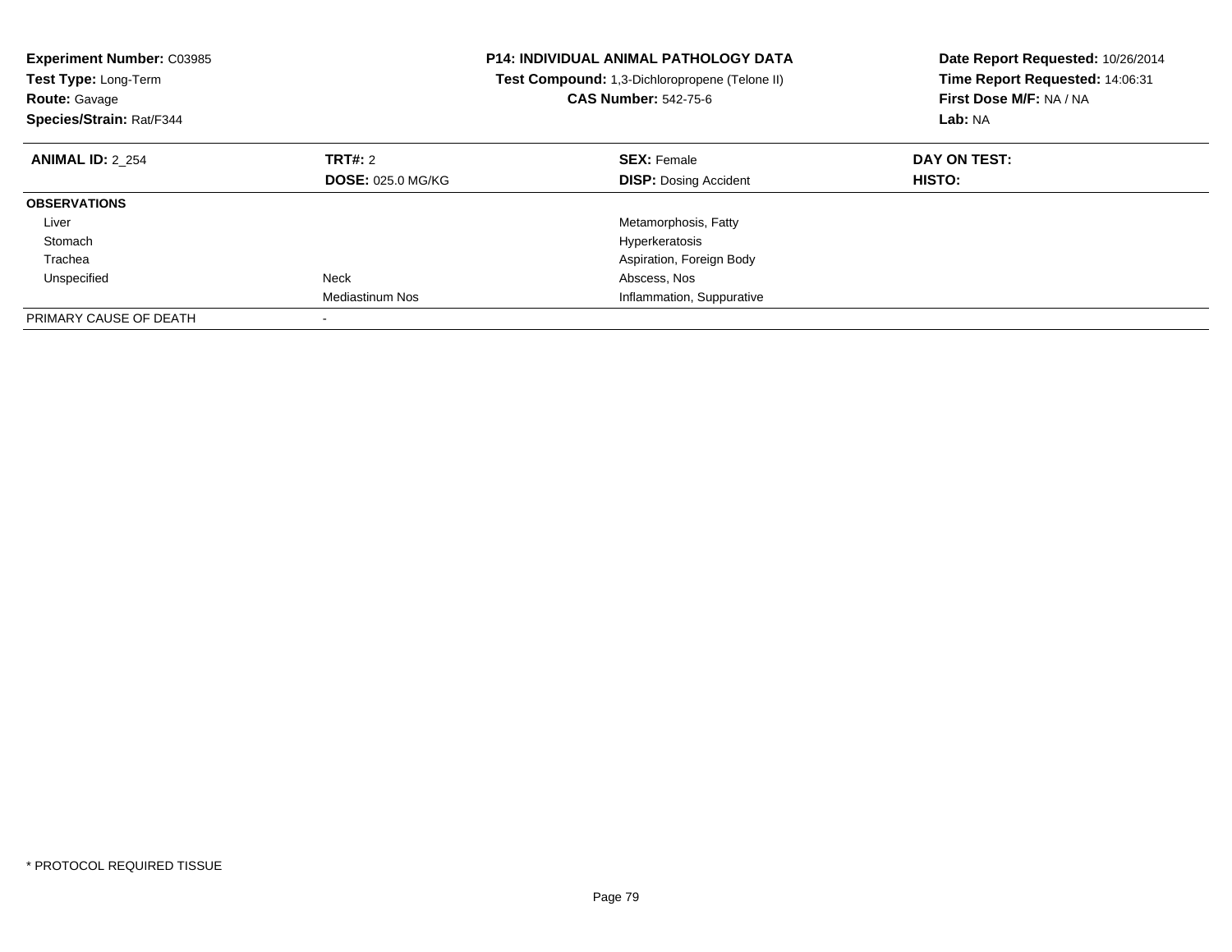**Experiment Number:** C03985
**Test Type:** Long-Term
**Route:** Gavage
**Species/Strain:** Rat/F344

**P14: INDIVIDUAL ANIMAL PATHOLOGY DATA**
**Test Compound:** 1,3-Dichloropropene (Telone II)
**CAS Number:** 542-75-6

**Date Report Requested:** 10/26/2014
**Time Report Requested:** 14:06:31
**First Dose M/F:** NA / NA
**Lab:** NA

| **ANIMAL ID:** 2_254 | **TRT#:** 2 | **SEX:** Female | **DAY ON TEST:** |
|---|---|---|---|
| | **DOSE:** 025.0 MG/KG | **DISP:** Dosing Accident | **HISTO:** |
| **OBSERVATIONS** | | | |
| Liver | | Metamorphosis, Fatty | |
| Stomach | | Hyperkeratosis | |
| Trachea | | Aspiration, Foreign Body | |
| Unspecified | Neck | Abscess, Nos | |
| | Mediastinum Nos | Inflammation, Suppurative | |
| PRIMARY CAUSE OF DEATH | - | | |

* PROTOCOL REQUIRED TISSUE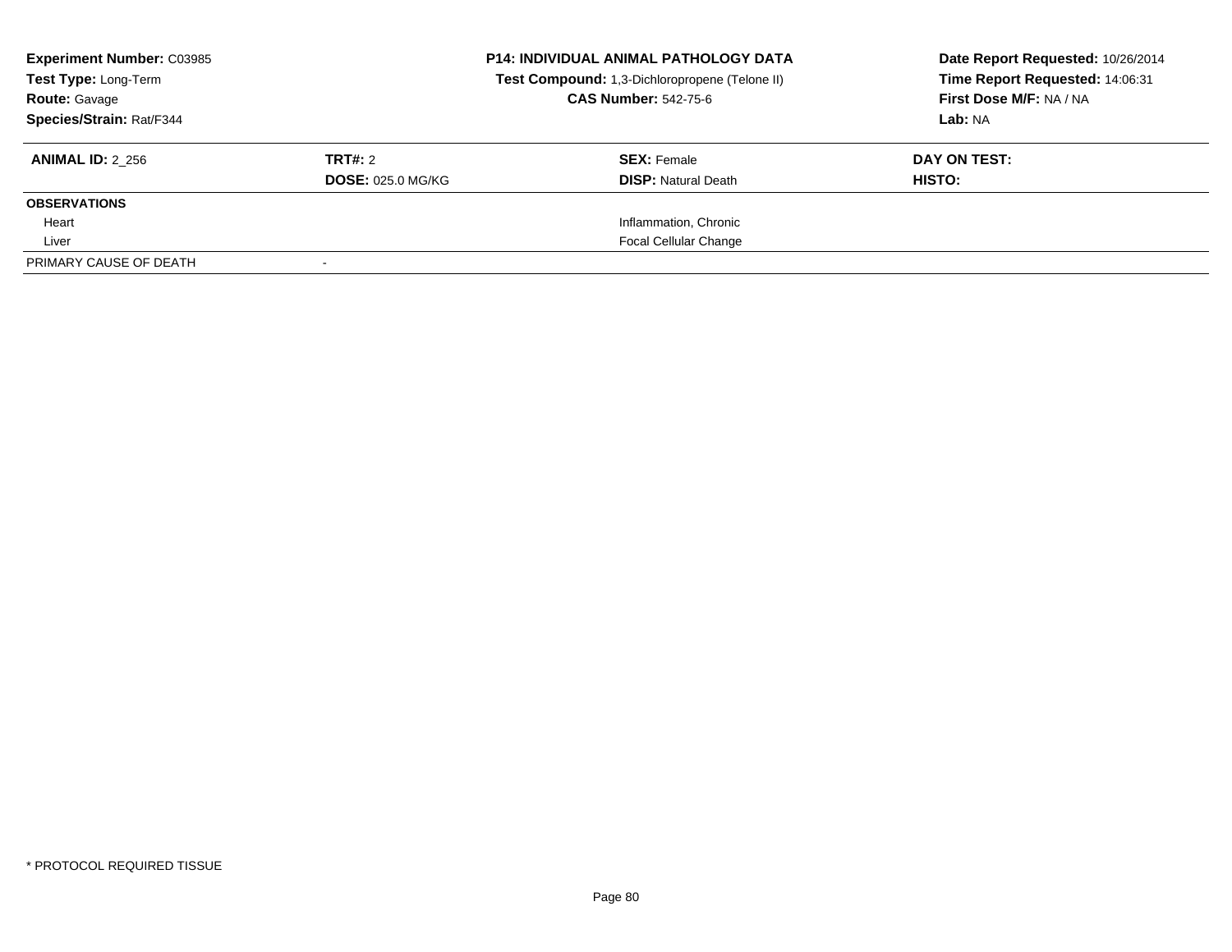**Experiment Number:** C03985
**Test Type:** Long-Term
**Route:** Gavage
**Species/Strain:** Rat/F344

**P14: INDIVIDUAL ANIMAL PATHOLOGY DATA**
**Test Compound:** 1,3-Dichloropropene (Telone II)
**CAS Number:** 542-75-6

**Date Report Requested:** 10/26/2014
**Time Report Requested:** 14:06:31
**First Dose M/F:** NA / NA
**Lab:** NA

| **ANIMAL ID:** 2_256 | **TRT#:** 2 | **SEX:** Female | **DAY ON TEST:** |
|---|---|---|---|
| | **DOSE:** 025.0 MG/KG | **DISP:** Natural Death | **HISTO:** |
| **OBSERVATIONS** | | | |
| Heart | | Inflammation, Chronic | |
| Liver | | Focal Cellular Change | |
| PRIMARY CAUSE OF DEATH | - | | |

* PROTOCOL REQUIRED TISSUE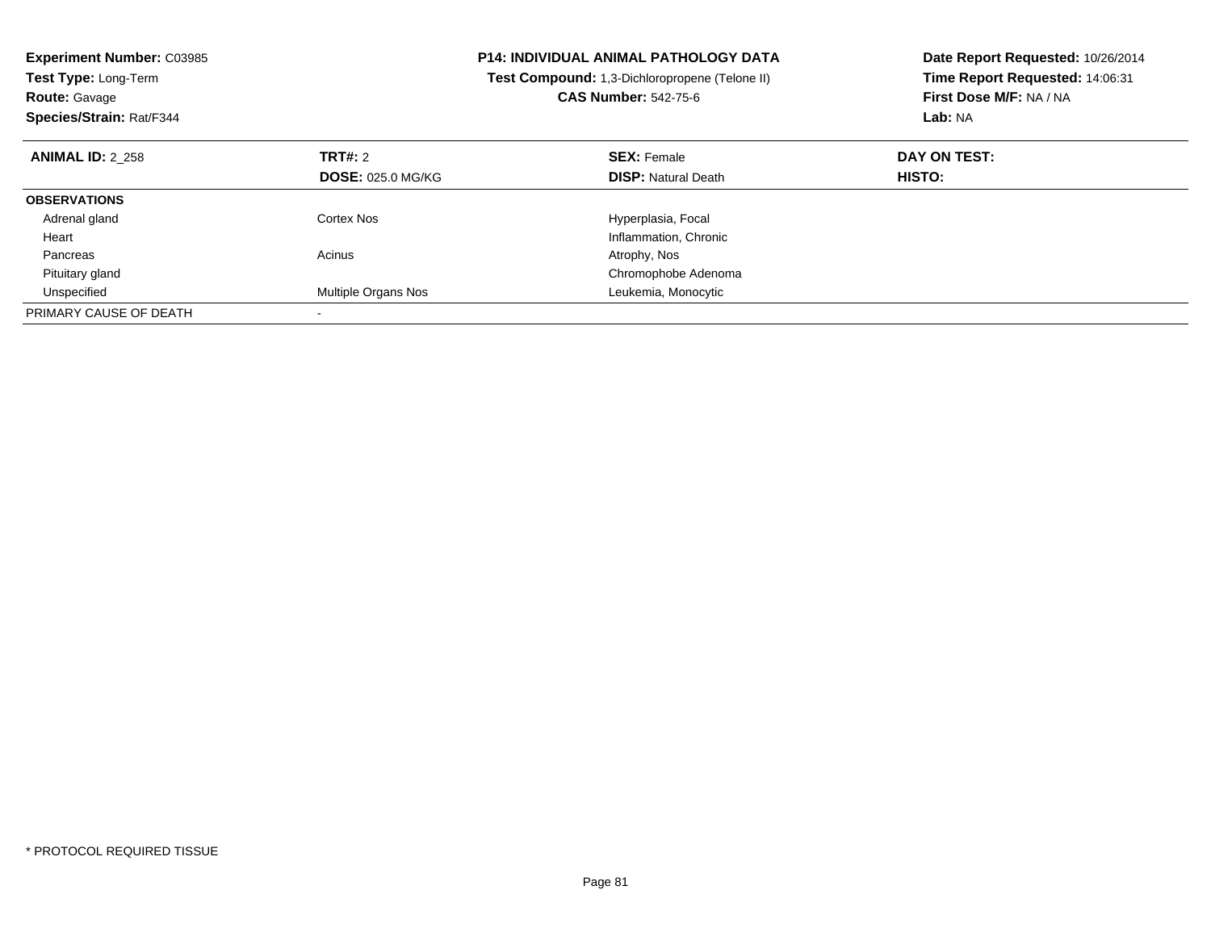**Experiment Number:** C03985
**Test Type:** Long-Term
**Route:** Gavage
**Species/Strain:** Rat/F344

**P14: INDIVIDUAL ANIMAL PATHOLOGY DATA**
**Test Compound:** 1,3-Dichloropropene (Telone II)
**CAS Number:** 542-75-6

**Date Report Requested:** 10/26/2014
**Time Report Requested:** 14:06:31
**First Dose M/F:** NA / NA
**Lab:** NA

| **ANIMAL ID:** 2_258 | **TRT#:** 2 | **SEX:** Female | **DAY ON TEST:** |
|---|---|---|---|
| | **DOSE:** 025.0 MG/KG | **DISP:** Natural Death | **HISTO:** |
| **OBSERVATIONS** | | | |
| Adrenal gland | Cortex Nos | Hyperplasia, Focal | |
| Heart | | Inflammation, Chronic | |
| Pancreas | Acinus | Atrophy, Nos | |
| Pituitary gland | | Chromophobe Adenoma | |
| Unspecified | Multiple Organs Nos | Leukemia, Monocytic | |
| PRIMARY CAUSE OF DEATH | - | | |

* PROTOCOL REQUIRED TISSUE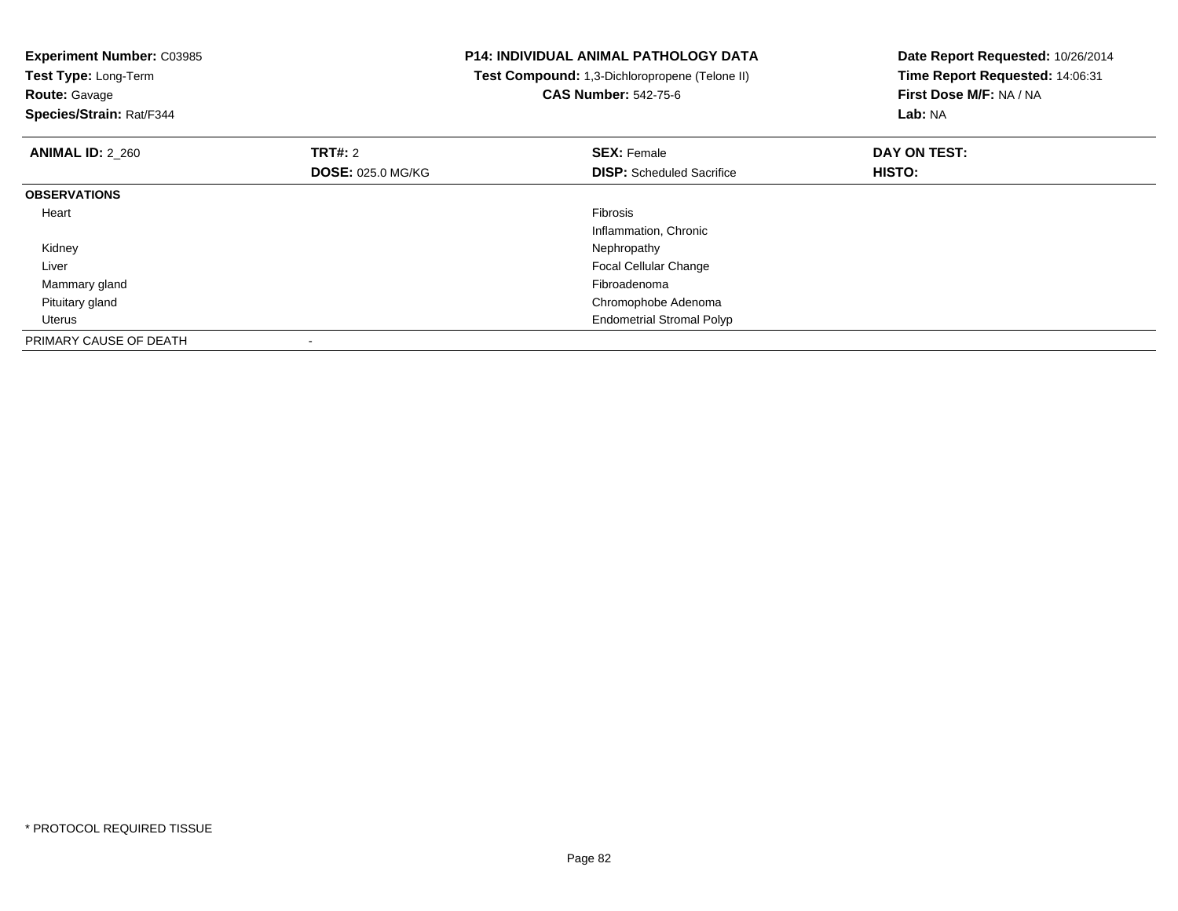**Experiment Number:** C03985
**Test Type:** Long-Term
**Route:** Gavage
**Species/Strain:** Rat/F344

**P14: INDIVIDUAL ANIMAL PATHOLOGY DATA**
**Test Compound:** 1,3-Dichloropropene (Telone II)
**CAS Number:** 542-75-6

**Date Report Requested:** 10/26/2014
**Time Report Requested:** 14:06:31
**First Dose M/F:** NA / NA
**Lab:** NA

| **ANIMAL ID:** 2_260 | **TRT#:** 2 | **SEX:** Female | **DAY ON TEST:** |
|---|---|---|---|
| | **DOSE:** 025.0 MG/KG | **DISP:** Scheduled Sacrifice | **HISTO:** |
| **OBSERVATIONS** | | | |
| Heart | | Fibrosis | |
| | | Inflammation, Chronic | |
| Kidney | | Nephropathy | |
| Liver | | Focal Cellular Change | |
| Mammary gland | | Fibroadenoma | |
| Pituitary gland | | Chromophobe Adenoma | |
| Uterus | | Endometrial Stromal Polyp | |
| PRIMARY CAUSE OF DEATH | - | | |

* PROTOCOL REQUIRED TISSUE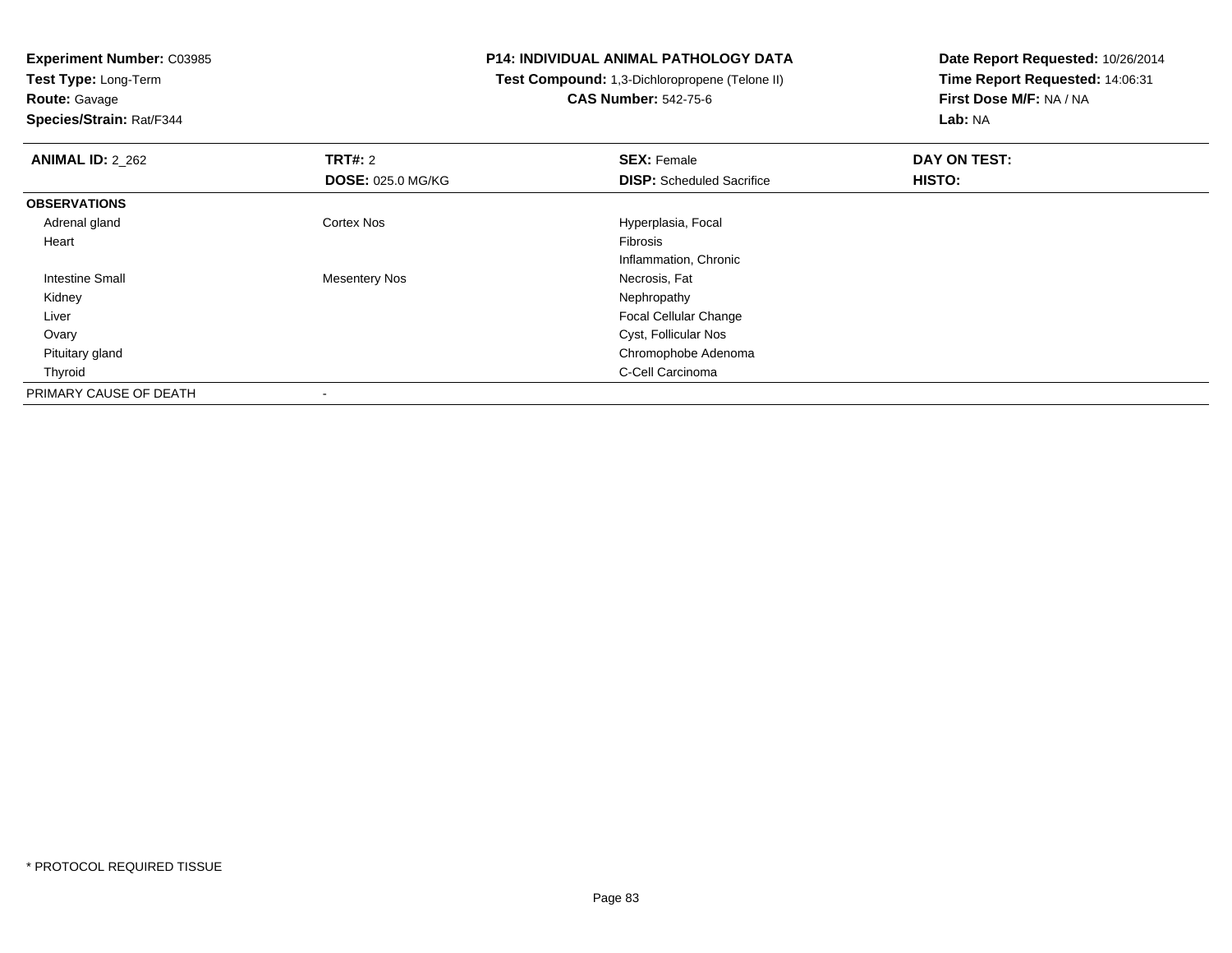**Experiment Number:** C03985
**Test Type:** Long-Term
**Route:** Gavage
**Species/Strain:** Rat/F344

**P14: INDIVIDUAL ANIMAL PATHOLOGY DATA**
**Test Compound:** 1,3-Dichloropropene (Telone II)
**CAS Number:** 542-75-6

**Date Report Requested:** 10/26/2014
**Time Report Requested:** 14:06:31
**First Dose M/F:** NA / NA
**Lab:** NA

| **ANIMAL ID:** 2_262 | **TRT#:** 2 | **SEX:** Female | **DAY ON TEST:** |
|---|---|---|---|
| | **DOSE:** 025.0 MG/KG | **DISP:** Scheduled Sacrifice | **HISTO:** |
| **OBSERVATIONS** | | | |
| Adrenal gland | Cortex Nos | Hyperplasia, Focal | |
| Heart | | Fibrosis | |
| | | Inflammation, Chronic | |
| Intestine Small | Mesentery Nos | Necrosis, Fat | |
| Kidney | | Nephropathy | |
| Liver | | Focal Cellular Change | |
| Ovary | | Cyst, Follicular Nos | |
| Pituitary gland | | Chromophobe Adenoma | |
| Thyroid | | C-Cell Carcinoma | |
| PRIMARY CAUSE OF DEATH | - | | |

* PROTOCOL REQUIRED TISSUE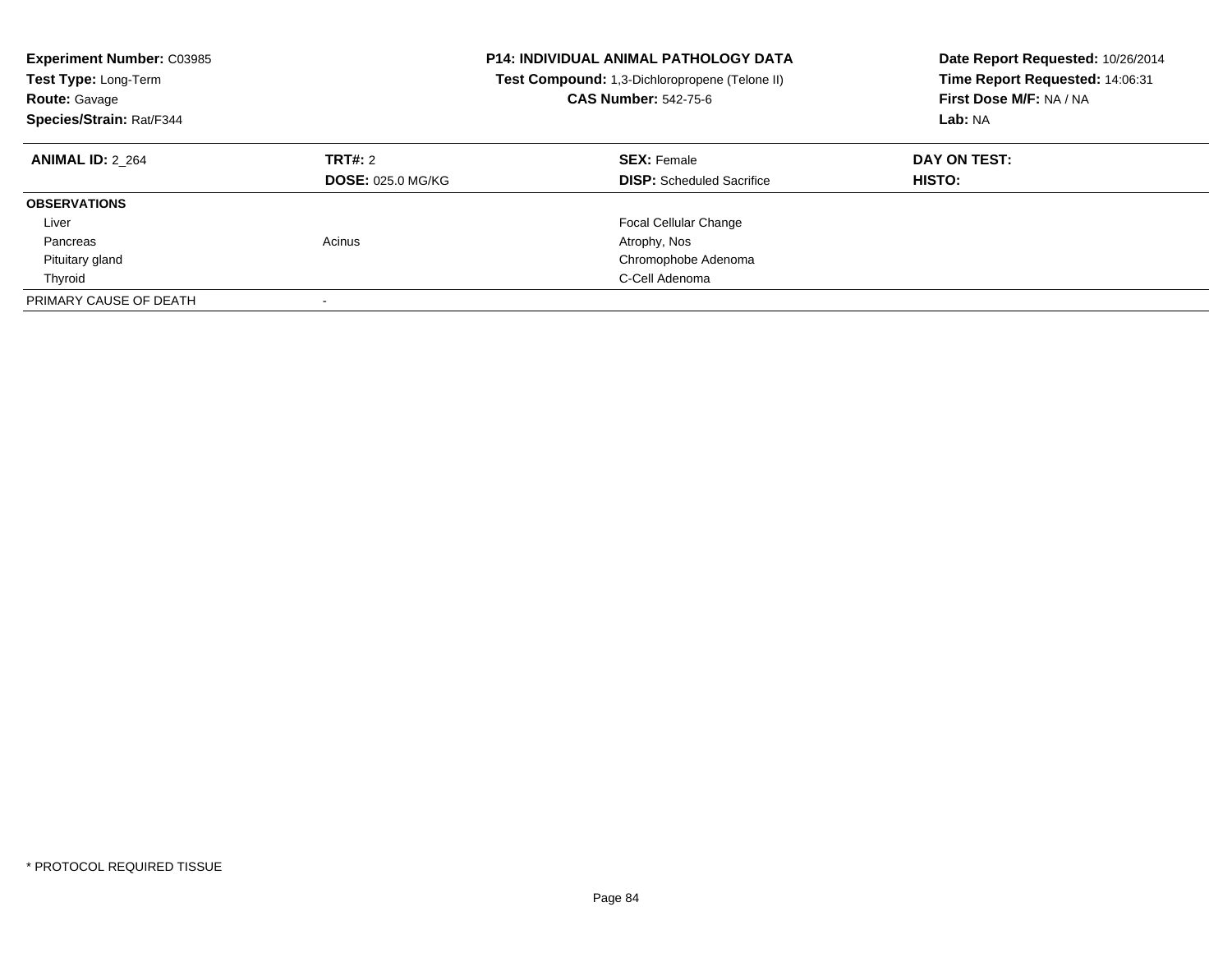**Experiment Number:** C03985
**Test Type:** Long-Term
**Route:** Gavage
**Species/Strain:** Rat/F344

**P14: INDIVIDUAL ANIMAL PATHOLOGY DATA**
**Test Compound:** 1,3-Dichloropropene (Telone II)
**CAS Number:** 542-75-6

**Date Report Requested:** 10/26/2014
**Time Report Requested:** 14:06:31
**First Dose M/F:** NA / NA
**Lab:** NA

| **ANIMAL ID:** 2_264 | **TRT#:** 2 | **SEX:** Female | **DAY ON TEST:** |
|---|---|---|---|
| | **DOSE:** 025.0 MG/KG | **DISP:** Scheduled Sacrifice | **HISTO:** |
| **OBSERVATIONS** | | | |
| Liver | | Focal Cellular Change | |
| Pancreas | Acinus | Atrophy, Nos | |
| Pituitary gland | | Chromophobe Adenoma | |
| Thyroid | | C-Cell Adenoma | |
| PRIMARY CAUSE OF DEATH | - | | |

* PROTOCOL REQUIRED TISSUE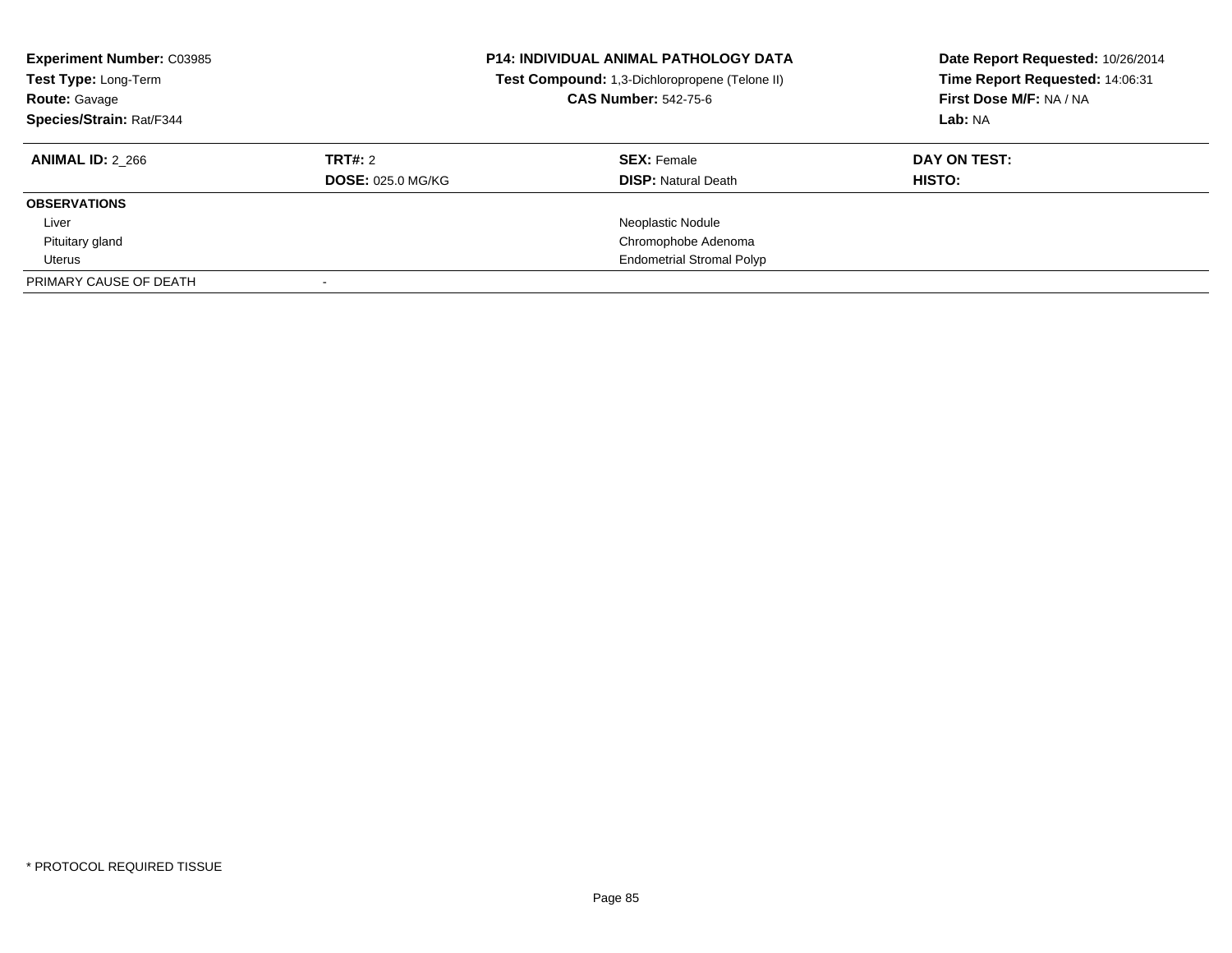**Experiment Number:** C03985
**Test Type:** Long-Term
**Route:** Gavage
**Species/Strain:** Rat/F344

**P14: INDIVIDUAL ANIMAL PATHOLOGY DATA**
**Test Compound:** 1,3-Dichloropropene (Telone II)
**CAS Number:** 542-75-6

**Date Report Requested:** 10/26/2014
**Time Report Requested:** 14:06:31
**First Dose M/F:** NA / NA
**Lab:** NA

| **ANIMAL ID:** 2_266 | **TRT#:** 2 | **SEX:** Female | **DAY ON TEST:** |
|---|---|---|---|
| | **DOSE:** 025.0 MG/KG | **DISP:** Natural Death | **HISTO:** |

| **OBSERVATIONS** | |
|---|---|
| Liver | Neoplastic Nodule |
| Pituitary gland | Chromophobe Adenoma |
| Uterus | Endometrial Stromal Polyp |
| PRIMARY CAUSE OF DEATH | - |

* PROTOCOL REQUIRED TISSUE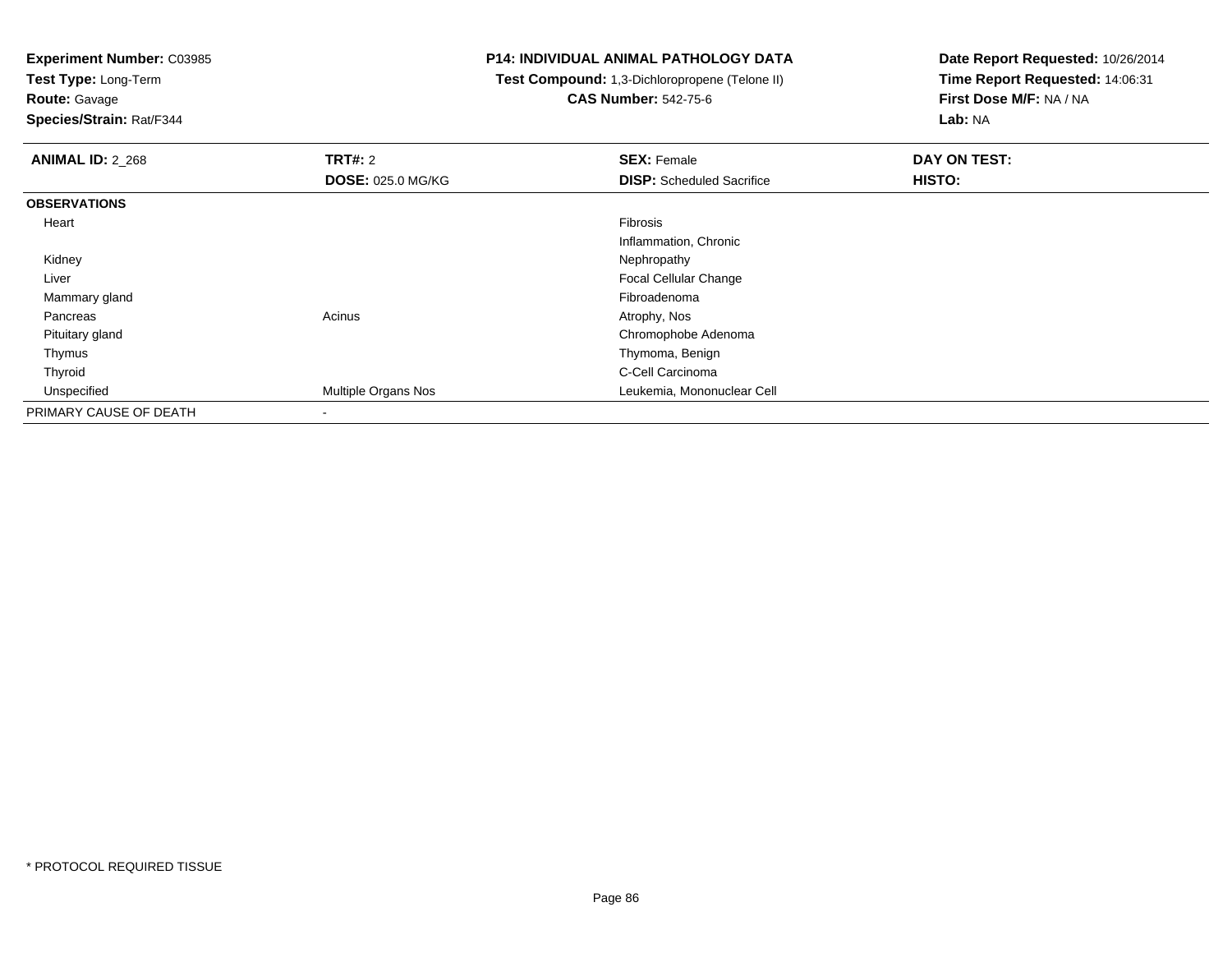**Experiment Number:** C03985
**Test Type:** Long-Term
**Route:** Gavage
**Species/Strain:** Rat/F344

**P14: INDIVIDUAL ANIMAL PATHOLOGY DATA**
**Test Compound:** 1,3-Dichloropropene (Telone II)
**CAS Number:** 542-75-6

**Date Report Requested:** 10/26/2014
**Time Report Requested:** 14:06:31
**First Dose M/F:** NA / NA
**Lab:** NA

| **ANIMAL ID:** 2_268 | **TRT#:** 2 | **SEX:** Female | **DAY ON TEST:** |
|---|---|---|---|
| | **DOSE:** 025.0 MG/KG | **DISP:** Scheduled Sacrifice | **HISTO:** |
| **OBSERVATIONS** | | | |
| Heart | | Fibrosis | |
| | | Inflammation, Chronic | |
| Kidney | | Nephropathy | |
| Liver | | Focal Cellular Change | |
| Mammary gland | | Fibroadenoma | |
| Pancreas | Acinus | Atrophy, Nos | |
| Pituitary gland | | Chromophobe Adenoma | |
| Thymus | | Thymoma, Benign | |
| Thyroid | | C-Cell Carcinoma | |
| Unspecified | Multiple Organs Nos | Leukemia, Mononuclear Cell | |
| PRIMARY CAUSE OF DEATH | - | | |

* PROTOCOL REQUIRED TISSUE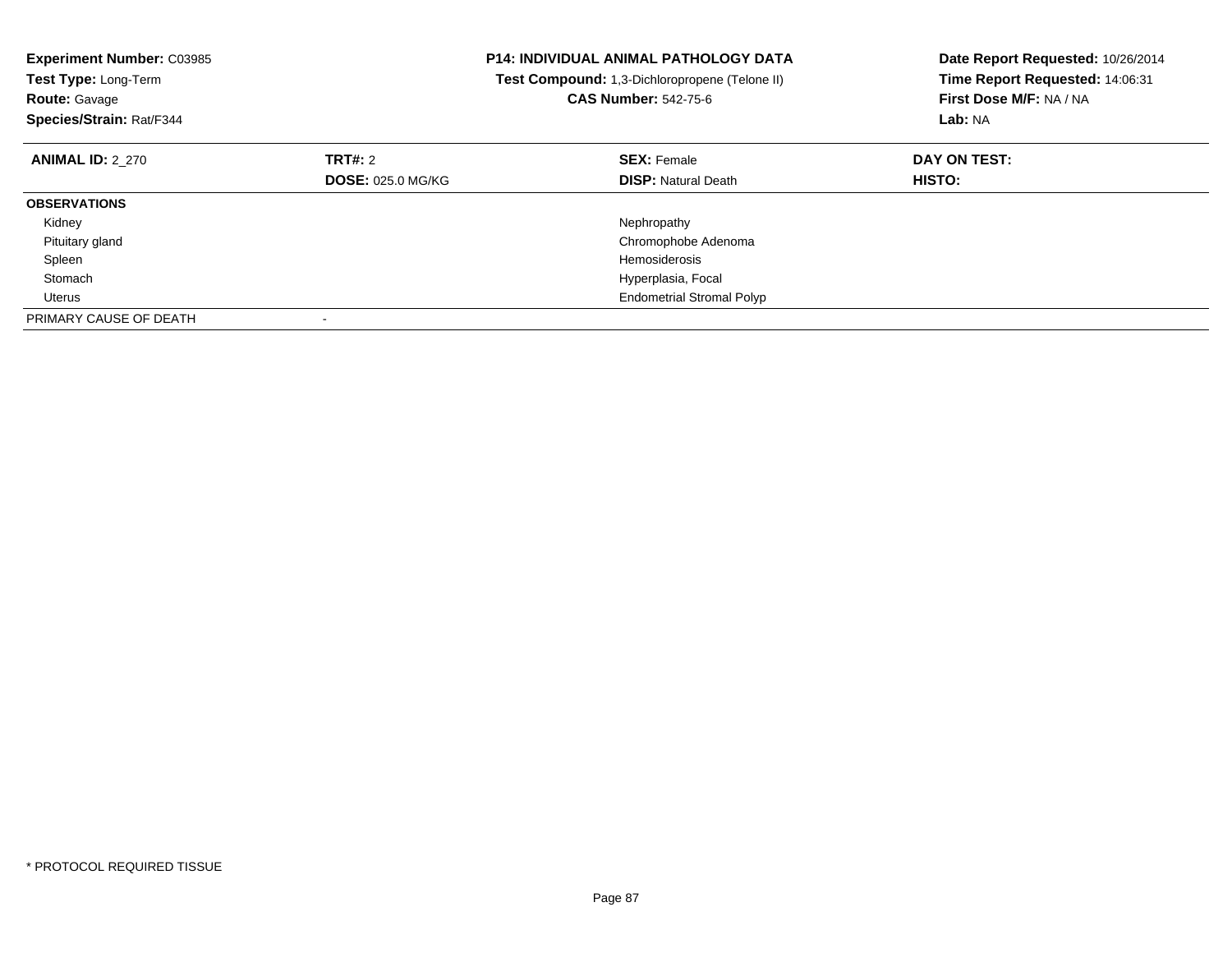**Experiment Number:** C03985
**Test Type:** Long-Term
**Route:** Gavage
**Species/Strain:** Rat/F344

**P14: INDIVIDUAL ANIMAL PATHOLOGY DATA**
**Test Compound:** 1,3-Dichloropropene (Telone II)
**CAS Number:** 542-75-6

**Date Report Requested:** 10/26/2014
**Time Report Requested:** 14:06:31
**First Dose M/F:** NA / NA
**Lab:** NA

| **ANIMAL ID:** 2_270 | **TRT#:** 2 | **SEX:** Female | **DAY ON TEST:** |
|---|---|---|---|
| | **DOSE:** 025.0 MG/KG | **DISP:** Natural Death | **HISTO:** |
| **OBSERVATIONS** | | | |
| Kidney | | Nephropathy | |
| Pituitary gland | | Chromophobe Adenoma | |
| Spleen | | Hemosiderosis | |
| Stomach | | Hyperplasia, Focal | |
| Uterus | | Endometrial Stromal Polyp | |
| PRIMARY CAUSE OF DEATH | - | | |

\* PROTOCOL REQUIRED TISSUE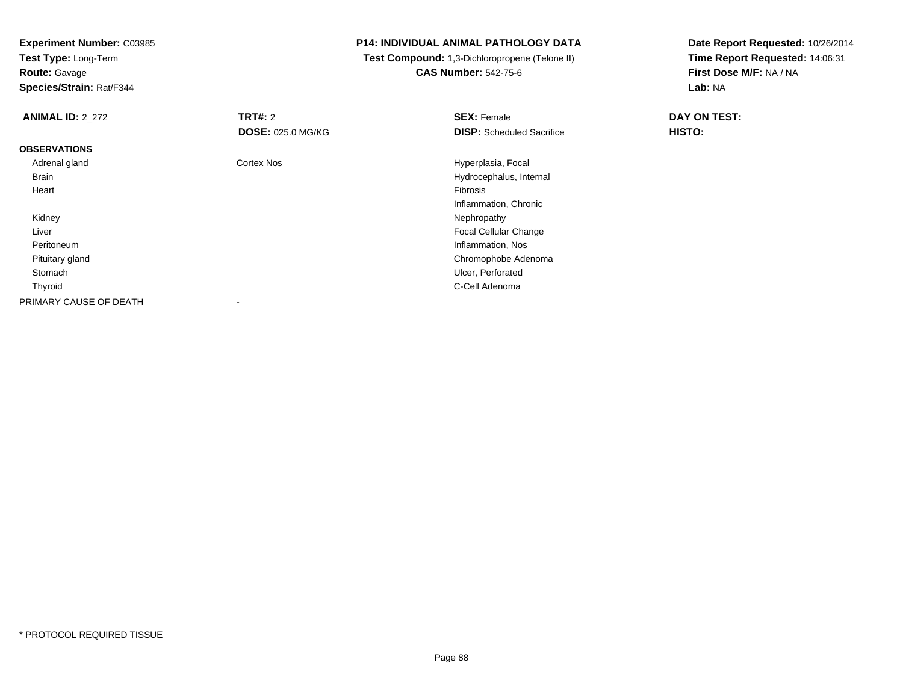**Experiment Number:** C03985
**Test Type:** Long-Term
**Route:** Gavage
**Species/Strain:** Rat/F344

**P14: INDIVIDUAL ANIMAL PATHOLOGY DATA**
**Test Compound:** 1,3-Dichloropropene (Telone II)
**CAS Number:** 542-75-6

**Date Report Requested:** 10/26/2014
**Time Report Requested:** 14:06:31
**First Dose M/F:** NA / NA
**Lab:** NA

| **ANIMAL ID:** 2_272 | **TRT#:** 2 | **SEX:** Female | **DAY ON TEST:** |
|---|---|---|---|
| | **DOSE:** 025.0 MG/KG | **DISP:** Scheduled Sacrifice | **HISTO:** |
| **OBSERVATIONS** | | | |
| Adrenal gland | Cortex Nos | Hyperplasia, Focal | |
| Brain | | Hydrocephalus, Internal | |
| Heart | | Fibrosis | |
| | | Inflammation, Chronic | |
| Kidney | | Nephropathy | |
| Liver | | Focal Cellular Change | |
| Peritoneum | | Inflammation, Nos | |
| Pituitary gland | | Chromophobe Adenoma | |
| Stomach | | Ulcer, Perforated | |
| Thyroid | | C-Cell Adenoma | |
| PRIMARY CAUSE OF DEATH | - | | |

\* PROTOCOL REQUIRED TISSUE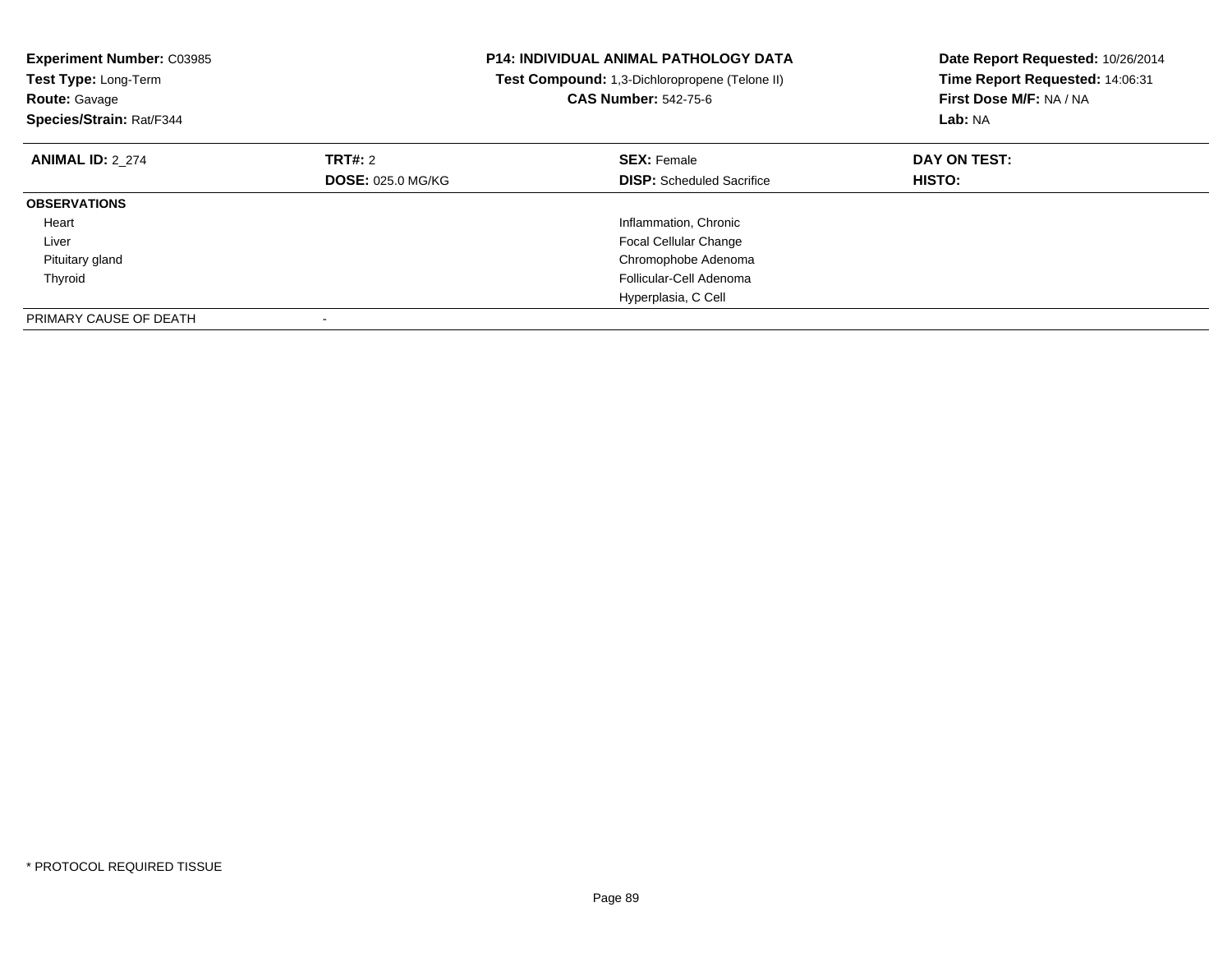**Experiment Number:** C03985
**Test Type:** Long-Term
**Route:** Gavage
**Species/Strain:** Rat/F344

**P14: INDIVIDUAL ANIMAL PATHOLOGY DATA**
**Test Compound:** 1,3-Dichloropropene (Telone II)
**CAS Number:** 542-75-6

**Date Report Requested:** 10/26/2014
**Time Report Requested:** 14:06:31
**First Dose M/F:** NA / NA
**Lab:** NA

| **ANIMAL ID:** 2_274 | **TRT#:** 2 | **SEX:** Female | **DAY ON TEST:** |
|---|---|---|---|
| | **DOSE:** 025.0 MG/KG | **DISP:** Scheduled Sacrifice | **HISTO:** |
| **OBSERVATIONS** | | | |
| Heart | | Inflammation, Chronic | |
| Liver | | Focal Cellular Change | |
| Pituitary gland | | Chromophobe Adenoma | |
| Thyroid | | Follicular-Cell Adenoma | |
| | | Hyperplasia, C Cell | |
| PRIMARY CAUSE OF DEATH | - | | |

* PROTOCOL REQUIRED TISSUE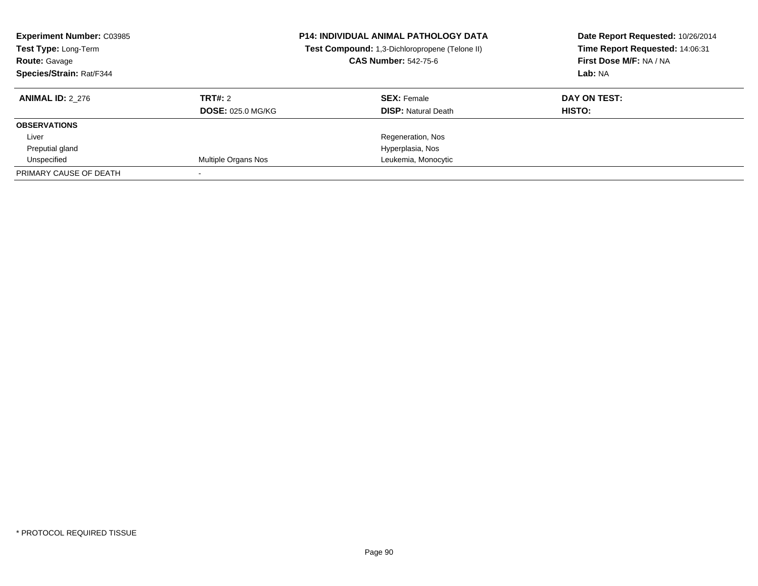**Experiment Number:** C03985
**Test Type:** Long-Term
**Route:** Gavage
**Species/Strain:** Rat/F344

**P14: INDIVIDUAL ANIMAL PATHOLOGY DATA**
**Test Compound:** 1,3-Dichloropropene (Telone II)
**CAS Number:** 542-75-6

**Date Report Requested:** 10/26/2014
**Time Report Requested:** 14:06:31
**First Dose M/F:** NA / NA
**Lab:** NA

| **ANIMAL ID:** 2_276 | **TRT#:** 2 | **SEX:** Female | **DAY ON TEST:** |
|---|---|---|---|
| | **DOSE:** 025.0 MG/KG | **DISP:** Natural Death | **HISTO:** |
| **OBSERVATIONS** | | | |
| Liver | | Regeneration, Nos | |
| Preputial gland | | Hyperplasia, Nos | |
| Unspecified | Multiple Organs Nos | Leukemia, Monocytic | |
| PRIMARY CAUSE OF DEATH | - | | |

* PROTOCOL REQUIRED TISSUE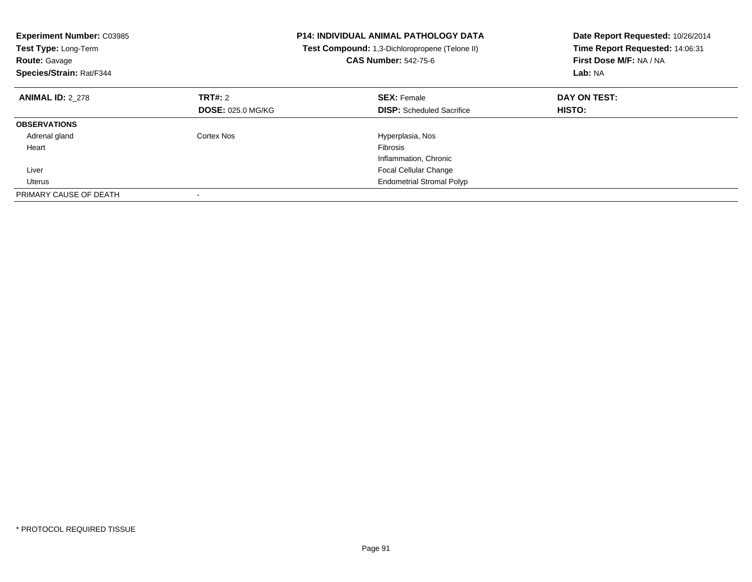**Experiment Number:** C03985
**Test Type:** Long-Term
**Route:** Gavage
**Species/Strain:** Rat/F344

**P14: INDIVIDUAL ANIMAL PATHOLOGY DATA**
**Test Compound:** 1,3-Dichloropropene (Telone II)
**CAS Number:** 542-75-6

**Date Report Requested:** 10/26/2014
**Time Report Requested:** 14:06:31
**First Dose M/F:** NA / NA
**Lab:** NA

| **ANIMAL ID:** 2_278 | **TRT#:** 2 | **SEX:** Female | **DAY ON TEST:** |
|---|---|---|---|
| | **DOSE:** 025.0 MG/KG | **DISP:** Scheduled Sacrifice | **HISTO:** |
| **OBSERVATIONS** | | | |
| Adrenal gland | Cortex Nos | Hyperplasia, Nos | |
| Heart | | Fibrosis | |
| | | Inflammation, Chronic | |
| Liver | | Focal Cellular Change | |
| Uterus | | Endometrial Stromal Polyp | |
| PRIMARY CAUSE OF DEATH | - | | |

* PROTOCOL REQUIRED TISSUE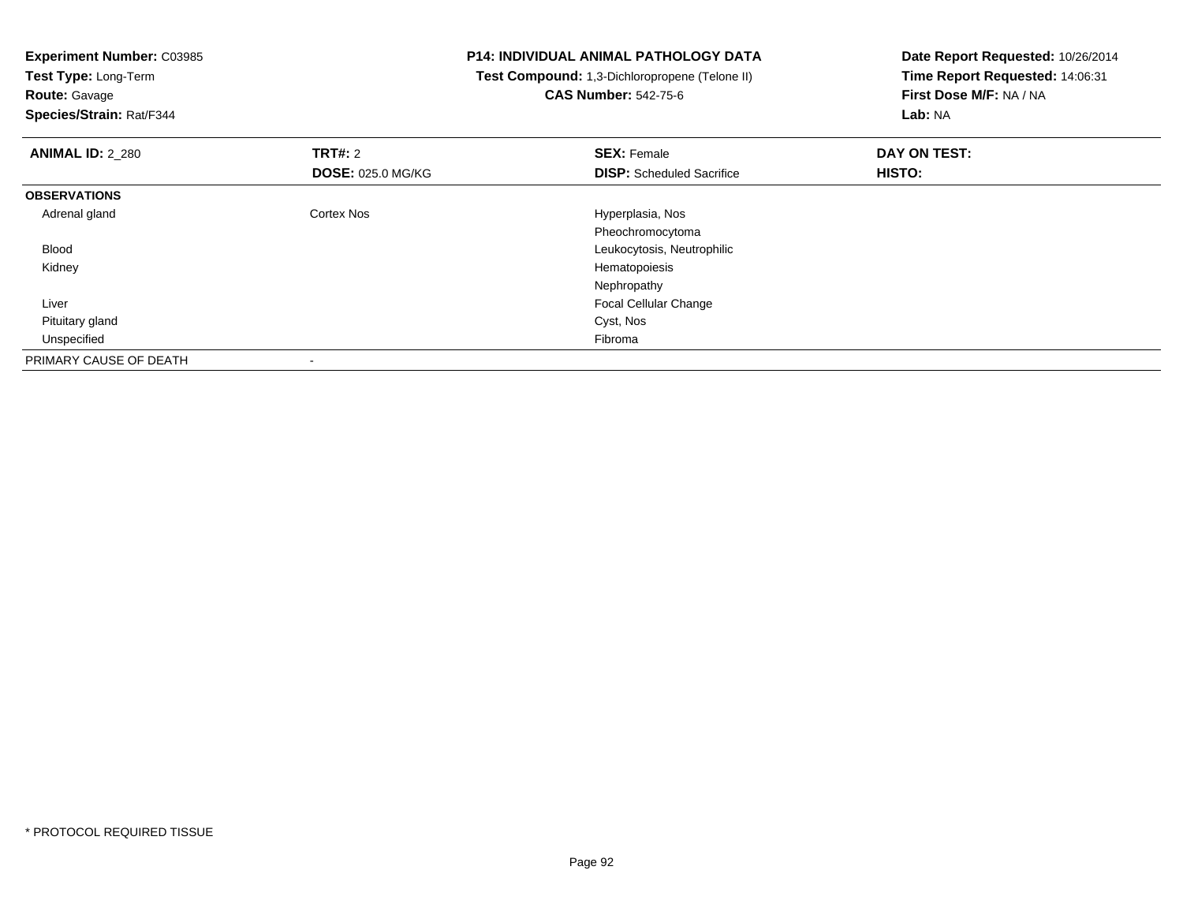**Experiment Number:** C03985
**Test Type:** Long-Term
**Route:** Gavage
**Species/Strain:** Rat/F344

**P14: INDIVIDUAL ANIMAL PATHOLOGY DATA**
**Test Compound:** 1,3-Dichloropropene (Telone II)
**CAS Number:** 542-75-6

**Date Report Requested:** 10/26/2014
**Time Report Requested:** 14:06:31
**First Dose M/F:** NA / NA
**Lab:** NA

| **ANIMAL ID:** 2_280 | **TRT#:** 2 | **SEX:** Female | **DAY ON TEST:** |
|---|---|---|---|
| | **DOSE:** 025.0 MG/KG | **DISP:** Scheduled Sacrifice | **HISTO:** |
| **OBSERVATIONS** | | | |
| Adrenal gland | Cortex Nos | Hyperplasia, Nos | |
| | | Pheochromocytoma | |
| Blood | | Leukocytosis, Neutrophilic | |
| Kidney | | Hematopoiesis | |
| | | Nephropathy | |
| Liver | | Focal Cellular Change | |
| Pituitary gland | | Cyst, Nos | |
| Unspecified | | Fibroma | |
| PRIMARY CAUSE OF DEATH | - | | |

* PROTOCOL REQUIRED TISSUE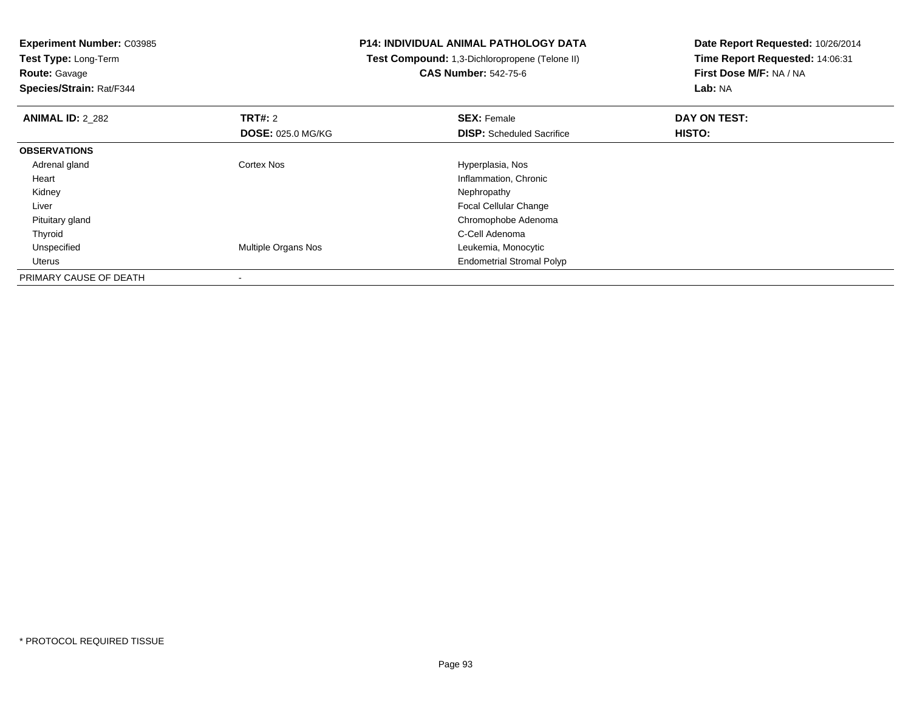**Experiment Number:** C03985
**Test Type:** Long-Term
**Route:** Gavage
**Species/Strain:** Rat/F344

**P14: INDIVIDUAL ANIMAL PATHOLOGY DATA**
**Test Compound:** 1,3-Dichloropropene (Telone II)
**CAS Number:** 542-75-6

**Date Report Requested:** 10/26/2014
**Time Report Requested:** 14:06:31
**First Dose M/F:** NA / NA
**Lab:** NA

| **ANIMAL ID:** 2_282 | **TRT#:** 2 | **SEX:** Female | **DAY ON TEST:** |
|---|---|---|---|
| | **DOSE:** 025.0 MG/KG | **DISP:** Scheduled Sacrifice | **HISTO:** |
| **OBSERVATIONS** | | | |
| Adrenal gland | Cortex Nos | Hyperplasia, Nos | |
| Heart | | Inflammation, Chronic | |
| Kidney | | Nephropathy | |
| Liver | | Focal Cellular Change | |
| Pituitary gland | | Chromophobe Adenoma | |
| Thyroid | | C-Cell Adenoma | |
| Unspecified | Multiple Organs Nos | Leukemia, Monocytic | |
| Uterus | | Endometrial Stromal Polyp | |
| PRIMARY CAUSE OF DEATH | - | | |

* PROTOCOL REQUIRED TISSUE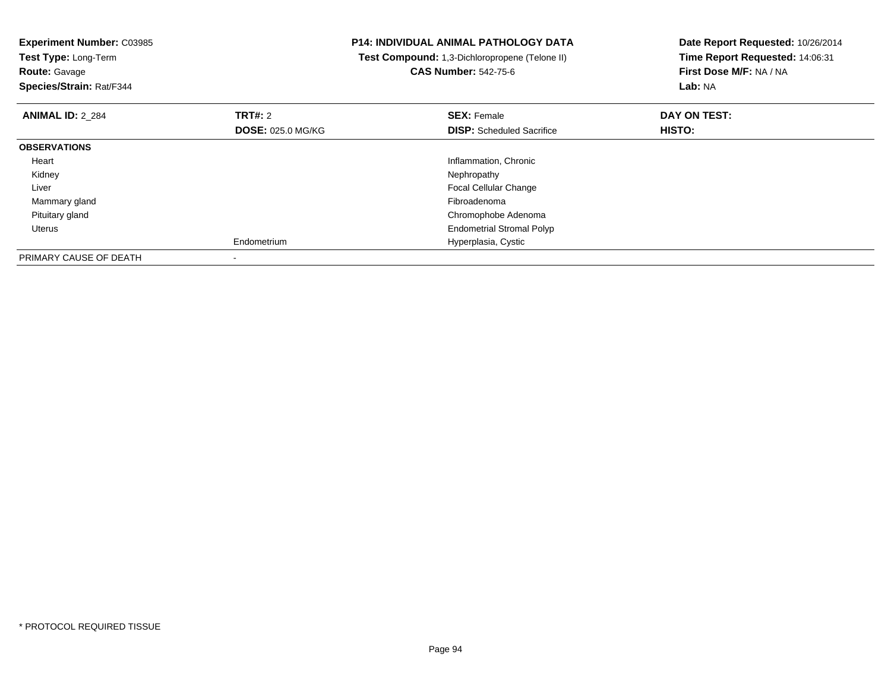**Experiment Number:** C03985
**Test Type:** Long-Term
**Route:** Gavage
**Species/Strain:** Rat/F344

**P14: INDIVIDUAL ANIMAL PATHOLOGY DATA**
**Test Compound:** 1,3-Dichloropropene (Telone II)
**CAS Number:** 542-75-6

**Date Report Requested:** 10/26/2014
**Time Report Requested:** 14:06:31
**First Dose M/F:** NA / NA
**Lab:** NA

| **ANIMAL ID:** 2_284 | **TRT#:** 2 | **SEX:** Female | **DAY ON TEST:** |
|---|---|---|---|
| | **DOSE:** 025.0 MG/KG | **DISP:** Scheduled Sacrifice | **HISTO:** |
| **OBSERVATIONS** | | | |
| Heart | | Inflammation, Chronic | |
| Kidney | | Nephropathy | |
| Liver | | Focal Cellular Change | |
| Mammary gland | | Fibroadenoma | |
| Pituitary gland | | Chromophobe Adenoma | |
| Uterus | | Endometrial Stromal Polyp | |
| | Endometrium | Hyperplasia, Cystic | |
| PRIMARY CAUSE OF DEATH | - | | |

* PROTOCOL REQUIRED TISSUE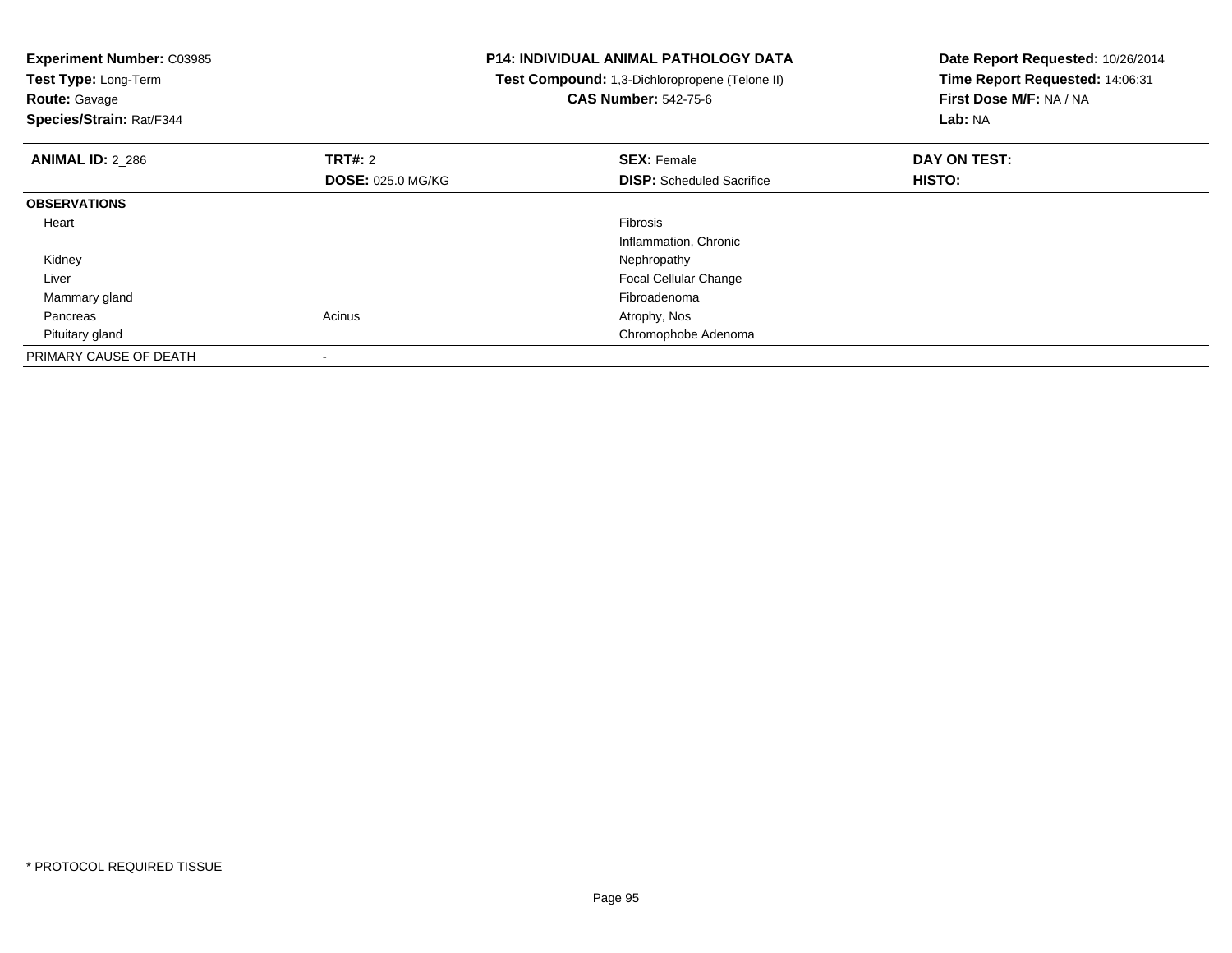**Experiment Number:** C03985
**Test Type:** Long-Term
**Route:** Gavage
**Species/Strain:** Rat/F344

**P14: INDIVIDUAL ANIMAL PATHOLOGY DATA**
**Test Compound:** 1,3-Dichloropropene (Telone II)
**CAS Number:** 542-75-6

**Date Report Requested:** 10/26/2014
**Time Report Requested:** 14:06:31
**First Dose M/F:** NA / NA
**Lab:** NA

| **ANIMAL ID:** 2_286 | **TRT#:** 2 | **SEX:** Female | **DAY ON TEST:** |
|---|---|---|---|
| | **DOSE:** 025.0 MG/KG | **DISP:** Scheduled Sacrifice | **HISTO:** |
| **OBSERVATIONS** | | | |
| Heart | | Fibrosis | |
| | | Inflammation, Chronic | |
| Kidney | | Nephropathy | |
| Liver | | Focal Cellular Change | |
| Mammary gland | | Fibroadenoma | |
| Pancreas | Acinus | Atrophy, Nos | |
| Pituitary gland | | Chromophobe Adenoma | |
| PRIMARY CAUSE OF DEATH | - | | |

* PROTOCOL REQUIRED TISSUE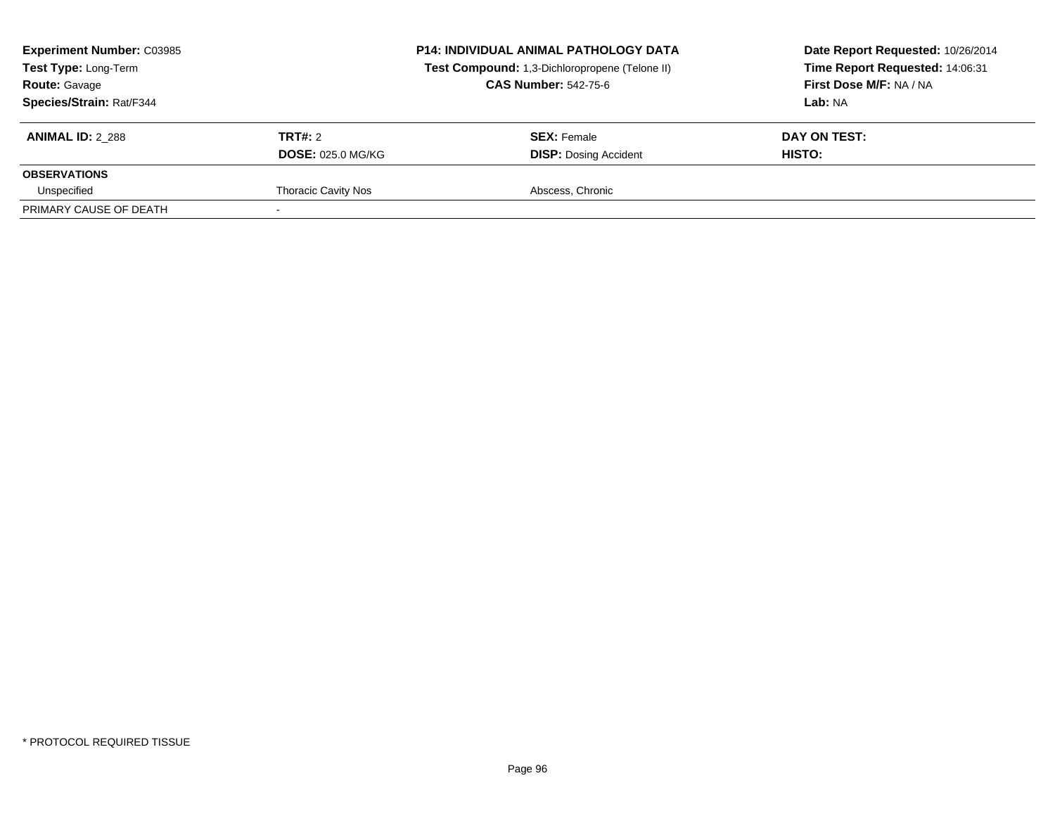**Experiment Number:** C03985
**Test Type:** Long-Term
**Route:** Gavage
**Species/Strain:** Rat/F344

**P14: INDIVIDUAL ANIMAL PATHOLOGY DATA**
**Test Compound:** 1,3-Dichloropropene (Telone II)
**CAS Number:** 542-75-6

**Date Report Requested:** 10/26/2014
**Time Report Requested:** 14:06:31
**First Dose M/F:** NA / NA
**Lab:** NA

| **ANIMAL ID:** 2_288 | **TRT#:** 2 | **SEX:** Female | **DAY ON TEST:** |
|---|---|---|---|
| | **DOSE:** 025.0 MG/KG | **DISP:** Dosing Accident | **HISTO:** |
| **OBSERVATIONS** | | | |
| Unspecified | Thoracic Cavity Nos | Abscess, Chronic | |
| PRIMARY CAUSE OF DEATH | - | | |

* PROTOCOL REQUIRED TISSUE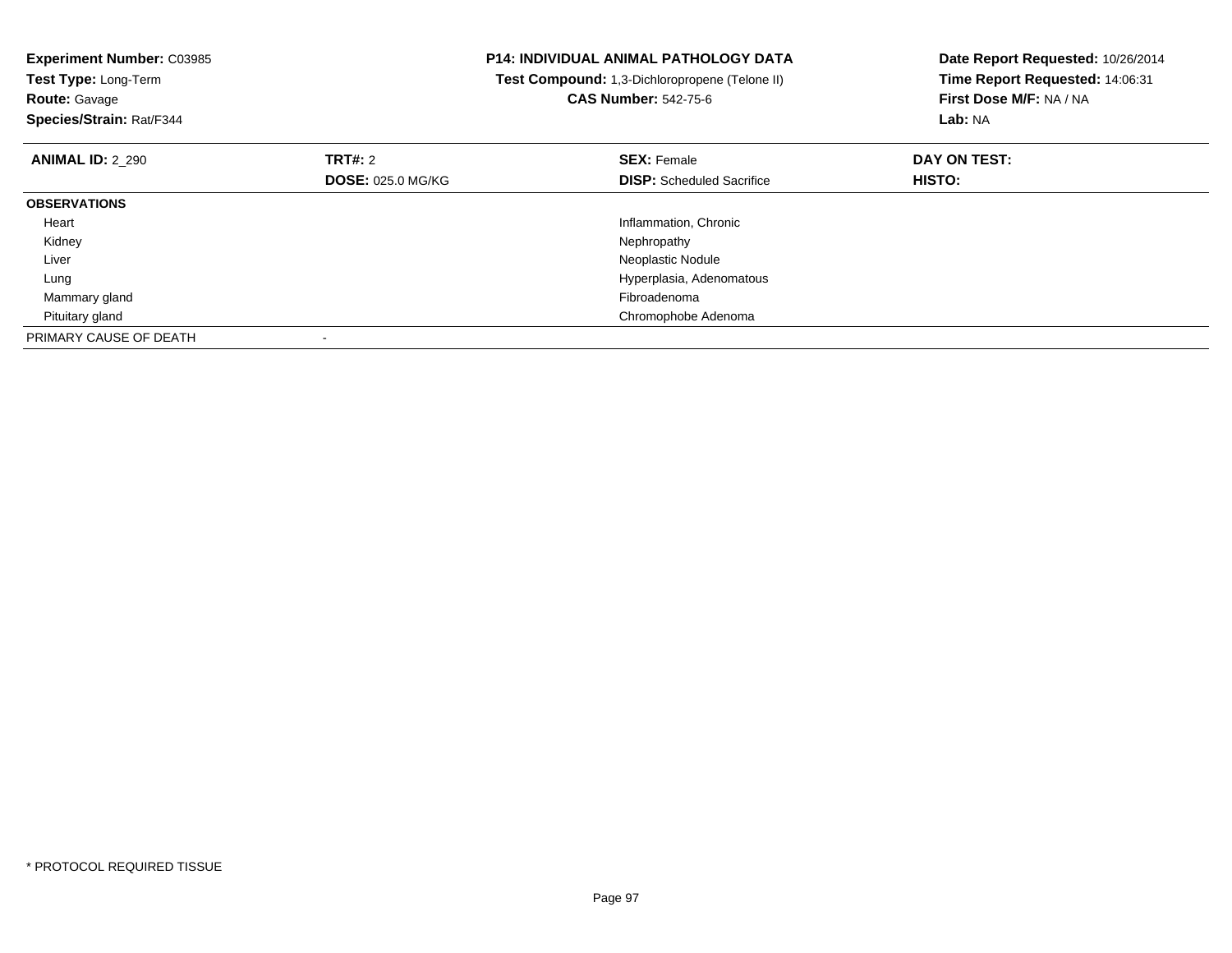**Experiment Number:** C03985
**Test Type:** Long-Term
**Route:** Gavage
**Species/Strain:** Rat/F344

**P14: INDIVIDUAL ANIMAL PATHOLOGY DATA**
**Test Compound:** 1,3-Dichloropropene (Telone II)
**CAS Number:** 542-75-6

**Date Report Requested:** 10/26/2014
**Time Report Requested:** 14:06:31
**First Dose M/F:** NA / NA
**Lab:** NA

| **ANIMAL ID:** 2_290 | **TRT#:** 2 | **SEX:** Female | **DAY ON TEST:** |
|---|---|---|---|
| | **DOSE:** 025.0 MG/KG | **DISP:** Scheduled Sacrifice | **HISTO:** |
| **OBSERVATIONS** | | | |
| Heart | | Inflammation, Chronic | |
| Kidney | | Nephropathy | |
| Liver | | Neoplastic Nodule | |
| Lung | | Hyperplasia, Adenomatous | |
| Mammary gland | | Fibroadenoma | |
| Pituitary gland | | Chromophobe Adenoma | |
| PRIMARY CAUSE OF DEATH | - | | |

* PROTOCOL REQUIRED TISSUE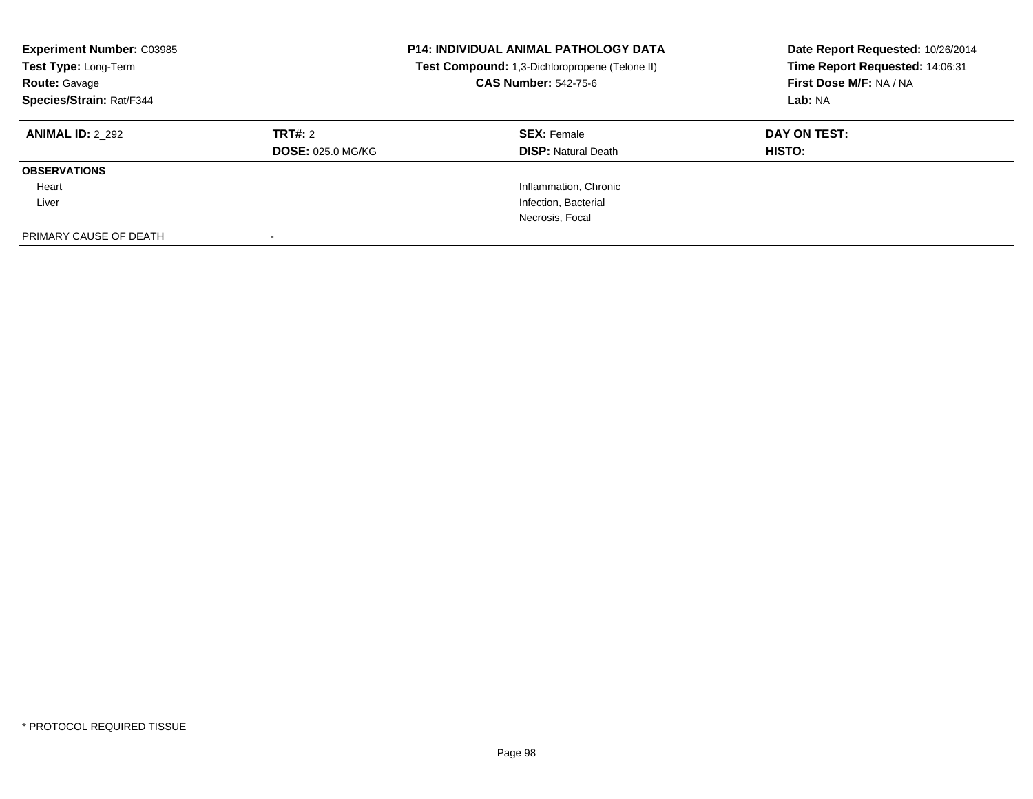**Experiment Number:** C03985
**Test Type:** Long-Term
**Route:** Gavage
**Species/Strain:** Rat/F344

**P14: INDIVIDUAL ANIMAL PATHOLOGY DATA**
**Test Compound:** 1,3-Dichloropropene (Telone II)
**CAS Number:** 542-75-6

**Date Report Requested:** 10/26/2014
**Time Report Requested:** 14:06:31
**First Dose M/F:** NA / NA
**Lab:** NA

| **ANIMAL ID:** 2_292 | **TRT#:** 2 | **SEX:** Female | **DAY ON TEST:** |
|---|---|---|---|
| | **DOSE:** 025.0 MG/KG | **DISP:** Natural Death | **HISTO:** |
| **OBSERVATIONS** | | | |
| Heart | | Inflammation, Chronic | |
| Liver | | Infection, Bacterial | |
| | | Necrosis, Focal | |
| PRIMARY CAUSE OF DEATH | - | | |

\* PROTOCOL REQUIRED TISSUE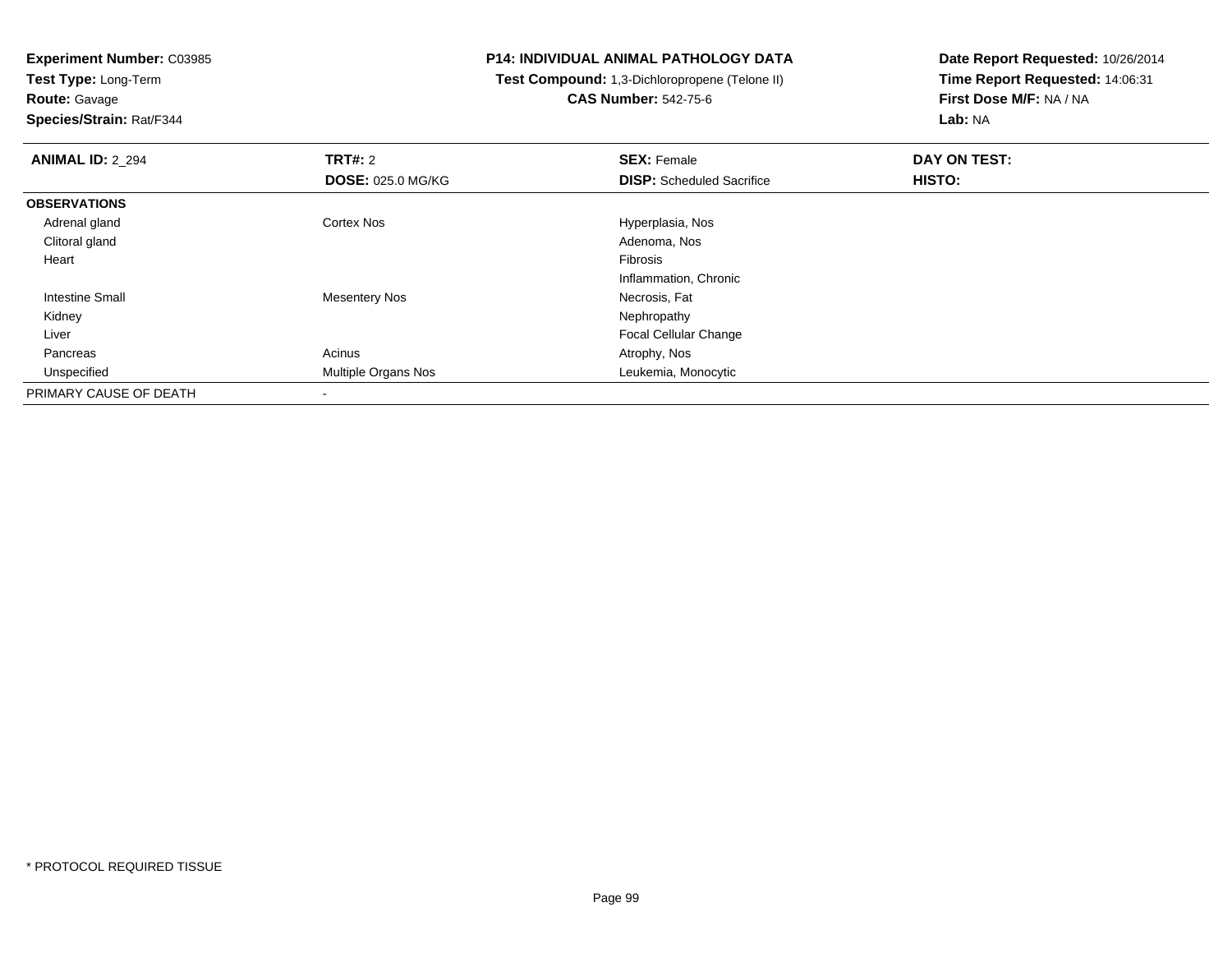**Experiment Number:** C03985
**Test Type:** Long-Term
**Route:** Gavage
**Species/Strain:** Rat/F344

**P14: INDIVIDUAL ANIMAL PATHOLOGY DATA**
**Test Compound:** 1,3-Dichloropropene (Telone II)
**CAS Number:** 542-75-6

**Date Report Requested:** 10/26/2014
**Time Report Requested:** 14:06:31
**First Dose M/F:** NA / NA
**Lab:** NA

| **ANIMAL ID:** 2_294 | **TRT#:** 2 | **SEX:** Female | **DAY ON TEST:** |
|---|---|---|---|
| | **DOSE:** 025.0 MG/KG | **DISP:** Scheduled Sacrifice | **HISTO:** |
| **OBSERVATIONS** | | | |
| Adrenal gland | Cortex Nos | Hyperplasia, Nos | |
| Clitoral gland | | Adenoma, Nos | |
| Heart | | Fibrosis | |
| | | Inflammation, Chronic | |
| Intestine Small | Mesentery Nos | Necrosis, Fat | |
| Kidney | | Nephropathy | |
| Liver | | Focal Cellular Change | |
| Pancreas | Acinus | Atrophy, Nos | |
| Unspecified | Multiple Organs Nos | Leukemia, Monocytic | |
| PRIMARY CAUSE OF DEATH | - | | |

* PROTOCOL REQUIRED TISSUE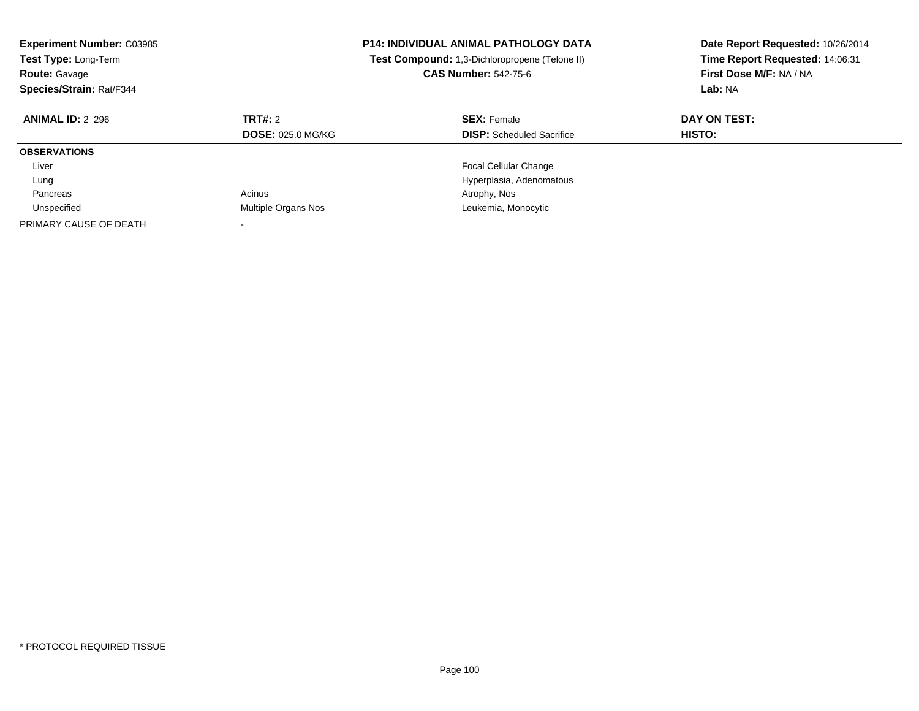**Experiment Number:** C03985
**Test Type:** Long-Term
**Route:** Gavage
**Species/Strain:** Rat/F344

**P14: INDIVIDUAL ANIMAL PATHOLOGY DATA**
**Test Compound:** 1,3-Dichloropropene (Telone II)
**CAS Number:** 542-75-6

**Date Report Requested:** 10/26/2014
**Time Report Requested:** 14:06:31
**First Dose M/F:** NA / NA
**Lab:** NA

| **ANIMAL ID:** 2_296 | **TRT#:** 2 | **SEX:** Female | **DAY ON TEST:** |
|---|---|---|---|
| | **DOSE:** 025.0 MG/KG | **DISP:** Scheduled Sacrifice | **HISTO:** |
| **OBSERVATIONS** | | | |
| Liver | | Focal Cellular Change | |
| Lung | | Hyperplasia, Adenomatous | |
| Pancreas | Acinus | Atrophy, Nos | |
| Unspecified | Multiple Organs Nos | Leukemia, Monocytic | |
| PRIMARY CAUSE OF DEATH | - | | |

* PROTOCOL REQUIRED TISSUE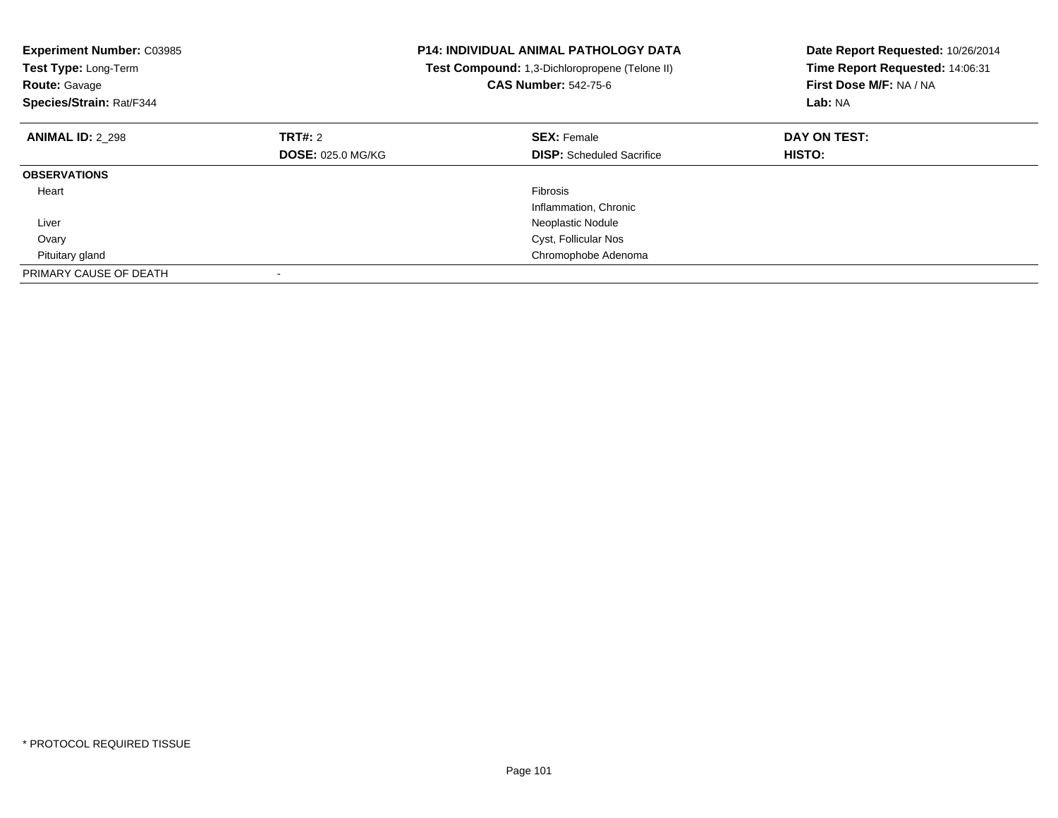**Experiment Number:** C03985
**Test Type:** Long-Term
**Route:** Gavage
**Species/Strain:** Rat/F344

**P14: INDIVIDUAL ANIMAL PATHOLOGY DATA**
**Test Compound:** 1,3-Dichloropropene (Telone II)
**CAS Number:** 542-75-6

**Date Report Requested:** 10/26/2014
**Time Report Requested:** 14:06:31
**First Dose M/F:** NA / NA
**Lab:** NA

| **ANIMAL ID:** 2_298 | **TRT#:** 2 | **SEX:** Female | **DAY ON TEST:** |
|---|---|---|---|
| | **DOSE:** 025.0 MG/KG | **DISP:** Scheduled Sacrifice | **HISTO:** |
| **OBSERVATIONS** | | | |
| Heart | | Fibrosis | |
| | | Inflammation, Chronic | |
| Liver | | Neoplastic Nodule | |
| Ovary | | Cyst, Follicular Nos | |
| Pituitary gland | | Chromophobe Adenoma | |
| PRIMARY CAUSE OF DEATH | - | | |

* PROTOCOL REQUIRED TISSUE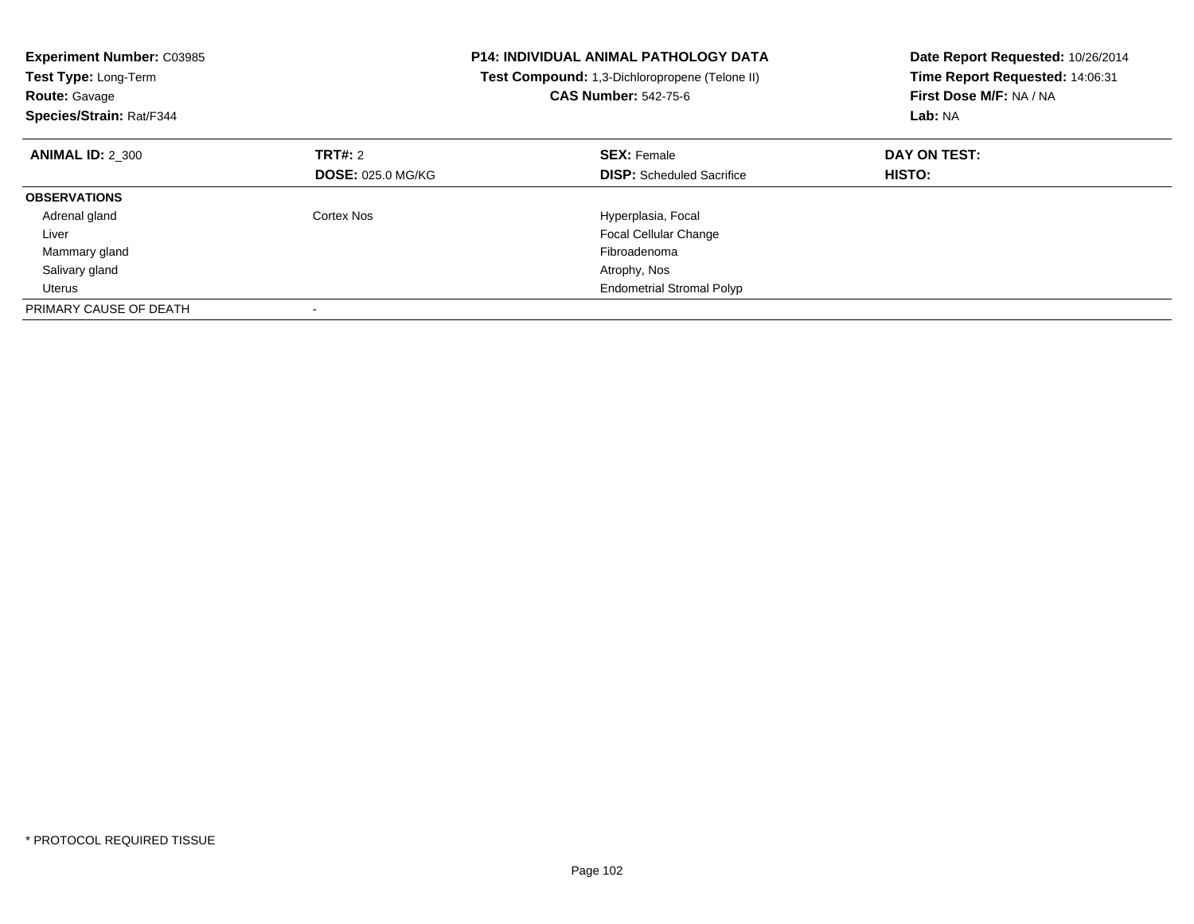**Experiment Number:** C03985
**Test Type:** Long-Term
**Route:** Gavage
**Species/Strain:** Rat/F344

**P14: INDIVIDUAL ANIMAL PATHOLOGY DATA**
**Test Compound:** 1,3-Dichloropropene (Telone II)
**CAS Number:** 542-75-6

**Date Report Requested:** 10/26/2014
**Time Report Requested:** 14:06:31
**First Dose M/F:** NA / NA
**Lab:** NA

| **ANIMAL ID:** 2_300 | **TRT#:** 2 | **SEX:** Female | **DAY ON TEST:** |
|---|---|---|---|
| | **DOSE:** 025.0 MG/KG | **DISP:** Scheduled Sacrifice | **HISTO:** |
| **OBSERVATIONS** | | | |
| Adrenal gland | Cortex Nos | Hyperplasia, Focal | |
| Liver | | Focal Cellular Change | |
| Mammary gland | | Fibroadenoma | |
| Salivary gland | | Atrophy, Nos | |
| Uterus | | Endometrial Stromal Polyp | |
| PRIMARY CAUSE OF DEATH | - | | |

* PROTOCOL REQUIRED TISSUE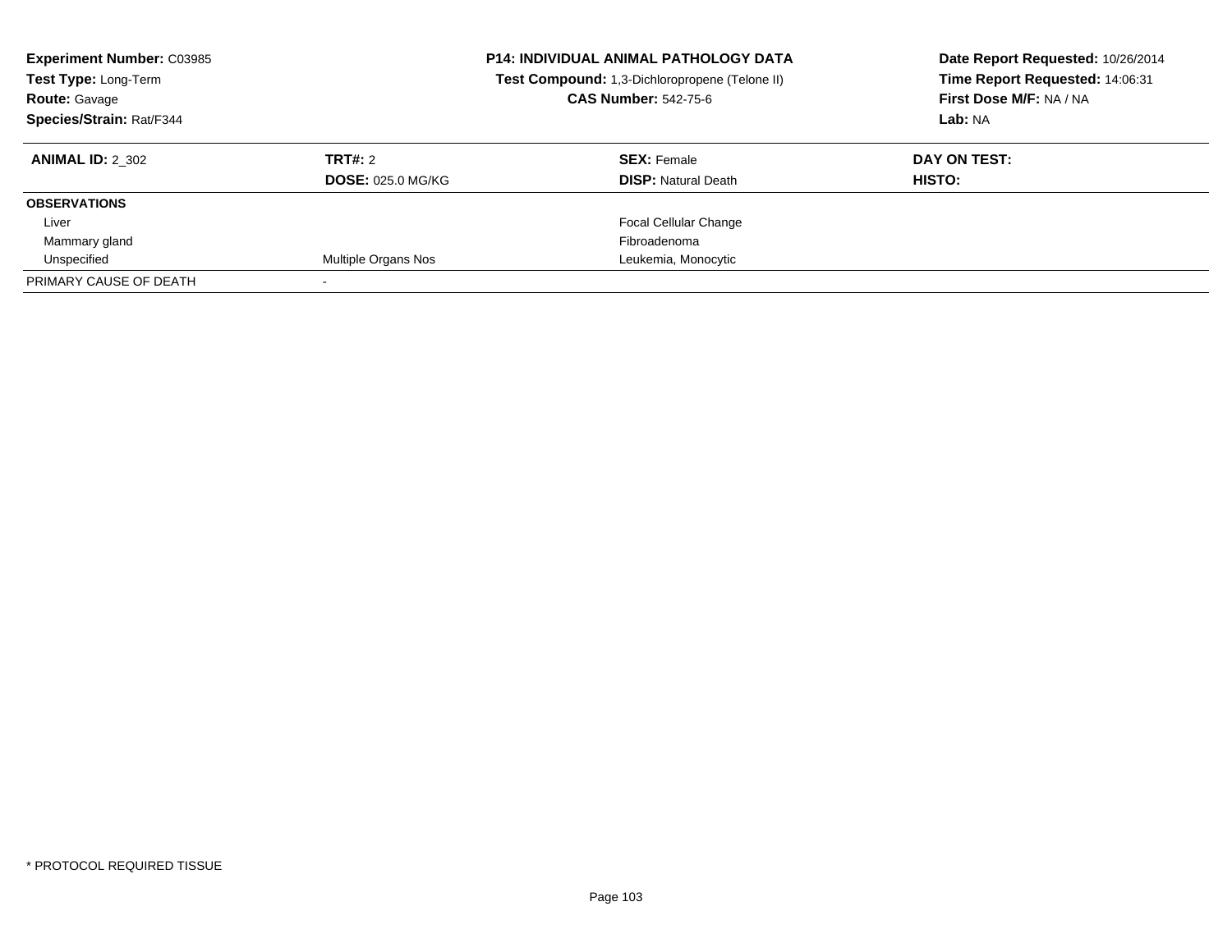**Experiment Number:** C03985
**Test Type:** Long-Term
**Route:** Gavage
**Species/Strain:** Rat/F344

**P14: INDIVIDUAL ANIMAL PATHOLOGY DATA**
**Test Compound:** 1,3-Dichloropropene (Telone II)
**CAS Number:** 542-75-6

**Date Report Requested:** 10/26/2014
**Time Report Requested:** 14:06:31
**First Dose M/F:** NA / NA
**Lab:** NA

| **ANIMAL ID:** 2_302 | **TRT#:** 2 | **SEX:** Female | **DAY ON TEST:** |
|---|---|---|---|
| | **DOSE:** 025.0 MG/KG | **DISP:** Natural Death | **HISTO:** |
| **OBSERVATIONS** | | | |
| Liver | | Focal Cellular Change | |
| Mammary gland | | Fibroadenoma | |
| Unspecified | Multiple Organs Nos | Leukemia, Monocytic | |
| PRIMARY CAUSE OF DEATH | - | | |

* PROTOCOL REQUIRED TISSUE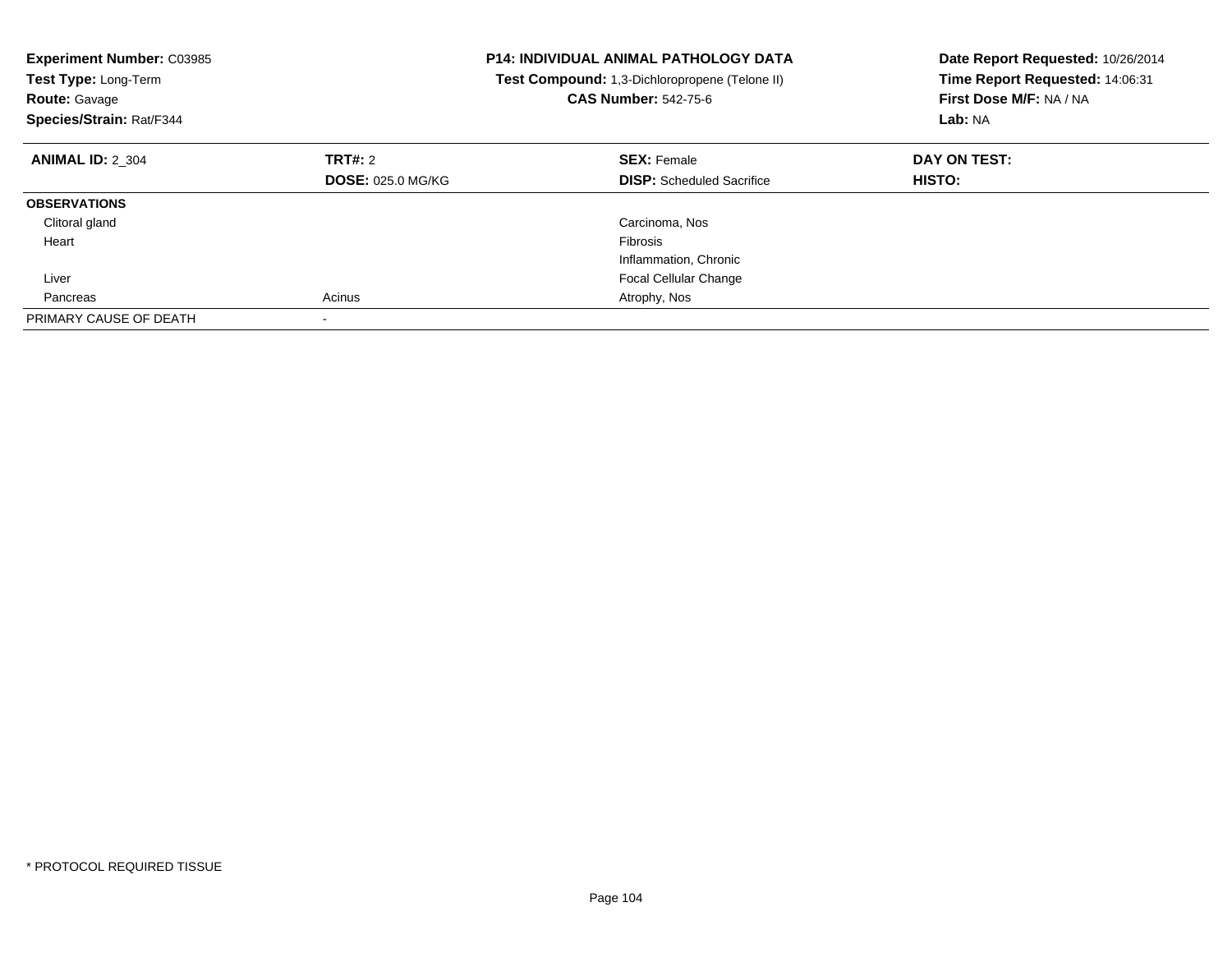**Experiment Number:** C03985
**Test Type:** Long-Term
**Route:** Gavage
**Species/Strain:** Rat/F344

**P14: INDIVIDUAL ANIMAL PATHOLOGY DATA**
**Test Compound:** 1,3-Dichloropropene (Telone II)
**CAS Number:** 542-75-6

**Date Report Requested:** 10/26/2014
**Time Report Requested:** 14:06:31
**First Dose M/F:** NA / NA
**Lab:** NA

| **ANIMAL ID:** 2_304 | **TRT#:** 2 | **SEX:** Female | **DAY ON TEST:** |
|---|---|---|---|
| | **DOSE:** 025.0 MG/KG | **DISP:** Scheduled Sacrifice | **HISTO:** |
| **OBSERVATIONS** | | | |
| Clitoral gland | | Carcinoma, Nos | |
| Heart | | Fibrosis | |
| | | Inflammation, Chronic | |
| Liver | | Focal Cellular Change | |
| Pancreas | Acinus | Atrophy, Nos | |
| PRIMARY CAUSE OF DEATH | - | | |

* PROTOCOL REQUIRED TISSUE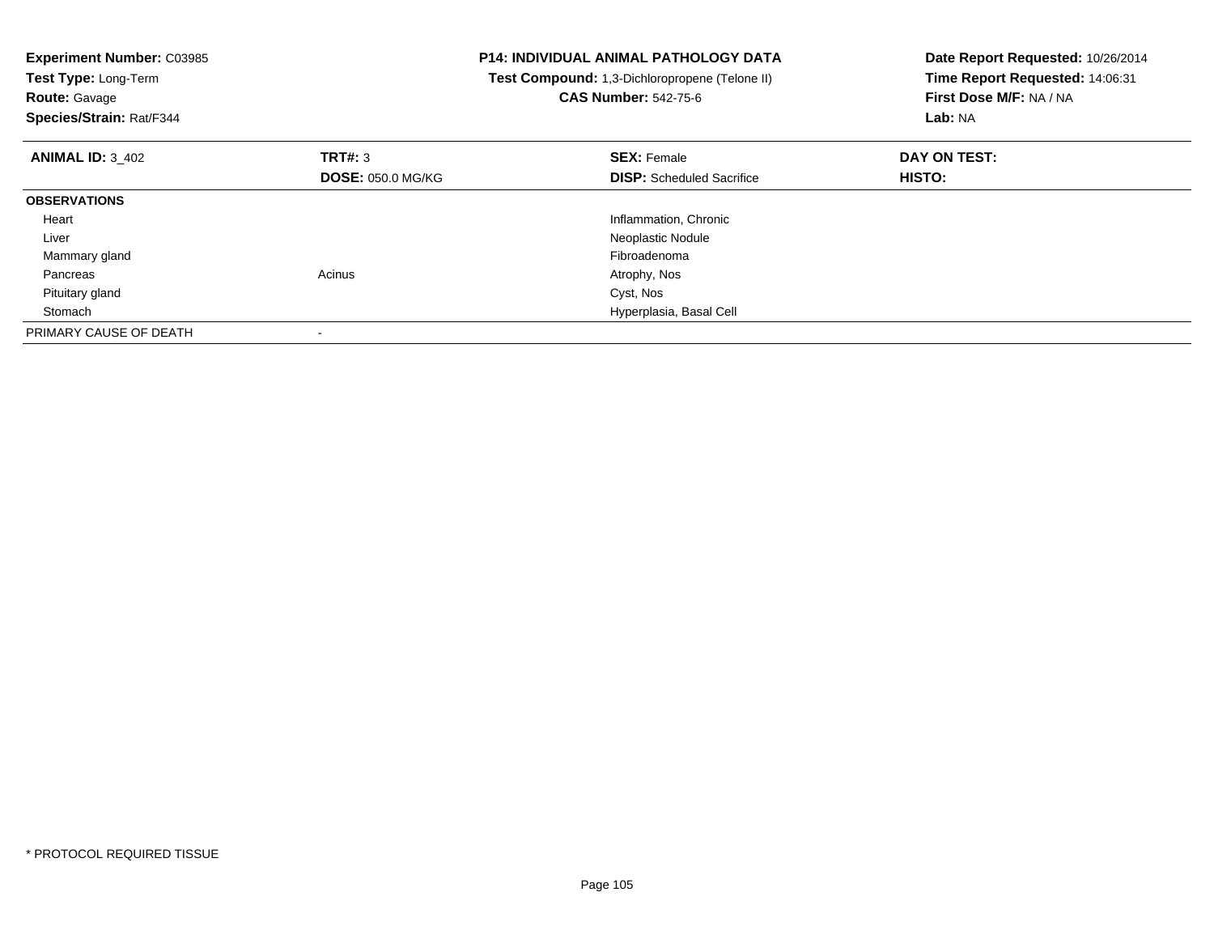**Experiment Number:** C03985
**Test Type:** Long-Term
**Route:** Gavage
**Species/Strain:** Rat/F344

**P14: INDIVIDUAL ANIMAL PATHOLOGY DATA**
**Test Compound:** 1,3-Dichloropropene (Telone II)
**CAS Number:** 542-75-6

**Date Report Requested:** 10/26/2014
**Time Report Requested:** 14:06:31
**First Dose M/F:** NA / NA
**Lab:** NA

| **ANIMAL ID:** 3_402 | **TRT#:** 3 | **SEX:** Female | **DAY ON TEST:** |
|---|---|---|---|
| | **DOSE:** 050.0 MG/KG | **DISP:** Scheduled Sacrifice | **HISTO:** |
| **OBSERVATIONS** | | | |
| Heart | | Inflammation, Chronic | |
| Liver | | Neoplastic Nodule | |
| Mammary gland | | Fibroadenoma | |
| Pancreas | Acinus | Atrophy, Nos | |
| Pituitary gland | | Cyst, Nos | |
| Stomach | | Hyperplasia, Basal Cell | |
| PRIMARY CAUSE OF DEATH | - | | |

* PROTOCOL REQUIRED TISSUE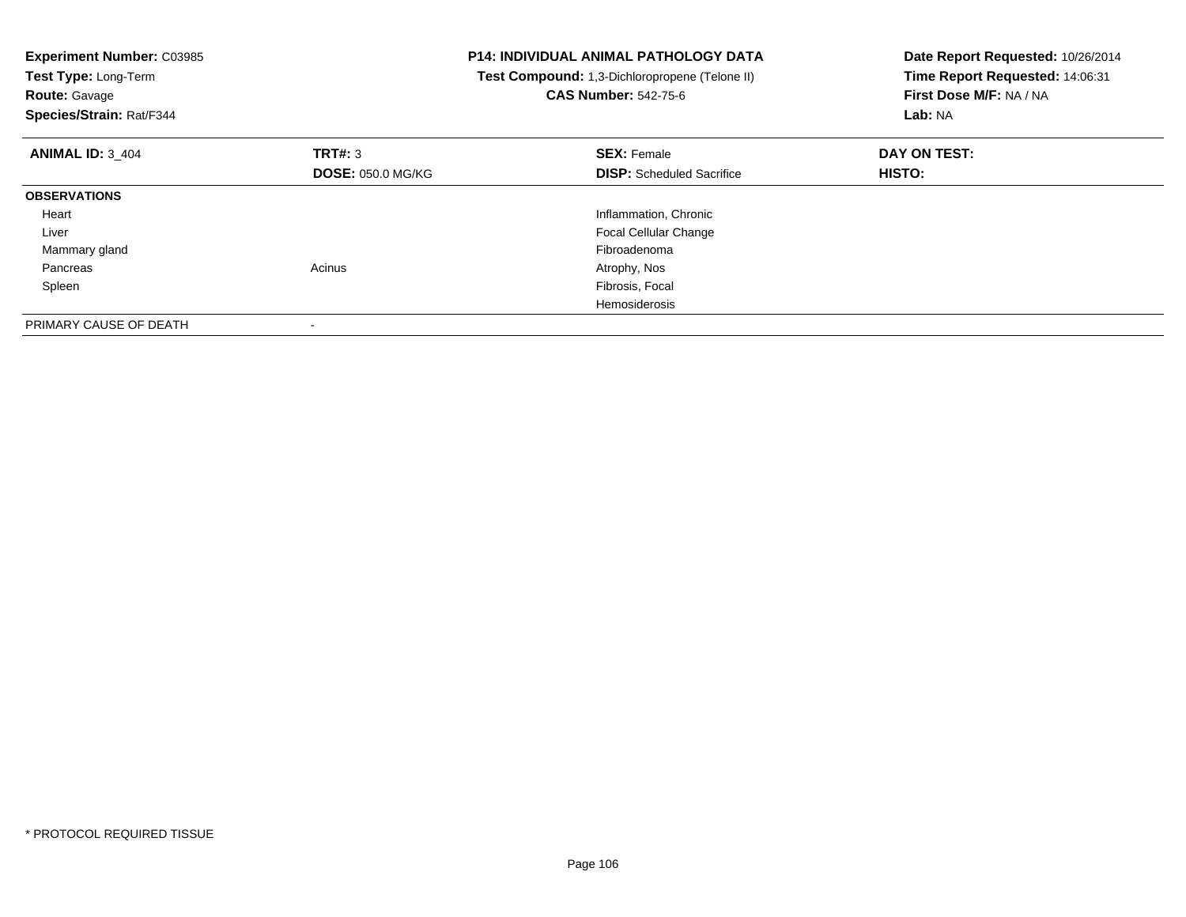**Experiment Number:** C03985
**Test Type:** Long-Term
**Route:** Gavage
**Species/Strain:** Rat/F344

**P14: INDIVIDUAL ANIMAL PATHOLOGY DATA**
**Test Compound:** 1,3-Dichloropropene (Telone II)
**CAS Number:** 542-75-6

**Date Report Requested:** 10/26/2014
**Time Report Requested:** 14:06:31
**First Dose M/F:** NA / NA
**Lab:** NA

| **ANIMAL ID:** 3_404 | **TRT#:** 3 | **SEX:** Female | **DAY ON TEST:** |
|---|---|---|---|
| | **DOSE:** 050.0 MG/KG | **DISP:** Scheduled Sacrifice | **HISTO:** |
| **OBSERVATIONS** | | | |
| Heart | | Inflammation, Chronic | |
| Liver | | Focal Cellular Change | |
| Mammary gland | | Fibroadenoma | |
| Pancreas | Acinus | Atrophy, Nos | |
| Spleen | | Fibrosis, Focal | |
| | | Hemosiderosis | |
| PRIMARY CAUSE OF DEATH | - | | |

* PROTOCOL REQUIRED TISSUE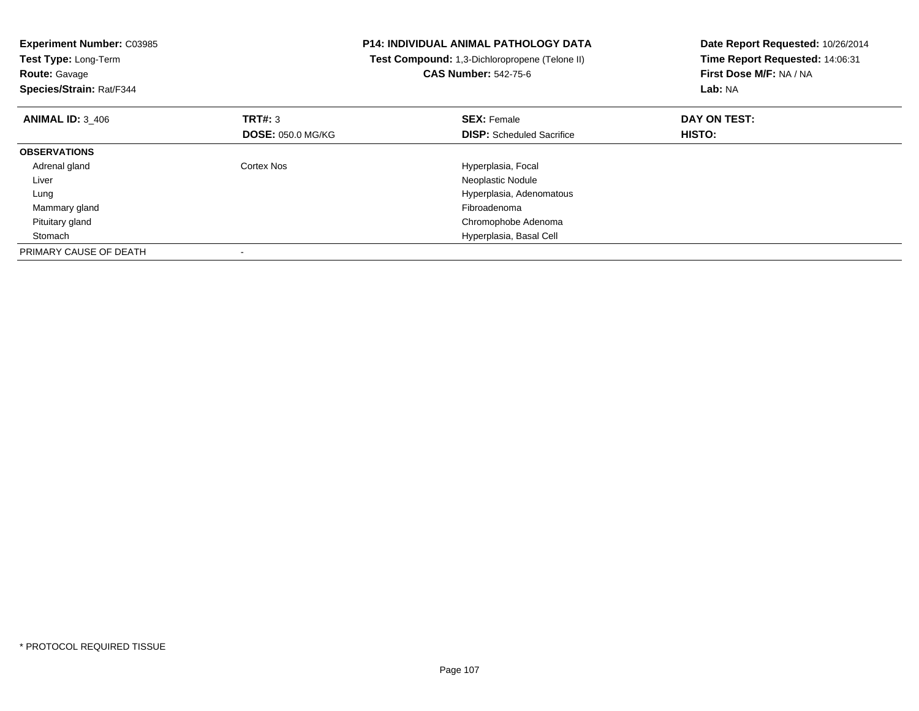**Experiment Number:** C03985
**Test Type:** Long-Term
**Route:** Gavage
**Species/Strain:** Rat/F344

**P14: INDIVIDUAL ANIMAL PATHOLOGY DATA**
**Test Compound:** 1,3-Dichloropropene (Telone II)
**CAS Number:** 542-75-6

**Date Report Requested:** 10/26/2014
**Time Report Requested:** 14:06:31
**First Dose M/F:** NA / NA
**Lab:** NA

| **ANIMAL ID:** 3_406 | **TRT#:** 3 | **SEX:** Female | **DAY ON TEST:** |
|---|---|---|---|
| | **DOSE:** 050.0 MG/KG | **DISP:** Scheduled Sacrifice | **HISTO:** |
| **OBSERVATIONS** | | | |
| Adrenal gland | Cortex Nos | Hyperplasia, Focal | |
| Liver | | Neoplastic Nodule | |
| Lung | | Hyperplasia, Adenomatous | |
| Mammary gland | | Fibroadenoma | |
| Pituitary gland | | Chromophobe Adenoma | |
| Stomach | | Hyperplasia, Basal Cell | |
| PRIMARY CAUSE OF DEATH | - | | |

* PROTOCOL REQUIRED TISSUE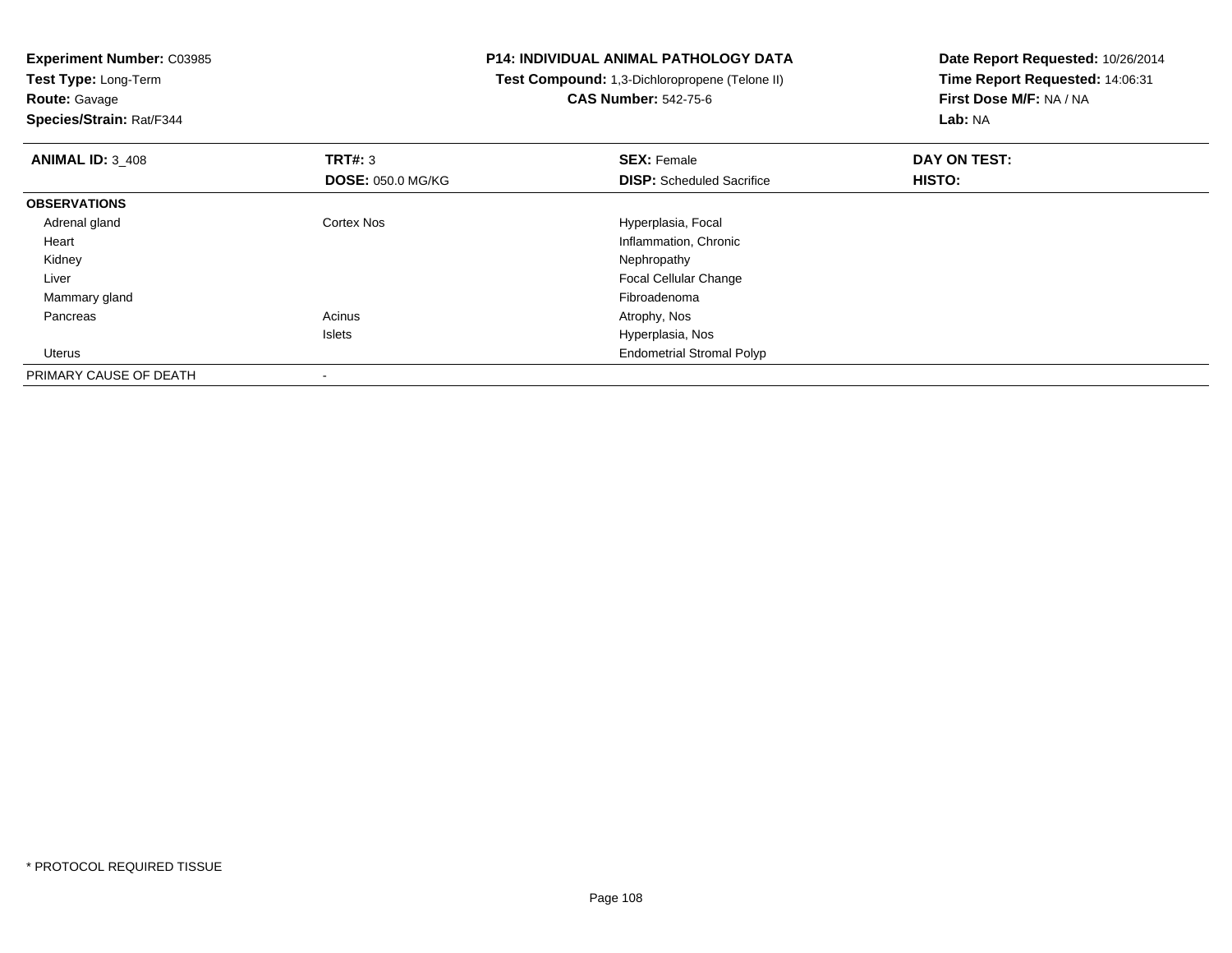**Experiment Number:** C03985
**Test Type:** Long-Term
**Route:** Gavage
**Species/Strain:** Rat/F344

# P14: INDIVIDUAL ANIMAL PATHOLOGY DATA

**Test Compound:** 1,3-Dichloropropene (Telone II)
**CAS Number:** 542-75-6

**Date Report Requested:** 10/26/2014
**Time Report Requested:** 14:06:31
**First Dose M/F:** NA / NA
**Lab:** NA

| **ANIMAL ID:** 3_408 | **TRT#:** 3 | **SEX:** Female | **DAY ON TEST:** |
|---|---|---|---|
| | **DOSE:** 050.0 MG/KG | **DISP:** Scheduled Sacrifice | **HISTO:** |
| **OBSERVATIONS** | | | |
| Adrenal gland | Cortex Nos | Hyperplasia, Focal | |
| Heart | | Inflammation, Chronic | |
| Kidney | | Nephropathy | |
| Liver | | Focal Cellular Change | |
| Mammary gland | | Fibroadenoma | |
| Pancreas | Acinus | Atrophy, Nos | |
| | Islets | Hyperplasia, Nos | |
| Uterus | | Endometrial Stromal Polyp | |
| PRIMARY CAUSE OF DEATH | - | | |

* PROTOCOL REQUIRED TISSUE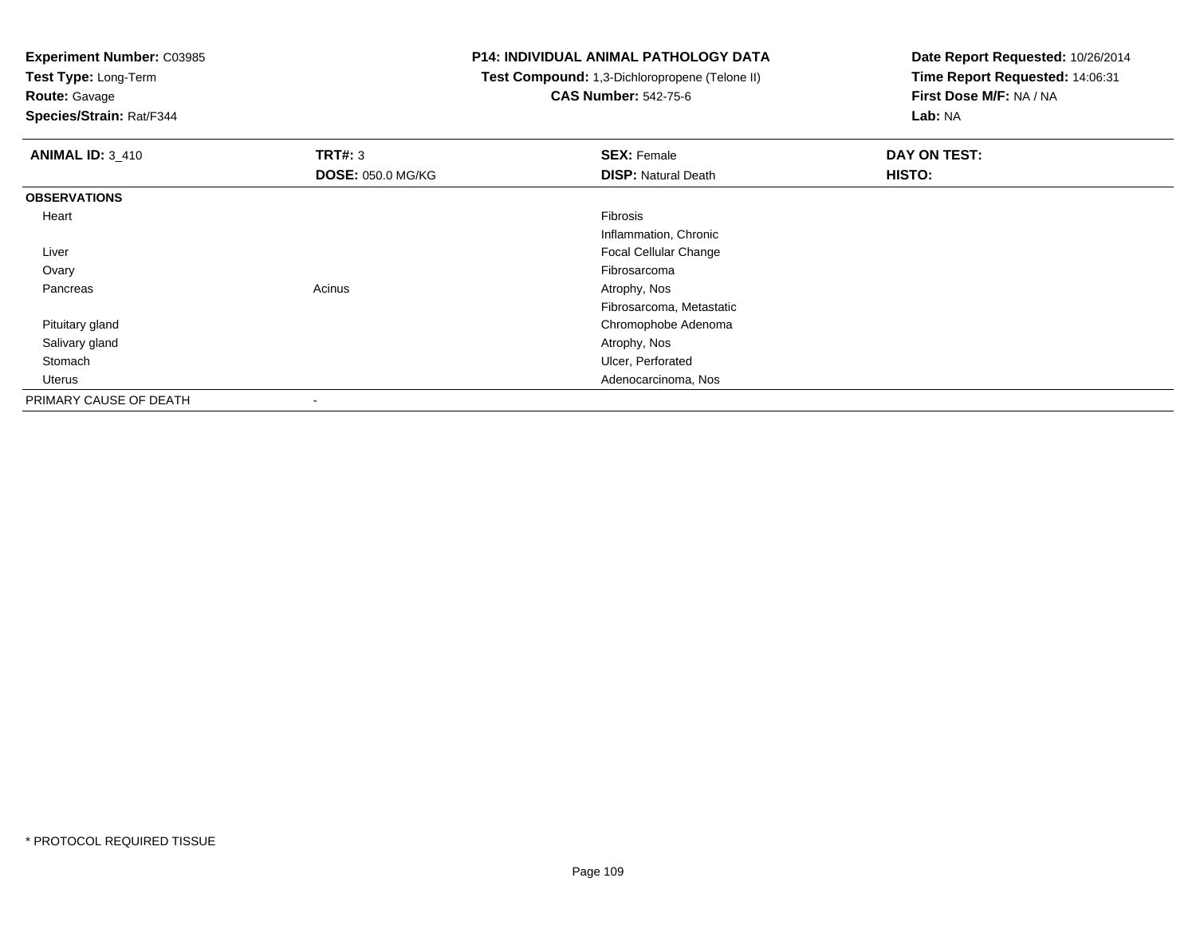**Experiment Number:** C03985
**Test Type:** Long-Term
**Route:** Gavage
**Species/Strain:** Rat/F344

**P14: INDIVIDUAL ANIMAL PATHOLOGY DATA**
**Test Compound:** 1,3-Dichloropropene (Telone II)
**CAS Number:** 542-75-6

**Date Report Requested:** 10/26/2014
**Time Report Requested:** 14:06:31
**First Dose M/F:** NA / NA
**Lab:** NA

| **ANIMAL ID:** 3_410 | **TRT#:** 3<br>**DOSE:** 050.0 MG/KG | **SEX:** Female<br>**DISP:** Natural Death | **DAY ON TEST:**<br>**HISTO:** |
|---|---|---|---|
| **OBSERVATIONS** | | | |
| Heart | | Fibrosis | |
| | | Inflammation, Chronic | |
| Liver | | Focal Cellular Change | |
| Ovary | | Fibrosarcoma | |
| Pancreas | Acinus | Atrophy, Nos | |
| | | Fibrosarcoma, Metastatic | |
| Pituitary gland | | Chromophobe Adenoma | |
| Salivary gland | | Atrophy, Nos | |
| Stomach | | Ulcer, Perforated | |
| Uterus | | Adenocarcinoma, Nos | |
| PRIMARY CAUSE OF DEATH | - | | |

* PROTOCOL REQUIRED TISSUE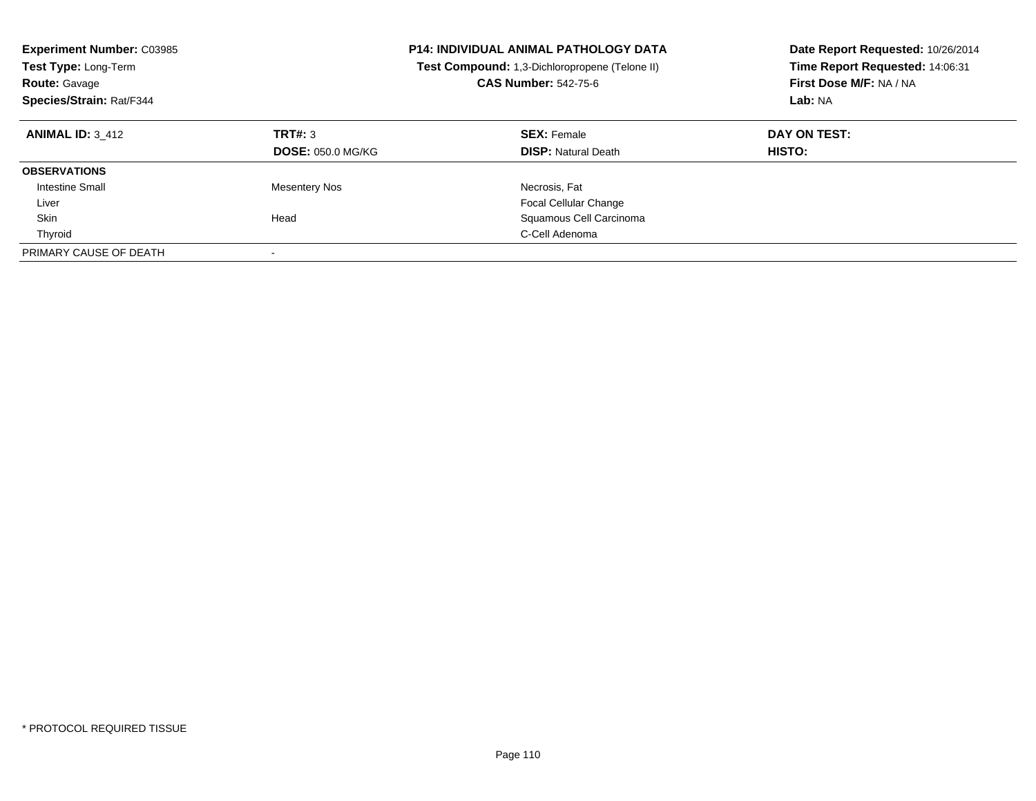**Experiment Number:** C03985
**Test Type:** Long-Term
**Route:** Gavage
**Species/Strain:** Rat/F344

**P14: INDIVIDUAL ANIMAL PATHOLOGY DATA**
**Test Compound:** 1,3-Dichloropropene (Telone II)
**CAS Number:** 542-75-6

**Date Report Requested:** 10/26/2014
**Time Report Requested:** 14:06:31
**First Dose M/F:** NA / NA
**Lab:** NA

| **ANIMAL ID:** 3_412 | **TRT#:** 3 | **SEX:** Female | **DAY ON TEST:** |
|---|---|---|---|
| | **DOSE:** 050.0 MG/KG | **DISP:** Natural Death | **HISTO:** |
| **OBSERVATIONS** | | | |
| Intestine Small | Mesentery Nos | Necrosis, Fat | |
| Liver | | Focal Cellular Change | |
| Skin | Head | Squamous Cell Carcinoma | |
| Thyroid | | C-Cell Adenoma | |
| PRIMARY CAUSE OF DEATH | - | | |

* PROTOCOL REQUIRED TISSUE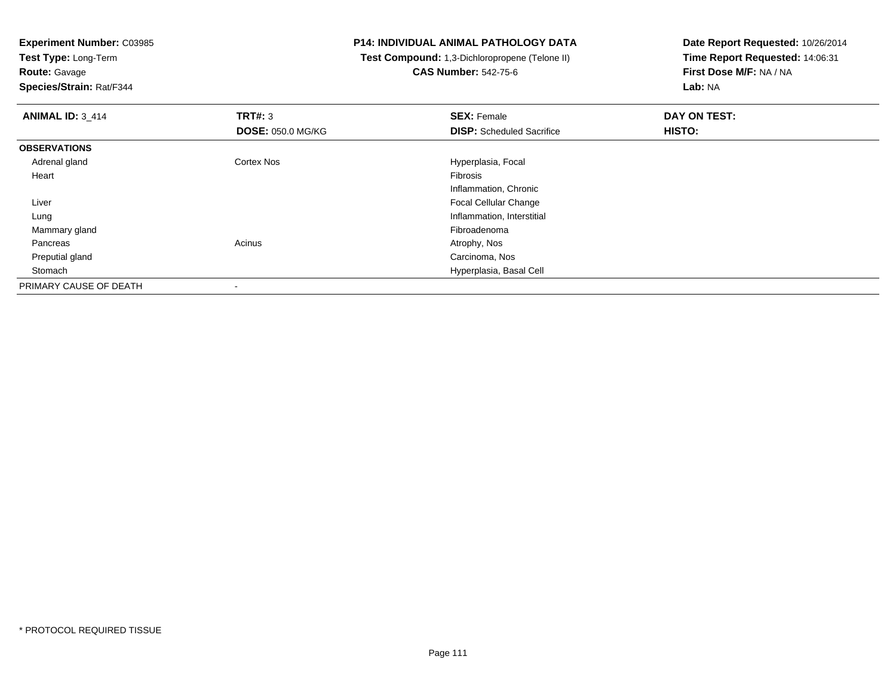**Experiment Number:** C03985
**Test Type:** Long-Term
**Route:** Gavage
**Species/Strain:** Rat/F344

**P14: INDIVIDUAL ANIMAL PATHOLOGY DATA**
**Test Compound:** 1,3-Dichloropropene (Telone II)
**CAS Number:** 542-75-6

**Date Report Requested:** 10/26/2014
**Time Report Requested:** 14:06:31
**First Dose M/F:** NA / NA
**Lab:** NA

| **ANIMAL ID:** 3_414 | **TRT#:** 3 | **SEX:** Female | **DAY ON TEST:** |
|---|---|---|---|
| | **DOSE:** 050.0 MG/KG | **DISP:** Scheduled Sacrifice | **HISTO:** |
| **OBSERVATIONS** | | | |
| Adrenal gland | Cortex Nos | Hyperplasia, Focal | |
| Heart | | Fibrosis | |
| | | Inflammation, Chronic | |
| Liver | | Focal Cellular Change | |
| Lung | | Inflammation, Interstitial | |
| Mammary gland | | Fibroadenoma | |
| Pancreas | Acinus | Atrophy, Nos | |
| Preputial gland | | Carcinoma, Nos | |
| Stomach | | Hyperplasia, Basal Cell | |
| PRIMARY CAUSE OF DEATH | - | | |

\* PROTOCOL REQUIRED TISSUE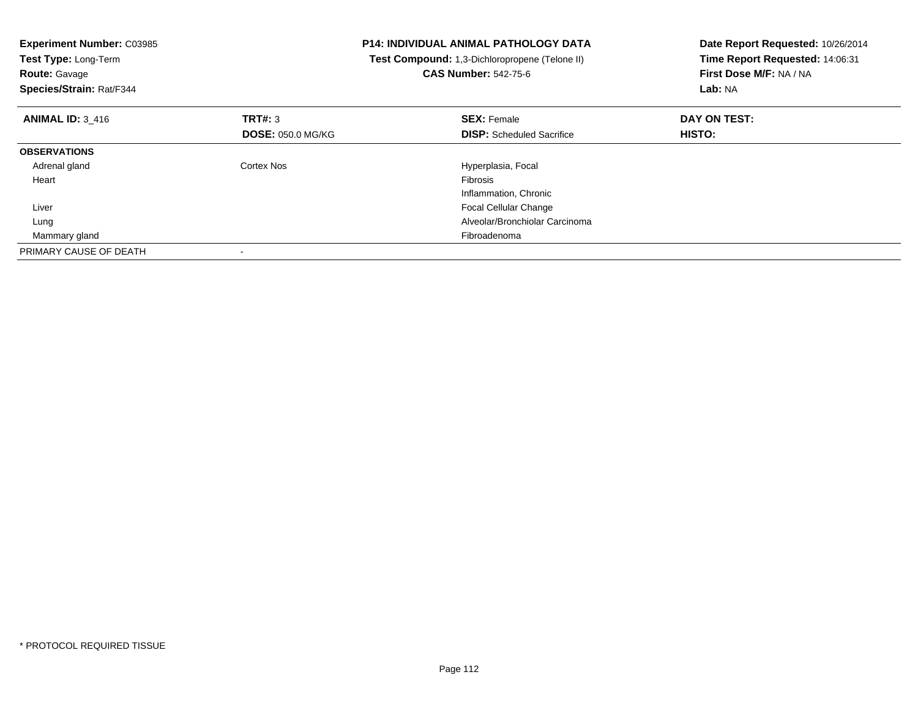**Experiment Number:** C03985
**Test Type:** Long-Term
**Route:** Gavage
**Species/Strain:** Rat/F344

**P14: INDIVIDUAL ANIMAL PATHOLOGY DATA**
**Test Compound:** 1,3-Dichloropropene (Telone II)
**CAS Number:** 542-75-6

**Date Report Requested:** 10/26/2014
**Time Report Requested:** 14:06:31
**First Dose M/F:** NA / NA
**Lab:** NA

| **ANIMAL ID:** 3_416 | **TRT#:** 3 | **SEX:** Female | **DAY ON TEST:** |
|---|---|---|---|
| | **DOSE:** 050.0 MG/KG | **DISP:** Scheduled Sacrifice | **HISTO:** |
| **OBSERVATIONS** | | | |
| Adrenal gland | Cortex Nos | Hyperplasia, Focal | |
| Heart | | Fibrosis | |
| | | Inflammation, Chronic | |
| Liver | | Focal Cellular Change | |
| Lung | | Alveolar/Bronchiolar Carcinoma | |
| Mammary gland | | Fibroadenoma | |
| PRIMARY CAUSE OF DEATH | - | | |

* PROTOCOL REQUIRED TISSUE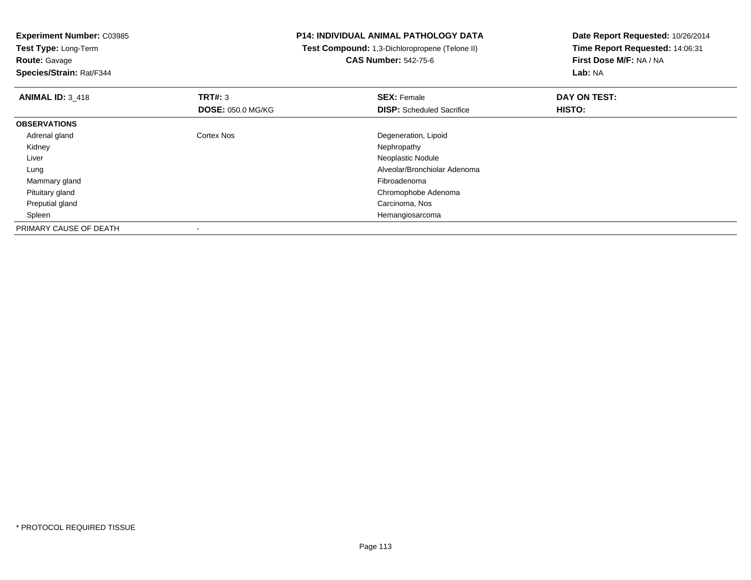**Experiment Number:** C03985
**Test Type:** Long-Term
**Route:** Gavage
**Species/Strain:** Rat/F344

**P14: INDIVIDUAL ANIMAL PATHOLOGY DATA**
**Test Compound:** 1,3-Dichloropropene (Telone II)
**CAS Number:** 542-75-6

**Date Report Requested:** 10/26/2014
**Time Report Requested:** 14:06:31
**First Dose M/F:** NA / NA
**Lab:** NA

| **ANIMAL ID:** 3_418 | **TRT#:** 3 | **SEX:** Female | **DAY ON TEST:** |
|---|---|---|---|
| | **DOSE:** 050.0 MG/KG | **DISP:** Scheduled Sacrifice | **HISTO:** |
| **OBSERVATIONS** | | | |
| Adrenal gland | Cortex Nos | Degeneration, Lipoid | |
| Kidney | | Nephropathy | |
| Liver | | Neoplastic Nodule | |
| Lung | | Alveolar/Bronchiolar Adenoma | |
| Mammary gland | | Fibroadenoma | |
| Pituitary gland | | Chromophobe Adenoma | |
| Preputial gland | | Carcinoma, Nos | |
| Spleen | | Hemangiosarcoma | |
| PRIMARY CAUSE OF DEATH | - | | |

\* PROTOCOL REQUIRED TISSUE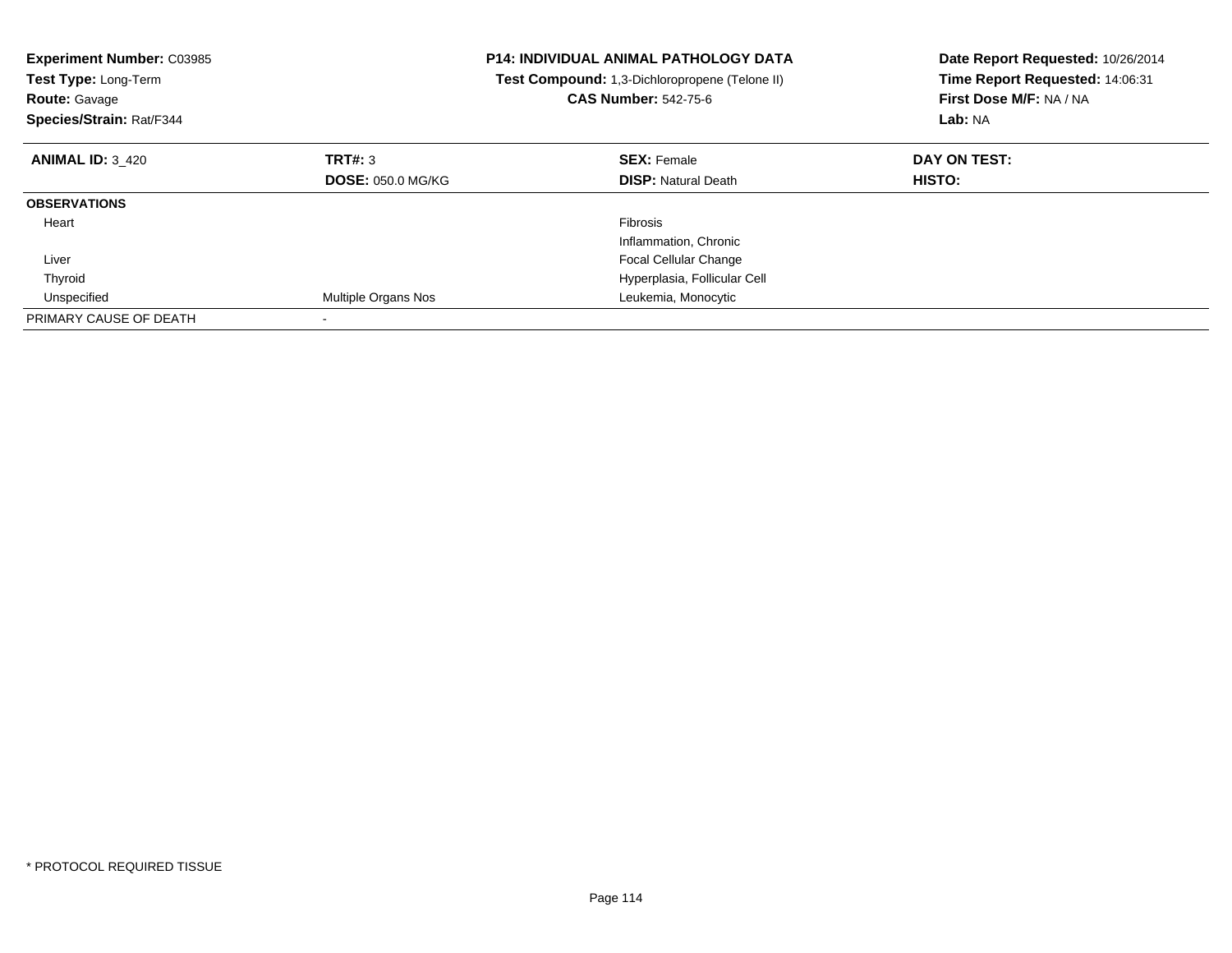**Experiment Number:** C03985
**Test Type:** Long-Term
**Route:** Gavage
**Species/Strain:** Rat/F344

**P14: INDIVIDUAL ANIMAL PATHOLOGY DATA**
**Test Compound:** 1,3-Dichloropropene (Telone II)
**CAS Number:** 542-75-6

**Date Report Requested:** 10/26/2014
**Time Report Requested:** 14:06:31
**First Dose M/F:** NA / NA
**Lab:** NA

| **ANIMAL ID:** 3_420 | **TRT#:** 3 | **SEX:** Female | **DAY ON TEST:** |
|---|---|---|---|
| | **DOSE:** 050.0 MG/KG | **DISP:** Natural Death | **HISTO:** |
| **OBSERVATIONS** | | | |
| Heart | | Fibrosis | |
| | | Inflammation, Chronic | |
| Liver | | Focal Cellular Change | |
| Thyroid | | Hyperplasia, Follicular Cell | |
| Unspecified | Multiple Organs Nos | Leukemia, Monocytic | |
| PRIMARY CAUSE OF DEATH | - | | |

* PROTOCOL REQUIRED TISSUE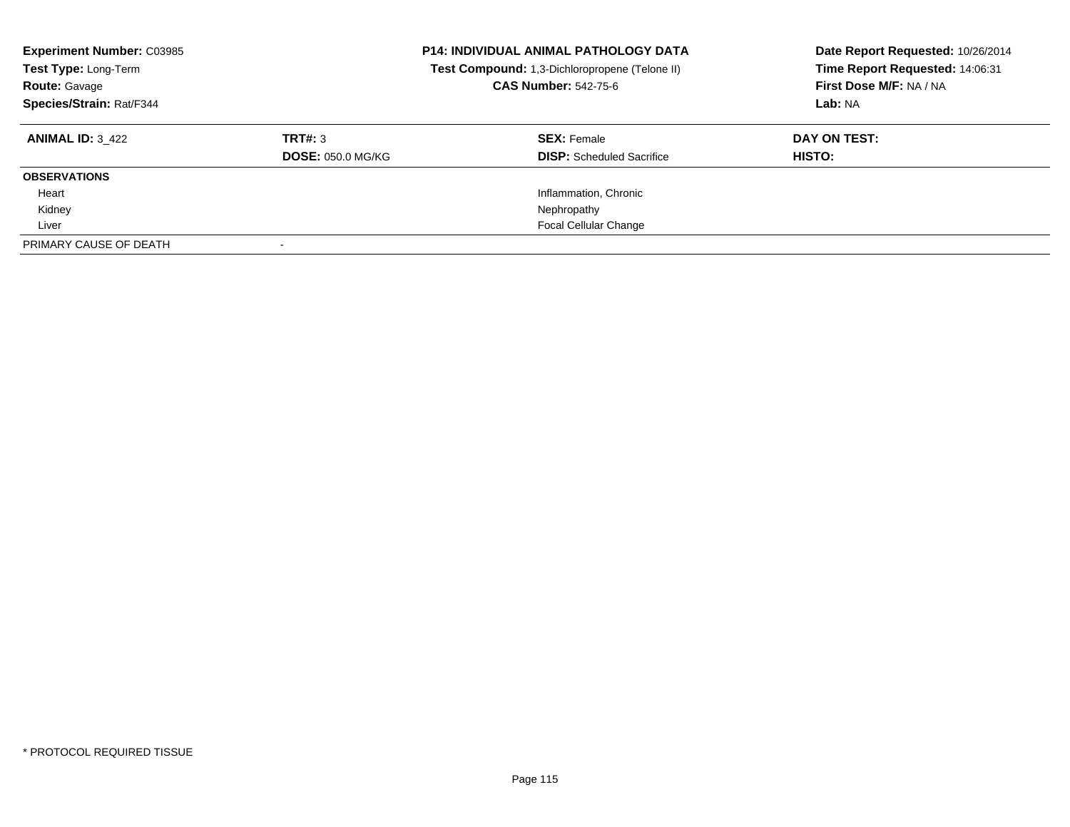**Experiment Number:** C03985
**Test Type:** Long-Term
**Route:** Gavage
**Species/Strain:** Rat/F344

**P14: INDIVIDUAL ANIMAL PATHOLOGY DATA**
**Test Compound:** 1,3-Dichloropropene (Telone II)
**CAS Number:** 542-75-6

**Date Report Requested:** 10/26/2014
**Time Report Requested:** 14:06:31
**First Dose M/F:** NA / NA
**Lab:** NA

| **ANIMAL ID:** 3_422 | **TRT#:** 3 | **SEX:** Female | **DAY ON TEST:** |
|---|---|---|---|
| | **DOSE:** 050.0 MG/KG | **DISP:** Scheduled Sacrifice | **HISTO:** |
| **OBSERVATIONS** | | | |
| Heart | | Inflammation, Chronic | |
| Kidney | | Nephropathy | |
| Liver | | Focal Cellular Change | |
| PRIMARY CAUSE OF DEATH | - | | |

* PROTOCOL REQUIRED TISSUE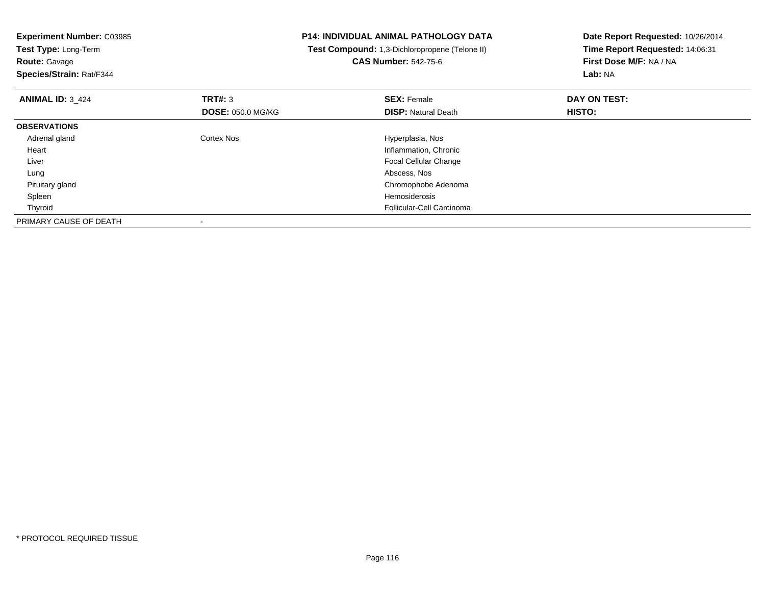**Experiment Number:** C03985
**Test Type:** Long-Term
**Route:** Gavage
**Species/Strain:** Rat/F344

**P14: INDIVIDUAL ANIMAL PATHOLOGY DATA**
**Test Compound:** 1,3-Dichloropropene (Telone II)
**CAS Number:** 542-75-6

**Date Report Requested:** 10/26/2014
**Time Report Requested:** 14:06:31
**First Dose M/F:** NA / NA
**Lab:** NA

| **ANIMAL ID:** 3_424 | **TRT#:** 3 | **SEX:** Female | **DAY ON TEST:** |
|---|---|---|---|
| | **DOSE:** 050.0 MG/KG | **DISP:** Natural Death | **HISTO:** |
| **OBSERVATIONS** | | | |
| Adrenal gland | Cortex Nos | Hyperplasia, Nos | |
| Heart | | Inflammation, Chronic | |
| Liver | | Focal Cellular Change | |
| Lung | | Abscess, Nos | |
| Pituitary gland | | Chromophobe Adenoma | |
| Spleen | | Hemosiderosis | |
| Thyroid | | Follicular-Cell Carcinoma | |
| PRIMARY CAUSE OF DEATH | - | | |

* PROTOCOL REQUIRED TISSUE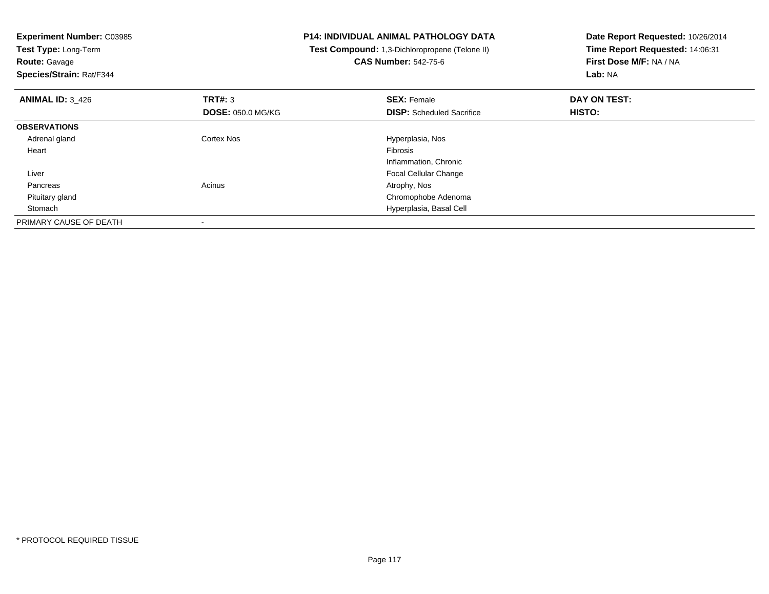**Experiment Number:** C03985
**Test Type:** Long-Term
**Route:** Gavage
**Species/Strain:** Rat/F344

**P14: INDIVIDUAL ANIMAL PATHOLOGY DATA**
**Test Compound:** 1,3-Dichloropropene (Telone II)
**CAS Number:** 542-75-6

**Date Report Requested:** 10/26/2014
**Time Report Requested:** 14:06:31
**First Dose M/F:** NA / NA
**Lab:** NA

| **ANIMAL ID:** 3_426 | **TRT#:** 3 | **SEX:** Female | **DAY ON TEST:** |
|---|---|---|---|
| | **DOSE:** 050.0 MG/KG | **DISP:** Scheduled Sacrifice | **HISTO:** |
| **OBSERVATIONS** | | | |
| Adrenal gland | Cortex Nos | Hyperplasia, Nos | |
| Heart | | Fibrosis | |
| | | Inflammation, Chronic | |
| Liver | | Focal Cellular Change | |
| Pancreas | Acinus | Atrophy, Nos | |
| Pituitary gland | | Chromophobe Adenoma | |
| Stomach | | Hyperplasia, Basal Cell | |
| PRIMARY CAUSE OF DEATH | - | | |

* PROTOCOL REQUIRED TISSUE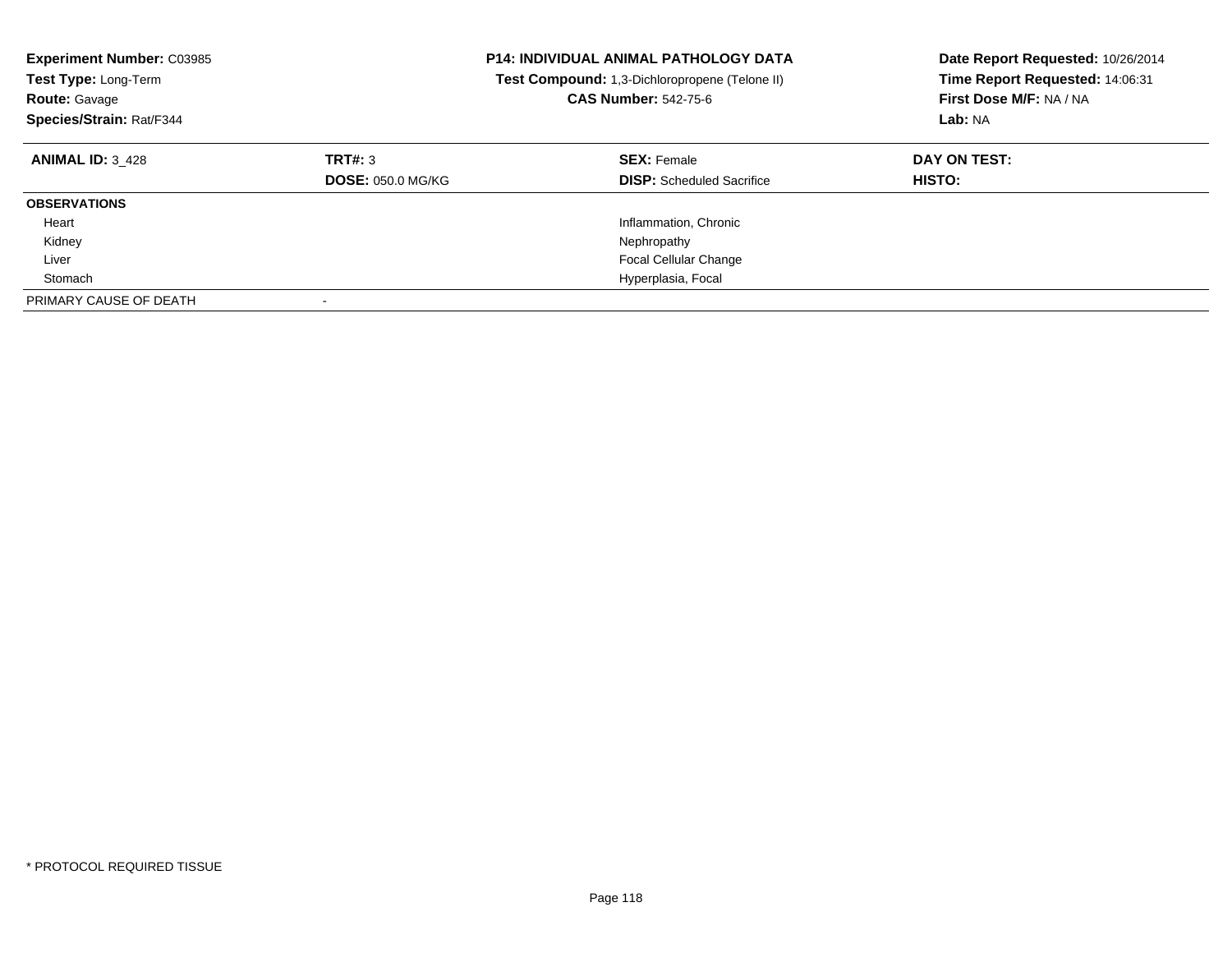**Experiment Number:** C03985
**Test Type:** Long-Term
**Route:** Gavage
**Species/Strain:** Rat/F344

**P14: INDIVIDUAL ANIMAL PATHOLOGY DATA**
**Test Compound:** 1,3-Dichloropropene (Telone II)
**CAS Number:** 542-75-6

**Date Report Requested:** 10/26/2014
**Time Report Requested:** 14:06:31
**First Dose M/F:** NA / NA
**Lab:** NA

| **ANIMAL ID:** 3_428 | **TRT#:** 3 | **SEX:** Female | **DAY ON TEST:** |
|---|---|---|---|
| | **DOSE:** 050.0 MG/KG | **DISP:** Scheduled Sacrifice | **HISTO:** |
| **OBSERVATIONS** | | | |
| Heart | | Inflammation, Chronic | |
| Kidney | | Nephropathy | |
| Liver | | Focal Cellular Change | |
| Stomach | | Hyperplasia, Focal | |
| PRIMARY CAUSE OF DEATH | - | | |

\* PROTOCOL REQUIRED TISSUE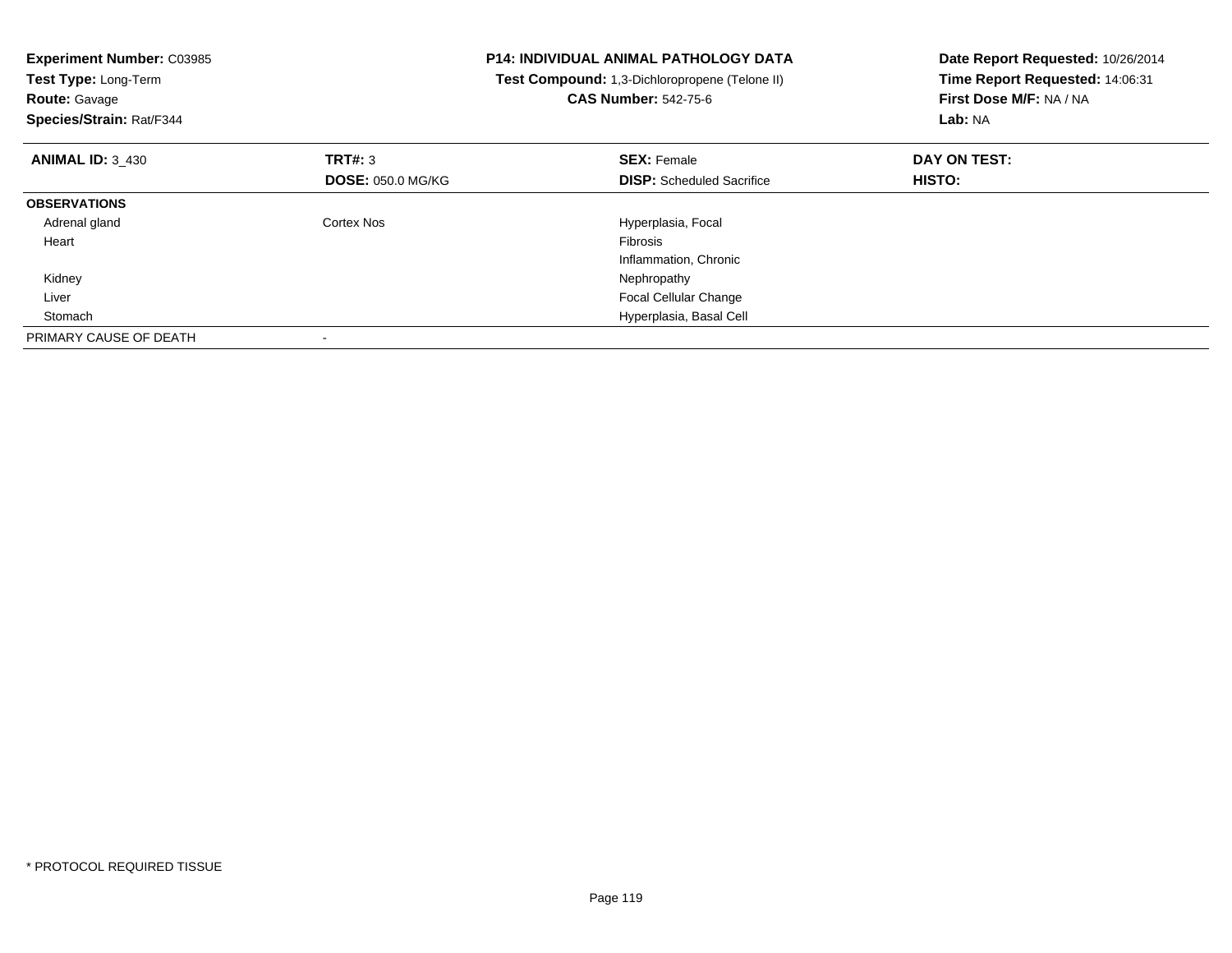**Experiment Number:** C03985
**Test Type:** Long-Term
**Route:** Gavage
**Species/Strain:** Rat/F344

**P14: INDIVIDUAL ANIMAL PATHOLOGY DATA**
**Test Compound:** 1,3-Dichloropropene (Telone II)
**CAS Number:** 542-75-6

**Date Report Requested:** 10/26/2014
**Time Report Requested:** 14:06:31
**First Dose M/F:** NA / NA
**Lab:** NA

| **ANIMAL ID:** 3_430 | **TRT#:** 3 | **SEX:** Female | **DAY ON TEST:** |
|---|---|---|---|
| | **DOSE:** 050.0 MG/KG | **DISP:** Scheduled Sacrifice | **HISTO:** |
| **OBSERVATIONS** | | | |
| Adrenal gland | Cortex Nos | Hyperplasia, Focal | |
| Heart | | Fibrosis | |
| | | Inflammation, Chronic | |
| Kidney | | Nephropathy | |
| Liver | | Focal Cellular Change | |
| Stomach | | Hyperplasia, Basal Cell | |
| PRIMARY CAUSE OF DEATH | - | | |

* PROTOCOL REQUIRED TISSUE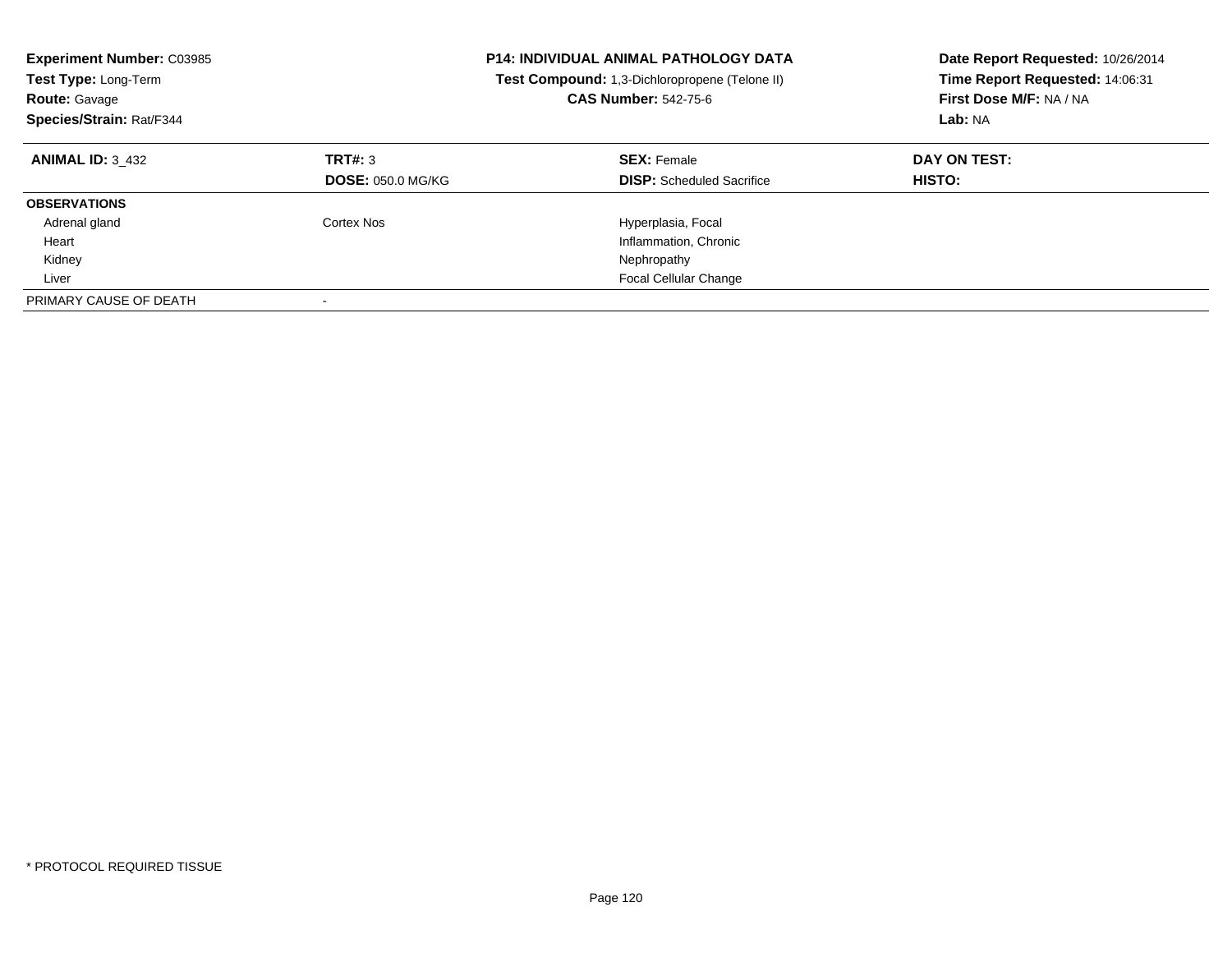**Experiment Number:** C03985
**Test Type:** Long-Term
**Route:** Gavage
**Species/Strain:** Rat/F344

**P14: INDIVIDUAL ANIMAL PATHOLOGY DATA**
**Test Compound:** 1,3-Dichloropropene (Telone II)
**CAS Number:** 542-75-6

**Date Report Requested:** 10/26/2014
**Time Report Requested:** 14:06:31
**First Dose M/F:** NA / NA
**Lab:** NA

| **ANIMAL ID:** 3_432 | **TRT#:** 3 | **SEX:** Female | **DAY ON TEST:** |
|---|---|---|---|
| | **DOSE:** 050.0 MG/KG | **DISP:** Scheduled Sacrifice | **HISTO:** |
| **OBSERVATIONS** | | | |
| Adrenal gland | Cortex Nos | Hyperplasia, Focal | |
| Heart | | Inflammation, Chronic | |
| Kidney | | Nephropathy | |
| Liver | | Focal Cellular Change | |
| PRIMARY CAUSE OF DEATH | - | | |

* PROTOCOL REQUIRED TISSUE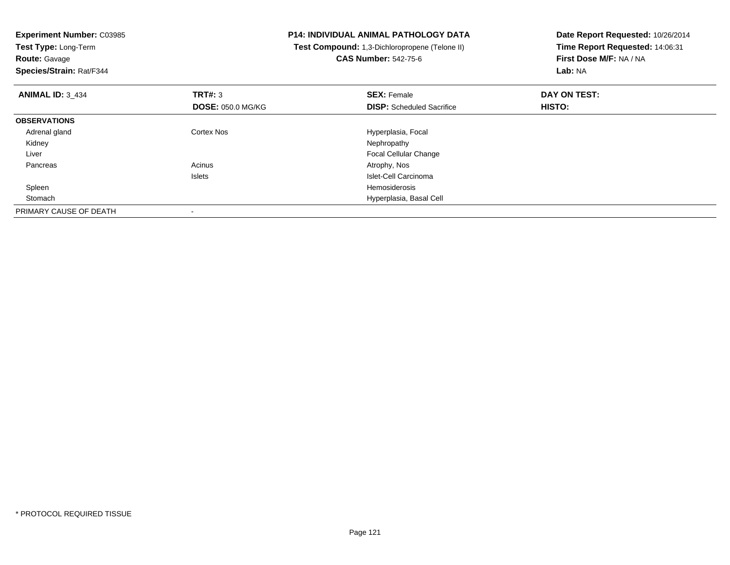**Experiment Number:** C03985
**Test Type:** Long-Term
**Route:** Gavage
**Species/Strain:** Rat/F344

**P14: INDIVIDUAL ANIMAL PATHOLOGY DATA**
**Test Compound:** 1,3-Dichloropropene (Telone II)
**CAS Number:** 542-75-6

**Date Report Requested:** 10/26/2014
**Time Report Requested:** 14:06:31
**First Dose M/F:** NA / NA
**Lab:** NA

| **ANIMAL ID:** 3_434 | **TRT#:** 3 | **SEX:** Female | **DAY ON TEST:** |
|---|---|---|---|
| | **DOSE:** 050.0 MG/KG | **DISP:** Scheduled Sacrifice | **HISTO:** |
| **OBSERVATIONS** | | | |
| Adrenal gland | Cortex Nos | Hyperplasia, Focal | |
| Kidney | | Nephropathy | |
| Liver | | Focal Cellular Change | |
| Pancreas | Acinus | Atrophy, Nos | |
| | Islets | Islet-Cell Carcinoma | |
| Spleen | | Hemosiderosis | |
| Stomach | | Hyperplasia, Basal Cell | |
| PRIMARY CAUSE OF DEATH | - | | |

* PROTOCOL REQUIRED TISSUE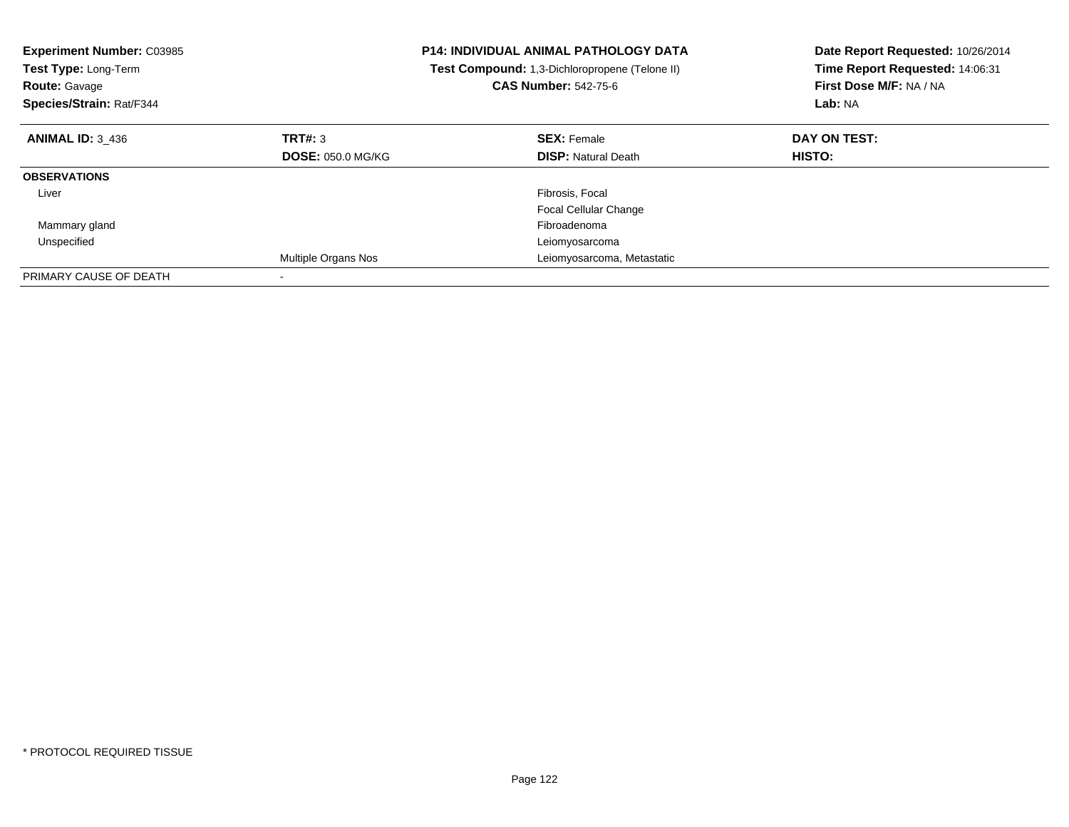**Experiment Number:** C03985
**Test Type:** Long-Term
**Route:** Gavage
**Species/Strain:** Rat/F344

**P14: INDIVIDUAL ANIMAL PATHOLOGY DATA**
**Test Compound:** 1,3-Dichloropropene (Telone II)
**CAS Number:** 542-75-6

**Date Report Requested:** 10/26/2014
**Time Report Requested:** 14:06:31
**First Dose M/F:** NA / NA
**Lab:** NA

| **ANIMAL ID:** 3_436 | **TRT#:** 3 | **SEX:** Female | **DAY ON TEST:** |
|---|---|---|---|
| | **DOSE:** 050.0 MG/KG | **DISP:** Natural Death | **HISTO:** |
| **OBSERVATIONS** | | | |
| Liver | | Fibrosis, Focal | |
| | | Focal Cellular Change | |
| Mammary gland | | Fibroadenoma | |
| Unspecified | | Leiomyosarcoma | |
| | Multiple Organs Nos | Leiomyosarcoma, Metastatic | |
| PRIMARY CAUSE OF DEATH | - | | |

\* PROTOCOL REQUIRED TISSUE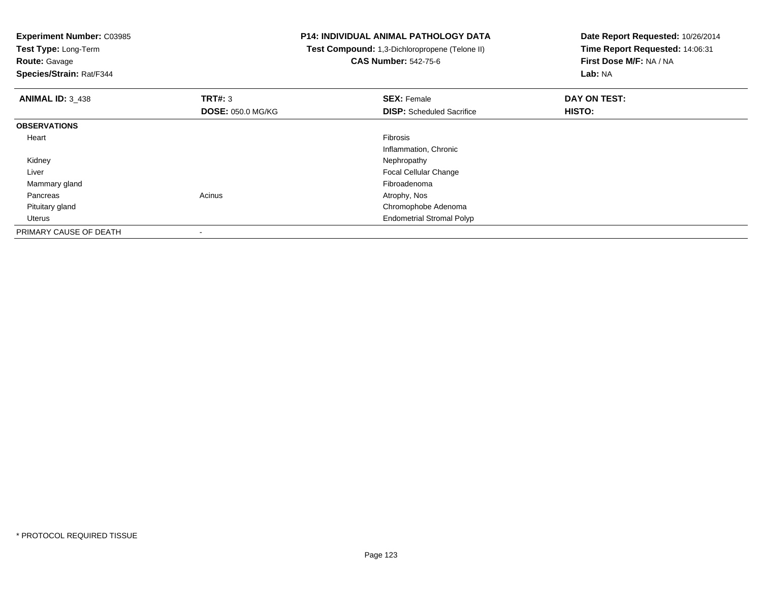**Experiment Number:** C03985
**Test Type:** Long-Term
**Route:** Gavage
**Species/Strain:** Rat/F344

**P14: INDIVIDUAL ANIMAL PATHOLOGY DATA**
**Test Compound:** 1,3-Dichloropropene (Telone II)
**CAS Number:** 542-75-6

**Date Report Requested:** 10/26/2014
**Time Report Requested:** 14:06:31
**First Dose M/F:** NA / NA
**Lab:** NA

| **ANIMAL ID:** 3_438 | **TRT#:** 3 | **SEX:** Female | **DAY ON TEST:** |
|---|---|---|---|
| | **DOSE:** 050.0 MG/KG | **DISP:** Scheduled Sacrifice | **HISTO:** |
| **OBSERVATIONS** | | | |
| Heart | | Fibrosis | |
| | | Inflammation, Chronic | |
| Kidney | | Nephropathy | |
| Liver | | Focal Cellular Change | |
| Mammary gland | | Fibroadenoma | |
| Pancreas | Acinus | Atrophy, Nos | |
| Pituitary gland | | Chromophobe Adenoma | |
| Uterus | | Endometrial Stromal Polyp | |
| PRIMARY CAUSE OF DEATH | - | | |

* PROTOCOL REQUIRED TISSUE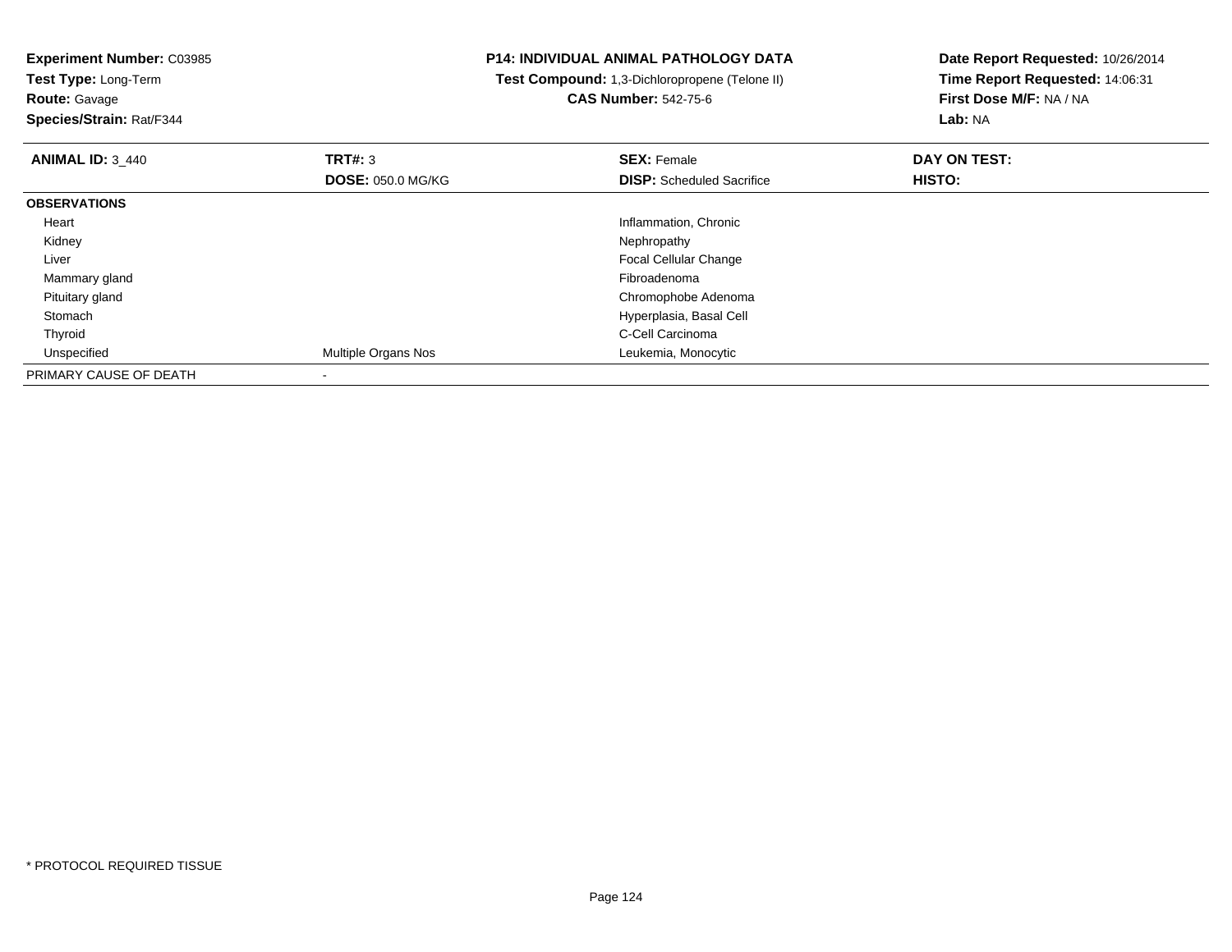**Experiment Number:** C03985
**Test Type:** Long-Term
**Route:** Gavage
**Species/Strain:** Rat/F344

**P14: INDIVIDUAL ANIMAL PATHOLOGY DATA**
**Test Compound:** 1,3-Dichloropropene (Telone II)
**CAS Number:** 542-75-6

**Date Report Requested:** 10/26/2014
**Time Report Requested:** 14:06:31
**First Dose M/F:** NA / NA
**Lab:** NA

| **ANIMAL ID:** 3_440 | **TRT#:** 3 | **SEX:** Female | **DAY ON TEST:** |
|---|---|---|---|
| | **DOSE:** 050.0 MG/KG | **DISP:** Scheduled Sacrifice | **HISTO:** |
| **OBSERVATIONS** | | | |
| Heart | | Inflammation, Chronic | |
| Kidney | | Nephropathy | |
| Liver | | Focal Cellular Change | |
| Mammary gland | | Fibroadenoma | |
| Pituitary gland | | Chromophobe Adenoma | |
| Stomach | | Hyperplasia, Basal Cell | |
| Thyroid | | C-Cell Carcinoma | |
| Unspecified | Multiple Organs Nos | Leukemia, Monocytic | |
| PRIMARY CAUSE OF DEATH | - | | |

* PROTOCOL REQUIRED TISSUE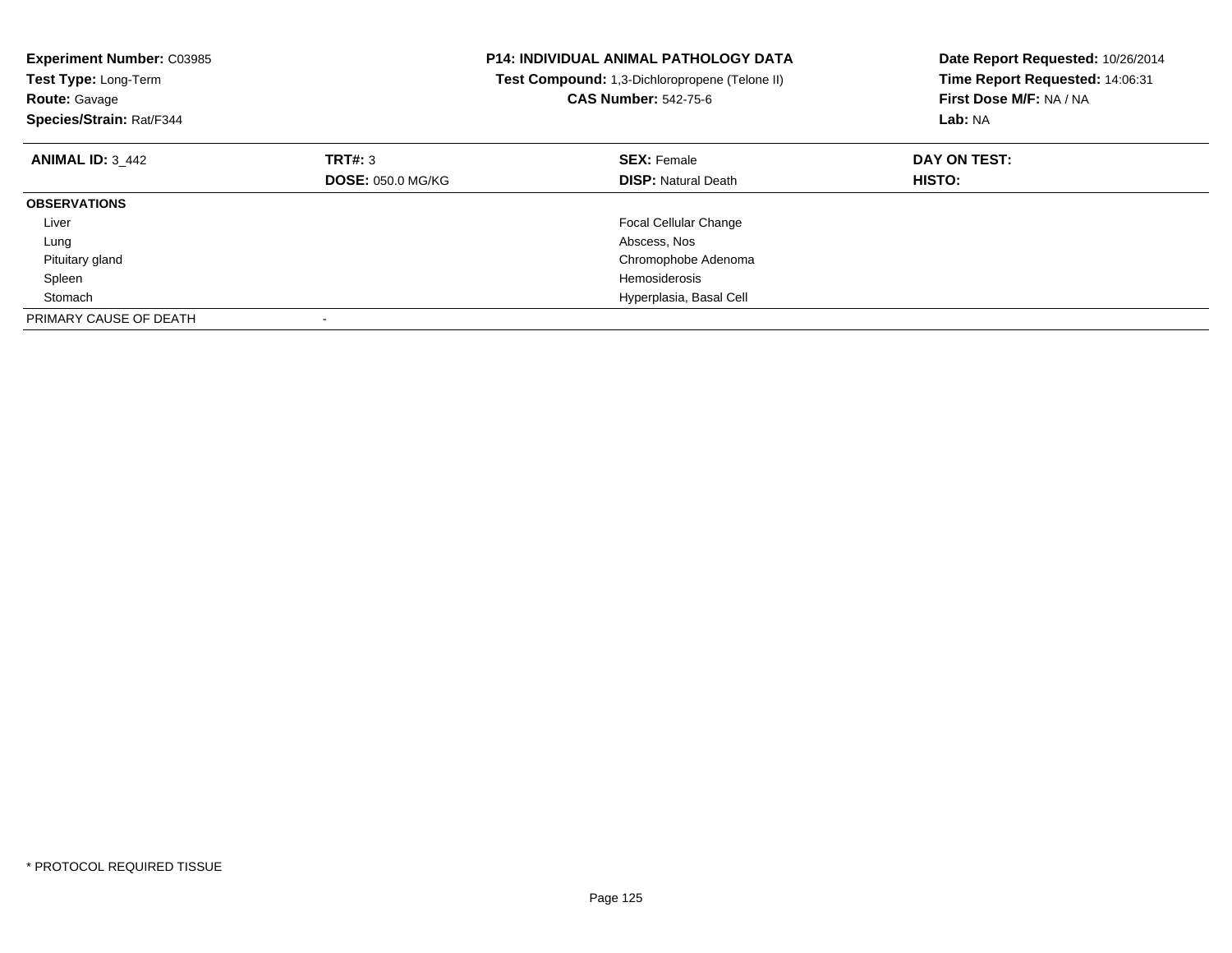**Experiment Number:** C03985
**Test Type:** Long-Term
**Route:** Gavage
**Species/Strain:** Rat/F344

**P14: INDIVIDUAL ANIMAL PATHOLOGY DATA**
**Test Compound:** 1,3-Dichloropropene (Telone II)
**CAS Number:** 542-75-6

**Date Report Requested:** 10/26/2014
**Time Report Requested:** 14:06:31
**First Dose M/F:** NA / NA
**Lab:** NA

| **ANIMAL ID:** 3_442 | **TRT#:** 3 | **SEX:** Female | **DAY ON TEST:** |
|---|---|---|---|
| | **DOSE:** 050.0 MG/KG | **DISP:** Natural Death | **HISTO:** |
| **OBSERVATIONS** | | | |
| Liver | | Focal Cellular Change | |
| Lung | | Abscess, Nos | |
| Pituitary gland | | Chromophobe Adenoma | |
| Spleen | | Hemosiderosis | |
| Stomach | | Hyperplasia, Basal Cell | |
| PRIMARY CAUSE OF DEATH | - | | |

* PROTOCOL REQUIRED TISSUE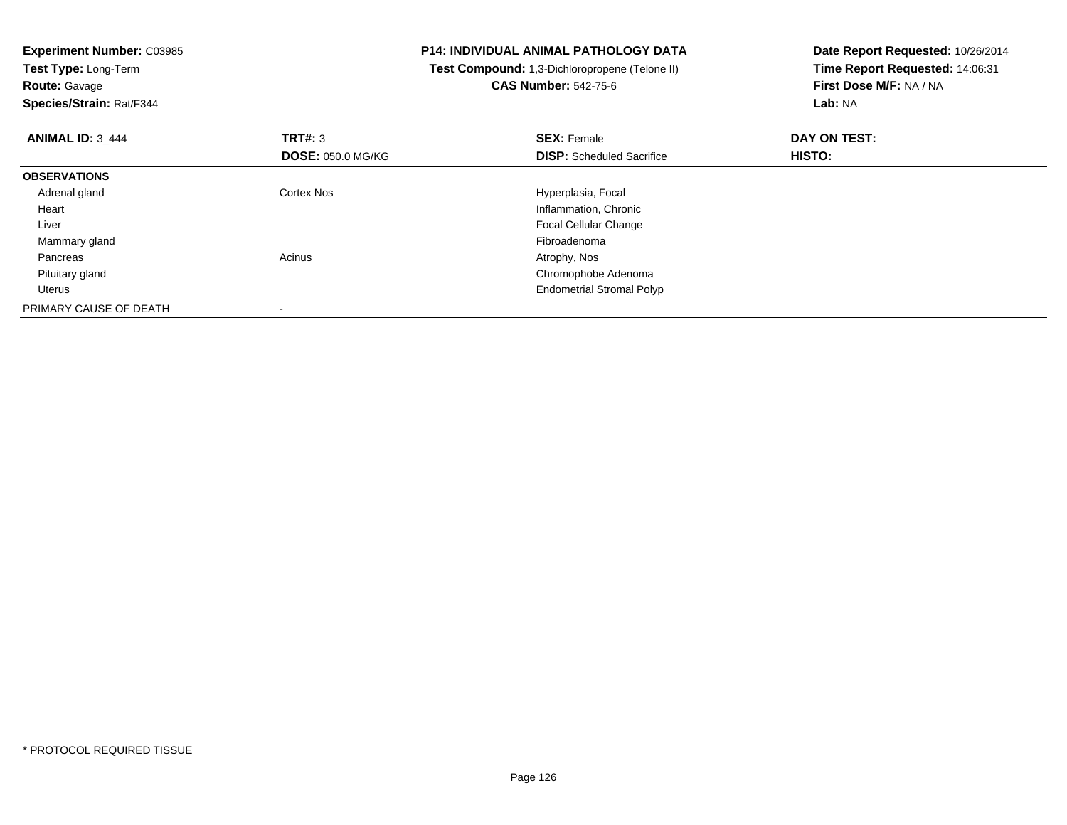**Experiment Number:** C03985
**Test Type:** Long-Term
**Route:** Gavage
**Species/Strain:** Rat/F344

**P14: INDIVIDUAL ANIMAL PATHOLOGY DATA**
**Test Compound:** 1,3-Dichloropropene (Telone II)
**CAS Number:** 542-75-6

**Date Report Requested:** 10/26/2014
**Time Report Requested:** 14:06:31
**First Dose M/F:** NA / NA
**Lab:** NA

| **ANIMAL ID:** 3_444 | **TRT#:** 3 | **SEX:** Female | **DAY ON TEST:** |
|---|---|---|---|
| | **DOSE:** 050.0 MG/KG | **DISP:** Scheduled Sacrifice | **HISTO:** |
| **OBSERVATIONS** | | | |
| Adrenal gland | Cortex Nos | Hyperplasia, Focal | |
| Heart | | Inflammation, Chronic | |
| Liver | | Focal Cellular Change | |
| Mammary gland | | Fibroadenoma | |
| Pancreas | Acinus | Atrophy, Nos | |
| Pituitary gland | | Chromophobe Adenoma | |
| Uterus | | Endometrial Stromal Polyp | |
| PRIMARY CAUSE OF DEATH | - | | |

* PROTOCOL REQUIRED TISSUE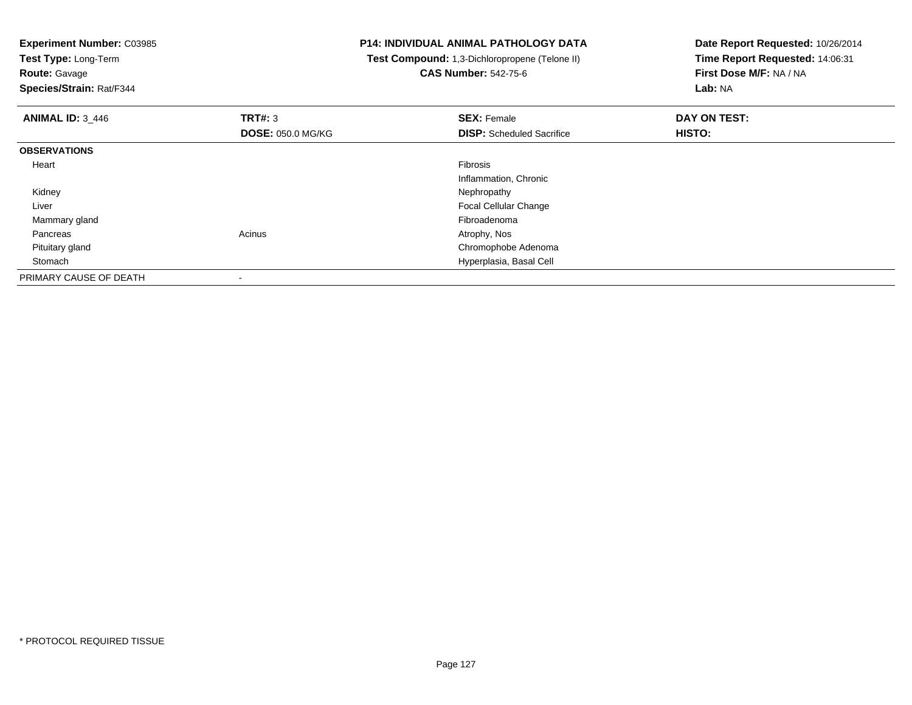**Experiment Number:** C03985
**Test Type:** Long-Term
**Route:** Gavage
**Species/Strain:** Rat/F344

**P14: INDIVIDUAL ANIMAL PATHOLOGY DATA**
**Test Compound:** 1,3-Dichloropropene (Telone II)
**CAS Number:** 542-75-6

**Date Report Requested:** 10/26/2014
**Time Report Requested:** 14:06:31
**First Dose M/F:** NA / NA
**Lab:** NA

| **ANIMAL ID:** 3_446 | **TRT#:** 3 | **SEX:** Female | **DAY ON TEST:** |
|---|---|---|---|
| | **DOSE:** 050.0 MG/KG | **DISP:** Scheduled Sacrifice | **HISTO:** |
| **OBSERVATIONS** | | | |
| Heart | | Fibrosis | |
| | | Inflammation, Chronic | |
| Kidney | | Nephropathy | |
| Liver | | Focal Cellular Change | |
| Mammary gland | | Fibroadenoma | |
| Pancreas | Acinus | Atrophy, Nos | |
| Pituitary gland | | Chromophobe Adenoma | |
| Stomach | | Hyperplasia, Basal Cell | |
| PRIMARY CAUSE OF DEATH | - | | |

* PROTOCOL REQUIRED TISSUE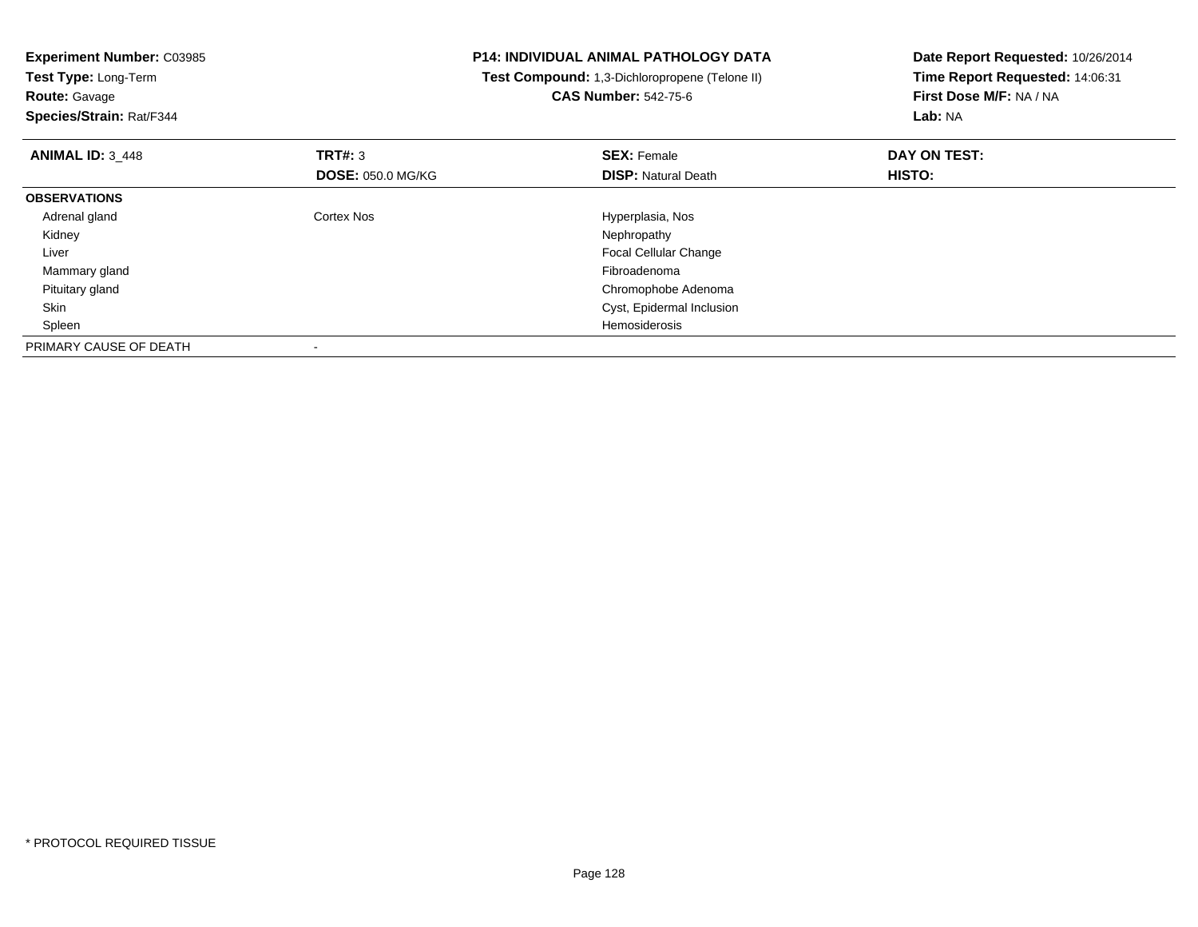**Experiment Number:** C03985
**Test Type:** Long-Term
**Route:** Gavage
**Species/Strain:** Rat/F344

**P14: INDIVIDUAL ANIMAL PATHOLOGY DATA**
**Test Compound:** 1,3-Dichloropropene (Telone II)
**CAS Number:** 542-75-6

**Date Report Requested:** 10/26/2014
**Time Report Requested:** 14:06:31
**First Dose M/F:** NA / NA
**Lab:** NA

| **ANIMAL ID:** 3_448 | **TRT#:** 3 | **SEX:** Female | **DAY ON TEST:** |
|---|---|---|---|
| | **DOSE:** 050.0 MG/KG | **DISP:** Natural Death | **HISTO:** |
| **OBSERVATIONS** | | | |
| Adrenal gland | Cortex Nos | Hyperplasia, Nos | |
| Kidney | | Nephropathy | |
| Liver | | Focal Cellular Change | |
| Mammary gland | | Fibroadenoma | |
| Pituitary gland | | Chromophobe Adenoma | |
| Skin | | Cyst, Epidermal Inclusion | |
| Spleen | | Hemosiderosis | |
| PRIMARY CAUSE OF DEATH | - | | |

\* PROTOCOL REQUIRED TISSUE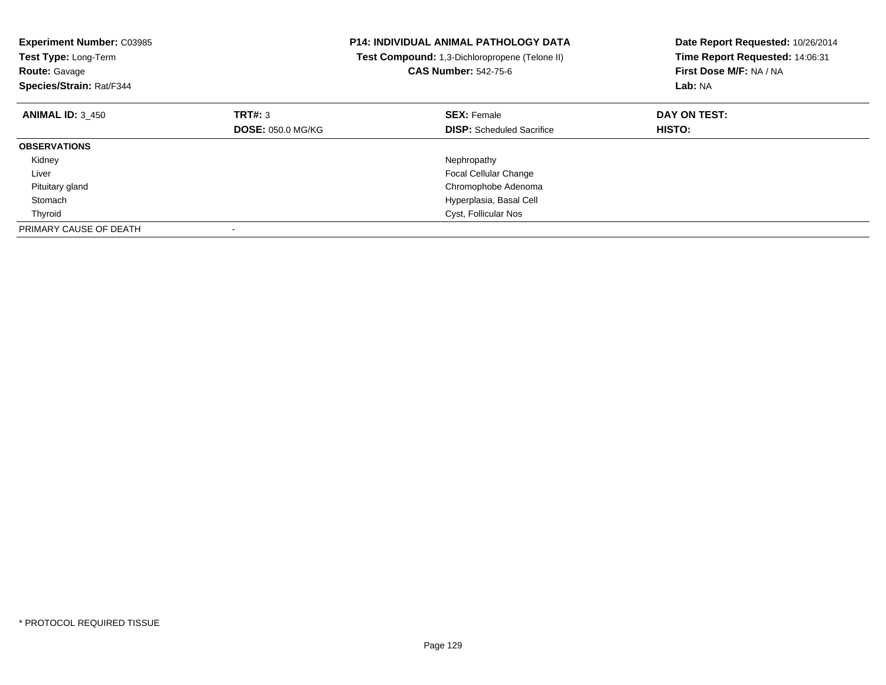**Experiment Number:** C03985
**Test Type:** Long-Term
**Route:** Gavage
**Species/Strain:** Rat/F344

**P14: INDIVIDUAL ANIMAL PATHOLOGY DATA**
**Test Compound:** 1,3-Dichloropropene (Telone II)
**CAS Number:** 542-75-6

**Date Report Requested:** 10/26/2014
**Time Report Requested:** 14:06:31
**First Dose M/F:** NA / NA
**Lab:** NA

| **ANIMAL ID:** 3_450 | **TRT#:** 3 | **SEX:** Female | **DAY ON TEST:** |
|---|---|---|---|
| | **DOSE:** 050.0 MG/KG | **DISP:** Scheduled Sacrifice | **HISTO:** |
| **OBSERVATIONS** | | | |
| Kidney | | Nephropathy | |
| Liver | | Focal Cellular Change | |
| Pituitary gland | | Chromophobe Adenoma | |
| Stomach | | Hyperplasia, Basal Cell | |
| Thyroid | | Cyst, Follicular Nos | |
| PRIMARY CAUSE OF DEATH | - | | |

* PROTOCOL REQUIRED TISSUE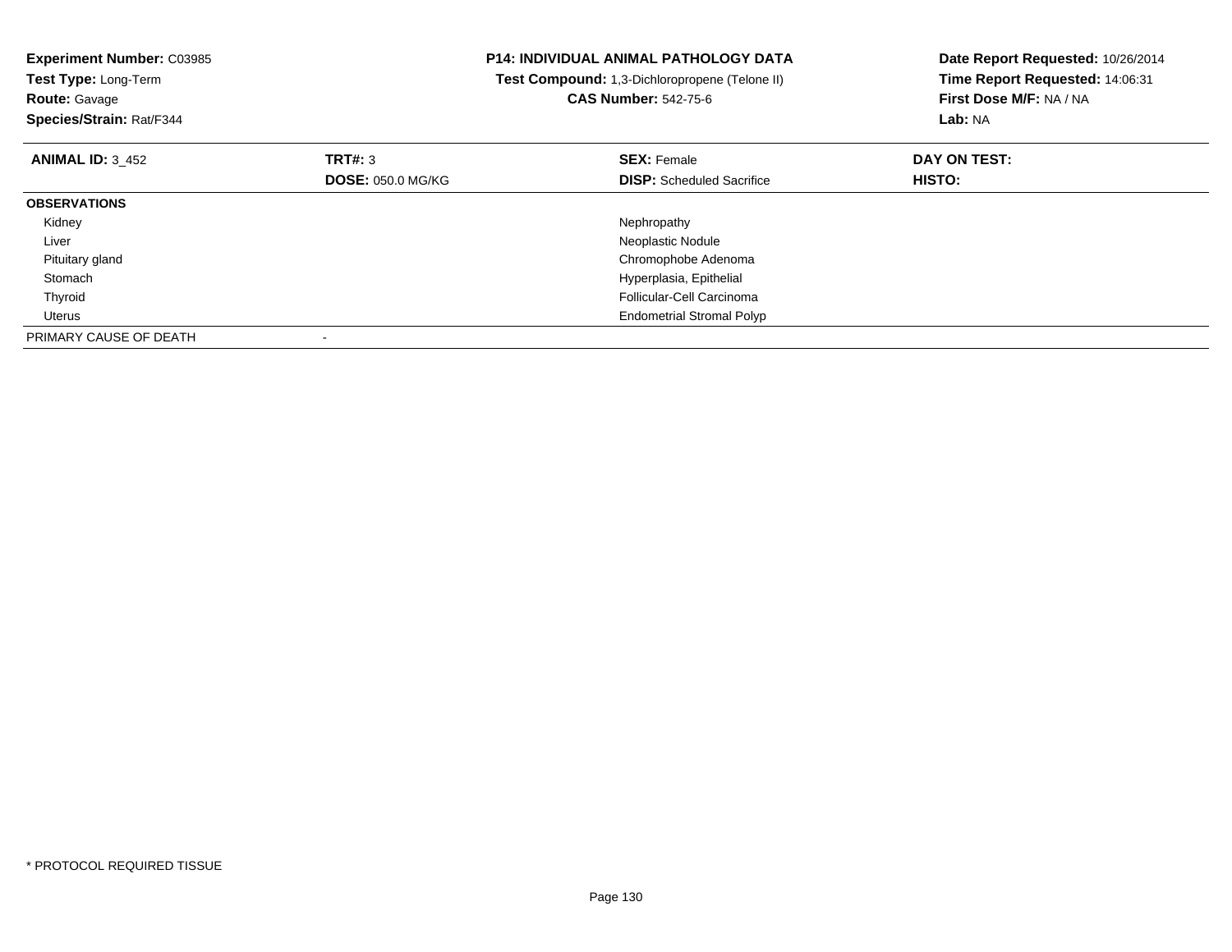**Experiment Number:** C03985
**Test Type:** Long-Term
**Route:** Gavage
**Species/Strain:** Rat/F344

**P14: INDIVIDUAL ANIMAL PATHOLOGY DATA**
**Test Compound:** 1,3-Dichloropropene (Telone II)
**CAS Number:** 542-75-6

**Date Report Requested:** 10/26/2014
**Time Report Requested:** 14:06:31
**First Dose M/F:** NA / NA
**Lab:** NA

| **ANIMAL ID:** 3_452 | **TRT#:** 3 | **SEX:** Female | **DAY ON TEST:** |
|---|---|---|---|
| | **DOSE:** 050.0 MG/KG | **DISP:** Scheduled Sacrifice | **HISTO:** |
| **OBSERVATIONS** | | | |
| Kidney | | Nephropathy | |
| Liver | | Neoplastic Nodule | |
| Pituitary gland | | Chromophobe Adenoma | |
| Stomach | | Hyperplasia, Epithelial | |
| Thyroid | | Follicular-Cell Carcinoma | |
| Uterus | | Endometrial Stromal Polyp | |
| PRIMARY CAUSE OF DEATH | - | | |

* PROTOCOL REQUIRED TISSUE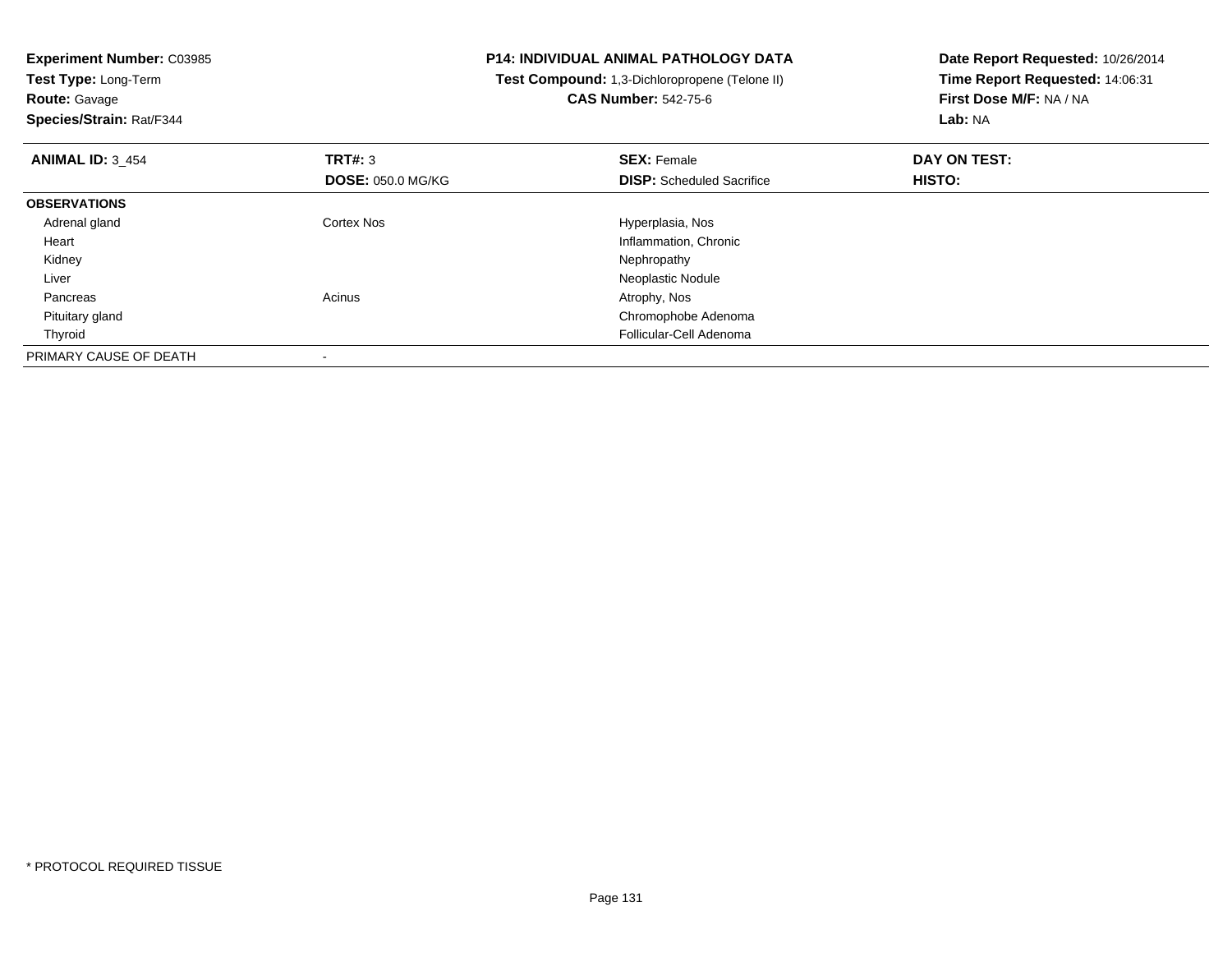**Experiment Number:** C03985
**Test Type:** Long-Term
**Route:** Gavage
**Species/Strain:** Rat/F344

**P14: INDIVIDUAL ANIMAL PATHOLOGY DATA**
**Test Compound:** 1,3-Dichloropropene (Telone II)
**CAS Number:** 542-75-6

**Date Report Requested:** 10/26/2014
**Time Report Requested:** 14:06:31
**First Dose M/F:** NA / NA
**Lab:** NA

| **ANIMAL ID:** 3_454 | **TRT#:** 3 | **SEX:** Female | **DAY ON TEST:** |
|---|---|---|---|
| | **DOSE:** 050.0 MG/KG | **DISP:** Scheduled Sacrifice | **HISTO:** |
| **OBSERVATIONS** | | | |
| Adrenal gland | Cortex Nos | Hyperplasia, Nos | |
| Heart | | Inflammation, Chronic | |
| Kidney | | Nephropathy | |
| Liver | | Neoplastic Nodule | |
| Pancreas | Acinus | Atrophy, Nos | |
| Pituitary gland | | Chromophobe Adenoma | |
| Thyroid | | Follicular-Cell Adenoma | |
| PRIMARY CAUSE OF DEATH | - | | |

* PROTOCOL REQUIRED TISSUE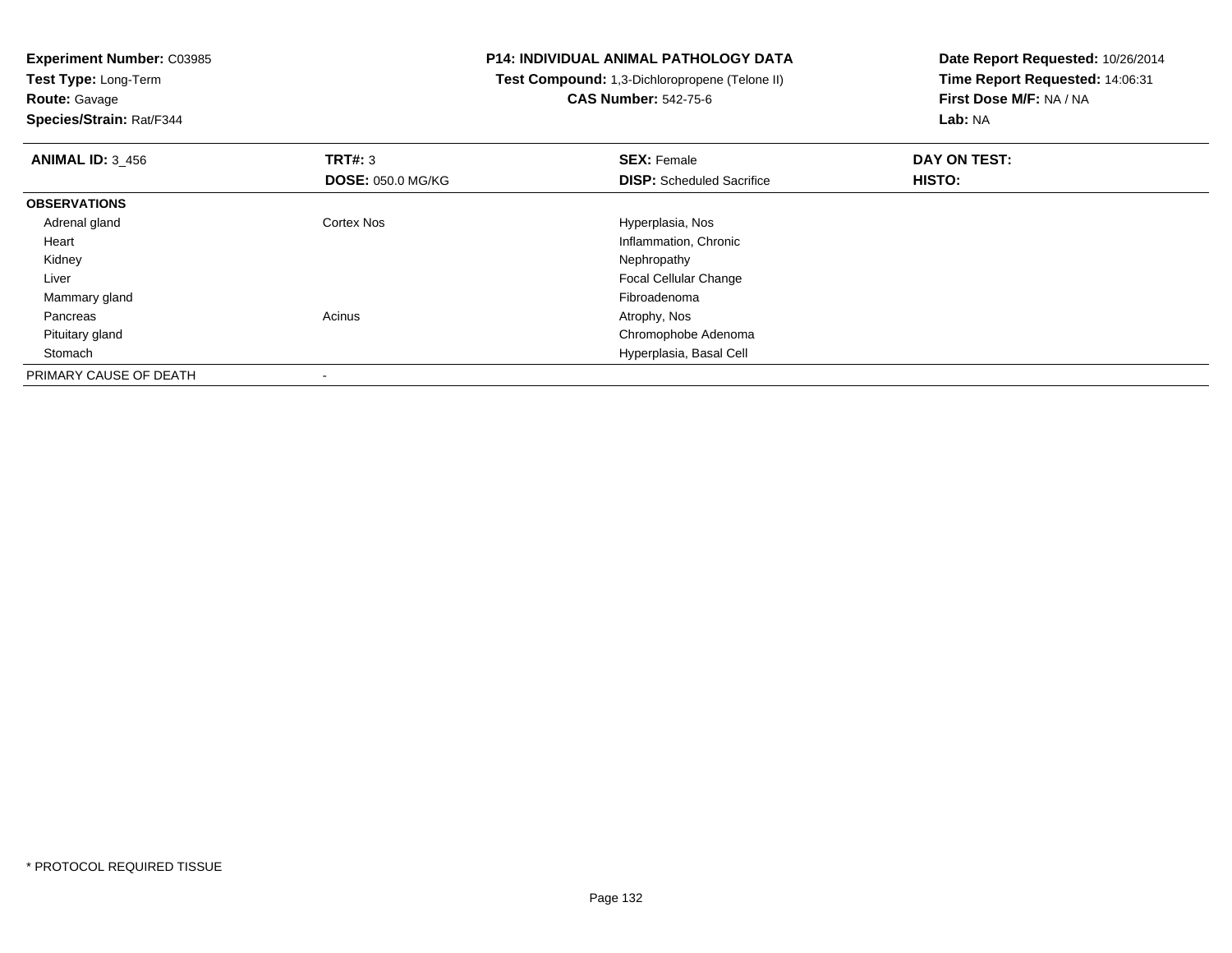**Experiment Number:** C03985
**Test Type:** Long-Term
**Route:** Gavage
**Species/Strain:** Rat/F344

**P14: INDIVIDUAL ANIMAL PATHOLOGY DATA**
**Test Compound:** 1,3-Dichloropropene (Telone II)
**CAS Number:** 542-75-6

**Date Report Requested:** 10/26/2014
**Time Report Requested:** 14:06:31
**First Dose M/F:** NA / NA
**Lab:** NA

| **ANIMAL ID:** 3_456 | **TRT#:** 3 | **SEX:** Female | **DAY ON TEST:** |
|---|---|---|---|
| | **DOSE:** 050.0 MG/KG | **DISP:** Scheduled Sacrifice | **HISTO:** |
| **OBSERVATIONS** | | | |
| Adrenal gland | Cortex Nos | Hyperplasia, Nos | |
| Heart | | Inflammation, Chronic | |
| Kidney | | Nephropathy | |
| Liver | | Focal Cellular Change | |
| Mammary gland | | Fibroadenoma | |
| Pancreas | Acinus | Atrophy, Nos | |
| Pituitary gland | | Chromophobe Adenoma | |
| Stomach | | Hyperplasia, Basal Cell | |
| PRIMARY CAUSE OF DEATH | - | | |

* PROTOCOL REQUIRED TISSUE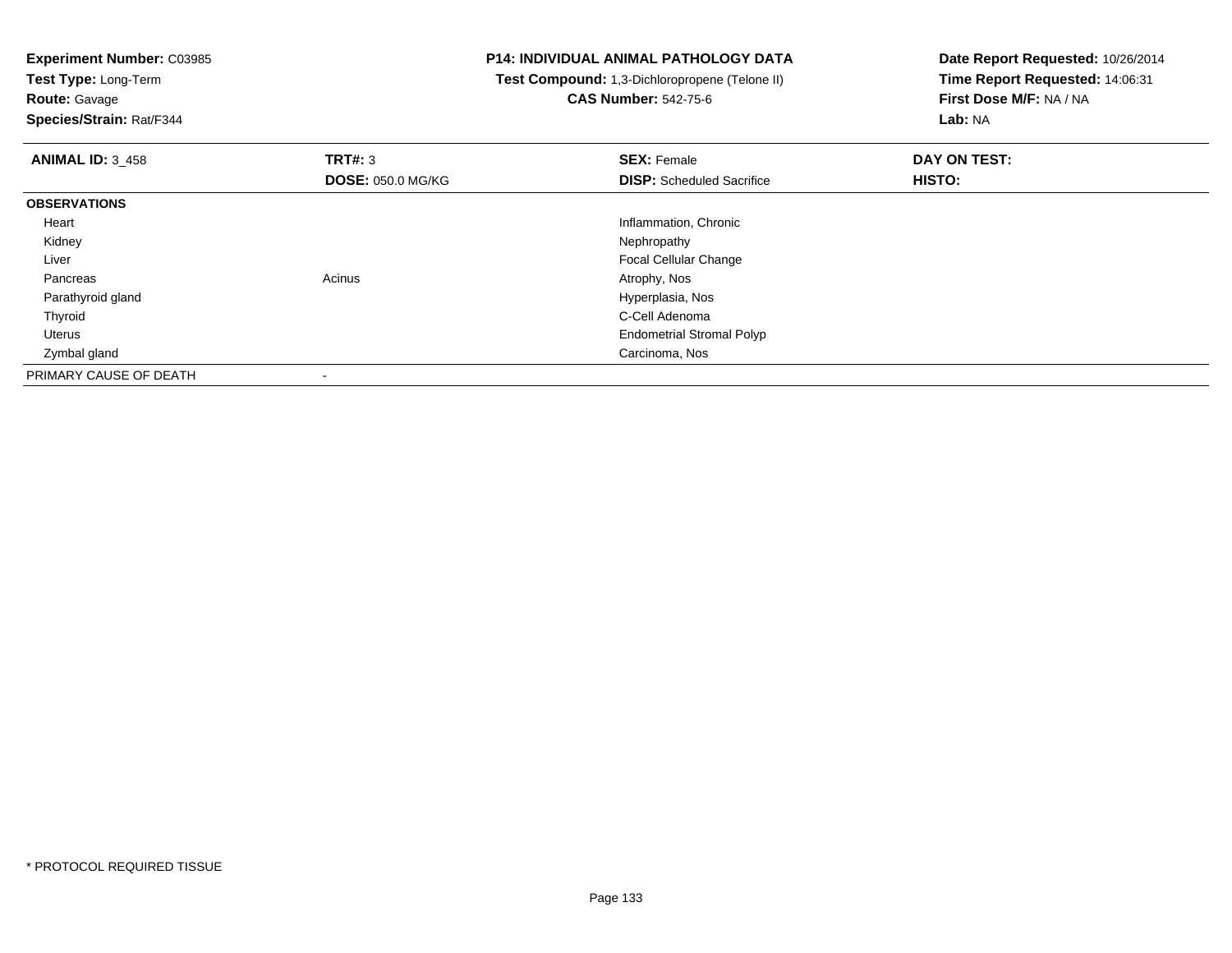**Experiment Number:** C03985
**Test Type:** Long-Term
**Route:** Gavage
**Species/Strain:** Rat/F344

**P14: INDIVIDUAL ANIMAL PATHOLOGY DATA**
**Test Compound:** 1,3-Dichloropropene (Telone II)
**CAS Number:** 542-75-6

**Date Report Requested:** 10/26/2014
**Time Report Requested:** 14:06:31
**First Dose M/F:** NA / NA
**Lab:** NA

| **ANIMAL ID:** 3_458 | **TRT#:** 3 | **SEX:** Female | **DAY ON TEST:** |
|---|---|---|---|
| | **DOSE:** 050.0 MG/KG | **DISP:** Scheduled Sacrifice | **HISTO:** |
| **OBSERVATIONS** | | | |
| Heart | | Inflammation, Chronic | |
| Kidney | | Nephropathy | |
| Liver | | Focal Cellular Change | |
| Pancreas | Acinus | Atrophy, Nos | |
| Parathyroid gland | | Hyperplasia, Nos | |
| Thyroid | | C-Cell Adenoma | |
| Uterus | | Endometrial Stromal Polyp | |
| Zymbal gland | | Carcinoma, Nos | |
| PRIMARY CAUSE OF DEATH | - | | |

\* PROTOCOL REQUIRED TISSUE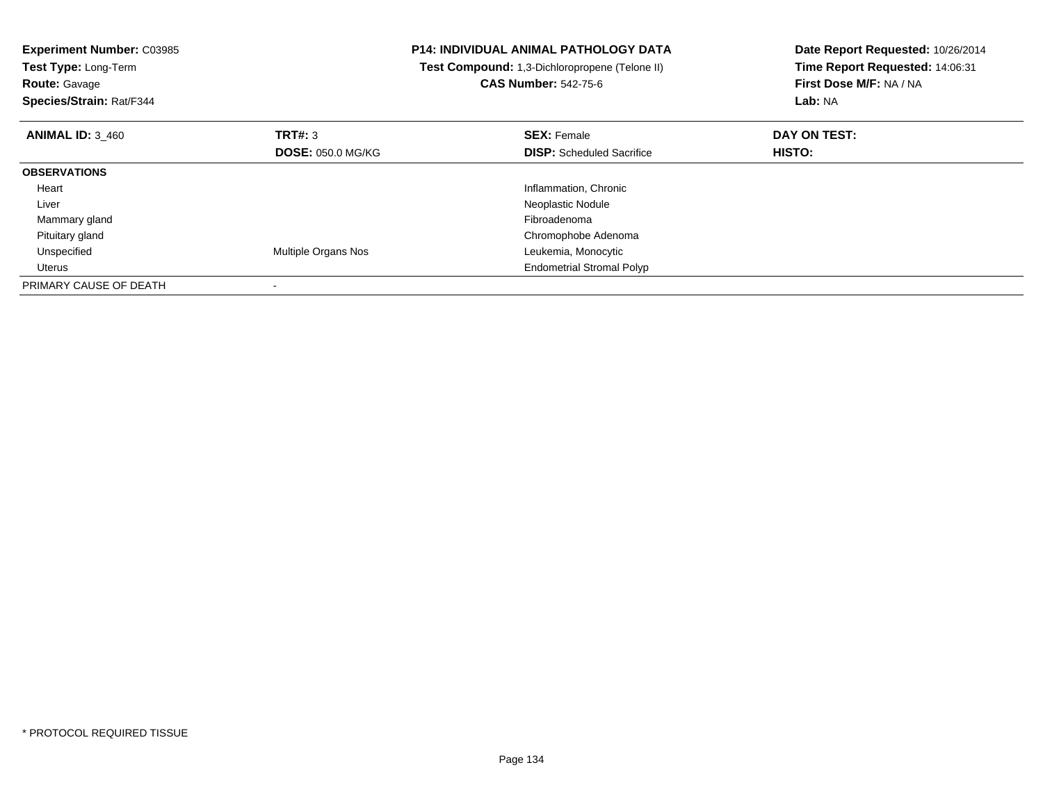**Experiment Number:** C03985
**Test Type:** Long-Term
**Route:** Gavage
**Species/Strain:** Rat/F344

**P14: INDIVIDUAL ANIMAL PATHOLOGY DATA**
**Test Compound:** 1,3-Dichloropropene (Telone II)
**CAS Number:** 542-75-6

**Date Report Requested:** 10/26/2014
**Time Report Requested:** 14:06:31
**First Dose M/F:** NA / NA
**Lab:** NA

| **ANIMAL ID:** 3_460 | **TRT#:** 3 | **SEX:** Female | **DAY ON TEST:** |
|---|---|---|---|
| | **DOSE:** 050.0 MG/KG | **DISP:** Scheduled Sacrifice | **HISTO:** |
| **OBSERVATIONS** | | | |
| Heart | | Inflammation, Chronic | |
| Liver | | Neoplastic Nodule | |
| Mammary gland | | Fibroadenoma | |
| Pituitary gland | | Chromophobe Adenoma | |
| Unspecified | Multiple Organs Nos | Leukemia, Monocytic | |
| Uterus | | Endometrial Stromal Polyp | |
| PRIMARY CAUSE OF DEATH | - | | |

* PROTOCOL REQUIRED TISSUE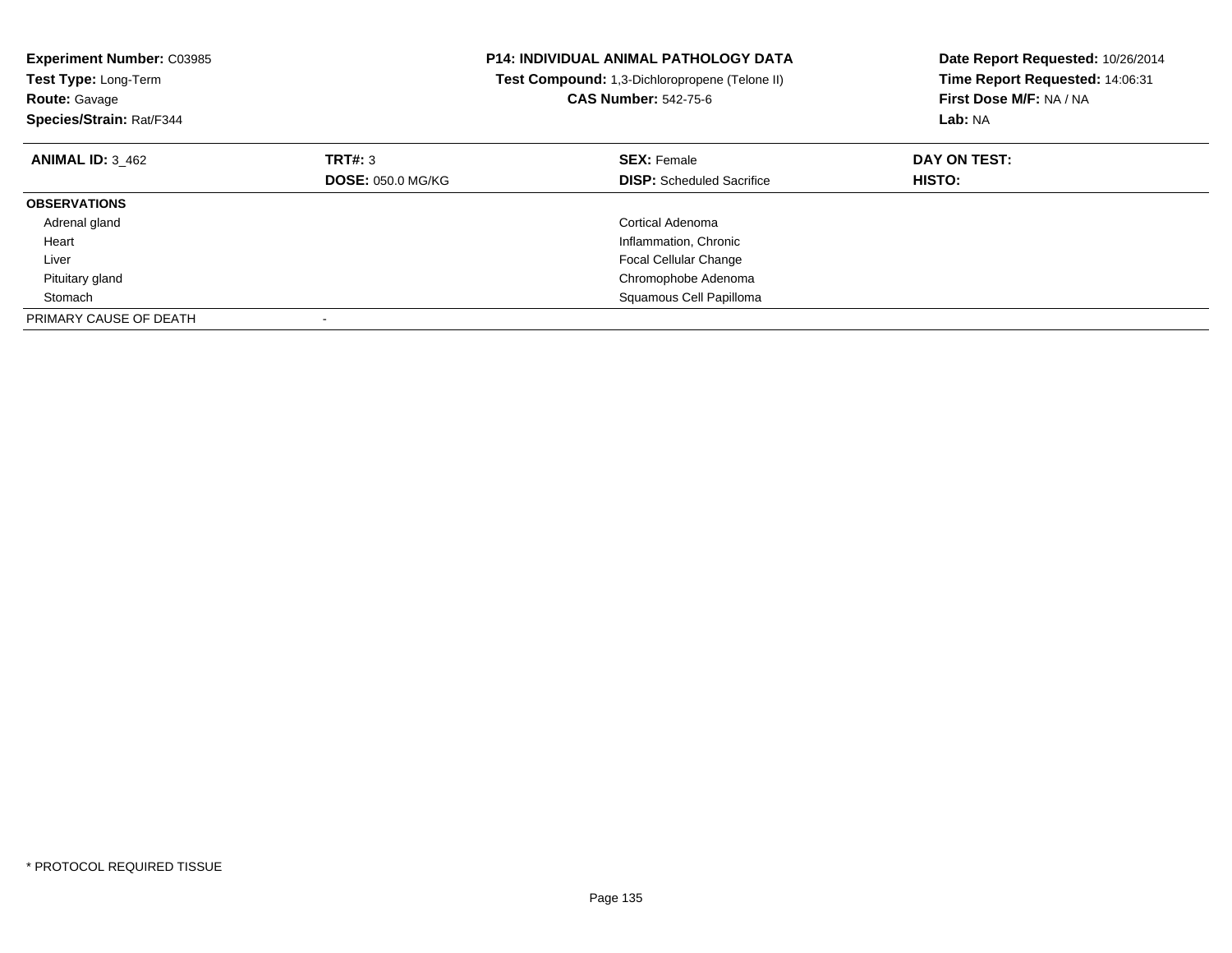**Experiment Number:** C03985
**Test Type:** Long-Term
**Route:** Gavage
**Species/Strain:** Rat/F344

**P14: INDIVIDUAL ANIMAL PATHOLOGY DATA**
**Test Compound:** 1,3-Dichloropropene (Telone II)
**CAS Number:** 542-75-6

**Date Report Requested:** 10/26/2014
**Time Report Requested:** 14:06:31
**First Dose M/F:** NA / NA
**Lab:** NA

| **ANIMAL ID:** 3_462 | **TRT#:** 3 | **SEX:** Female | **DAY ON TEST:** |
|---|---|---|---|
| | **DOSE:** 050.0 MG/KG | **DISP:** Scheduled Sacrifice | **HISTO:** |
| **OBSERVATIONS** | | | |
| Adrenal gland | | Cortical Adenoma | |
| Heart | | Inflammation, Chronic | |
| Liver | | Focal Cellular Change | |
| Pituitary gland | | Chromophobe Adenoma | |
| Stomach | | Squamous Cell Papilloma | |
| PRIMARY CAUSE OF DEATH | - | | |

* PROTOCOL REQUIRED TISSUE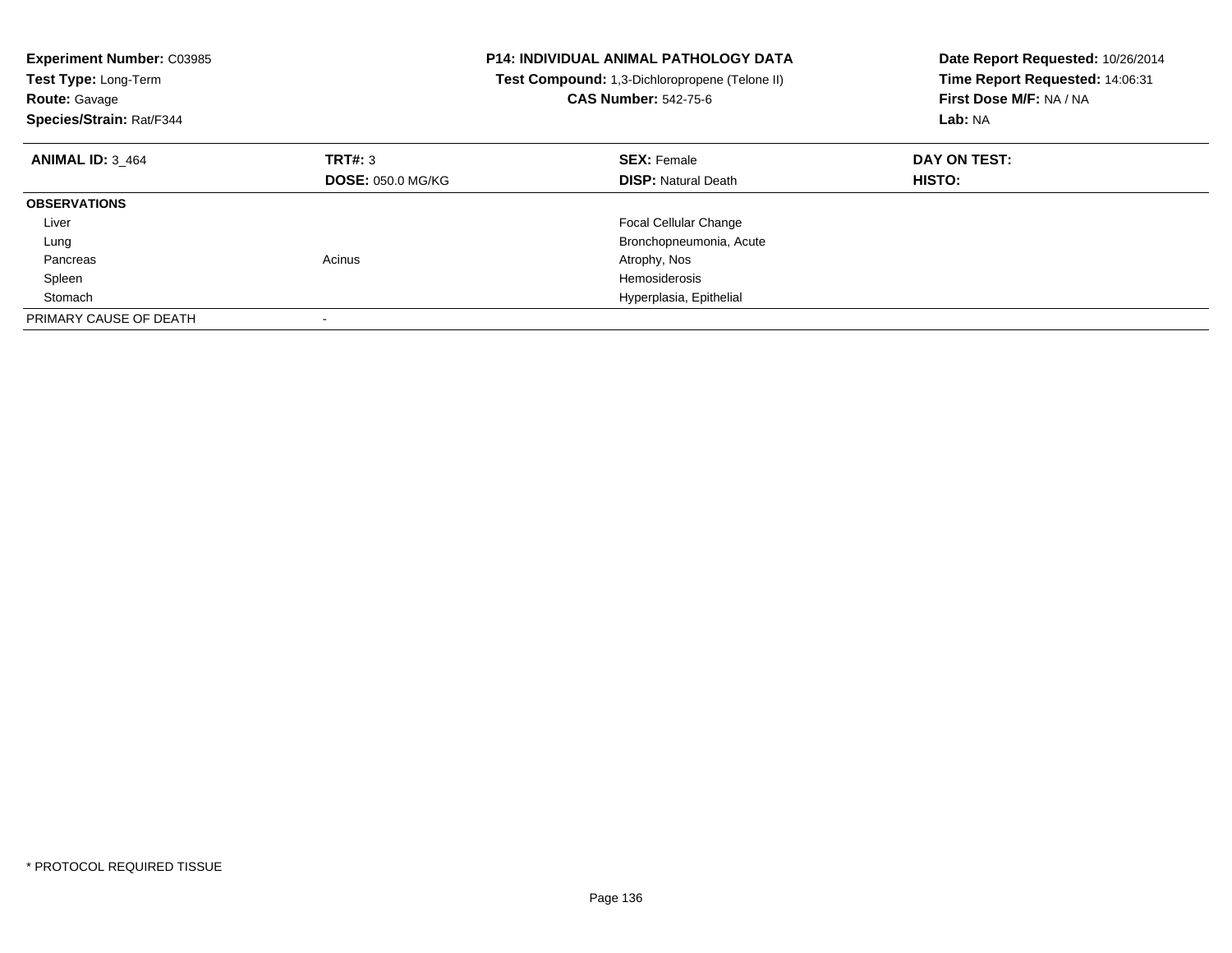**Experiment Number:** C03985
**Test Type:** Long-Term
**Route:** Gavage
**Species/Strain:** Rat/F344

**P14: INDIVIDUAL ANIMAL PATHOLOGY DATA**
**Test Compound:** 1,3-Dichloropropene (Telone II)
**CAS Number:** 542-75-6

**Date Report Requested:** 10/26/2014
**Time Report Requested:** 14:06:31
**First Dose M/F:** NA / NA
**Lab:** NA

| **ANIMAL ID:** 3_464 | **TRT#:** 3 | **SEX:** Female | **DAY ON TEST:** |
|---|---|---|---|
| | **DOSE:** 050.0 MG/KG | **DISP:** Natural Death | **HISTO:** |
| **OBSERVATIONS** | | | |
| Liver | | Focal Cellular Change | |
| Lung | | Bronchopneumonia, Acute | |
| Pancreas | Acinus | Atrophy, Nos | |
| Spleen | | Hemosiderosis | |
| Stomach | | Hyperplasia, Epithelial | |
| PRIMARY CAUSE OF DEATH | - | | |

* PROTOCOL REQUIRED TISSUE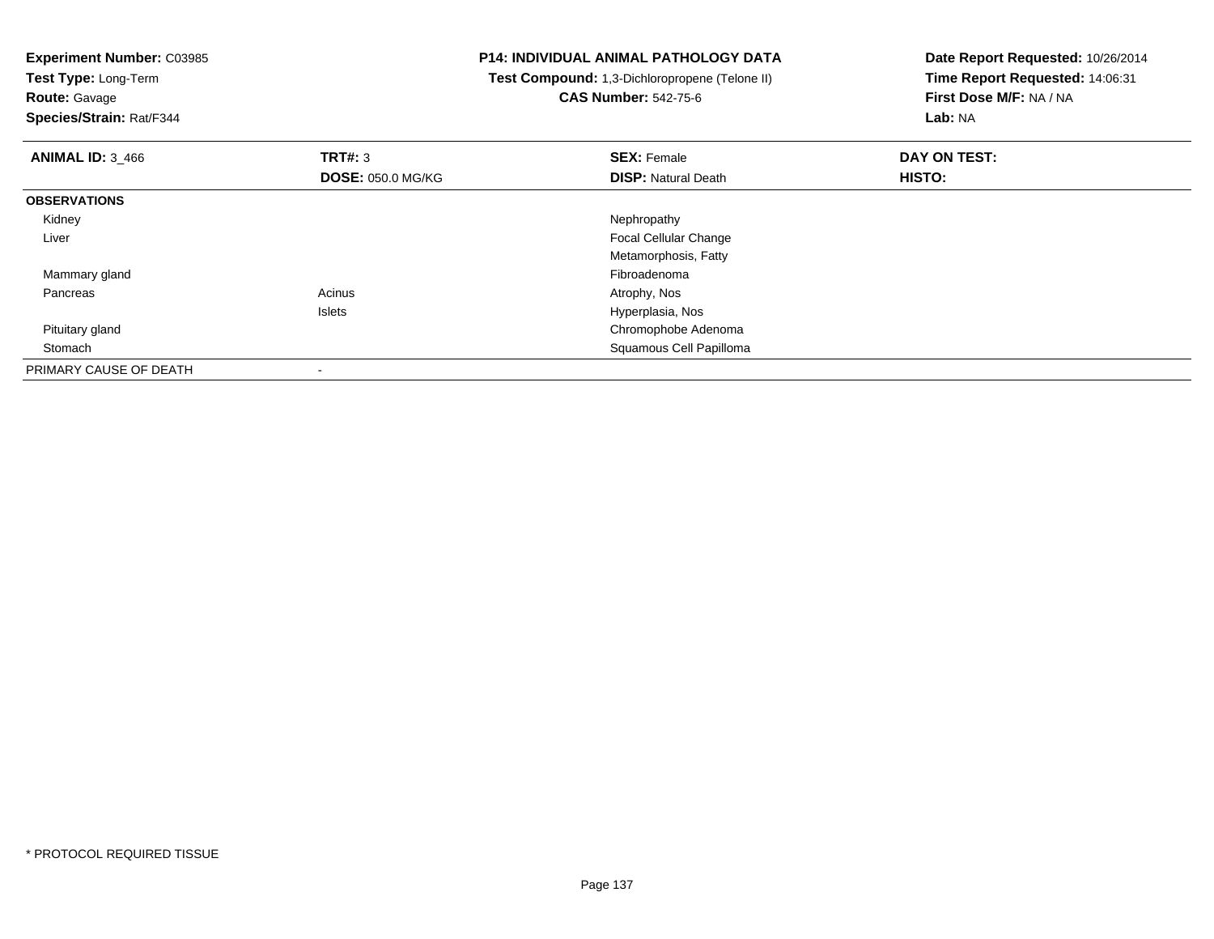**Experiment Number:** C03985
**Test Type:** Long-Term
**Route:** Gavage
**Species/Strain:** Rat/F344

## P14: INDIVIDUAL ANIMAL PATHOLOGY DATA

**Test Compound:** 1,3-Dichloropropene (Telone II)
**CAS Number:** 542-75-6

**Date Report Requested:** 10/26/2014
**Time Report Requested:** 14:06:31
**First Dose M/F:** NA / NA
**Lab:** NA

| **ANIMAL ID:** 3_466 | **TRT#:** 3 | **SEX:** Female | **DAY ON TEST:** |
|---|---|---|---|
| | **DOSE:** 050.0 MG/KG | **DISP:** Natural Death | **HISTO:** |
| **OBSERVATIONS** | | | |
| Kidney | | Nephropathy | |
| Liver | | Focal Cellular Change | |
| | | Metamorphosis, Fatty | |
| Mammary gland | | Fibroadenoma | |
| Pancreas | Acinus | Atrophy, Nos | |
| | Islets | Hyperplasia, Nos | |
| Pituitary gland | | Chromophobe Adenoma | |
| Stomach | | Squamous Cell Papilloma | |
| PRIMARY CAUSE OF DEATH | - | | |

\* PROTOCOL REQUIRED TISSUE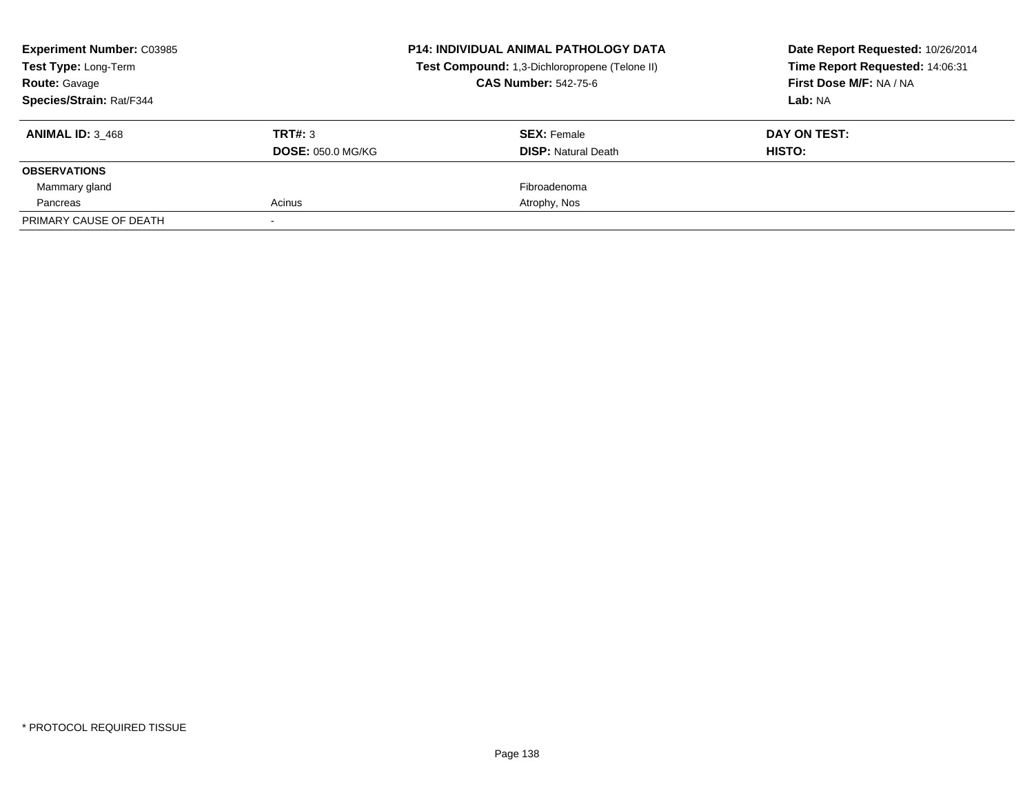| **Experiment Number:** C03985 | **P14: INDIVIDUAL ANIMAL PATHOLOGY DATA** | **Date Report Requested:** 10/26/2014 |
|---|---|---|
| **Test Type:** Long-Term | **Test Compound:** 1,3-Dichloropropene (Telone II) | **Time Report Requested:** 14:06:31 |
| **Route:** Gavage | **CAS Number:** 542-75-6 | **First Dose M/F:** NA / NA |
| **Species/Strain:** Rat/F344 | | **Lab:** NA |

| **ANIMAL ID:** 3_468 | **TRT#:** 3 | **SEX:** Female | **DAY ON TEST:** |
|---|---|---|---|
| | **DOSE:** 050.0 MG/KG | **DISP:** Natural Death | **HISTO:** |
| **OBSERVATIONS** | | | |
| Mammary gland | | Fibroadenoma | |
| Pancreas | Acinus | Atrophy, Nos | |
| PRIMARY CAUSE OF DEATH | - | | |

* PROTOCOL REQUIRED TISSUE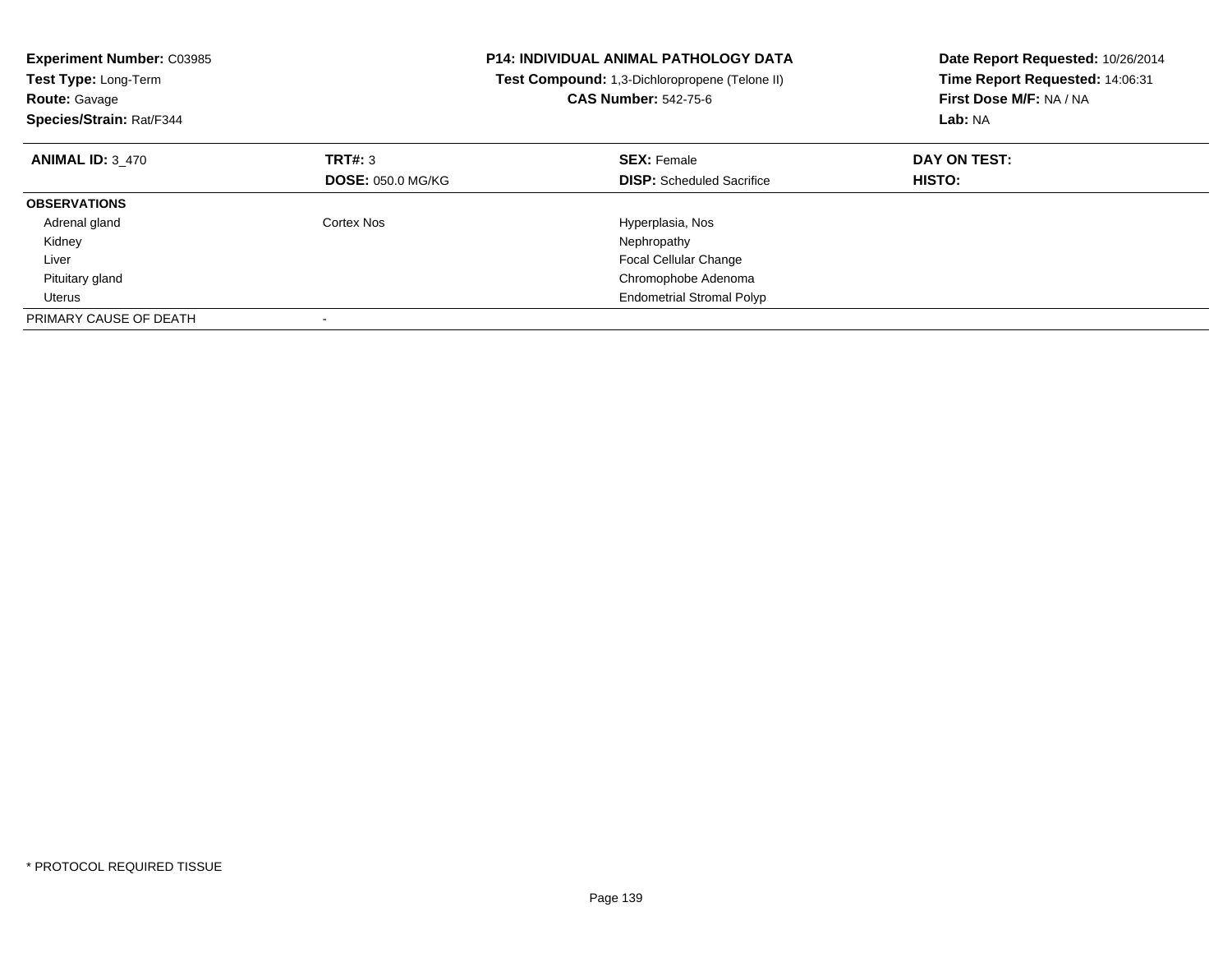**Experiment Number:** C03985
**Test Type:** Long-Term
**Route:** Gavage
**Species/Strain:** Rat/F344

**P14: INDIVIDUAL ANIMAL PATHOLOGY DATA**
**Test Compound:** 1,3-Dichloropropene (Telone II)
**CAS Number:** 542-75-6

**Date Report Requested:** 10/26/2014
**Time Report Requested:** 14:06:31
**First Dose M/F:** NA / NA
**Lab:** NA

| **ANIMAL ID:** 3_470 | **TRT#:** 3 | **SEX:** Female | **DAY ON TEST:** |
|---|---|---|---|
| | **DOSE:** 050.0 MG/KG | **DISP:** Scheduled Sacrifice | **HISTO:** |
| **OBSERVATIONS** | | | |
| Adrenal gland | Cortex Nos | Hyperplasia, Nos | |
| Kidney | | Nephropathy | |
| Liver | | Focal Cellular Change | |
| Pituitary gland | | Chromophobe Adenoma | |
| Uterus | | Endometrial Stromal Polyp | |
| PRIMARY CAUSE OF DEATH | - | | |

* PROTOCOL REQUIRED TISSUE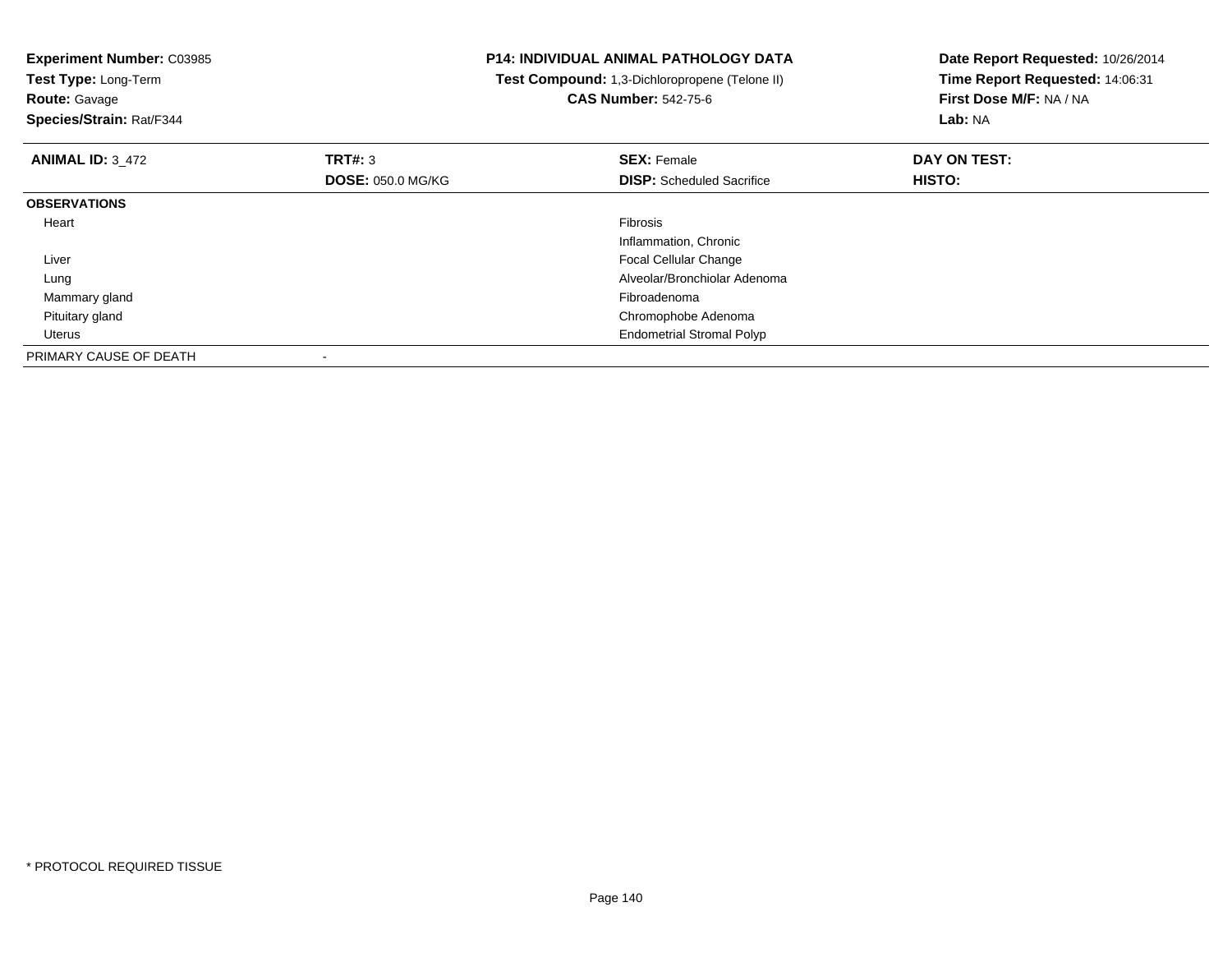**Experiment Number:** C03985
**Test Type:** Long-Term
**Route:** Gavage
**Species/Strain:** Rat/F344

**P14: INDIVIDUAL ANIMAL PATHOLOGY DATA**
**Test Compound:** 1,3-Dichloropropene (Telone II)
**CAS Number:** 542-75-6

**Date Report Requested:** 10/26/2014
**Time Report Requested:** 14:06:31
**First Dose M/F:** NA / NA
**Lab:** NA

| **ANIMAL ID:** 3_472 | **TRT#:** 3 | **SEX:** Female | **DAY ON TEST:** |
|---|---|---|---|
| | **DOSE:** 050.0 MG/KG | **DISP:** Scheduled Sacrifice | **HISTO:** |
| **OBSERVATIONS** | | | |
| Heart | | Fibrosis | |
| | | Inflammation, Chronic | |
| Liver | | Focal Cellular Change | |
| Lung | | Alveolar/Bronchiolar Adenoma | |
| Mammary gland | | Fibroadenoma | |
| Pituitary gland | | Chromophobe Adenoma | |
| Uterus | | Endometrial Stromal Polyp | |
| PRIMARY CAUSE OF DEATH | - | | |

* PROTOCOL REQUIRED TISSUE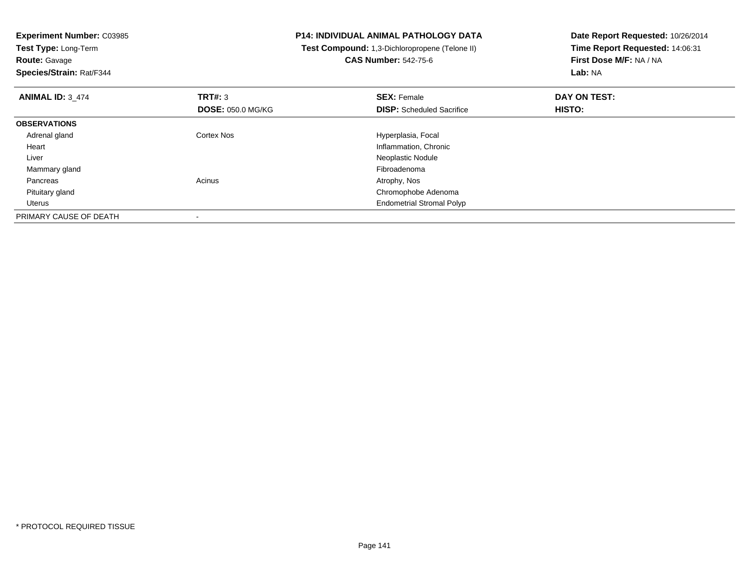**Experiment Number:** C03985
**Test Type:** Long-Term
**Route:** Gavage
**Species/Strain:** Rat/F344

**P14: INDIVIDUAL ANIMAL PATHOLOGY DATA**
**Test Compound:** 1,3-Dichloropropene (Telone II)
**CAS Number:** 542-75-6

**Date Report Requested:** 10/26/2014
**Time Report Requested:** 14:06:31
**First Dose M/F:** NA / NA
**Lab:** NA

| **ANIMAL ID:** 3_474 | **TRT#:** 3 | **SEX:** Female | **DAY ON TEST:** |
|---|---|---|---|
| | **DOSE:** 050.0 MG/KG | **DISP:** Scheduled Sacrifice | **HISTO:** |
| **OBSERVATIONS** | | | |
| Adrenal gland | Cortex Nos | Hyperplasia, Focal | |
| Heart | | Inflammation, Chronic | |
| Liver | | Neoplastic Nodule | |
| Mammary gland | | Fibroadenoma | |
| Pancreas | Acinus | Atrophy, Nos | |
| Pituitary gland | | Chromophobe Adenoma | |
| Uterus | | Endometrial Stromal Polyp | |
| PRIMARY CAUSE OF DEATH | - | | |

* PROTOCOL REQUIRED TISSUE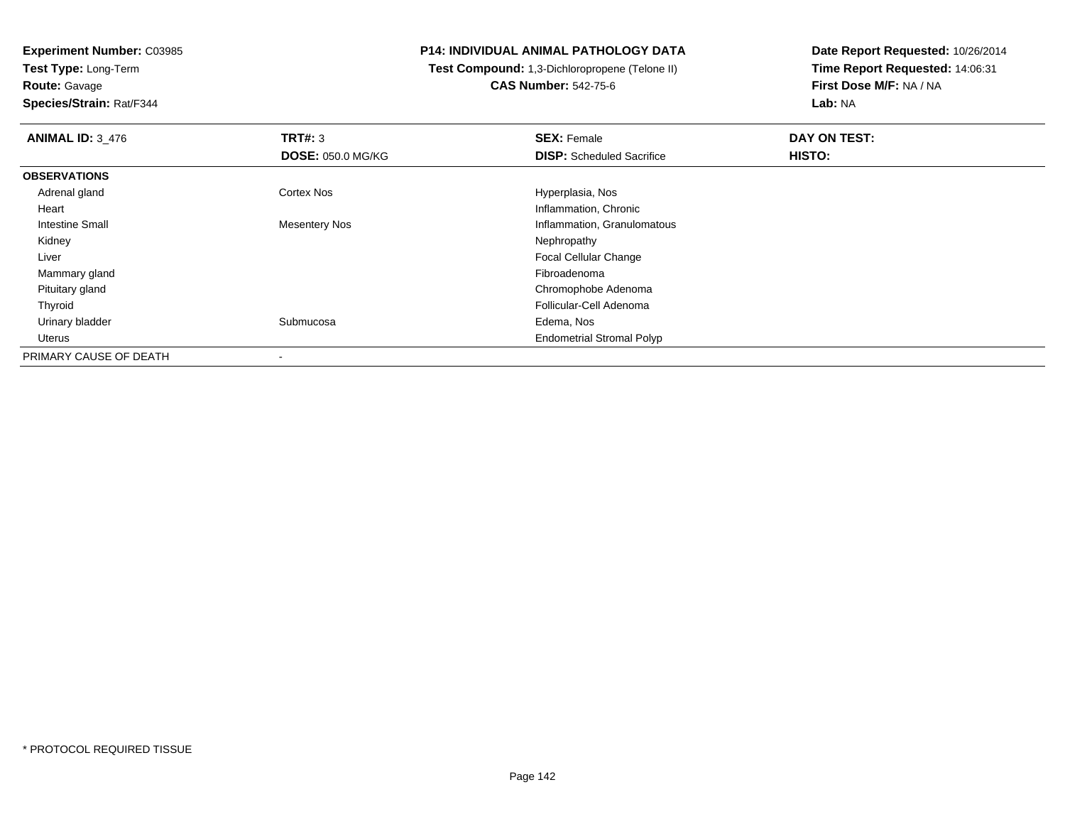**Experiment Number:** C03985
**Test Type:** Long-Term
**Route:** Gavage
**Species/Strain:** Rat/F344

**P14: INDIVIDUAL ANIMAL PATHOLOGY DATA**
**Test Compound:** 1,3-Dichloropropene (Telone II)
**CAS Number:** 542-75-6

**Date Report Requested:** 10/26/2014
**Time Report Requested:** 14:06:31
**First Dose M/F:** NA / NA
**Lab:** NA

| **ANIMAL ID:** 3_476 | **TRT#:** 3 | **SEX:** Female | **DAY ON TEST:** |
|---|---|---|---|
| | **DOSE:** 050.0 MG/KG | **DISP:** Scheduled Sacrifice | **HISTO:** |
| **OBSERVATIONS** | | | |
| Adrenal gland | Cortex Nos | Hyperplasia, Nos | |
| Heart | | Inflammation, Chronic | |
| Intestine Small | Mesentery Nos | Inflammation, Granulomatous | |
| Kidney | | Nephropathy | |
| Liver | | Focal Cellular Change | |
| Mammary gland | | Fibroadenoma | |
| Pituitary gland | | Chromophobe Adenoma | |
| Thyroid | | Follicular-Cell Adenoma | |
| Urinary bladder | Submucosa | Edema, Nos | |
| Uterus | | Endometrial Stromal Polyp | |
| PRIMARY CAUSE OF DEATH | - | | |

* PROTOCOL REQUIRED TISSUE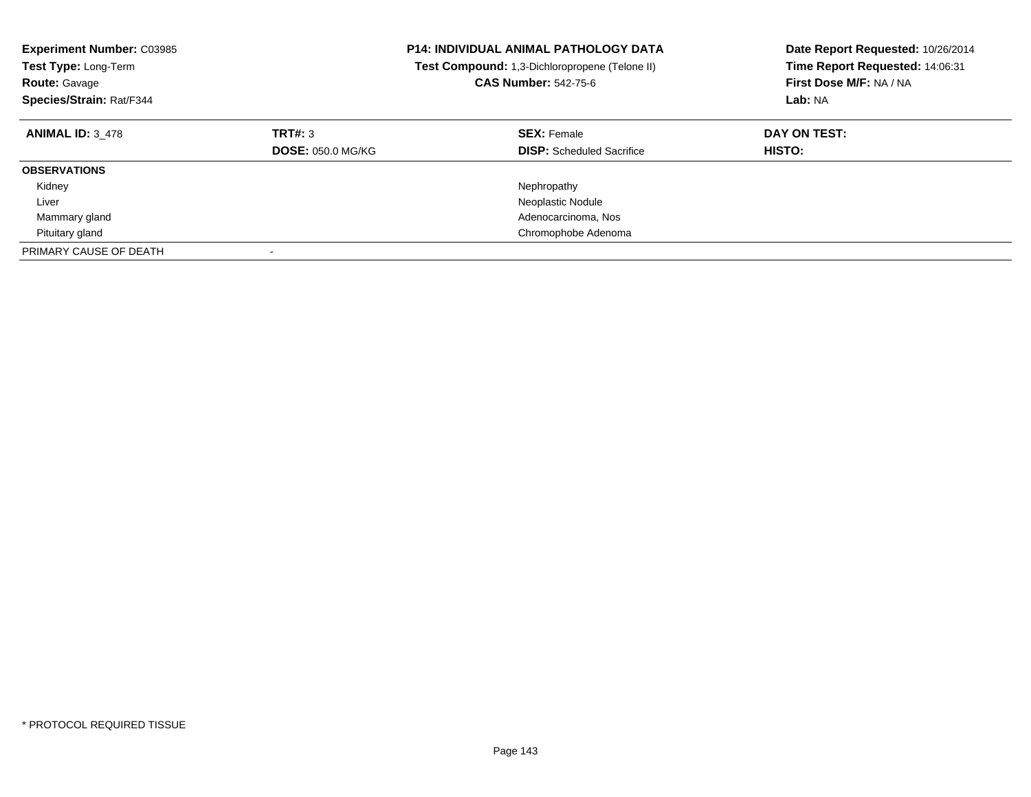**Experiment Number:** C03985
**Test Type:** Long-Term
**Route:** Gavage
**Species/Strain:** Rat/F344

**P14: INDIVIDUAL ANIMAL PATHOLOGY DATA**
**Test Compound:** 1,3-Dichloropropene (Telone II)
**CAS Number:** 542-75-6

**Date Report Requested:** 10/26/2014
**Time Report Requested:** 14:06:31
**First Dose M/F:** NA / NA
**Lab:** NA

| **ANIMAL ID:** 3_478 | **TRT#:** 3 | **SEX:** Female | **DAY ON TEST:** |
|---|---|---|---|
| | **DOSE:** 050.0 MG/KG | **DISP:** Scheduled Sacrifice | **HISTO:** |
| **OBSERVATIONS** | | | |
| Kidney | | Nephropathy | |
| Liver | | Neoplastic Nodule | |
| Mammary gland | | Adenocarcinoma, Nos | |
| Pituitary gland | | Chromophobe Adenoma | |
| PRIMARY CAUSE OF DEATH | - | | |

* PROTOCOL REQUIRED TISSUE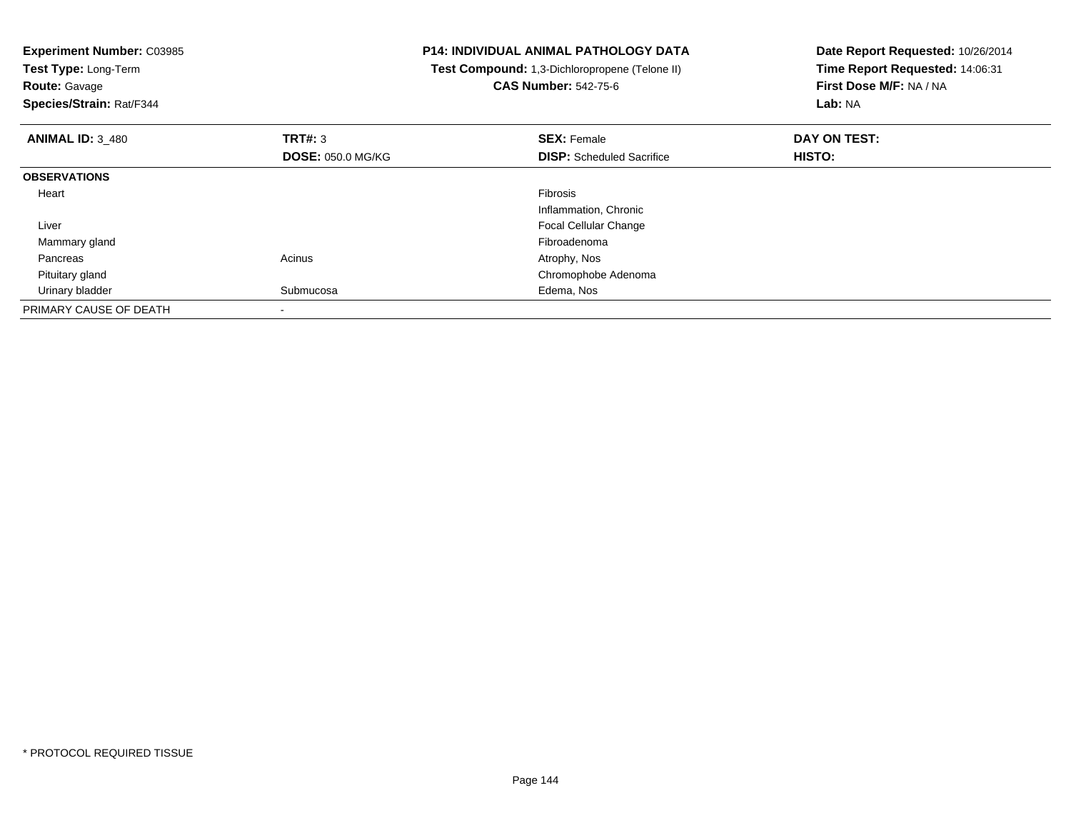**Experiment Number:** C03985
**Test Type:** Long-Term
**Route:** Gavage
**Species/Strain:** Rat/F344

**P14: INDIVIDUAL ANIMAL PATHOLOGY DATA**
**Test Compound:** 1,3-Dichloropropene (Telone II)
**CAS Number:** 542-75-6

**Date Report Requested:** 10/26/2014
**Time Report Requested:** 14:06:31
**First Dose M/F:** NA / NA
**Lab:** NA

| **ANIMAL ID:** 3_480 | **TRT#:** 3 | **SEX:** Female | **DAY ON TEST:** |
|---|---|---|---|
| | **DOSE:** 050.0 MG/KG | **DISP:** Scheduled Sacrifice | **HISTO:** |
| **OBSERVATIONS** | | | |
| Heart | | Fibrosis | |
| | | Inflammation, Chronic | |
| Liver | | Focal Cellular Change | |
| Mammary gland | | Fibroadenoma | |
| Pancreas | Acinus | Atrophy, Nos | |
| Pituitary gland | | Chromophobe Adenoma | |
| Urinary bladder | Submucosa | Edema, Nos | |
| PRIMARY CAUSE OF DEATH | - | | |

* PROTOCOL REQUIRED TISSUE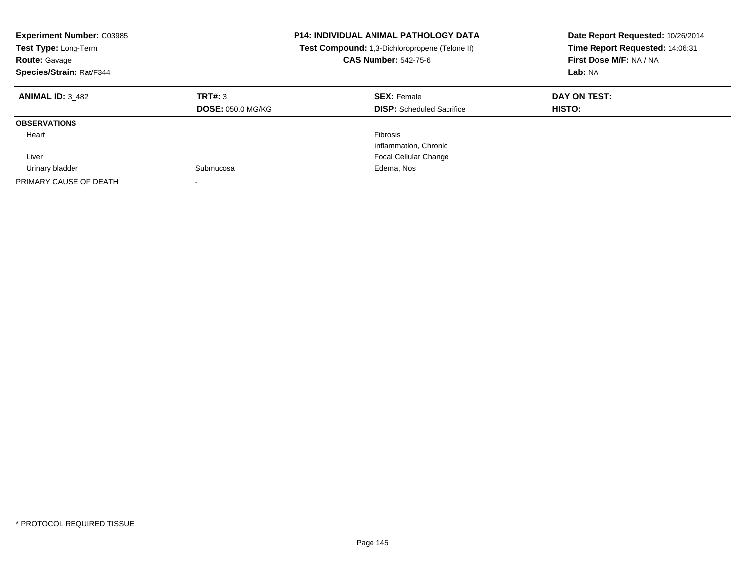**Experiment Number:** C03985
**Test Type:** Long-Term
**Route:** Gavage
**Species/Strain:** Rat/F344

**P14: INDIVIDUAL ANIMAL PATHOLOGY DATA**
**Test Compound:** 1,3-Dichloropropene (Telone II)
**CAS Number:** 542-75-6

**Date Report Requested:** 10/26/2014
**Time Report Requested:** 14:06:31
**First Dose M/F:** NA / NA
**Lab:** NA

| **ANIMAL ID:** 3_482 | **TRT#:** 3 | **SEX:** Female | **DAY ON TEST:** |
|---|---|---|---|
| | **DOSE:** 050.0 MG/KG | **DISP:** Scheduled Sacrifice | **HISTO:** |
| **OBSERVATIONS** | | | |
| Heart | | Fibrosis | |
| | | Inflammation, Chronic | |
| Liver | | Focal Cellular Change | |
| Urinary bladder | Submucosa | Edema, Nos | |
| PRIMARY CAUSE OF DEATH | - | | |

* PROTOCOL REQUIRED TISSUE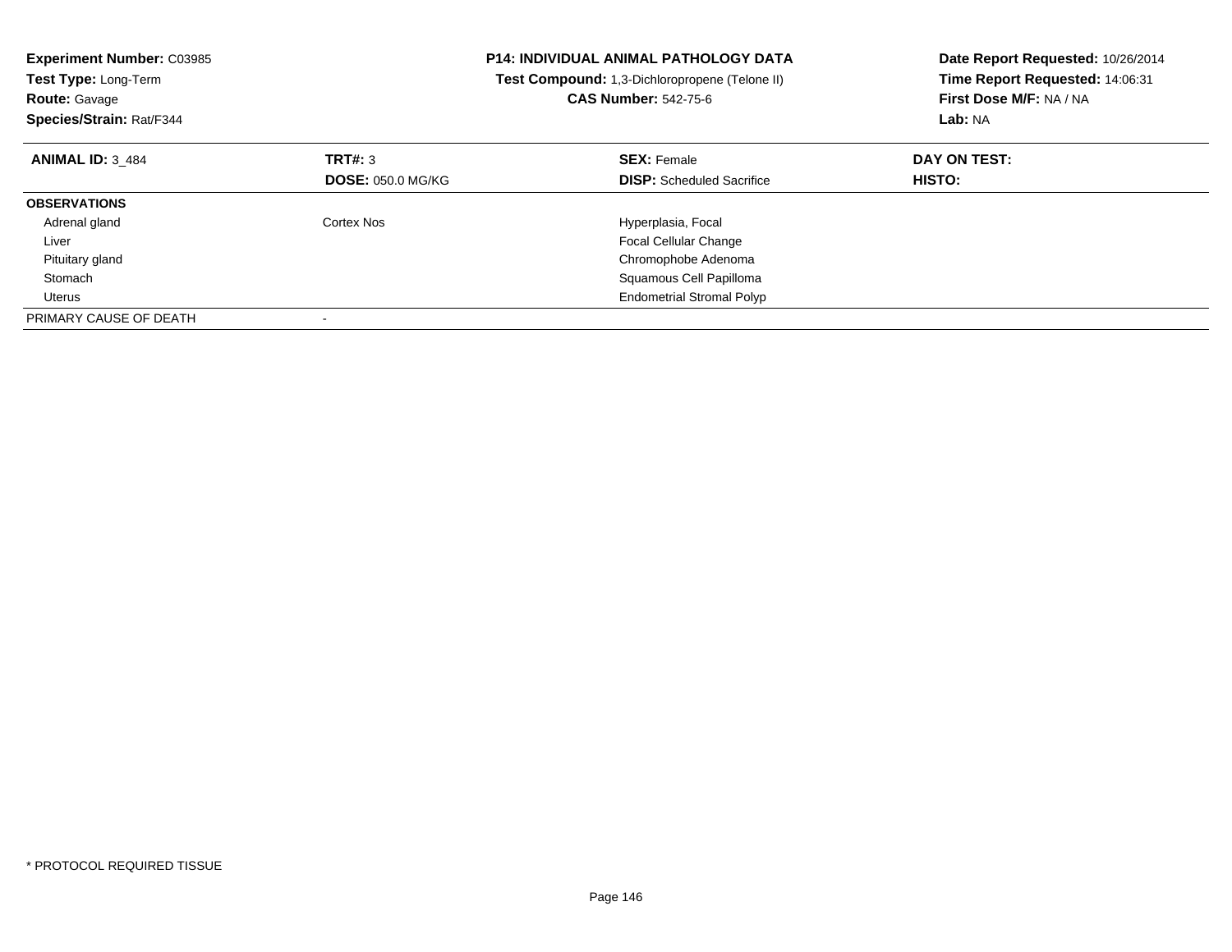**Experiment Number:** C03985
**Test Type:** Long-Term
**Route:** Gavage
**Species/Strain:** Rat/F344

**P14: INDIVIDUAL ANIMAL PATHOLOGY DATA**
**Test Compound:** 1,3-Dichloropropene (Telone II)
**CAS Number:** 542-75-6

**Date Report Requested:** 10/26/2014
**Time Report Requested:** 14:06:31
**First Dose M/F:** NA / NA
**Lab:** NA

| **ANIMAL ID:** 3_484 | **TRT#:** 3 | **SEX:** Female | **DAY ON TEST:** |
|---|---|---|---|
| | **DOSE:** 050.0 MG/KG | **DISP:** Scheduled Sacrifice | **HISTO:** |
| **OBSERVATIONS** | | | |
| Adrenal gland | Cortex Nos | Hyperplasia, Focal | |
| Liver | | Focal Cellular Change | |
| Pituitary gland | | Chromophobe Adenoma | |
| Stomach | | Squamous Cell Papilloma | |
| Uterus | | Endometrial Stromal Polyp | |
| PRIMARY CAUSE OF DEATH | - | | |

* PROTOCOL REQUIRED TISSUE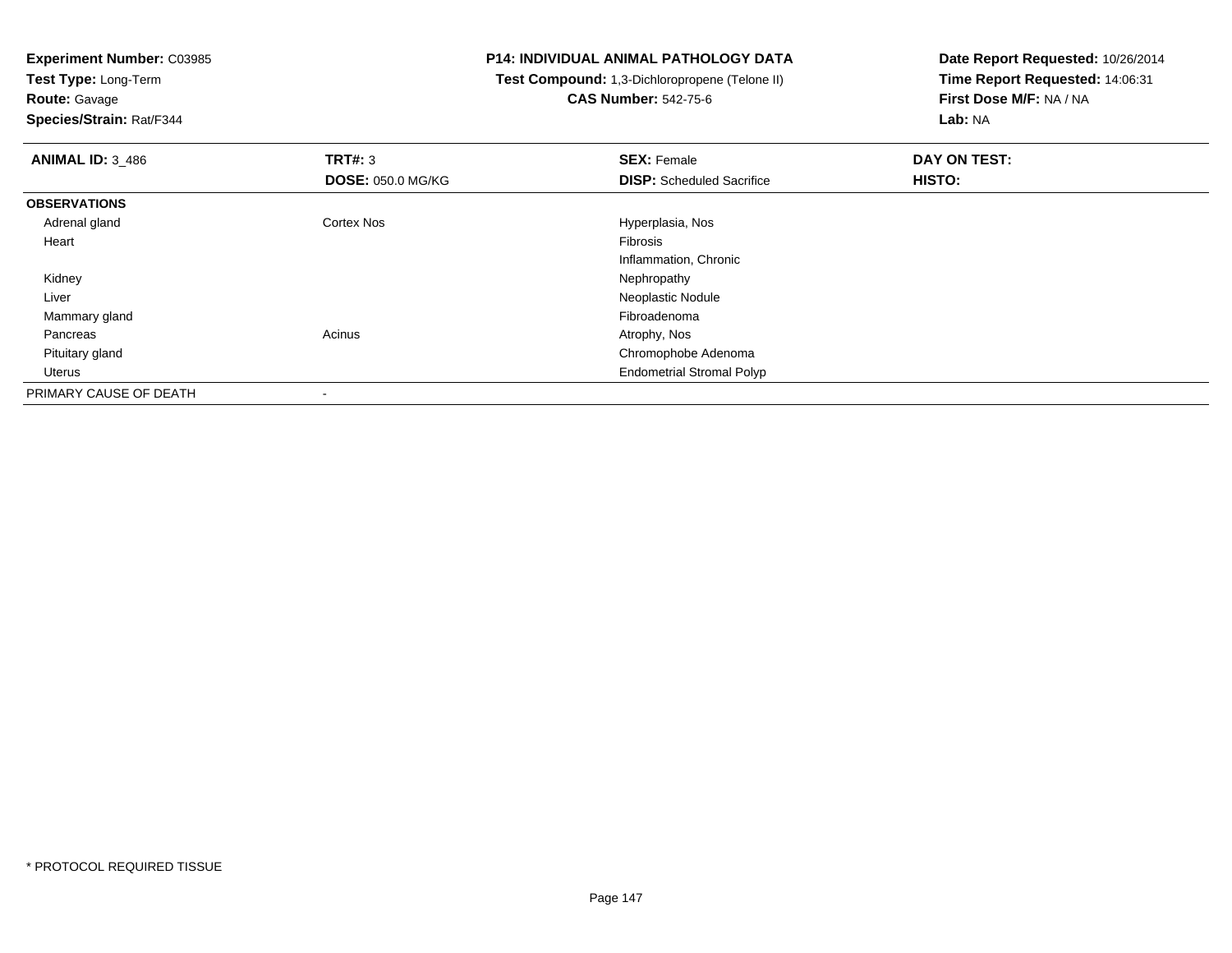**Experiment Number:** C03985
**Test Type:** Long-Term
**Route:** Gavage
**Species/Strain:** Rat/F344

**P14: INDIVIDUAL ANIMAL PATHOLOGY DATA**
**Test Compound:** 1,3-Dichloropropene (Telone II)
**CAS Number:** 542-75-6

**Date Report Requested:** 10/26/2014
**Time Report Requested:** 14:06:31
**First Dose M/F:** NA / NA
**Lab:** NA

| **ANIMAL ID:** 3_486 | **TRT#:** 3 | **SEX:** Female | **DAY ON TEST:** |
|---|---|---|---|
| | **DOSE:** 050.0 MG/KG | **DISP:** Scheduled Sacrifice | **HISTO:** |
| **OBSERVATIONS** | | | |
| Adrenal gland | Cortex Nos | Hyperplasia, Nos | |
| Heart | | Fibrosis | |
| | | Inflammation, Chronic | |
| Kidney | | Nephropathy | |
| Liver | | Neoplastic Nodule | |
| Mammary gland | | Fibroadenoma | |
| Pancreas | Acinus | Atrophy, Nos | |
| Pituitary gland | | Chromophobe Adenoma | |
| Uterus | | Endometrial Stromal Polyp | |
| PRIMARY CAUSE OF DEATH | - | | |

* PROTOCOL REQUIRED TISSUE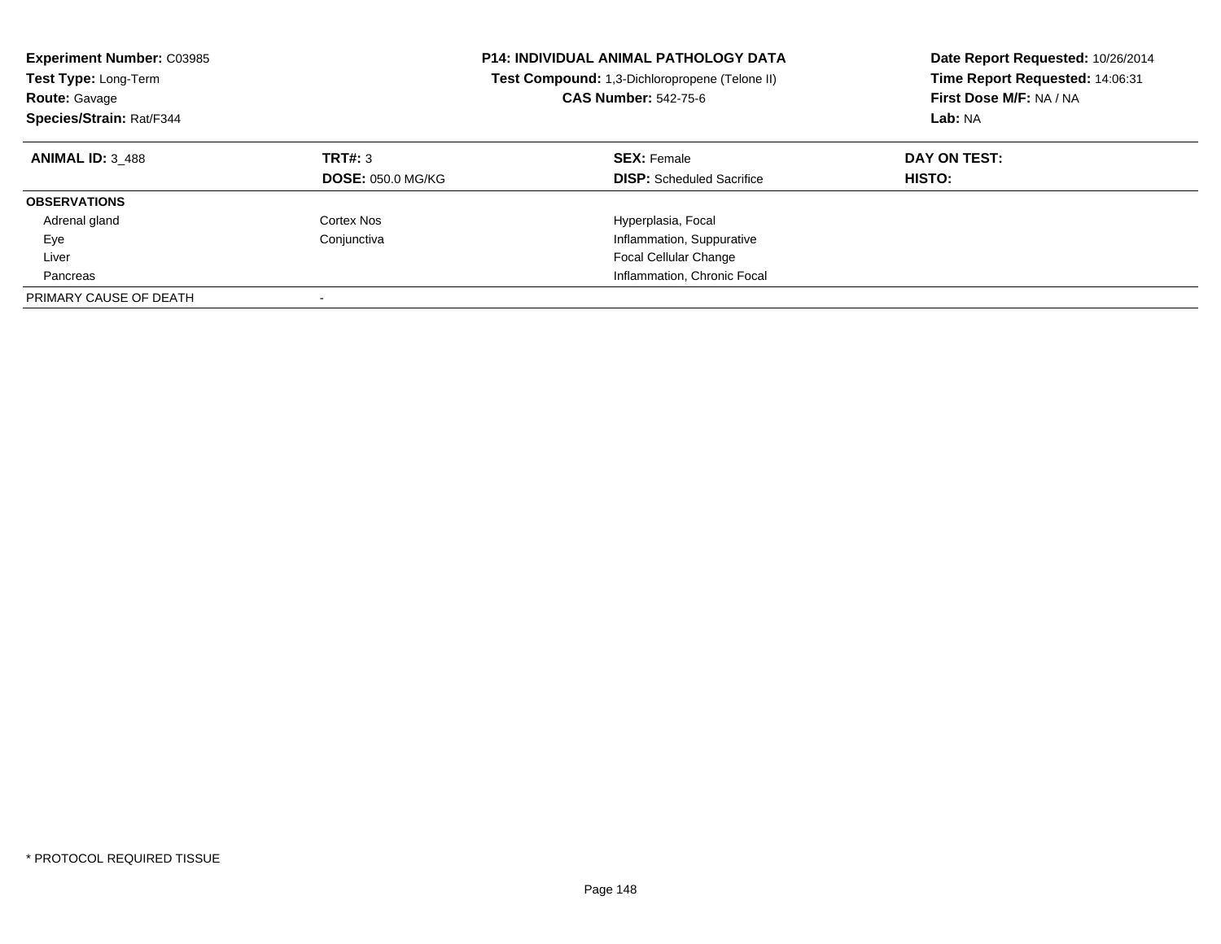**Experiment Number:** C03985
**Test Type:** Long-Term
**Route:** Gavage
**Species/Strain:** Rat/F344

**P14: INDIVIDUAL ANIMAL PATHOLOGY DATA**
**Test Compound:** 1,3-Dichloropropene (Telone II)
**CAS Number:** 542-75-6

**Date Report Requested:** 10/26/2014
**Time Report Requested:** 14:06:31
**First Dose M/F:** NA / NA
**Lab:** NA

| **ANIMAL ID:** 3_488 | **TRT#:** 3 | **SEX:** Female | **DAY ON TEST:** |
|---|---|---|---|
| | **DOSE:** 050.0 MG/KG | **DISP:** Scheduled Sacrifice | **HISTO:** |
| **OBSERVATIONS** | | | |
| Adrenal gland | Cortex Nos | Hyperplasia, Focal | |
| Eye | Conjunctiva | Inflammation, Suppurative | |
| Liver | | Focal Cellular Change | |
| Pancreas | | Inflammation, Chronic Focal | |
| PRIMARY CAUSE OF DEATH | - | | |

* PROTOCOL REQUIRED TISSUE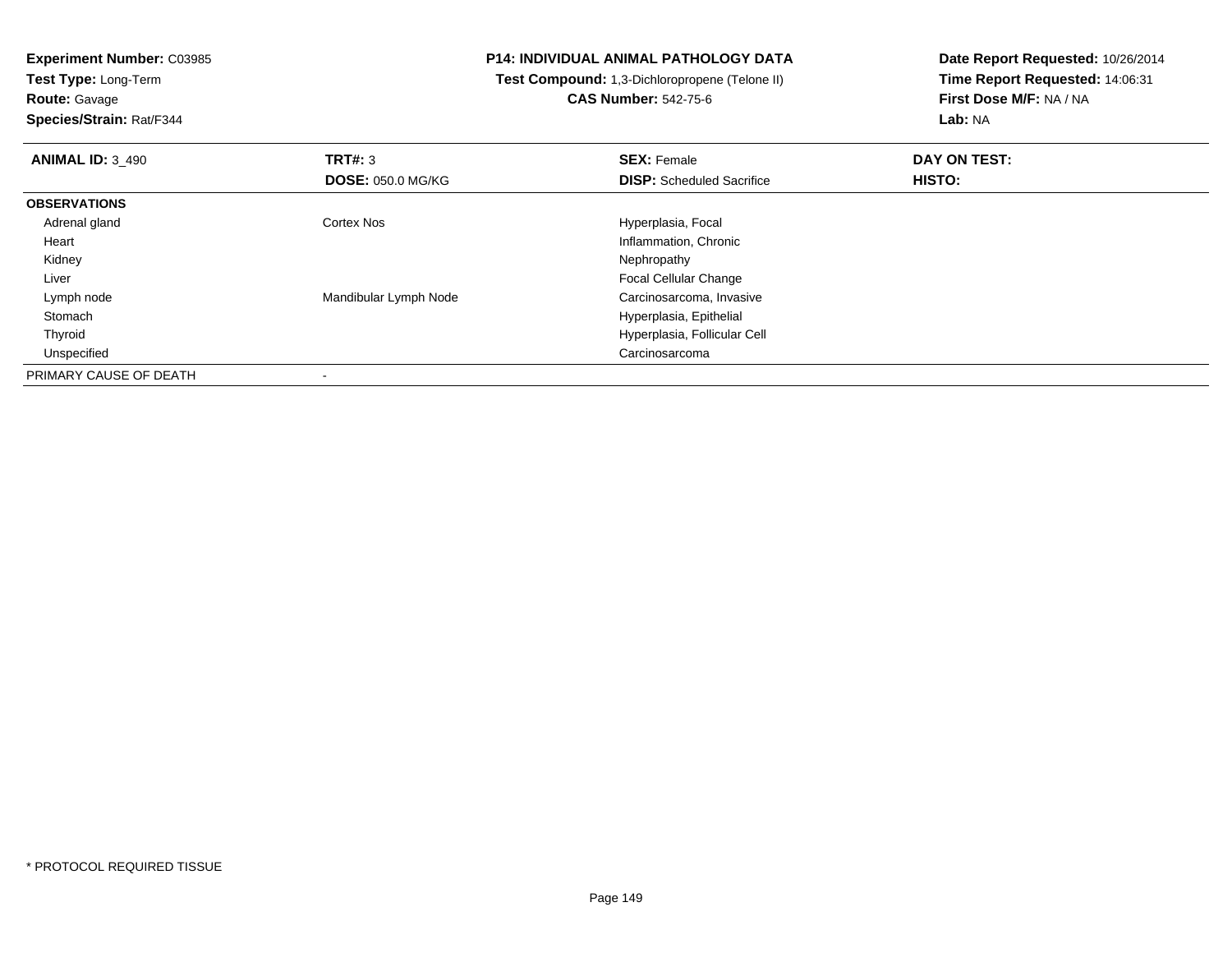**Experiment Number:** C03985
**Test Type:** Long-Term
**Route:** Gavage
**Species/Strain:** Rat/F344

**P14: INDIVIDUAL ANIMAL PATHOLOGY DATA**
**Test Compound:** 1,3-Dichloropropene (Telone II)
**CAS Number:** 542-75-6

**Date Report Requested:** 10/26/2014
**Time Report Requested:** 14:06:31
**First Dose M/F:** NA / NA
**Lab:** NA

| **ANIMAL ID:** 3_490 | **TRT#:** 3 | **SEX:** Female | **DAY ON TEST:** |
|---|---|---|---|
| | **DOSE:** 050.0 MG/KG | **DISP:** Scheduled Sacrifice | **HISTO:** |
| **OBSERVATIONS** | | | |
| Adrenal gland | Cortex Nos | Hyperplasia, Focal | |
| Heart | | Inflammation, Chronic | |
| Kidney | | Nephropathy | |
| Liver | | Focal Cellular Change | |
| Lymph node | Mandibular Lymph Node | Carcinosarcoma, Invasive | |
| Stomach | | Hyperplasia, Epithelial | |
| Thyroid | | Hyperplasia, Follicular Cell | |
| Unspecified | | Carcinosarcoma | |
| PRIMARY CAUSE OF DEATH | - | | |

* PROTOCOL REQUIRED TISSUE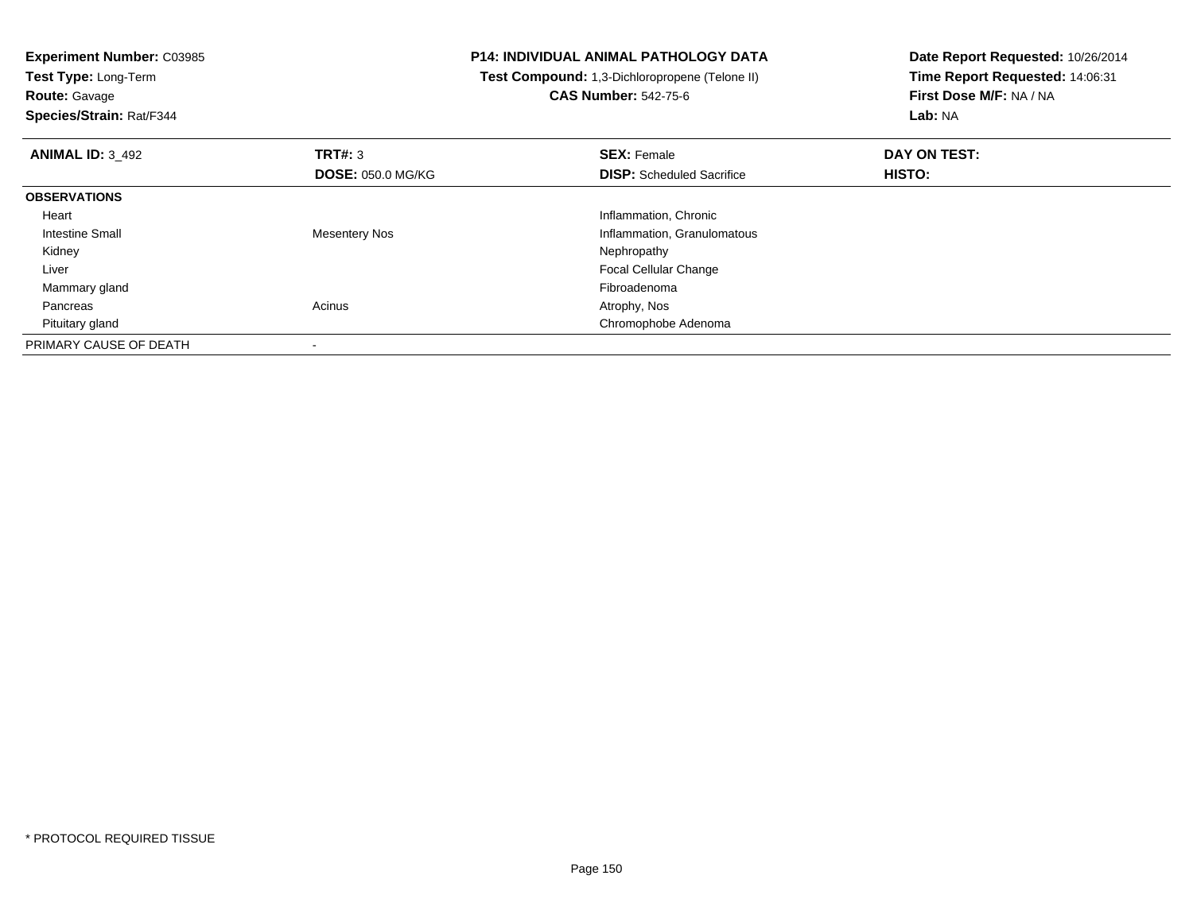**Experiment Number:** C03985
**Test Type:** Long-Term
**Route:** Gavage
**Species/Strain:** Rat/F344

**P14: INDIVIDUAL ANIMAL PATHOLOGY DATA**
**Test Compound:** 1,3-Dichloropropene (Telone II)
**CAS Number:** 542-75-6

**Date Report Requested:** 10/26/2014
**Time Report Requested:** 14:06:31
**First Dose M/F:** NA / NA
**Lab:** NA

| **ANIMAL ID:** 3_492 | **TRT#:** 3 | **SEX:** Female | **DAY ON TEST:** |
|---|---|---|---|
| | **DOSE:** 050.0 MG/KG | **DISP:** Scheduled Sacrifice | **HISTO:** |
| **OBSERVATIONS** | | | |
| Heart | | Inflammation, Chronic | |
| Intestine Small | Mesentery Nos | Inflammation, Granulomatous | |
| Kidney | | Nephropathy | |
| Liver | | Focal Cellular Change | |
| Mammary gland | | Fibroadenoma | |
| Pancreas | Acinus | Atrophy, Nos | |
| Pituitary gland | | Chromophobe Adenoma | |
| PRIMARY CAUSE OF DEATH | - | | |

* PROTOCOL REQUIRED TISSUE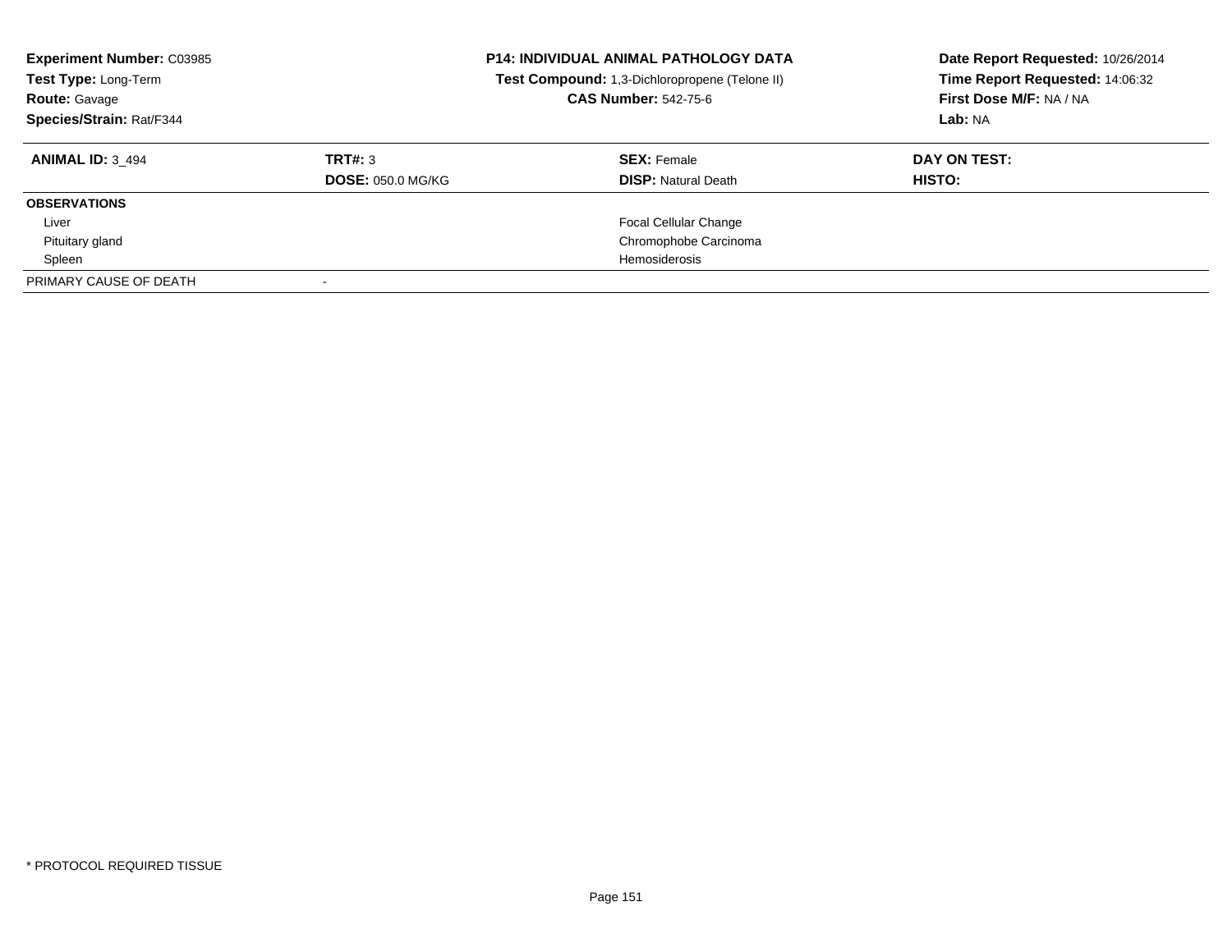| **Experiment Number:** C03985 | **P14: INDIVIDUAL ANIMAL PATHOLOGY DATA** | **Date Report Requested:** 10/26/2014 |
|---|---|---|
| **Test Type:** Long-Term | **Test Compound:** 1,3-Dichloropropene (Telone II) | **Time Report Requested:** 14:06:32 |
| **Route:** Gavage | **CAS Number:** 542-75-6 | **First Dose M/F:** NA / NA |
| **Species/Strain:** Rat/F344 | | **Lab:** NA |

| **ANIMAL ID:** 3_494 | **TRT#:** 3 | **SEX:** Female | **DAY ON TEST:** |
|---|---|---|---|
| | **DOSE:** 050.0 MG/KG | **DISP:** Natural Death | **HISTO:** |
| **OBSERVATIONS** | | | |
| Liver | | Focal Cellular Change | |
| Pituitary gland | | Chromophobe Carcinoma | |
| Spleen | | Hemosiderosis | |
| PRIMARY CAUSE OF DEATH | - | | |

* PROTOCOL REQUIRED TISSUE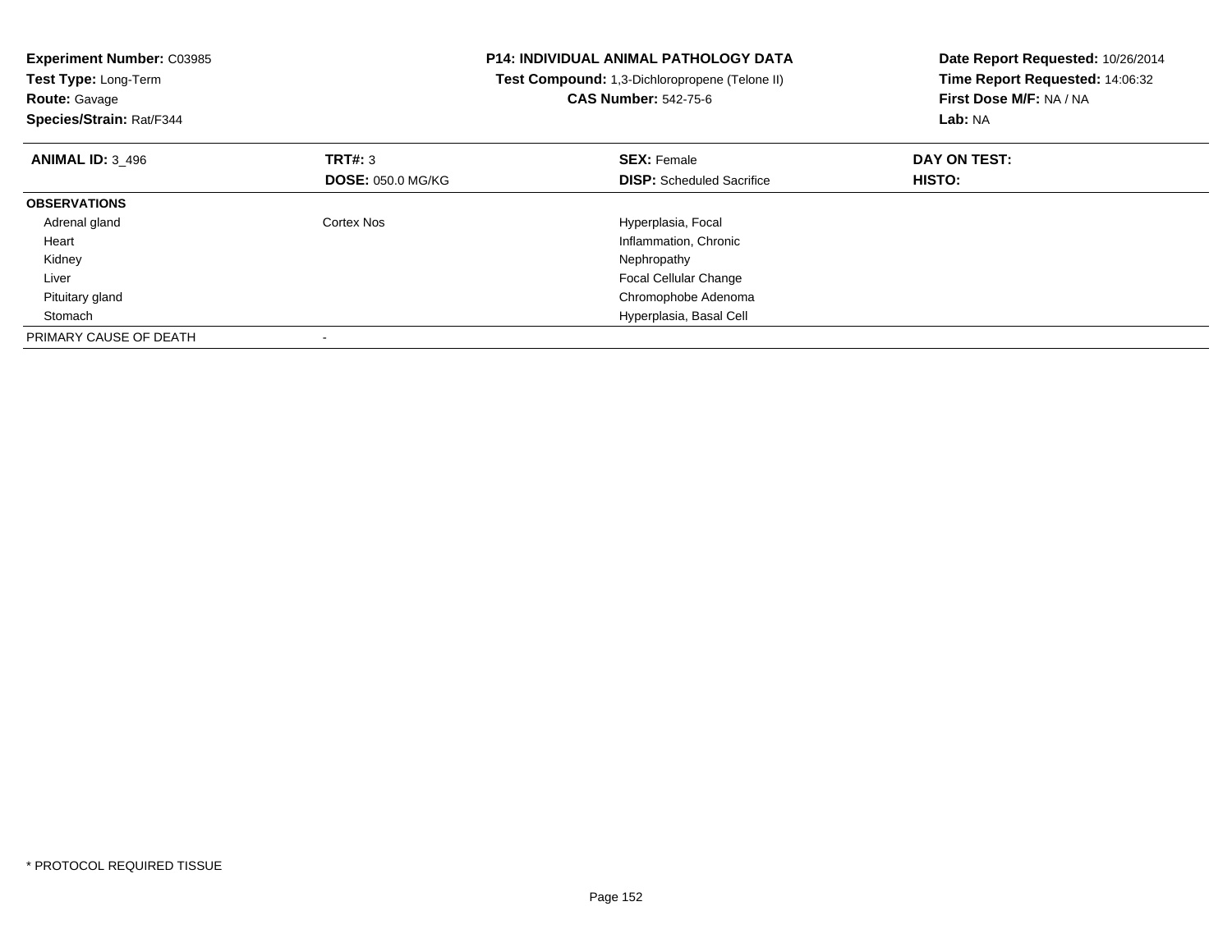**Experiment Number:** C03985
**Test Type:** Long-Term
**Route:** Gavage
**Species/Strain:** Rat/F344

**P14: INDIVIDUAL ANIMAL PATHOLOGY DATA**
**Test Compound:** 1,3-Dichloropropene (Telone II)
**CAS Number:** 542-75-6

**Date Report Requested:** 10/26/2014
**Time Report Requested:** 14:06:32
**First Dose M/F:** NA / NA
**Lab:** NA

| **ANIMAL ID:** 3_496 | **TRT#:** 3 | **SEX:** Female | **DAY ON TEST:** |
|---|---|---|---|
| | **DOSE:** 050.0 MG/KG | **DISP:** Scheduled Sacrifice | **HISTO:** |
| **OBSERVATIONS** | | | |
| Adrenal gland | Cortex Nos | Hyperplasia, Focal | |
| Heart | | Inflammation, Chronic | |
| Kidney | | Nephropathy | |
| Liver | | Focal Cellular Change | |
| Pituitary gland | | Chromophobe Adenoma | |
| Stomach | | Hyperplasia, Basal Cell | |
| PRIMARY CAUSE OF DEATH | - | | |

* PROTOCOL REQUIRED TISSUE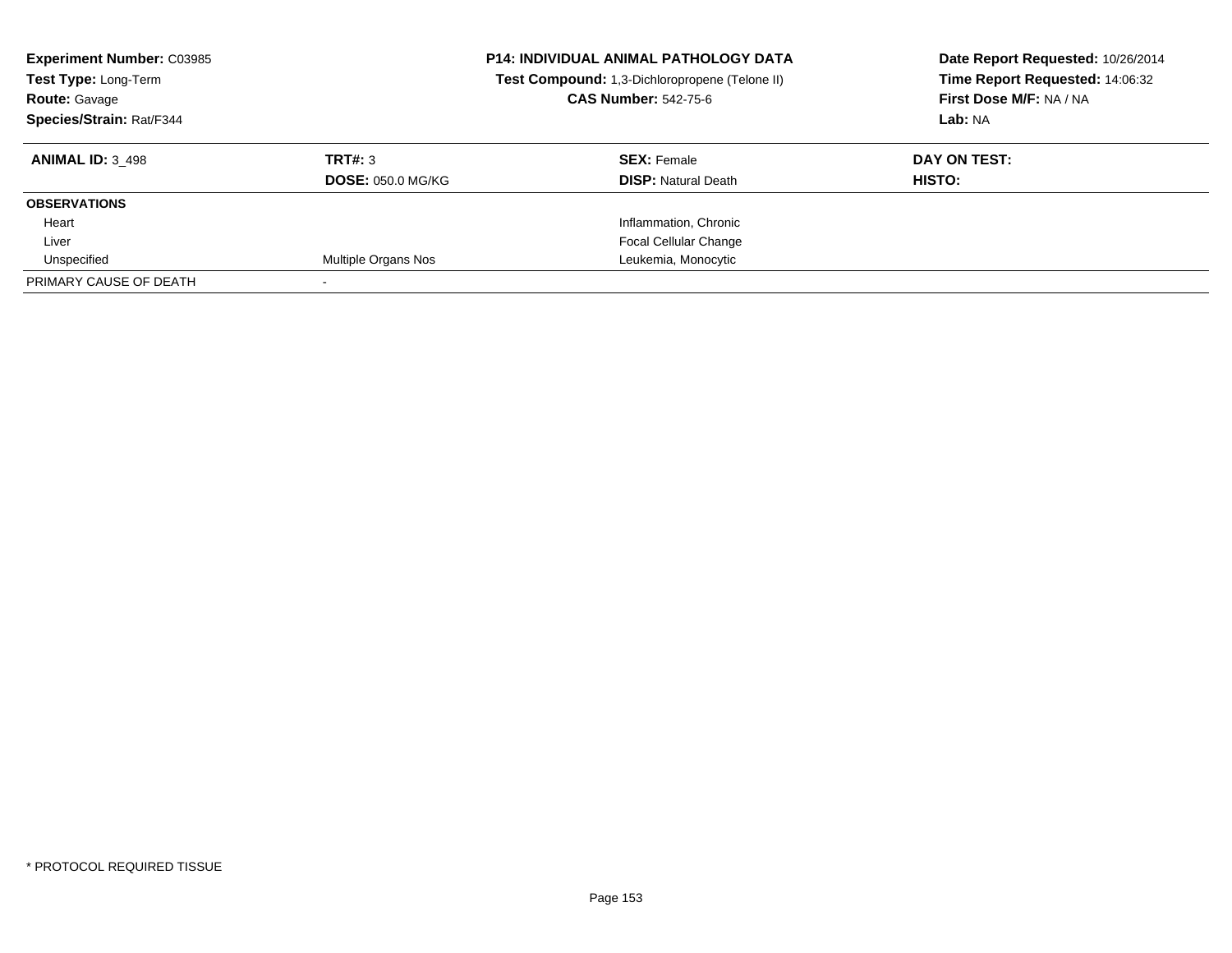**Experiment Number:** C03985
**Test Type:** Long-Term
**Route:** Gavage
**Species/Strain:** Rat/F344

**P14: INDIVIDUAL ANIMAL PATHOLOGY DATA**
**Test Compound:** 1,3-Dichloropropene (Telone II)
**CAS Number:** 542-75-6

**Date Report Requested:** 10/26/2014
**Time Report Requested:** 14:06:32
**First Dose M/F:** NA / NA
**Lab:** NA

| **ANIMAL ID:** 3_498 | **TRT#:** 3 | **SEX:** Female | **DAY ON TEST:** |
|---|---|---|---|
| | **DOSE:** 050.0 MG/KG | **DISP:** Natural Death | **HISTO:** |
| **OBSERVATIONS** | | | |
| Heart | | Inflammation, Chronic | |
| Liver | | Focal Cellular Change | |
| Unspecified | Multiple Organs Nos | Leukemia, Monocytic | |
| PRIMARY CAUSE OF DEATH | - | | |

* PROTOCOL REQUIRED TISSUE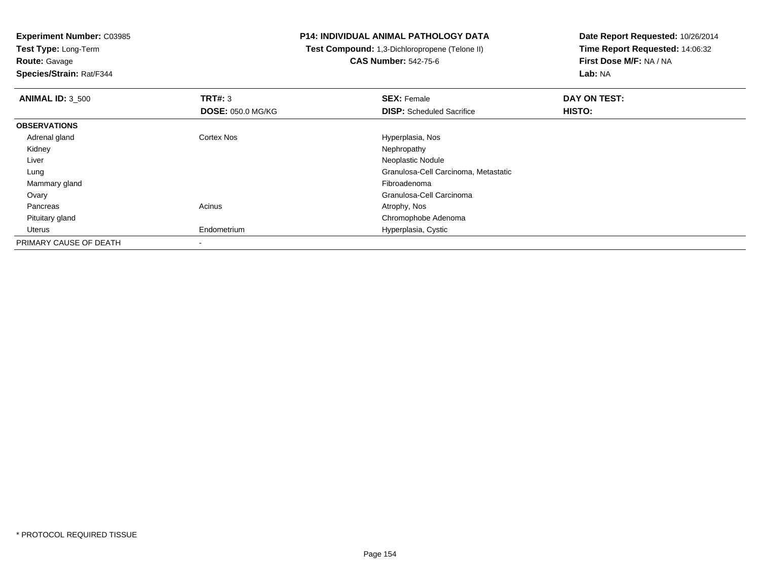**Experiment Number:** C03985
**Test Type:** Long-Term
**Route:** Gavage
**Species/Strain:** Rat/F344

**P14: INDIVIDUAL ANIMAL PATHOLOGY DATA**
**Test Compound:** 1,3-Dichloropropene (Telone II)
**CAS Number:** 542-75-6

**Date Report Requested:** 10/26/2014
**Time Report Requested:** 14:06:32
**First Dose M/F:** NA / NA
**Lab:** NA

| **ANIMAL ID:** 3_500 | **TRT#:** 3 | **SEX:** Female | **DAY ON TEST:** |
|---|---|---|---|
| | **DOSE:** 050.0 MG/KG | **DISP:** Scheduled Sacrifice | **HISTO:** |
| **OBSERVATIONS** | | | |
| Adrenal gland | Cortex Nos | Hyperplasia, Nos | |
| Kidney | | Nephropathy | |
| Liver | | Neoplastic Nodule | |
| Lung | | Granulosa-Cell Carcinoma, Metastatic | |
| Mammary gland | | Fibroadenoma | |
| Ovary | | Granulosa-Cell Carcinoma | |
| Pancreas | Acinus | Atrophy, Nos | |
| Pituitary gland | | Chromophobe Adenoma | |
| Uterus | Endometrium | Hyperplasia, Cystic | |
| PRIMARY CAUSE OF DEATH | - | | |

* PROTOCOL REQUIRED TISSUE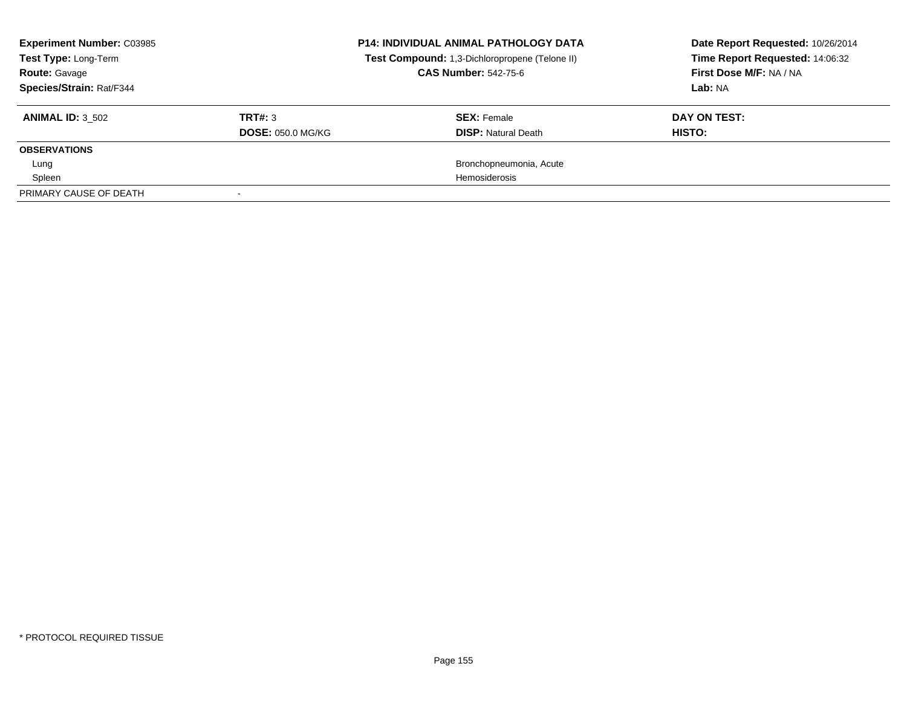**Experiment Number:** C03985
**Test Type:** Long-Term
**Route:** Gavage
**Species/Strain:** Rat/F344

**P14: INDIVIDUAL ANIMAL PATHOLOGY DATA**
**Test Compound:** 1,3-Dichloropropene (Telone II)
**CAS Number:** 542-75-6

**Date Report Requested:** 10/26/2014
**Time Report Requested:** 14:06:32
**First Dose M/F:** NA / NA
**Lab:** NA

| **ANIMAL ID:** 3_502 | **TRT#:** 3 | **SEX:** Female | **DAY ON TEST:** |
|---|---|---|---|
| | **DOSE:** 050.0 MG/KG | **DISP:** Natural Death | **HISTO:** |
| **OBSERVATIONS** | | | |
| Lung | | Bronchopneumonia, Acute | |
| Spleen | | Hemosiderosis | |
| PRIMARY CAUSE OF DEATH | - | | |

* PROTOCOL REQUIRED TISSUE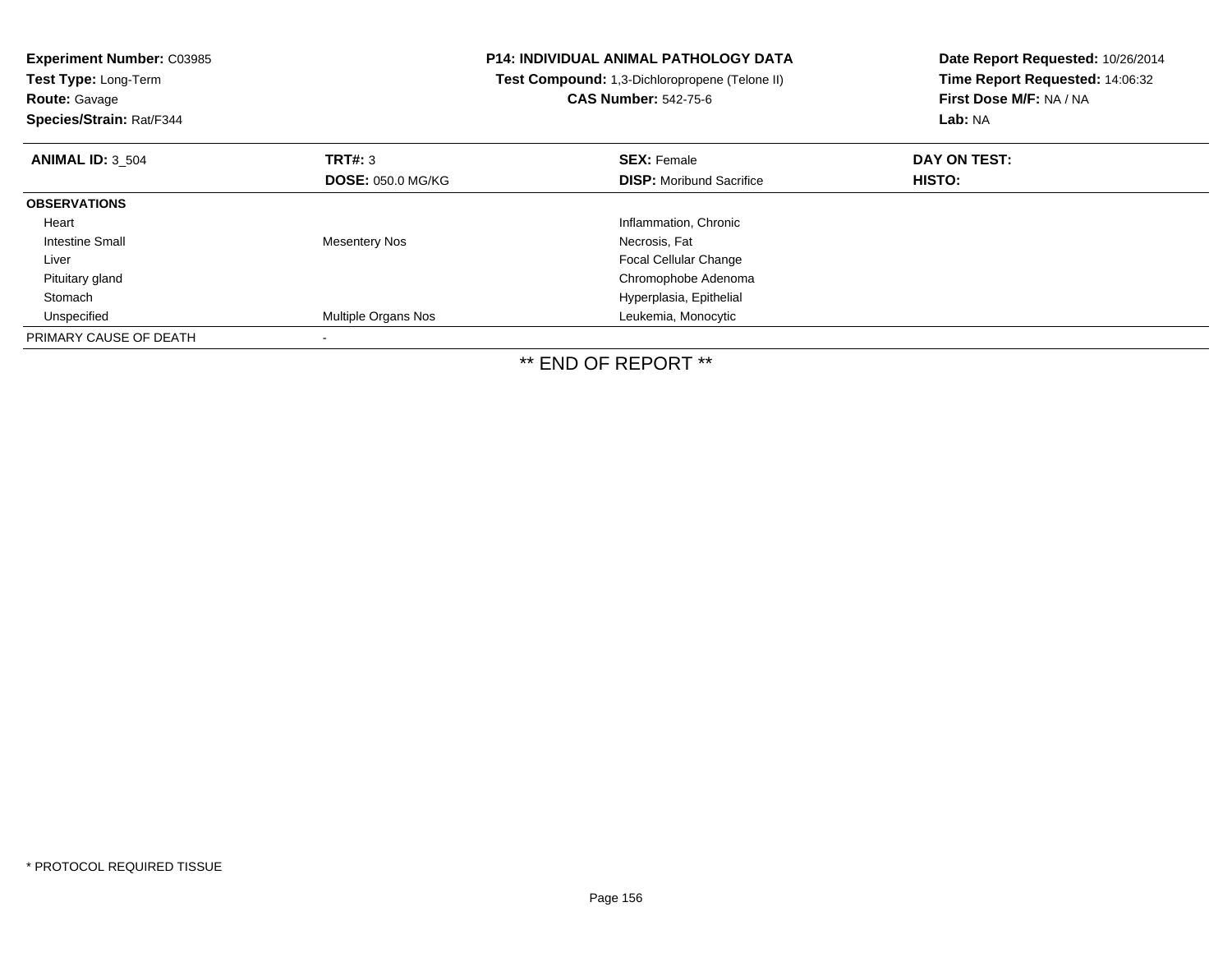**Experiment Number:** C03985
**Test Type:** Long-Term
**Route:** Gavage
**Species/Strain:** Rat/F344

**P14: INDIVIDUAL ANIMAL PATHOLOGY DATA**
**Test Compound:** 1,3-Dichloropropene (Telone II)
**CAS Number:** 542-75-6

**Date Report Requested:** 10/26/2014
**Time Report Requested:** 14:06:32
**First Dose M/F:** NA / NA
**Lab:** NA

| **ANIMAL ID:** 3_504 | **TRT#:** 3 | **SEX:** Female | **DAY ON TEST:** |
|---|---|---|---|
| | **DOSE:** 050.0 MG/KG | **DISP:** Moribund Sacrifice | **HISTO:** |
| **OBSERVATIONS** | | | |
| Heart | | Inflammation, Chronic | |
| Intestine Small | Mesentery Nos | Necrosis, Fat | |
| Liver | | Focal Cellular Change | |
| Pituitary gland | | Chromophobe Adenoma | |
| Stomach | | Hyperplasia, Epithelial | |
| Unspecified | Multiple Organs Nos | Leukemia, Monocytic | |
| PRIMARY CAUSE OF DEATH | - | | |

** END OF REPORT **

* PROTOCOL REQUIRED TISSUE